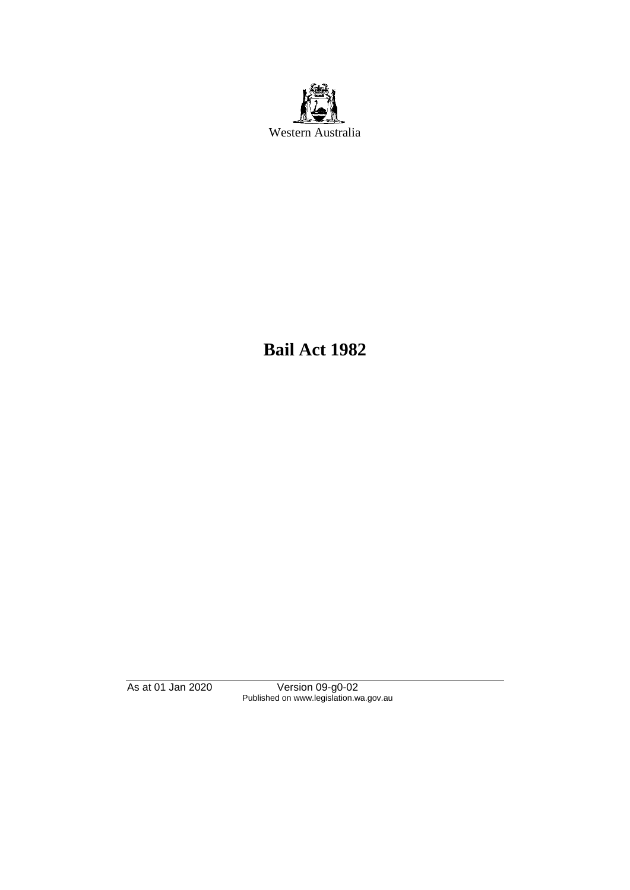Western Australia

# Bail Act 1982

As at 01 Jan 2020 Version 09-g0-02
Published on www.legislation.wa.gov.au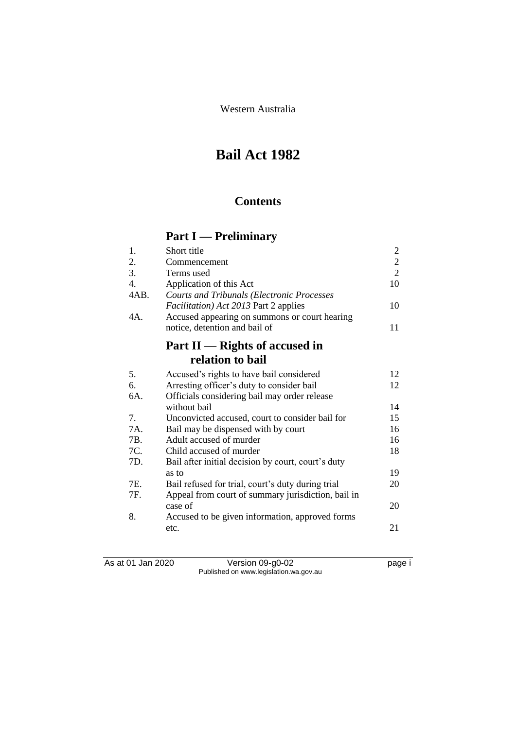Western Australia

# Bail Act 1982

## Contents

### Part I — Preliminary

| | | |
|---|---|---|
| 1. | Short title | 2 |
| 2. | Commencement | 2 |
| 3. | Terms used | 2 |
| 4. | Application of this Act | 10 |
| 4AB. | *Courts and Tribunals (Electronic Processes Facilitation) Act 2013* Part 2 applies | 10 |
| 4A. | Accused appearing on summons or court hearing notice, detention and bail of | 11 |

### Part II — Rights of accused in relation to bail

| | | |
|---|---|---|
| 5. | Accused's rights to have bail considered | 12 |
| 6. | Arresting officer's duty to consider bail | 12 |
| 6A. | Officials considering bail may order release without bail | 14 |
| 7. | Unconvicted accused, court to consider bail for | 15 |
| 7A. | Bail may be dispensed with by court | 16 |
| 7B. | Adult accused of murder | 16 |
| 7C. | Child accused of murder | 18 |
| 7D. | Bail after initial decision by court, court's duty as to | 19 |
| 7E. | Bail refused for trial, court's duty during trial | 20 |
| 7F. | Appeal from court of summary jurisdiction, bail in case of | 20 |
| 8. | Accused to be given information, approved forms etc. | 21 |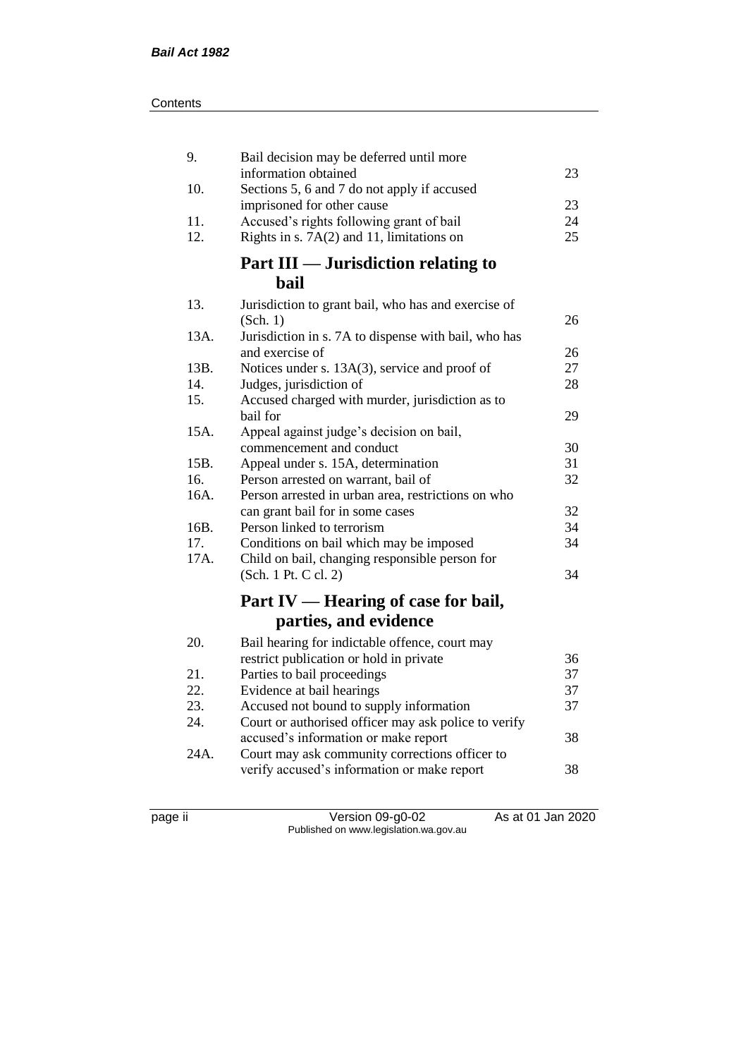| | | |
|---|---|---|
| 9. | Bail decision may be deferred until more information obtained | 23 |
| 10. | Sections 5, 6 and 7 do not apply if accused imprisoned for other cause | 23 |
| 11. | Accused's rights following grant of bail | 24 |
| 12. | Rights in s. 7A(2) and 11, limitations on | 25 |

## Part III — Jurisdiction relating to bail

| | | |
|---|---|---|
| 13. | Jurisdiction to grant bail, who has and exercise of (Sch. 1) | 26 |
| 13A. | Jurisdiction in s. 7A to dispense with bail, who has and exercise of | 26 |
| 13B. | Notices under s. 13A(3), service and proof of | 27 |
| 14. | Judges, jurisdiction of | 28 |
| 15. | Accused charged with murder, jurisdiction as to bail for | 29 |
| 15A. | Appeal against judge's decision on bail, commencement and conduct | 30 |
| 15B. | Appeal under s. 15A, determination | 31 |
| 16. | Person arrested on warrant, bail of | 32 |
| 16A. | Person arrested in urban area, restrictions on who can grant bail for in some cases | 32 |
| 16B. | Person linked to terrorism | 34 |
| 17. | Conditions on bail which may be imposed | 34 |
| 17A. | Child on bail, changing responsible person for (Sch. 1 Pt. C cl. 2) | 34 |

## Part IV — Hearing of case for bail, parties, and evidence

| | | |
|---|---|---|
| 20. | Bail hearing for indictable offence, court may restrict publication or hold in private | 36 |
| 21. | Parties to bail proceedings | 37 |
| 22. | Evidence at bail hearings | 37 |
| 23. | Accused not bound to supply information | 37 |
| 24. | Court or authorised officer may ask police to verify accused's information or make report | 38 |
| 24A. | Court may ask community corrections officer to verify accused's information or make report | 38 |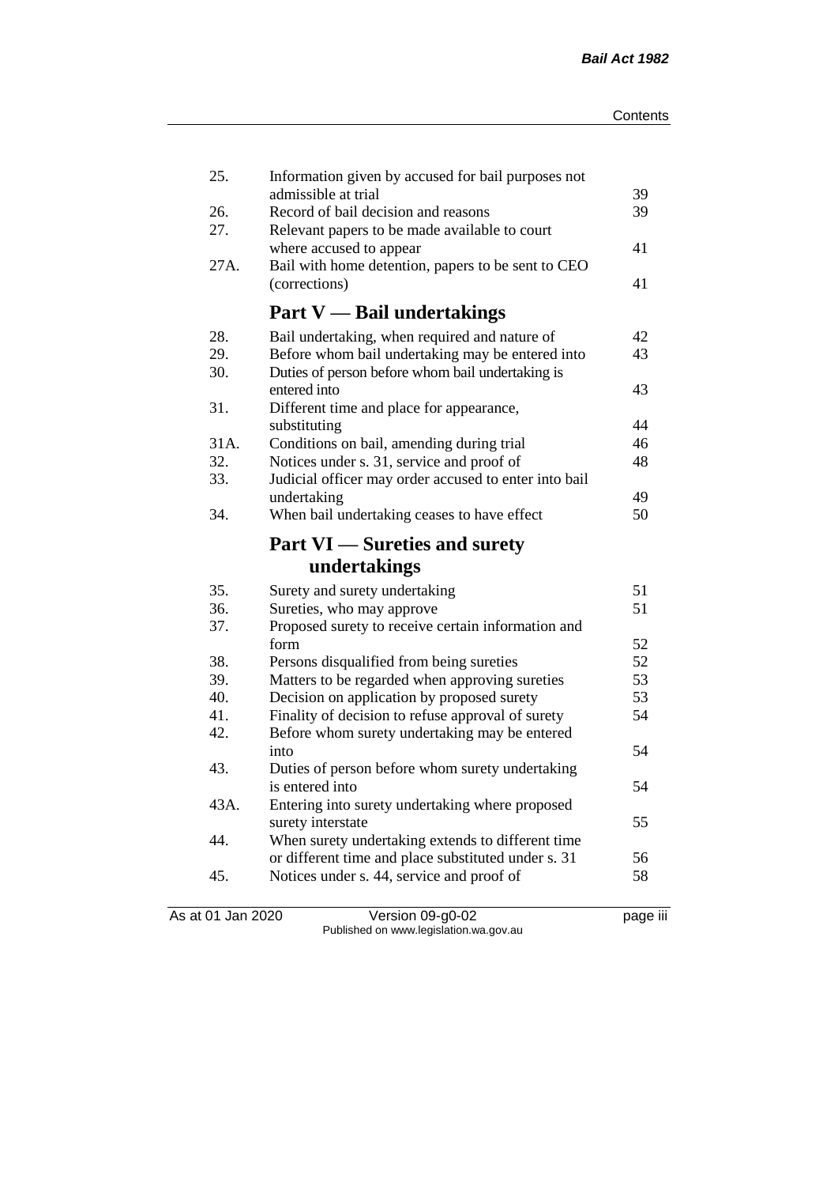| | | |
|---|---|---|
| 25. | Information given by accused for bail purposes not admissible at trial | 39 |
| 26. | Record of bail decision and reasons | 39 |
| 27. | Relevant papers to be made available to court where accused to appear | 41 |
| 27A. | Bail with home detention, papers to be sent to CEO (corrections) | 41 |

## Part V — Bail undertakings

| | | |
|---|---|---|
| 28. | Bail undertaking, when required and nature of | 42 |
| 29. | Before whom bail undertaking may be entered into | 43 |
| 30. | Duties of person before whom bail undertaking is entered into | 43 |
| 31. | Different time and place for appearance, substituting | 44 |
| 31A. | Conditions on bail, amending during trial | 46 |
| 32. | Notices under s. 31, service and proof of | 48 |
| 33. | Judicial officer may order accused to enter into bail undertaking | 49 |
| 34. | When bail undertaking ceases to have effect | 50 |

## Part VI — Sureties and surety undertakings

| | | |
|---|---|---|
| 35. | Surety and surety undertaking | 51 |
| 36. | Sureties, who may approve | 51 |
| 37. | Proposed surety to receive certain information and form | 52 |
| 38. | Persons disqualified from being sureties | 52 |
| 39. | Matters to be regarded when approving sureties | 53 |
| 40. | Decision on application by proposed surety | 53 |
| 41. | Finality of decision to refuse approval of surety | 54 |
| 42. | Before whom surety undertaking may be entered into | 54 |
| 43. | Duties of person before whom surety undertaking is entered into | 54 |
| 43A. | Entering into surety undertaking where proposed surety interstate | 55 |
| 44. | When surety undertaking extends to different time or different time and place substituted under s. 31 | 56 |
| 45. | Notices under s. 44, service and proof of | 58 |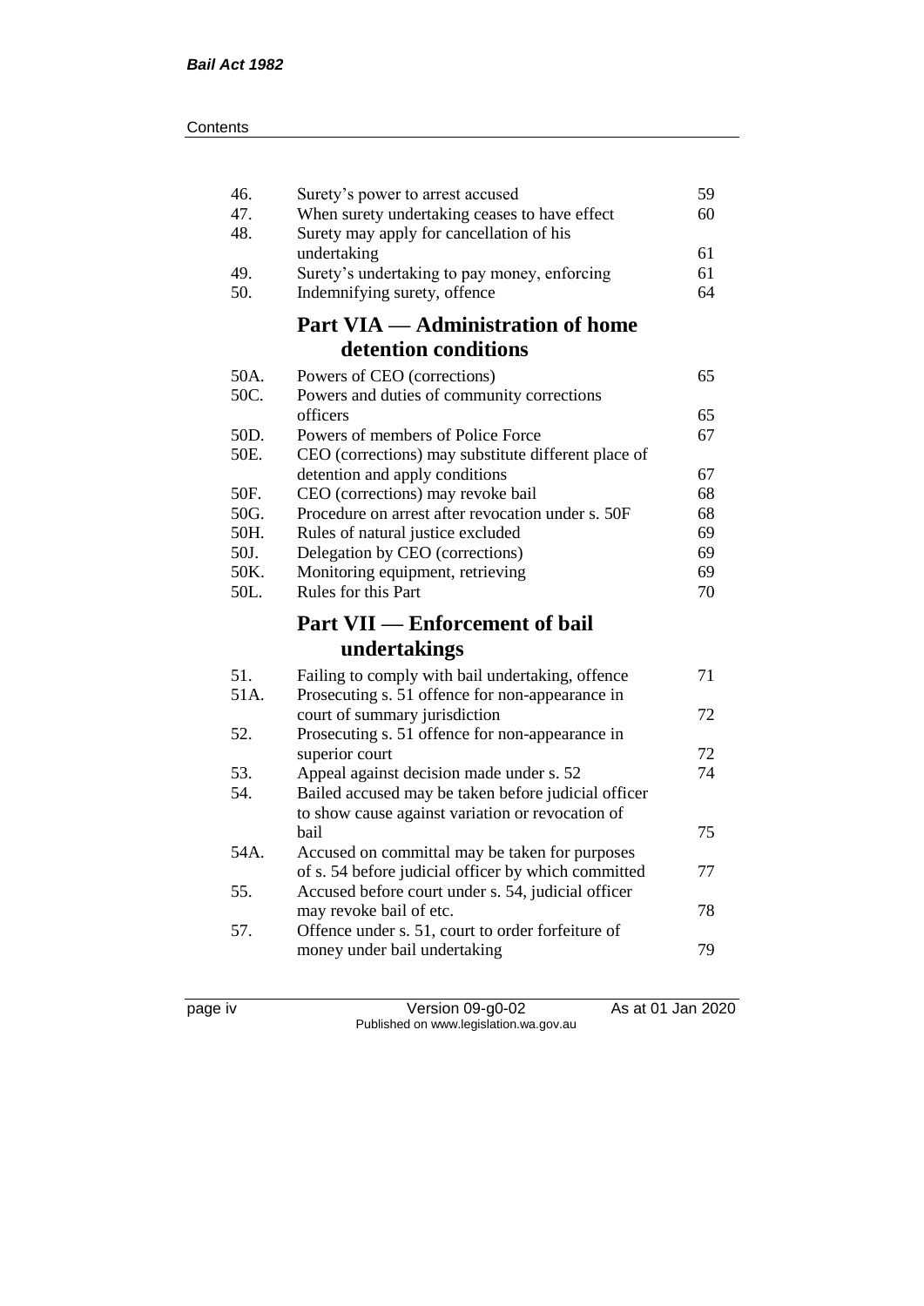| | | |
|---|---|---|
| 46. | Surety's power to arrest accused | 59 |
| 47. | When surety undertaking ceases to have effect | 60 |
| 48. | Surety may apply for cancellation of his undertaking | 61 |
| 49. | Surety's undertaking to pay money, enforcing | 61 |
| 50. | Indemnifying surety, offence | 64 |

## Part VIA — Administration of home detention conditions

| | | |
|---|---|---|
| 50A. | Powers of CEO (corrections) | 65 |
| 50C. | Powers and duties of community corrections officers | 65 |
| 50D. | Powers of members of Police Force | 67 |
| 50E. | CEO (corrections) may substitute different place of detention and apply conditions | 67 |
| 50F. | CEO (corrections) may revoke bail | 68 |
| 50G. | Procedure on arrest after revocation under s. 50F | 68 |
| 50H. | Rules of natural justice excluded | 69 |
| 50J. | Delegation by CEO (corrections) | 69 |
| 50K. | Monitoring equipment, retrieving | 69 |
| 50L. | Rules for this Part | 70 |

## Part VII — Enforcement of bail undertakings

| | | |
|---|---|---|
| 51. | Failing to comply with bail undertaking, offence | 71 |
| 51A. | Prosecuting s. 51 offence for non-appearance in court of summary jurisdiction | 72 |
| 52. | Prosecuting s. 51 offence for non-appearance in superior court | 72 |
| 53. | Appeal against decision made under s. 52 | 74 |
| 54. | Bailed accused may be taken before judicial officer to show cause against variation or revocation of bail | 75 |
| 54A. | Accused on committal may be taken for purposes of s. 54 before judicial officer by which committed | 77 |
| 55. | Accused before court under s. 54, judicial officer may revoke bail of etc. | 78 |
| 57. | Offence under s. 51, court to order forfeiture of money under bail undertaking | 79 |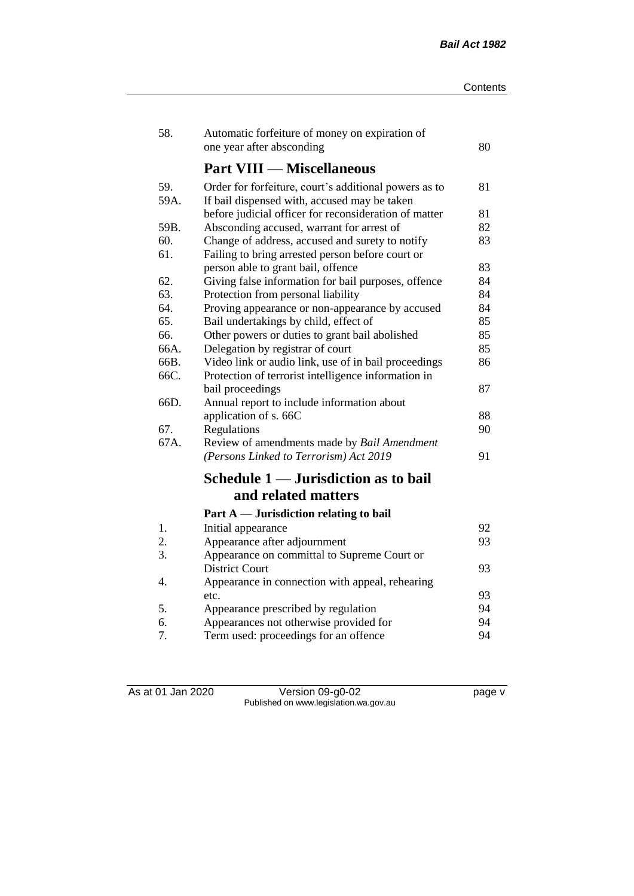| | | |
|---|---|---|
| 58. | Automatic forfeiture of money on expiration of one year after absconding | 80 |

## Part VIII — Miscellaneous

| | | |
|---|---|---|
| 59. | Order for forfeiture, court's additional powers as to | 81 |
| 59A. | If bail dispensed with, accused may be taken before judicial officer for reconsideration of matter | 81 |
| 59B. | Absconding accused, warrant for arrest of | 82 |
| 60. | Change of address, accused and surety to notify | 83 |
| 61. | Failing to bring arrested person before court or person able to grant bail, offence | 83 |
| 62. | Giving false information for bail purposes, offence | 84 |
| 63. | Protection from personal liability | 84 |
| 64. | Proving appearance or non-appearance by accused | 84 |
| 65. | Bail undertakings by child, effect of | 85 |
| 66. | Other powers or duties to grant bail abolished | 85 |
| 66A. | Delegation by registrar of court | 85 |
| 66B. | Video link or audio link, use of in bail proceedings | 86 |
| 66C. | Protection of terrorist intelligence information in bail proceedings | 87 |
| 66D. | Annual report to include information about application of s. 66C | 88 |
| 67. | Regulations | 90 |
| 67A. | Review of amendments made by *Bail Amendment (Persons Linked to Terrorism) Act 2019* | 91 |

## Schedule 1 — Jurisdiction as to bail and related matters

### Part A — Jurisdiction relating to bail

| | | |
|---|---|---|
| 1. | Initial appearance | 92 |
| 2. | Appearance after adjournment | 93 |
| 3. | Appearance on committal to Supreme Court or District Court | 93 |
| 4. | Appearance in connection with appeal, rehearing etc. | 93 |
| 5. | Appearance prescribed by regulation | 94 |
| 6. | Appearances not otherwise provided for | 94 |
| 7. | Term used: proceedings for an offence | 94 |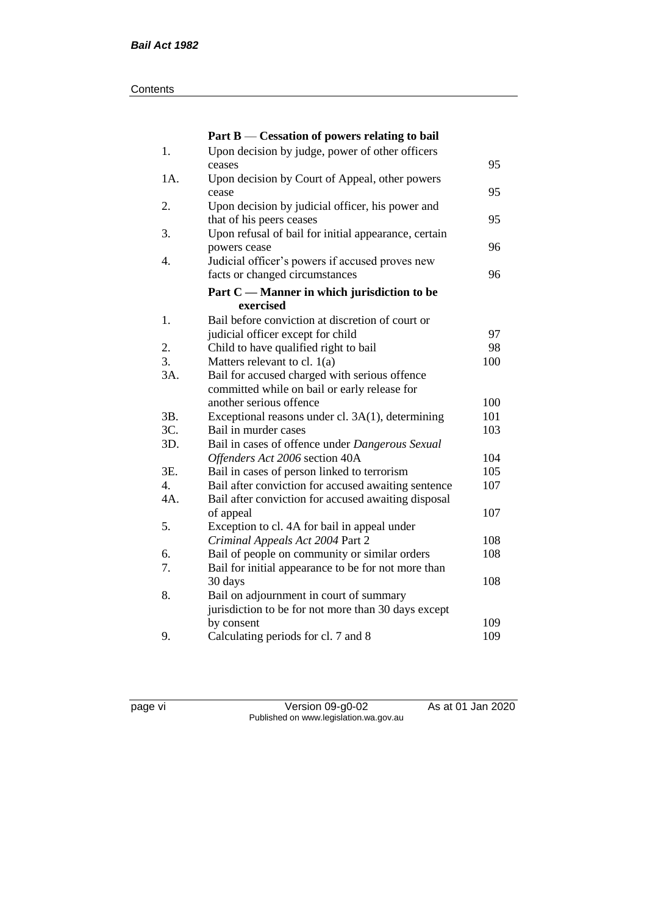### Part B — Cessation of powers relating to bail

| | | |
|---|---|---|
| 1. | Upon decision by judge, power of other officers ceases | 95 |
| 1A. | Upon decision by Court of Appeal, other powers cease | 95 |
| 2. | Upon decision by judicial officer, his power and that of his peers ceases | 95 |
| 3. | Upon refusal of bail for initial appearance, certain powers cease | 96 |
| 4. | Judicial officer's powers if accused proves new facts or changed circumstances | 96 |

### Part C — Manner in which jurisdiction to be exercised

| | | |
|---|---|---|
| 1. | Bail before conviction at discretion of court or judicial officer except for child | 97 |
| 2. | Child to have qualified right to bail | 98 |
| 3. | Matters relevant to cl. 1(a) | 100 |
| 3A. | Bail for accused charged with serious offence committed while on bail or early release for another serious offence | 100 |
| 3B. | Exceptional reasons under cl. 3A(1), determining | 101 |
| 3C. | Bail in murder cases | 103 |
| 3D. | Bail in cases of offence under *Dangerous Sexual Offenders Act 2006* section 40A | 104 |
| 3E. | Bail in cases of person linked to terrorism | 105 |
| 4. | Bail after conviction for accused awaiting sentence | 107 |
| 4A. | Bail after conviction for accused awaiting disposal of appeal | 107 |
| 5. | Exception to cl. 4A for bail in appeal under *Criminal Appeals Act 2004* Part 2 | 108 |
| 6. | Bail of people on community or similar orders | 108 |
| 7. | Bail for initial appearance to be for not more than 30 days | 108 |
| 8. | Bail on adjournment in court of summary jurisdiction to be for not more than 30 days except by consent | 109 |
| 9. | Calculating periods for cl. 7 and 8 | 109 |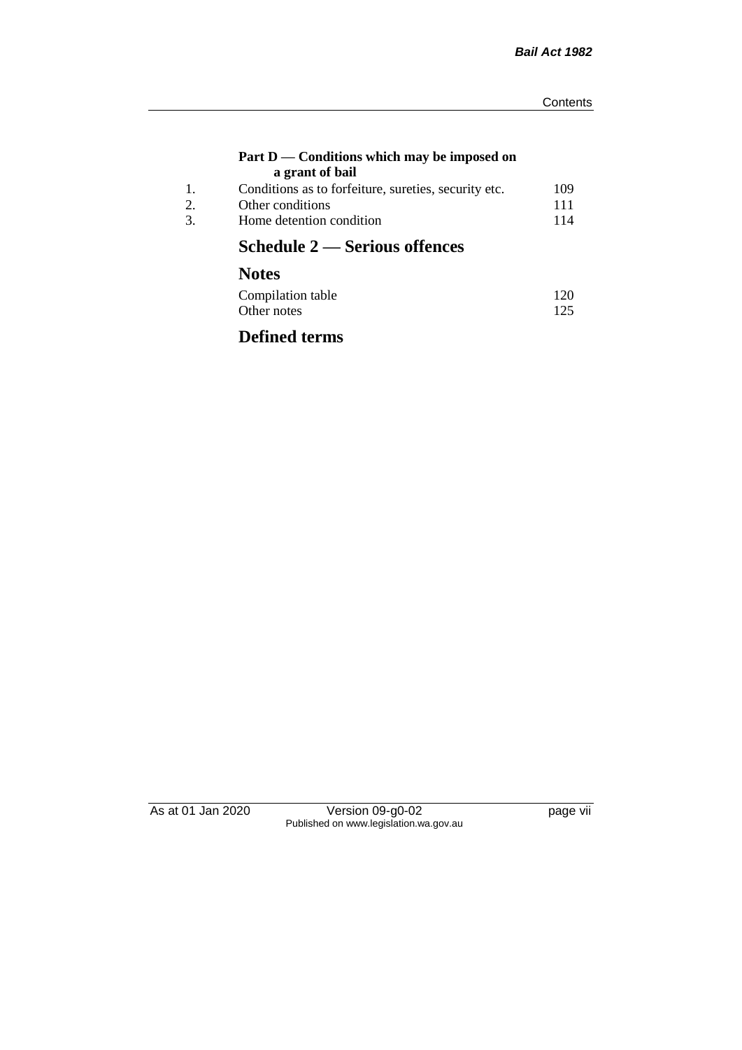**Part D — Conditions which may be imposed on a grant of bail**

| | | |
|---|---|---|
| 1. | Conditions as to forfeiture, sureties, security etc. | 109 |
| 2. | Other conditions | 111 |
| 3. | Home detention condition | 114 |

## Schedule 2 — Serious offences

## Notes

| | |
|---|---|
| Compilation table | 120 |
| Other notes | 125 |

## Defined terms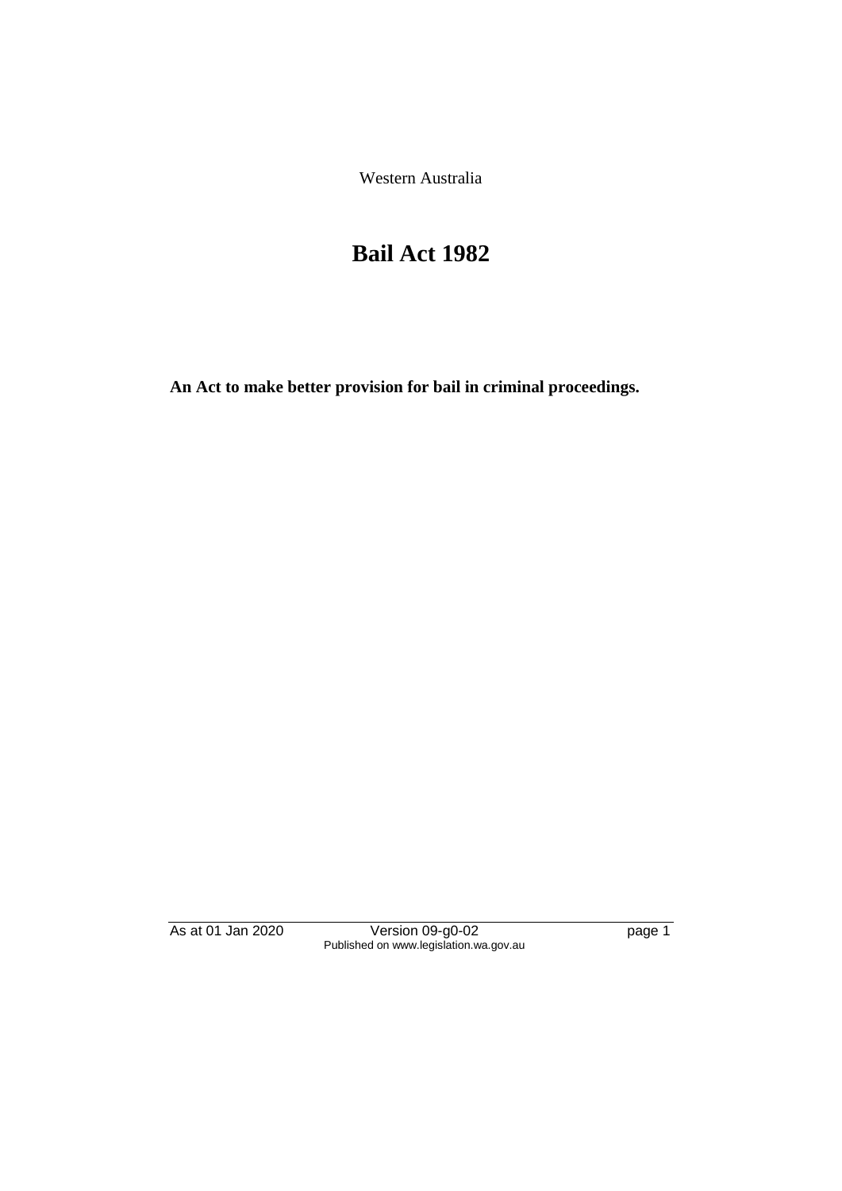Western Australia

# Bail Act 1982

**An Act to make better provision for bail in criminal proceedings.**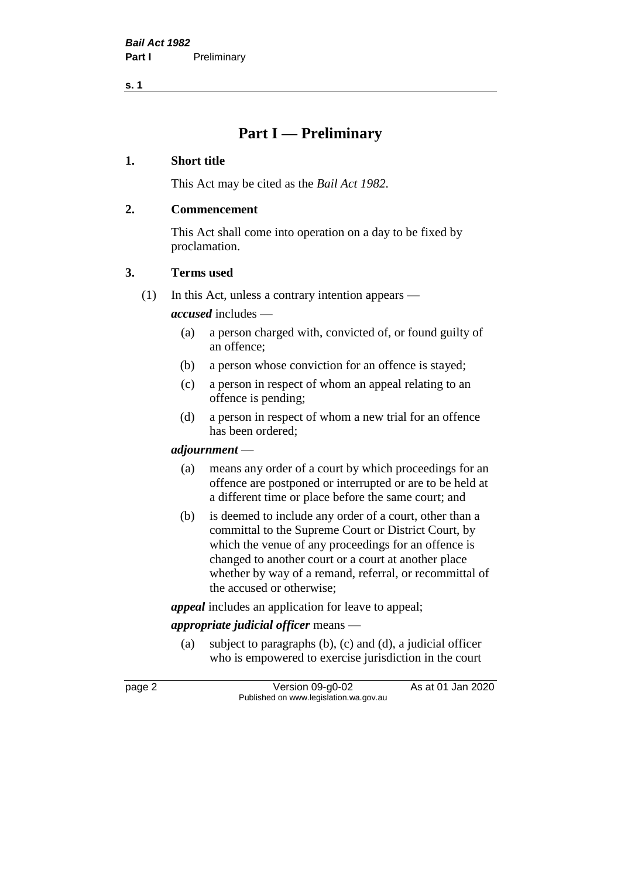# Part I — Preliminary

## 1. Short title

This Act may be cited as the *Bail Act 1982*.

## 2. Commencement

This Act shall come into operation on a day to be fixed by proclamation.

## 3. Terms used

(1) In this Act, unless a contrary intention appears —

***accused*** includes —

(a) a person charged with, convicted of, or found guilty of an offence;

(b) a person whose conviction for an offence is stayed;

(c) a person in respect of whom an appeal relating to an offence is pending;

(d) a person in respect of whom a new trial for an offence has been ordered;

***adjournment*** —

(a) means any order of a court by which proceedings for an offence are postponed or interrupted or are to be held at a different time or place before the same court; and

(b) is deemed to include any order of a court, other than a committal to the Supreme Court or District Court, by which the venue of any proceedings for an offence is changed to another court or a court at another place whether by way of a remand, referral, or recommittal of the accused or otherwise;

***appeal*** includes an application for leave to appeal;

***appropriate judicial officer*** means —

(a) subject to paragraphs (b), (c) and (d), a judicial officer who is empowered to exercise jurisdiction in the court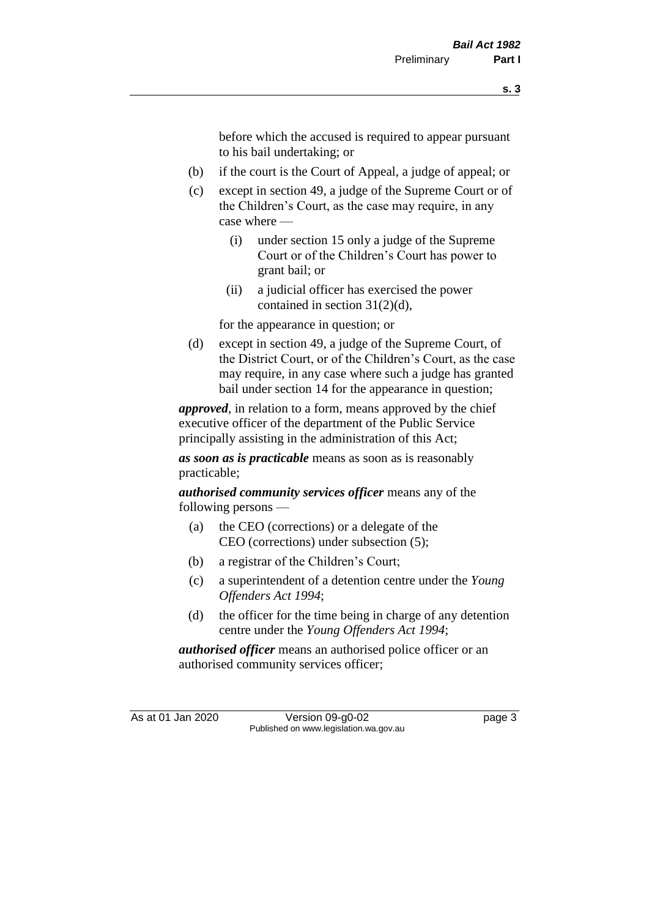before which the accused is required to appear pursuant to his bail undertaking; or

(b) if the court is the Court of Appeal, a judge of appeal; or

(c) except in section 49, a judge of the Supreme Court or of the Children's Court, as the case may require, in any case where —

  (i) under section 15 only a judge of the Supreme Court or of the Children's Court has power to grant bail; or

  (ii) a judicial officer has exercised the power contained in section 31(2)(d),

for the appearance in question; or

(d) except in section 49, a judge of the Supreme Court, of the District Court, or of the Children's Court, as the case may require, in any case where such a judge has granted bail under section 14 for the appearance in question;

***approved***, in relation to a form, means approved by the chief executive officer of the department of the Public Service principally assisting in the administration of this Act;

***as soon as is practicable*** means as soon as is reasonably practicable;

***authorised community services officer*** means any of the following persons —

(a) the CEO (corrections) or a delegate of the CEO (corrections) under subsection (5);

(b) a registrar of the Children's Court;

(c) a superintendent of a detention centre under the *Young Offenders Act 1994*;

(d) the officer for the time being in charge of any detention centre under the *Young Offenders Act 1994*;

***authorised officer*** means an authorised police officer or an authorised community services officer;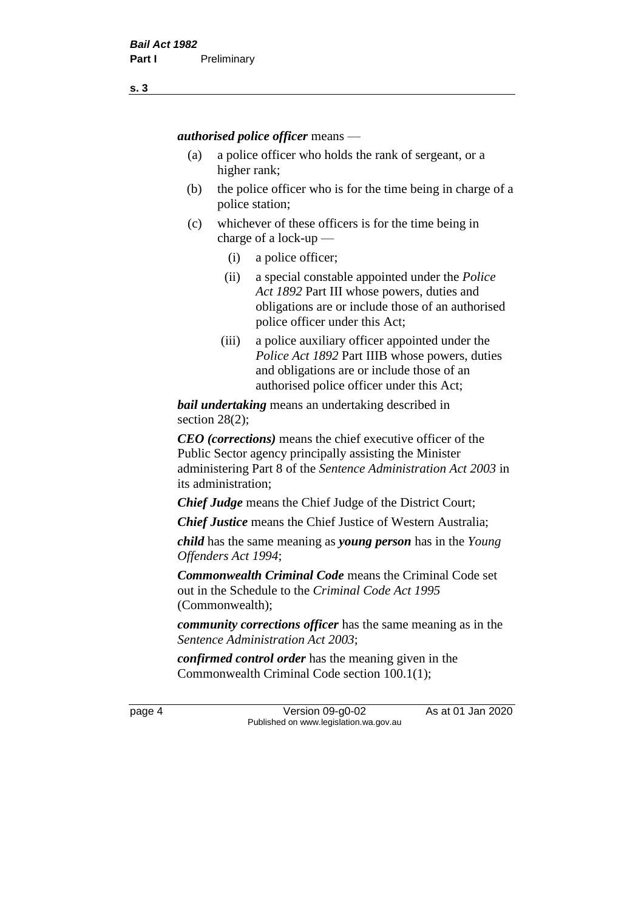***authorised police officer*** means —

(a) a police officer who holds the rank of sergeant, or a higher rank;

(b) the police officer who is for the time being in charge of a police station;

(c) whichever of these officers is for the time being in charge of a lock-up —

   (i) a police officer;

   (ii) a special constable appointed under the *Police Act 1892* Part III whose powers, duties and obligations are or include those of an authorised police officer under this Act;

   (iii) a police auxiliary officer appointed under the *Police Act 1892* Part IIIB whose powers, duties and obligations are or include those of an authorised police officer under this Act;

***bail undertaking*** means an undertaking described in section 28(2);

***CEO (corrections)*** means the chief executive officer of the Public Sector agency principally assisting the Minister administering Part 8 of the *Sentence Administration Act 2003* in its administration;

***Chief Judge*** means the Chief Judge of the District Court;

***Chief Justice*** means the Chief Justice of Western Australia;

***child*** has the same meaning as ***young person*** has in the *Young Offenders Act 1994*;

***Commonwealth Criminal Code*** means the Criminal Code set out in the Schedule to the *Criminal Code Act 1995* (Commonwealth);

***community corrections officer*** has the same meaning as in the *Sentence Administration Act 2003*;

***confirmed control order*** has the meaning given in the Commonwealth Criminal Code section 100.1(1);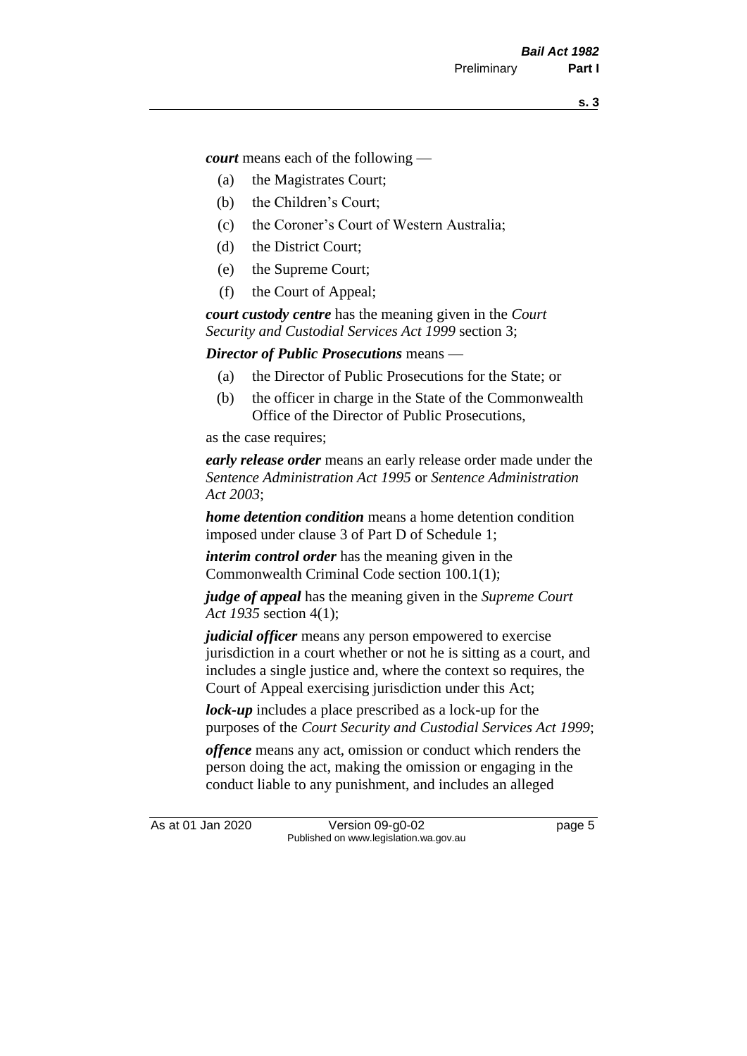***court*** means each of the following —

- (a) the Magistrates Court;
- (b) the Children's Court;
- (c) the Coroner's Court of Western Australia;
- (d) the District Court;
- (e) the Supreme Court;
- (f) the Court of Appeal;

***court custody centre*** has the meaning given in the *Court Security and Custodial Services Act 1999* section 3;

***Director of Public Prosecutions*** means —

- (a) the Director of Public Prosecutions for the State; or
- (b) the officer in charge in the State of the Commonwealth Office of the Director of Public Prosecutions,

as the case requires;

***early release order*** means an early release order made under the *Sentence Administration Act 1995* or *Sentence Administration Act 2003*;

***home detention condition*** means a home detention condition imposed under clause 3 of Part D of Schedule 1;

***interim control order*** has the meaning given in the Commonwealth Criminal Code section 100.1(1);

***judge of appeal*** has the meaning given in the *Supreme Court Act 1935* section 4(1);

***judicial officer*** means any person empowered to exercise jurisdiction in a court whether or not he is sitting as a court, and includes a single justice and, where the context so requires, the Court of Appeal exercising jurisdiction under this Act;

***lock-up*** includes a place prescribed as a lock-up for the purposes of the *Court Security and Custodial Services Act 1999*;

***offence*** means any act, omission or conduct which renders the person doing the act, making the omission or engaging in the conduct liable to any punishment, and includes an alleged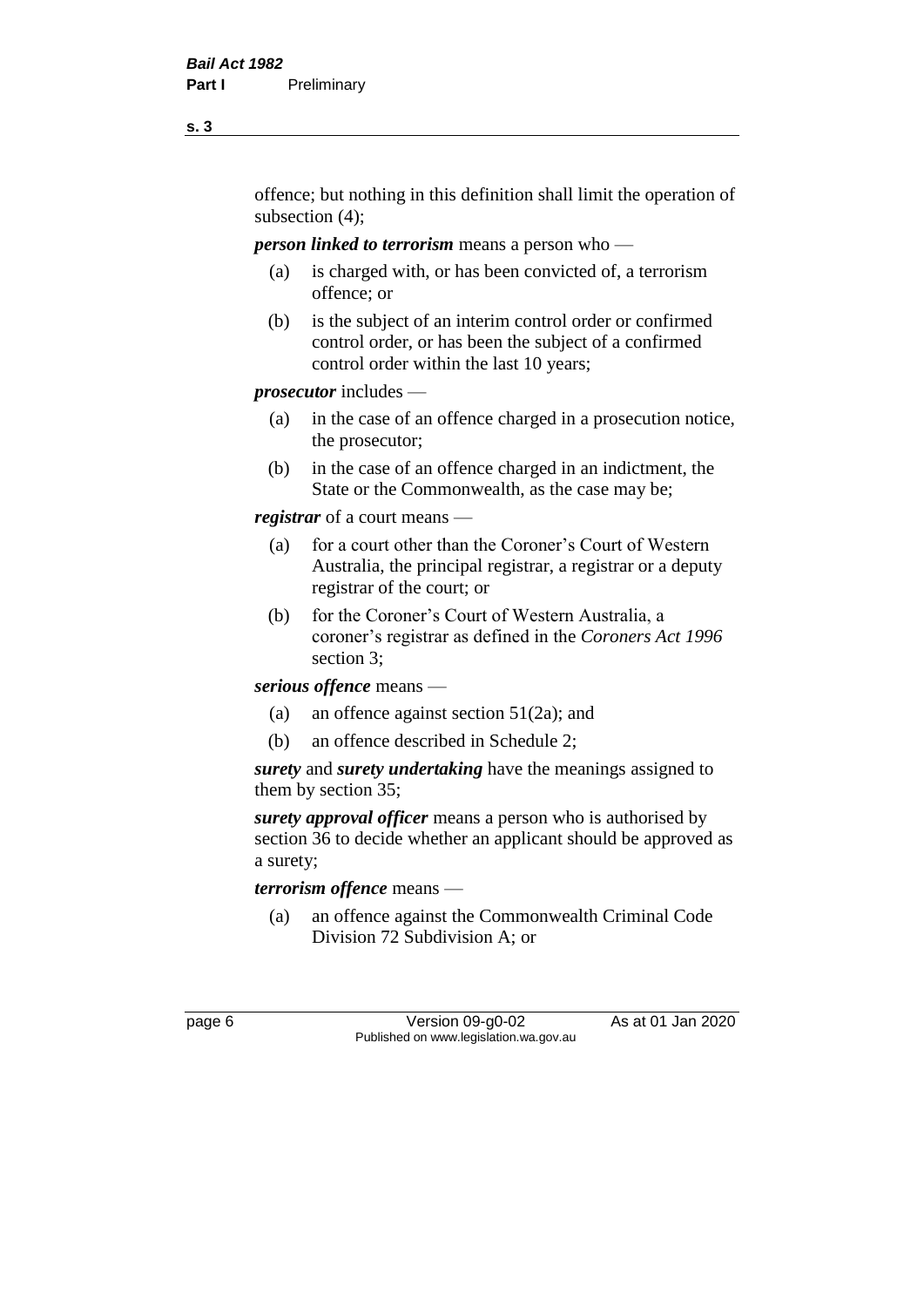offence; but nothing in this definition shall limit the operation of subsection (4);

***person linked to terrorism*** means a person who —

(a) is charged with, or has been convicted of, a terrorism offence; or

(b) is the subject of an interim control order or confirmed control order, or has been the subject of a confirmed control order within the last 10 years;

***prosecutor*** includes —

(a) in the case of an offence charged in a prosecution notice, the prosecutor;

(b) in the case of an offence charged in an indictment, the State or the Commonwealth, as the case may be;

***registrar*** of a court means —

(a) for a court other than the Coroner's Court of Western Australia, the principal registrar, a registrar or a deputy registrar of the court; or

(b) for the Coroner's Court of Western Australia, a coroner's registrar as defined in the *Coroners Act 1996* section 3;

***serious offence*** means —

(a) an offence against section 51(2a); and

(b) an offence described in Schedule 2;

***surety*** and ***surety undertaking*** have the meanings assigned to them by section 35;

***surety approval officer*** means a person who is authorised by section 36 to decide whether an applicant should be approved as a surety;

***terrorism offence*** means —

(a) an offence against the Commonwealth Criminal Code Division 72 Subdivision A; or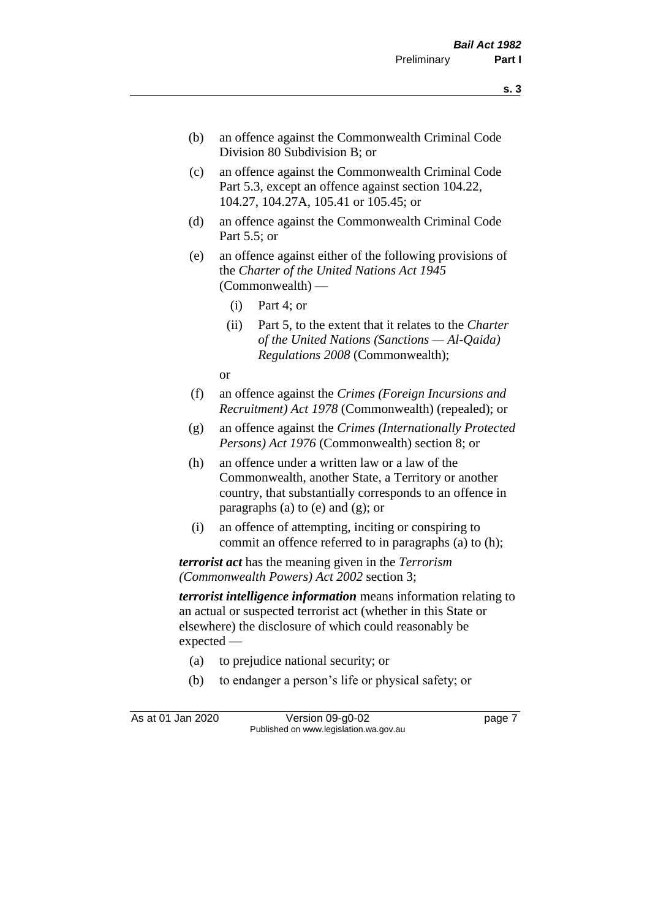(b) an offence against the Commonwealth Criminal Code Division 80 Subdivision B; or

(c) an offence against the Commonwealth Criminal Code Part 5.3, except an offence against section 104.22, 104.27, 104.27A, 105.41 or 105.45; or

(d) an offence against the Commonwealth Criminal Code Part 5.5; or

(e) an offence against either of the following provisions of the *Charter of the United Nations Act 1945* (Commonwealth) —

   (i) Part 4; or

   (ii) Part 5, to the extent that it relates to the *Charter of the United Nations (Sanctions — Al-Qaida) Regulations 2008* (Commonwealth);

   or

(f) an offence against the *Crimes (Foreign Incursions and Recruitment) Act 1978* (Commonwealth) (repealed); or

(g) an offence against the *Crimes (Internationally Protected Persons) Act 1976* (Commonwealth) section 8; or

(h) an offence under a written law or a law of the Commonwealth, another State, a Territory or another country, that substantially corresponds to an offence in paragraphs (a) to (e) and (g); or

(i) an offence of attempting, inciting or conspiring to commit an offence referred to in paragraphs (a) to (h);

***terrorist act*** has the meaning given in the *Terrorism (Commonwealth Powers) Act 2002* section 3;

***terrorist intelligence information*** means information relating to an actual or suspected terrorist act (whether in this State or elsewhere) the disclosure of which could reasonably be expected —

(a) to prejudice national security; or

(b) to endanger a person's life or physical safety; or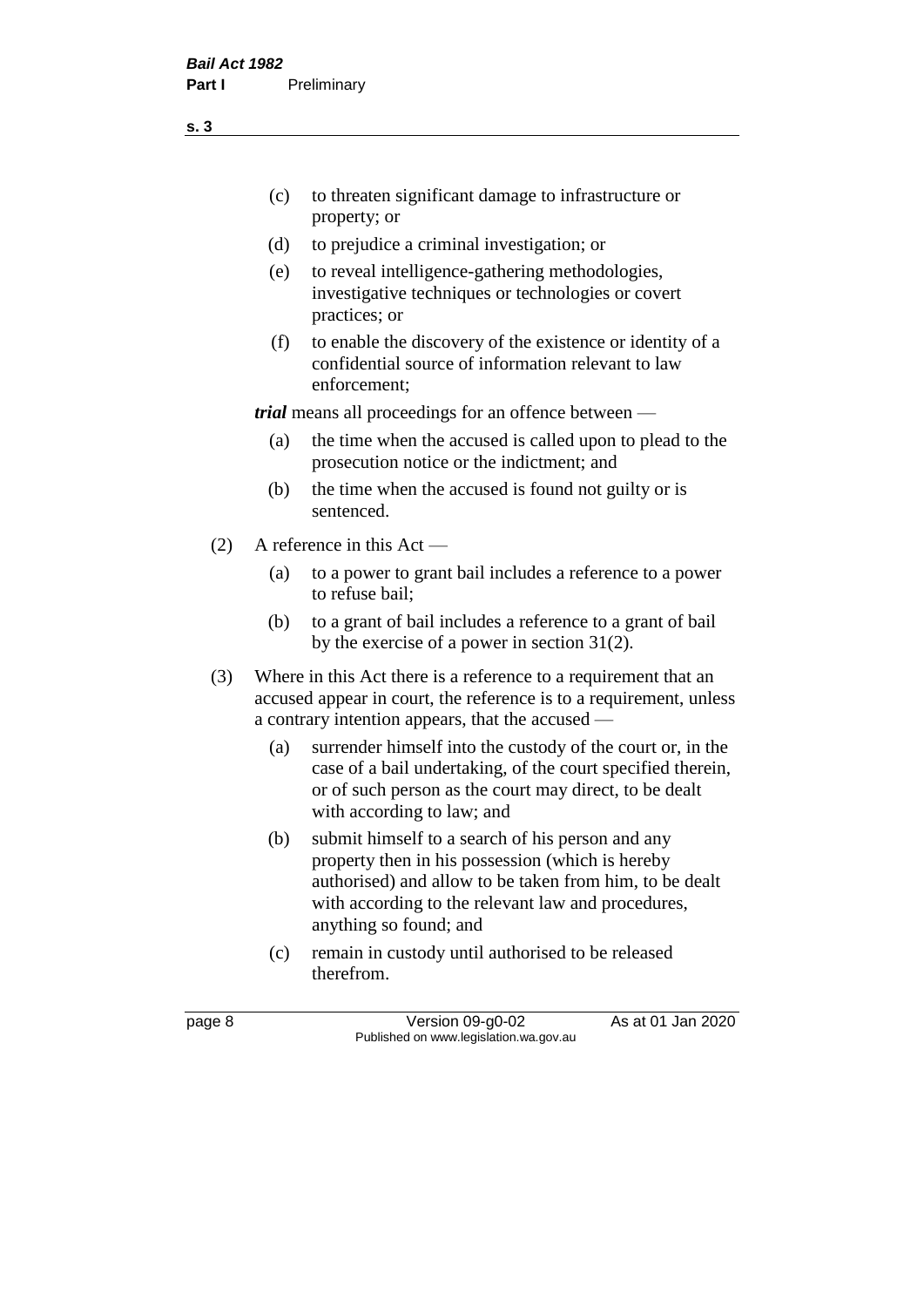(c) to threaten significant damage to infrastructure or property; or

(d) to prejudice a criminal investigation; or

(e) to reveal intelligence-gathering methodologies, investigative techniques or technologies or covert practices; or

(f) to enable the discovery of the existence or identity of a confidential source of information relevant to law enforcement;

***trial*** means all proceedings for an offence between —

(a) the time when the accused is called upon to plead to the prosecution notice or the indictment; and

(b) the time when the accused is found not guilty or is sentenced.

(2) A reference in this Act —

(a) to a power to grant bail includes a reference to a power to refuse bail;

(b) to a grant of bail includes a reference to a grant of bail by the exercise of a power in section 31(2).

(3) Where in this Act there is a reference to a requirement that an accused appear in court, the reference is to a requirement, unless a contrary intention appears, that the accused —

(a) surrender himself into the custody of the court or, in the case of a bail undertaking, of the court specified therein, or of such person as the court may direct, to be dealt with according to law; and

(b) submit himself to a search of his person and any property then in his possession (which is hereby authorised) and allow to be taken from him, to be dealt with according to the relevant law and procedures, anything so found; and

(c) remain in custody until authorised to be released therefrom.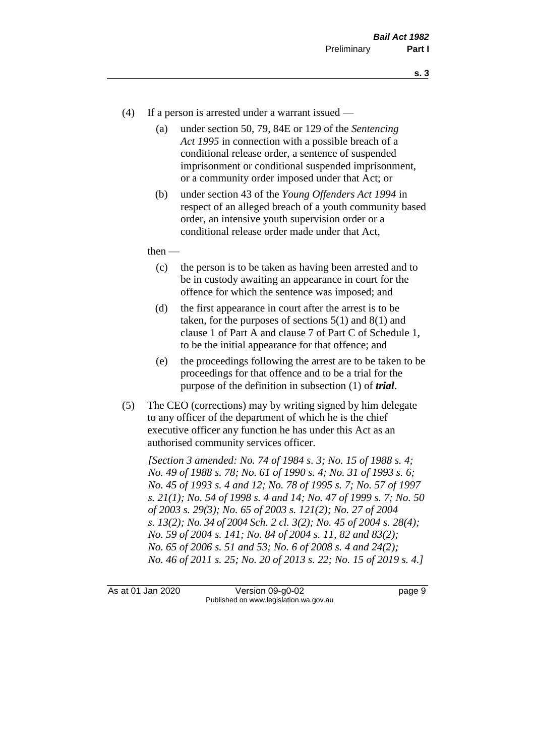(4) If a person is arrested under a warrant issued —

   (a) under section 50, 79, 84E or 129 of the *Sentencing Act 1995* in connection with a possible breach of a conditional release order, a sentence of suspended imprisonment or conditional suspended imprisonment, or a community order imposed under that Act; or

   (b) under section 43 of the *Young Offenders Act 1994* in respect of an alleged breach of a youth community based order, an intensive youth supervision order or a conditional release order made under that Act,

then —

   (c) the person is to be taken as having been arrested and to be in custody awaiting an appearance in court for the offence for which the sentence was imposed; and

   (d) the first appearance in court after the arrest is to be taken, for the purposes of sections 5(1) and 8(1) and clause 1 of Part A and clause 7 of Part C of Schedule 1, to be the initial appearance for that offence; and

   (e) the proceedings following the arrest are to be taken to be proceedings for that offence and to be a trial for the purpose of the definition in subsection (1) of ***trial***.

(5) The CEO (corrections) may by writing signed by him delegate to any officer of the department of which he is the chief executive officer any function he has under this Act as an authorised community services officer.

*[Section 3 amended: No. 74 of 1984 s. 3; No. 15 of 1988 s. 4; No. 49 of 1988 s. 78; No. 61 of 1990 s. 4; No. 31 of 1993 s. 6; No. 45 of 1993 s. 4 and 12; No. 78 of 1995 s. 7; No. 57 of 1997 s. 21(1); No. 54 of 1998 s. 4 and 14; No. 47 of 1999 s. 7; No. 50 of 2003 s. 29(3); No. 65 of 2003 s. 121(2); No. 27 of 2004 s. 13(2); No. 34 of 2004 Sch. 2 cl. 3(2); No. 45 of 2004 s. 28(4); No. 59 of 2004 s. 141; No. 84 of 2004 s. 11, 82 and 83(2); No. 65 of 2006 s. 51 and 53; No. 6 of 2008 s. 4 and 24(2); No. 46 of 2011 s. 25; No. 20 of 2013 s. 22; No. 15 of 2019 s. 4.]*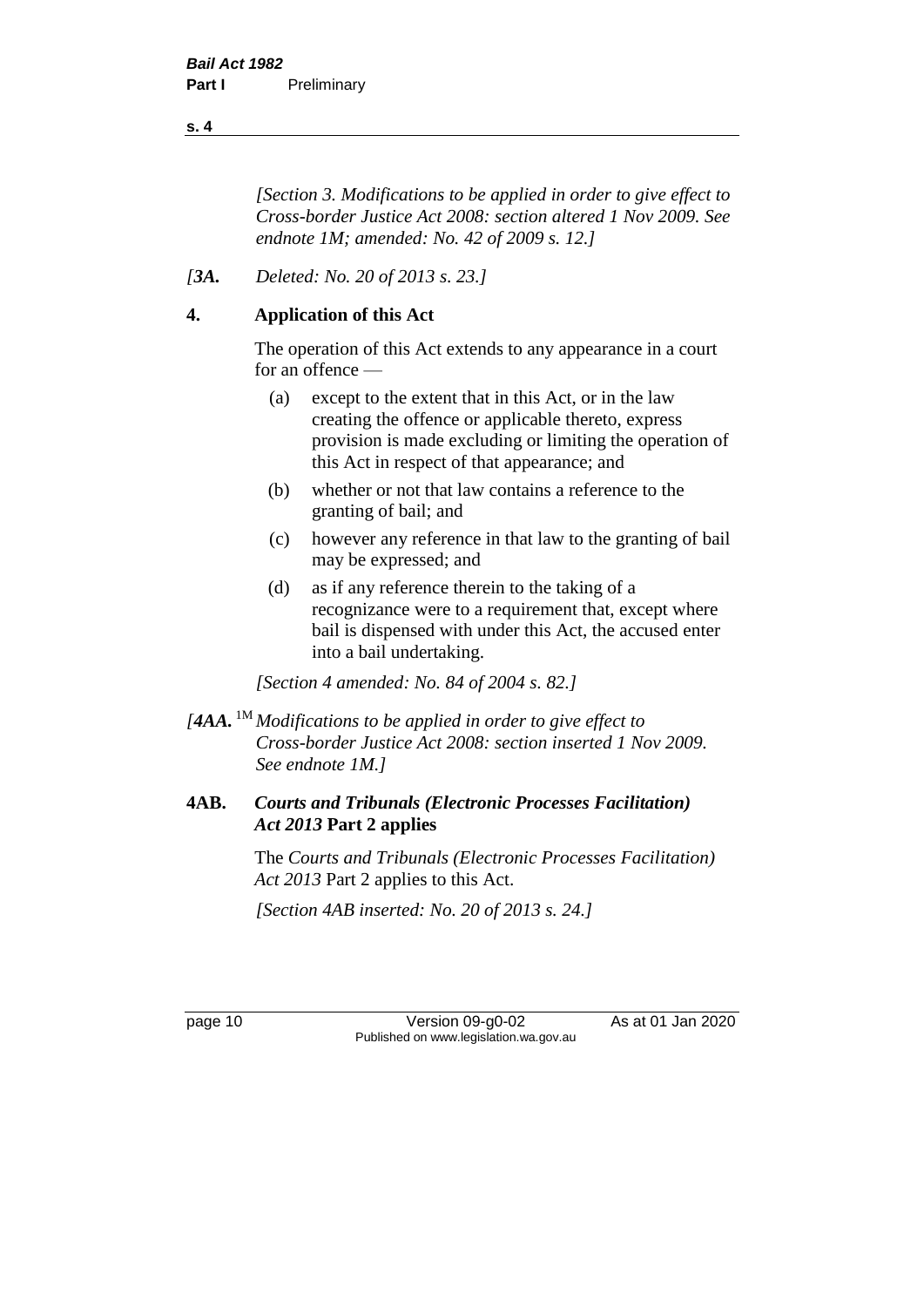*[Section 3. Modifications to be applied in order to give effect to Cross-border Justice Act 2008: section altered 1 Nov 2009. See endnote 1M; amended: No. 42 of 2009 s. 12.]*

*[**3A.** Deleted: No. 20 of 2013 s. 23.]*

## 4. Application of this Act

The operation of this Act extends to any appearance in a court for an offence —

(a) except to the extent that in this Act, or in the law creating the offence or applicable thereto, express provision is made excluding or limiting the operation of this Act in respect of that appearance; and

(b) whether or not that law contains a reference to the granting of bail; and

(c) however any reference in that law to the granting of bail may be expressed; and

(d) as if any reference therein to the taking of a recognizance were to a requirement that, except where bail is dispensed with under this Act, the accused enter into a bail undertaking.

*[Section 4 amended: No. 84 of 2004 s. 82.]*

*[**4AA.** [1M] Modifications to be applied in order to give effect to Cross-border Justice Act 2008: section inserted 1 Nov 2009. See endnote 1M.]*

## 4AB. *Courts and Tribunals (Electronic Processes Facilitation) Act 2013* Part 2 applies

The *Courts and Tribunals (Electronic Processes Facilitation) Act 2013* Part 2 applies to this Act.

*[Section 4AB inserted: No. 20 of 2013 s. 24.]*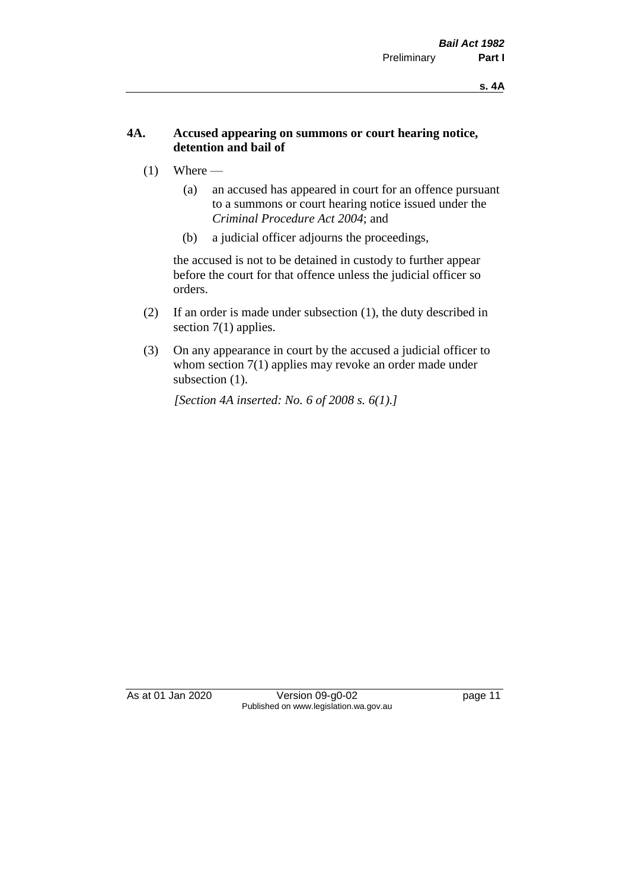## 4A. Accused appearing on summons or court hearing notice, detention and bail of

(1) Where —

(a) an accused has appeared in court for an offence pursuant to a summons or court hearing notice issued under the *Criminal Procedure Act 2004*; and

(b) a judicial officer adjourns the proceedings,

the accused is not to be detained in custody to further appear before the court for that offence unless the judicial officer so orders.

(2) If an order is made under subsection (1), the duty described in section 7(1) applies.

(3) On any appearance in court by the accused a judicial officer to whom section 7(1) applies may revoke an order made under subsection (1).

*[Section 4A inserted: No. 6 of 2008 s. 6(1).]*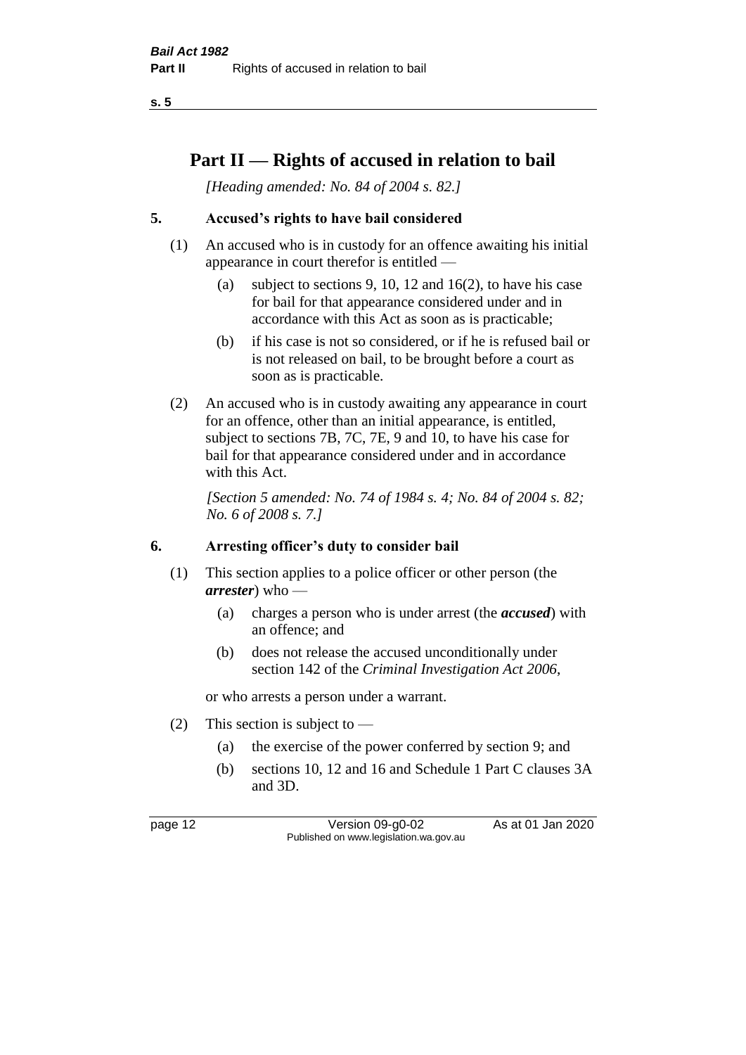# Part II — Rights of accused in relation to bail

*[Heading amended: No. 84 of 2004 s. 82.]*

## 5. Accused's rights to have bail considered

(1) An accused who is in custody for an offence awaiting his initial appearance in court therefor is entitled —

- (a) subject to sections 9, 10, 12 and 16(2), to have his case for bail for that appearance considered under and in accordance with this Act as soon as is practicable;
- (b) if his case is not so considered, or if he is refused bail or is not released on bail, to be brought before a court as soon as is practicable.

(2) An accused who is in custody awaiting any appearance in court for an offence, other than an initial appearance, is entitled, subject to sections 7B, 7C, 7E, 9 and 10, to have his case for bail for that appearance considered under and in accordance with this Act.

*[Section 5 amended: No. 74 of 1984 s. 4; No. 84 of 2004 s. 82; No. 6 of 2008 s. 7.]*

## 6. Arresting officer's duty to consider bail

(1) This section applies to a police officer or other person (the ***arrester***) who —

- (a) charges a person who is under arrest (the ***accused***) with an offence; and
- (b) does not release the accused unconditionally under section 142 of the *Criminal Investigation Act 2006*,

or who arrests a person under a warrant.

(2) This section is subject to —

- (a) the exercise of the power conferred by section 9; and
- (b) sections 10, 12 and 16 and Schedule 1 Part C clauses 3A and 3D.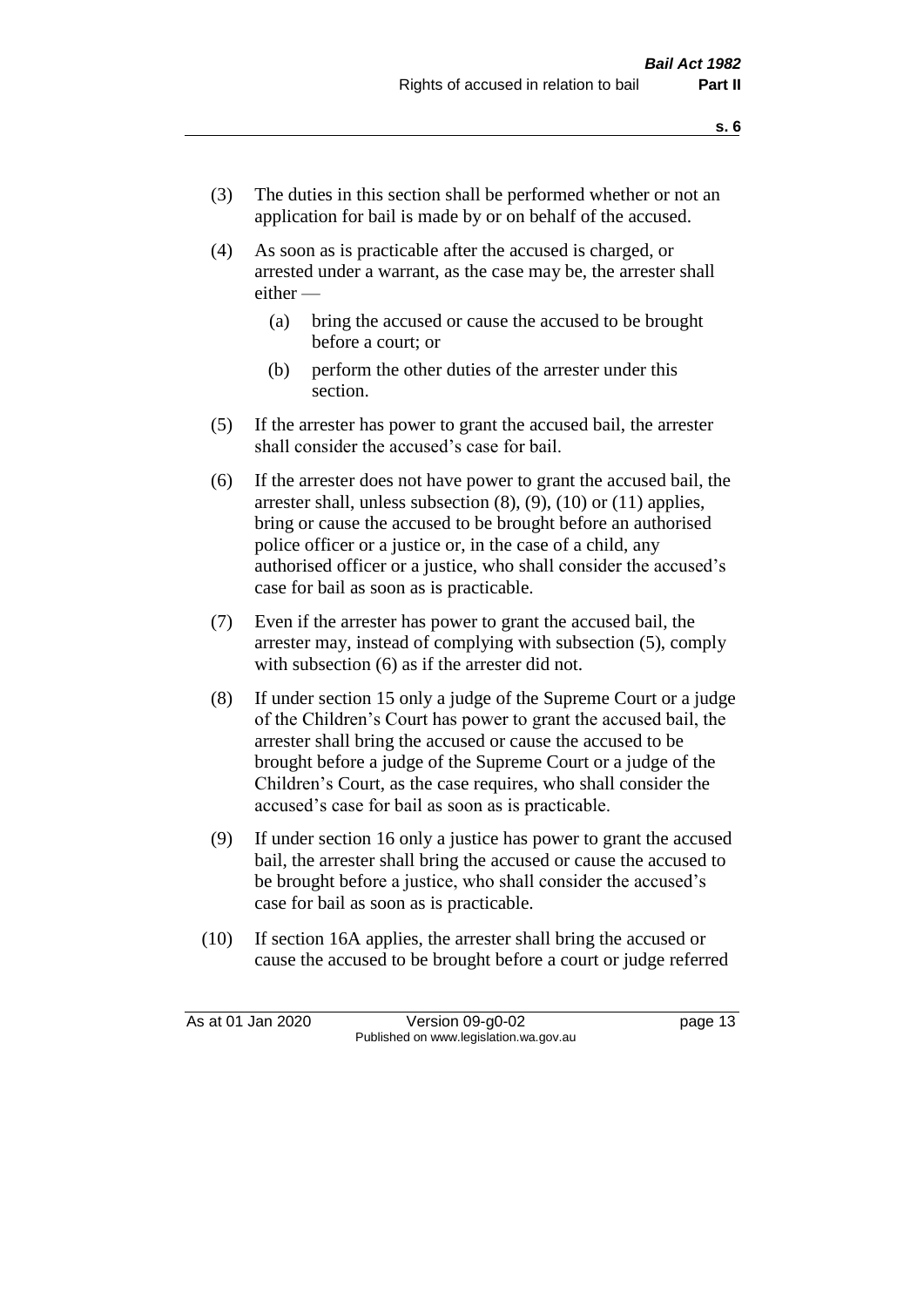(3) The duties in this section shall be performed whether or not an application for bail is made by or on behalf of the accused.

(4) As soon as is practicable after the accused is charged, or arrested under a warrant, as the case may be, the arrester shall either —

   (a) bring the accused or cause the accused to be brought before a court; or

   (b) perform the other duties of the arrester under this section.

(5) If the arrester has power to grant the accused bail, the arrester shall consider the accused's case for bail.

(6) If the arrester does not have power to grant the accused bail, the arrester shall, unless subsection (8), (9), (10) or (11) applies, bring or cause the accused to be brought before an authorised police officer or a justice or, in the case of a child, any authorised officer or a justice, who shall consider the accused's case for bail as soon as is practicable.

(7) Even if the arrester has power to grant the accused bail, the arrester may, instead of complying with subsection (5), comply with subsection (6) as if the arrester did not.

(8) If under section 15 only a judge of the Supreme Court or a judge of the Children's Court has power to grant the accused bail, the arrester shall bring the accused or cause the accused to be brought before a judge of the Supreme Court or a judge of the Children's Court, as the case requires, who shall consider the accused's case for bail as soon as is practicable.

(9) If under section 16 only a justice has power to grant the accused bail, the arrester shall bring the accused or cause the accused to be brought before a justice, who shall consider the accused's case for bail as soon as is practicable.

(10) If section 16A applies, the arrester shall bring the accused or cause the accused to be brought before a court or judge referred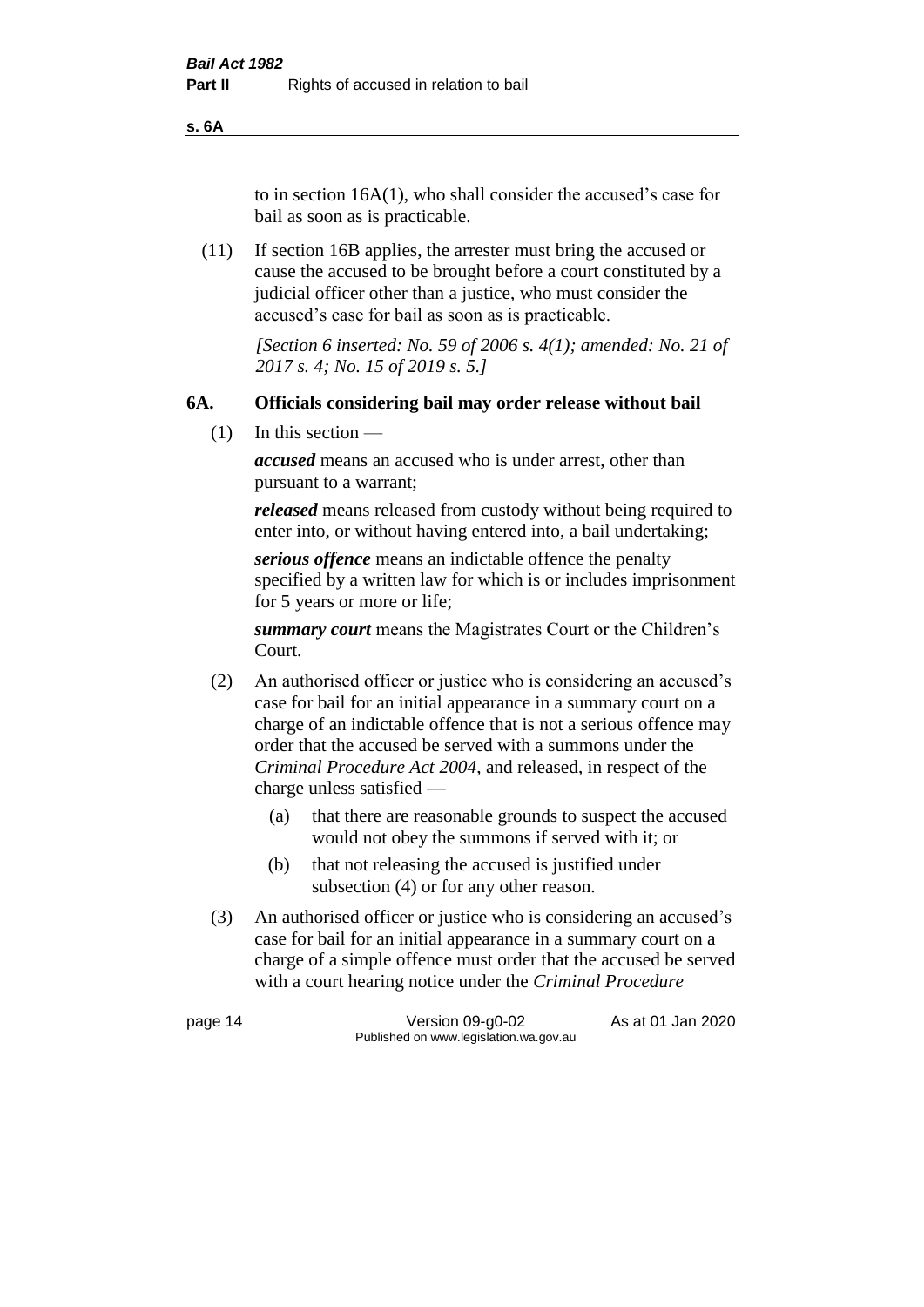to in section 16A(1), who shall consider the accused's case for bail as soon as is practicable.

(11) If section 16B applies, the arrester must bring the accused or cause the accused to be brought before a court constituted by a judicial officer other than a justice, who must consider the accused's case for bail as soon as is practicable.

*[Section 6 inserted: No. 59 of 2006 s. 4(1); amended: No. 21 of 2017 s. 4; No. 15 of 2019 s. 5.]*

### 6A. Officials considering bail may order release without bail

(1) In this section —

***accused*** means an accused who is under arrest, other than pursuant to a warrant;

***released*** means released from custody without being required to enter into, or without having entered into, a bail undertaking;

***serious offence*** means an indictable offence the penalty specified by a written law for which is or includes imprisonment for 5 years or more or life;

***summary court*** means the Magistrates Court or the Children's Court.

(2) An authorised officer or justice who is considering an accused's case for bail for an initial appearance in a summary court on a charge of an indictable offence that is not a serious offence may order that the accused be served with a summons under the *Criminal Procedure Act 2004*, and released, in respect of the charge unless satisfied —

- (a) that there are reasonable grounds to suspect the accused would not obey the summons if served with it; or
- (b) that not releasing the accused is justified under subsection (4) or for any other reason.

(3) An authorised officer or justice who is considering an accused's case for bail for an initial appearance in a summary court on a charge of a simple offence must order that the accused be served with a court hearing notice under the *Criminal Procedure*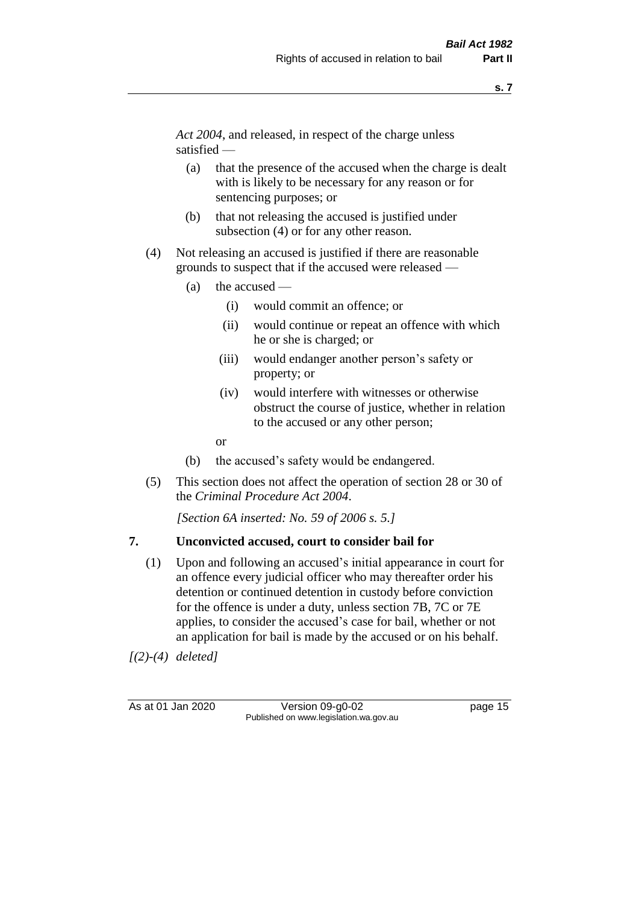*Act 2004*, and released, in respect of the charge unless satisfied —

- (a) that the presence of the accused when the charge is dealt with is likely to be necessary for any reason or for sentencing purposes; or
- (b) that not releasing the accused is justified under subsection (4) or for any other reason.

(4) Not releasing an accused is justified if there are reasonable grounds to suspect that if the accused were released —

- (a) the accused —
  - (i) would commit an offence; or
  - (ii) would continue or repeat an offence with which he or she is charged; or
  - (iii) would endanger another person's safety or property; or
  - (iv) would interfere with witnesses or otherwise obstruct the course of justice, whether in relation to the accused or any other person;

  or
- (b) the accused's safety would be endangered.

(5) This section does not affect the operation of section 28 or 30 of the *Criminal Procedure Act 2004*.

*[Section 6A inserted: No. 59 of 2006 s. 5.]*

## 7. Unconvicted accused, court to consider bail for

(1) Upon and following an accused's initial appearance in court for an offence every judicial officer who may thereafter order his detention or continued detention in custody before conviction for the offence is under a duty, unless section 7B, 7C or 7E applies, to consider the accused's case for bail, whether or not an application for bail is made by the accused or on his behalf.

*[(2)-(4) deleted]*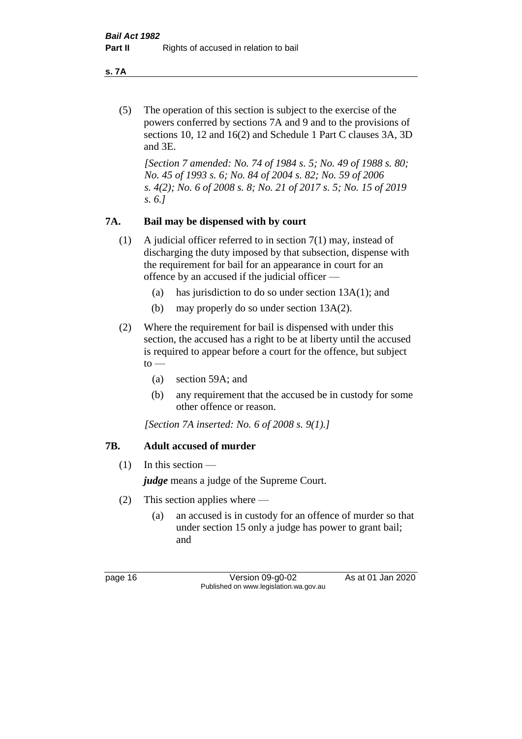(5) The operation of this section is subject to the exercise of the powers conferred by sections 7A and 9 and to the provisions of sections 10, 12 and 16(2) and Schedule 1 Part C clauses 3A, 3D and 3E.

*[Section 7 amended: No. 74 of 1984 s. 5; No. 49 of 1988 s. 80; No. 45 of 1993 s. 6; No. 84 of 2004 s. 82; No. 59 of 2006 s. 4(2); No. 6 of 2008 s. 8; No. 21 of 2017 s. 5; No. 15 of 2019 s. 6.]*

### 7A. Bail may be dispensed with by court

(1) A judicial officer referred to in section 7(1) may, instead of discharging the duty imposed by that subsection, dispense with the requirement for bail for an appearance in court for an offence by an accused if the judicial officer —

  (a) has jurisdiction to do so under section 13A(1); and

  (b) may properly do so under section 13A(2).

(2) Where the requirement for bail is dispensed with under this section, the accused has a right to be at liberty until the accused is required to appear before a court for the offence, but subject to —

  (a) section 59A; and

  (b) any requirement that the accused be in custody for some other offence or reason.

*[Section 7A inserted: No. 6 of 2008 s. 9(1).]*

### 7B. Adult accused of murder

(1) In this section —

***judge*** means a judge of the Supreme Court.

(2) This section applies where —

  (a) an accused is in custody for an offence of murder so that under section 15 only a judge has power to grant bail; and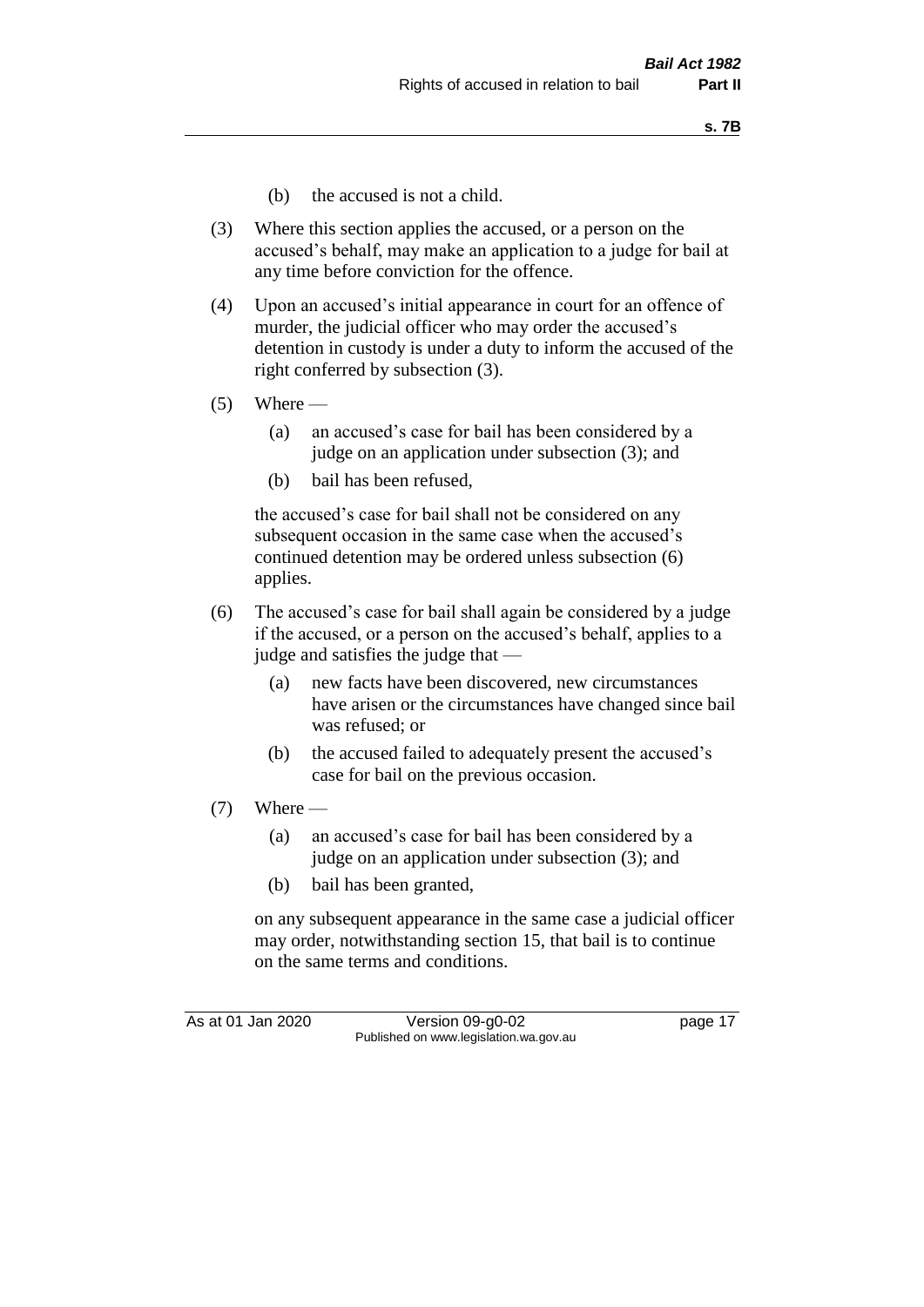(b) the accused is not a child.

(3) Where this section applies the accused, or a person on the accused's behalf, may make an application to a judge for bail at any time before conviction for the offence.

(4) Upon an accused's initial appearance in court for an offence of murder, the judicial officer who may order the accused's detention in custody is under a duty to inform the accused of the right conferred by subsection (3).

(5) Where —

- (a) an accused's case for bail has been considered by a judge on an application under subsection (3); and
- (b) bail has been refused,

the accused's case for bail shall not be considered on any subsequent occasion in the same case when the accused's continued detention may be ordered unless subsection (6) applies.

(6) The accused's case for bail shall again be considered by a judge if the accused, or a person on the accused's behalf, applies to a judge and satisfies the judge that —

- (a) new facts have been discovered, new circumstances have arisen or the circumstances have changed since bail was refused; or
- (b) the accused failed to adequately present the accused's case for bail on the previous occasion.

(7) Where —

- (a) an accused's case for bail has been considered by a judge on an application under subsection (3); and
- (b) bail has been granted,

on any subsequent appearance in the same case a judicial officer may order, notwithstanding section 15, that bail is to continue on the same terms and conditions.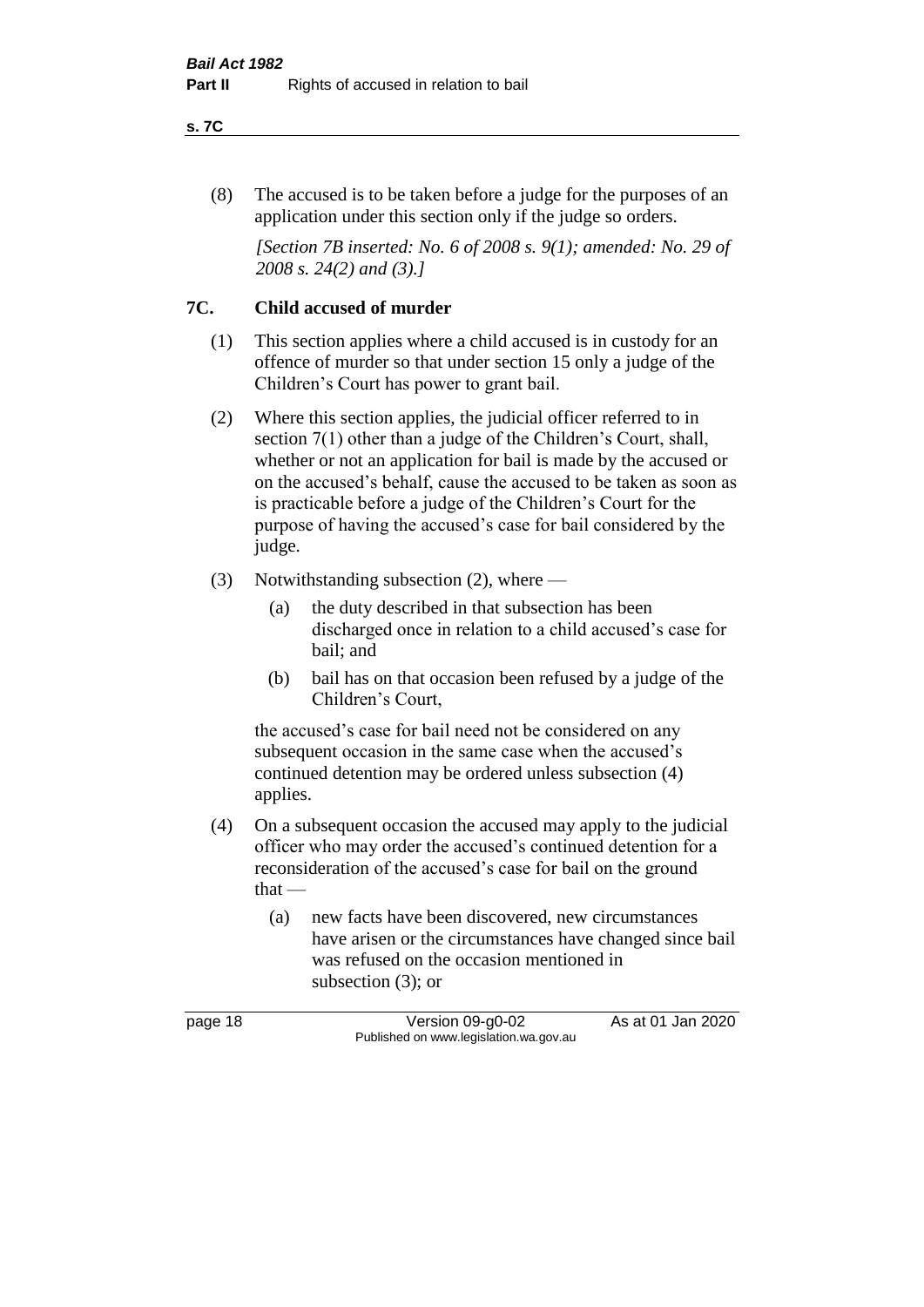(8) The accused is to be taken before a judge for the purposes of an application under this section only if the judge so orders.

*[Section 7B inserted: No. 6 of 2008 s. 9(1); amended: No. 29 of 2008 s. 24(2) and (3).]*

## 7C. Child accused of murder

(1) This section applies where a child accused is in custody for an offence of murder so that under section 15 only a judge of the Children's Court has power to grant bail.

(2) Where this section applies, the judicial officer referred to in section 7(1) other than a judge of the Children's Court, shall, whether or not an application for bail is made by the accused or on the accused's behalf, cause the accused to be taken as soon as is practicable before a judge of the Children's Court for the purpose of having the accused's case for bail considered by the judge.

(3) Notwithstanding subsection (2), where —

- (a) the duty described in that subsection has been discharged once in relation to a child accused's case for bail; and
- (b) bail has on that occasion been refused by a judge of the Children's Court,

the accused's case for bail need not be considered on any subsequent occasion in the same case when the accused's continued detention may be ordered unless subsection (4) applies.

(4) On a subsequent occasion the accused may apply to the judicial officer who may order the accused's continued detention for a reconsideration of the accused's case for bail on the ground that —

- (a) new facts have been discovered, new circumstances have arisen or the circumstances have changed since bail was refused on the occasion mentioned in subsection (3); or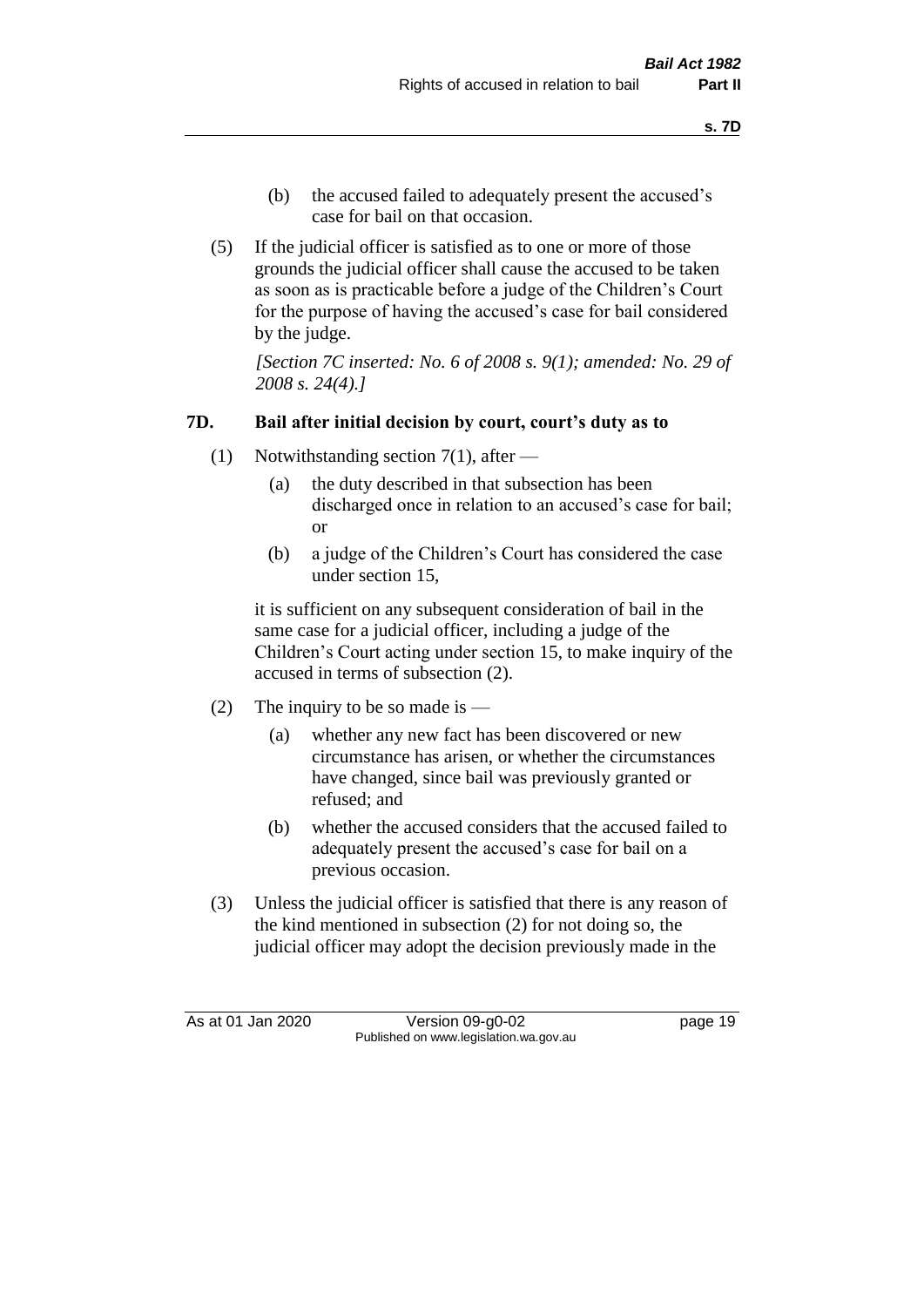(b) the accused failed to adequately present the accused's case for bail on that occasion.

(5) If the judicial officer is satisfied as to one or more of those grounds the judicial officer shall cause the accused to be taken as soon as is practicable before a judge of the Children's Court for the purpose of having the accused's case for bail considered by the judge.

*[Section 7C inserted: No. 6 of 2008 s. 9(1); amended: No. 29 of 2008 s. 24(4).]*

### 7D. Bail after initial decision by court, court's duty as to

(1) Notwithstanding section 7(1), after —

(a) the duty described in that subsection has been discharged once in relation to an accused's case for bail; or

(b) a judge of the Children's Court has considered the case under section 15,

it is sufficient on any subsequent consideration of bail in the same case for a judicial officer, including a judge of the Children's Court acting under section 15, to make inquiry of the accused in terms of subsection (2).

(2) The inquiry to be so made is —

(a) whether any new fact has been discovered or new circumstance has arisen, or whether the circumstances have changed, since bail was previously granted or refused; and

(b) whether the accused considers that the accused failed to adequately present the accused's case for bail on a previous occasion.

(3) Unless the judicial officer is satisfied that there is any reason of the kind mentioned in subsection (2) for not doing so, the judicial officer may adopt the decision previously made in the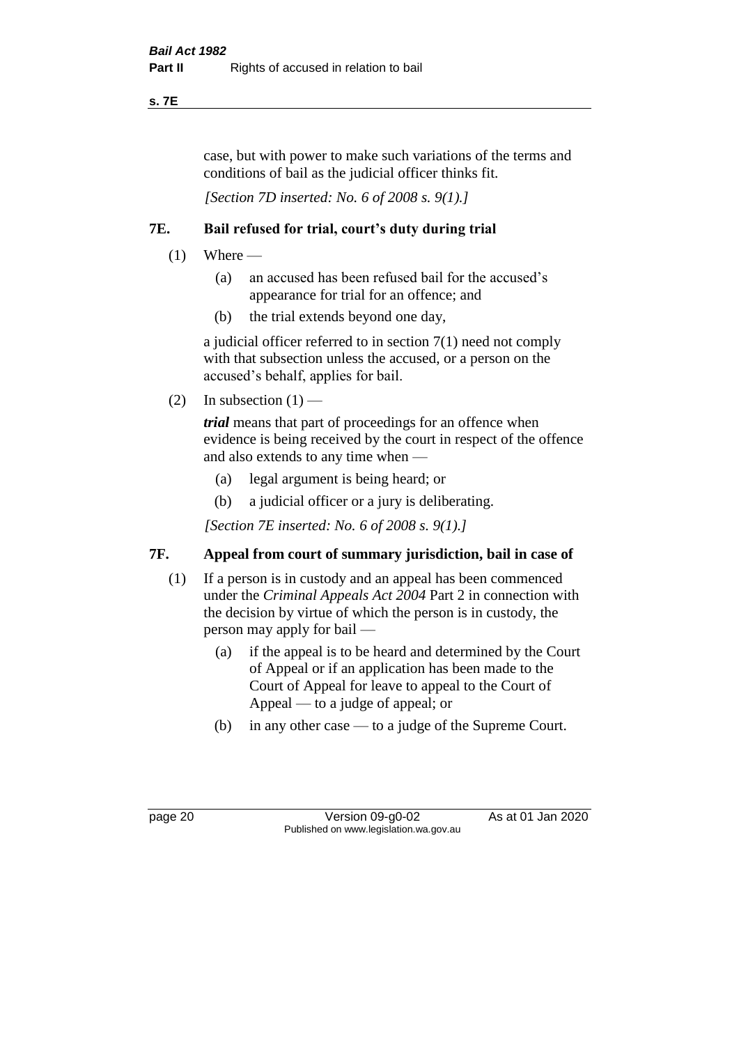case, but with power to make such variations of the terms and conditions of bail as the judicial officer thinks fit.

*[Section 7D inserted: No. 6 of 2008 s. 9(1).]*

### 7E. Bail refused for trial, court's duty during trial

(1) Where —

- (a) an accused has been refused bail for the accused's appearance for trial for an offence; and
- (b) the trial extends beyond one day,

a judicial officer referred to in section 7(1) need not comply with that subsection unless the accused, or a person on the accused's behalf, applies for bail.

(2) In subsection (1) —

***trial*** means that part of proceedings for an offence when evidence is being received by the court in respect of the offence and also extends to any time when —

- (a) legal argument is being heard; or
- (b) a judicial officer or a jury is deliberating.

*[Section 7E inserted: No. 6 of 2008 s. 9(1).]*

### 7F. Appeal from court of summary jurisdiction, bail in case of

(1) If a person is in custody and an appeal has been commenced under the *Criminal Appeals Act 2004* Part 2 in connection with the decision by virtue of which the person is in custody, the person may apply for bail —

- (a) if the appeal is to be heard and determined by the Court of Appeal or if an application has been made to the Court of Appeal for leave to appeal to the Court of Appeal — to a judge of appeal; or
- (b) in any other case — to a judge of the Supreme Court.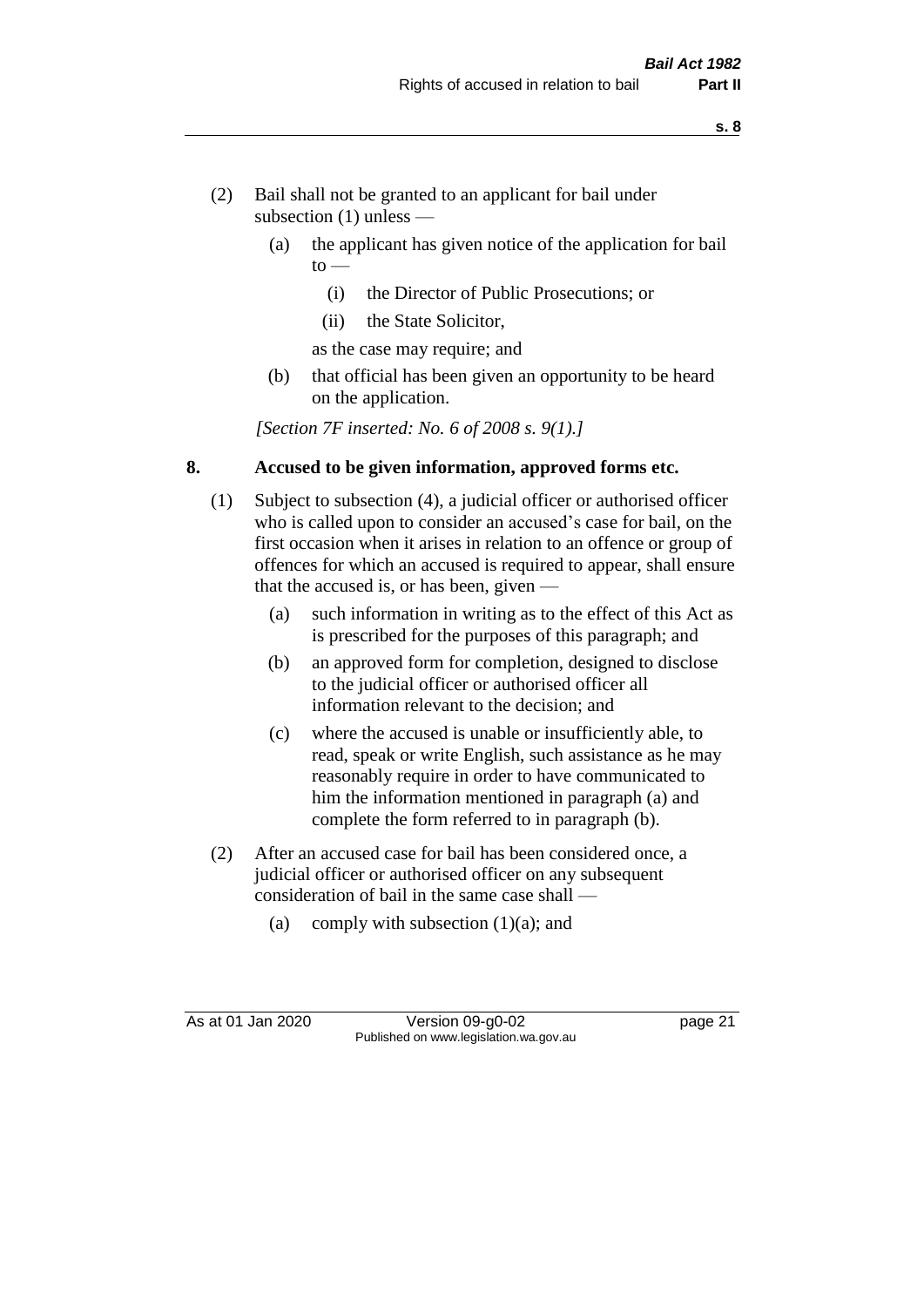(2) Bail shall not be granted to an applicant for bail under subsection (1) unless —

(a) the applicant has given notice of the application for bail to —

(i) the Director of Public Prosecutions; or

(ii) the State Solicitor,

as the case may require; and

(b) that official has been given an opportunity to be heard on the application.

*[Section 7F inserted: No. 6 of 2008 s. 9(1).]*

## 8. Accused to be given information, approved forms etc.

(1) Subject to subsection (4), a judicial officer or authorised officer who is called upon to consider an accused's case for bail, on the first occasion when it arises in relation to an offence or group of offences for which an accused is required to appear, shall ensure that the accused is, or has been, given —

(a) such information in writing as to the effect of this Act as is prescribed for the purposes of this paragraph; and

(b) an approved form for completion, designed to disclose to the judicial officer or authorised officer all information relevant to the decision; and

(c) where the accused is unable or insufficiently able, to read, speak or write English, such assistance as he may reasonably require in order to have communicated to him the information mentioned in paragraph (a) and complete the form referred to in paragraph (b).

(2) After an accused case for bail has been considered once, a judicial officer or authorised officer on any subsequent consideration of bail in the same case shall —

(a) comply with subsection (1)(a); and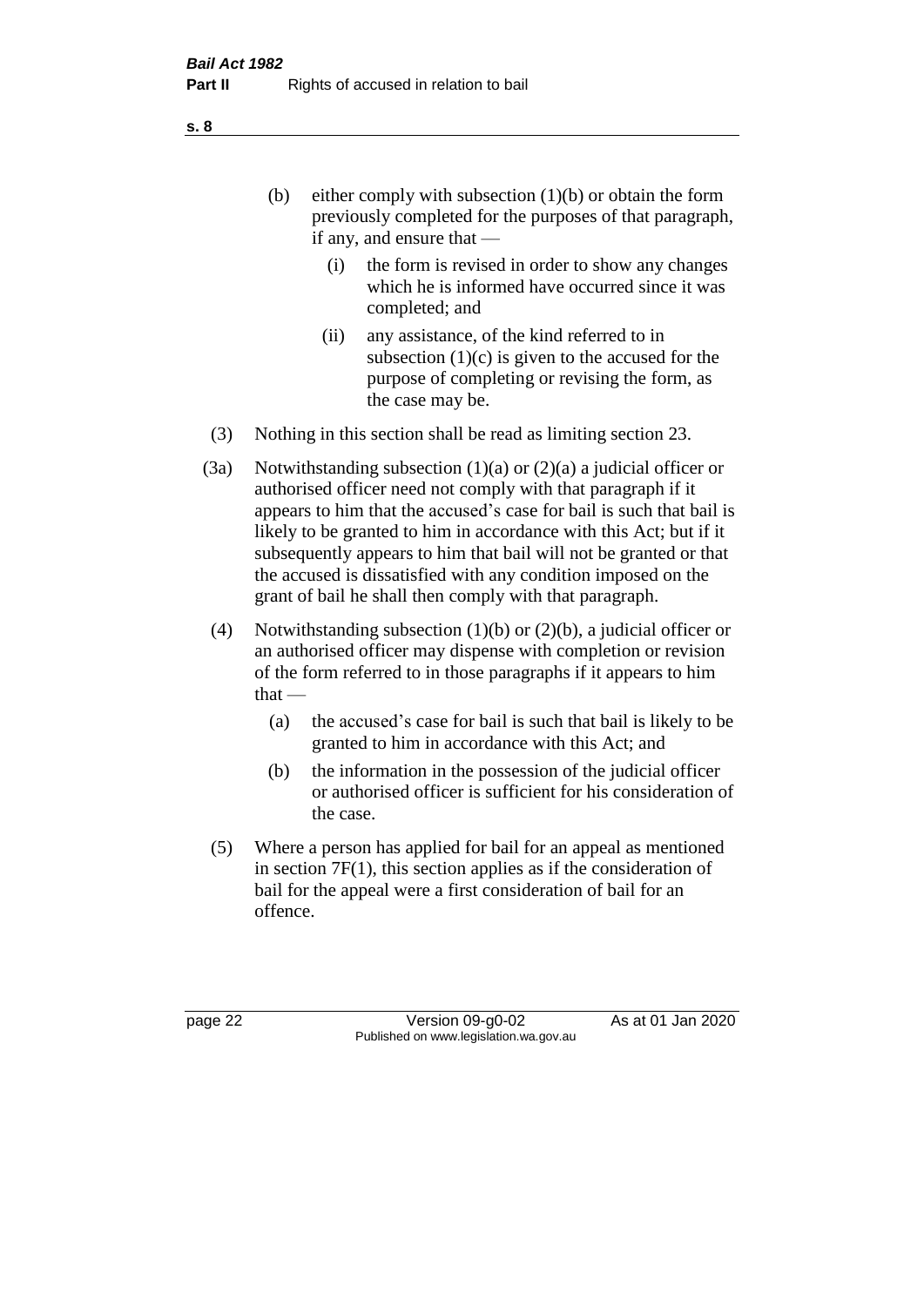(b) either comply with subsection (1)(b) or obtain the form previously completed for the purposes of that paragraph, if any, and ensure that —

   (i) the form is revised in order to show any changes which he is informed have occurred since it was completed; and

   (ii) any assistance, of the kind referred to in subsection (1)(c) is given to the accused for the purpose of completing or revising the form, as the case may be.

(3) Nothing in this section shall be read as limiting section 23.

(3a) Notwithstanding subsection (1)(a) or (2)(a) a judicial officer or authorised officer need not comply with that paragraph if it appears to him that the accused's case for bail is such that bail is likely to be granted to him in accordance with this Act; but if it subsequently appears to him that bail will not be granted or that the accused is dissatisfied with any condition imposed on the grant of bail he shall then comply with that paragraph.

(4) Notwithstanding subsection (1)(b) or (2)(b), a judicial officer or an authorised officer may dispense with completion or revision of the form referred to in those paragraphs if it appears to him that —

   (a) the accused's case for bail is such that bail is likely to be granted to him in accordance with this Act; and

   (b) the information in the possession of the judicial officer or authorised officer is sufficient for his consideration of the case.

(5) Where a person has applied for bail for an appeal as mentioned in section 7F(1), this section applies as if the consideration of bail for the appeal were a first consideration of bail for an offence.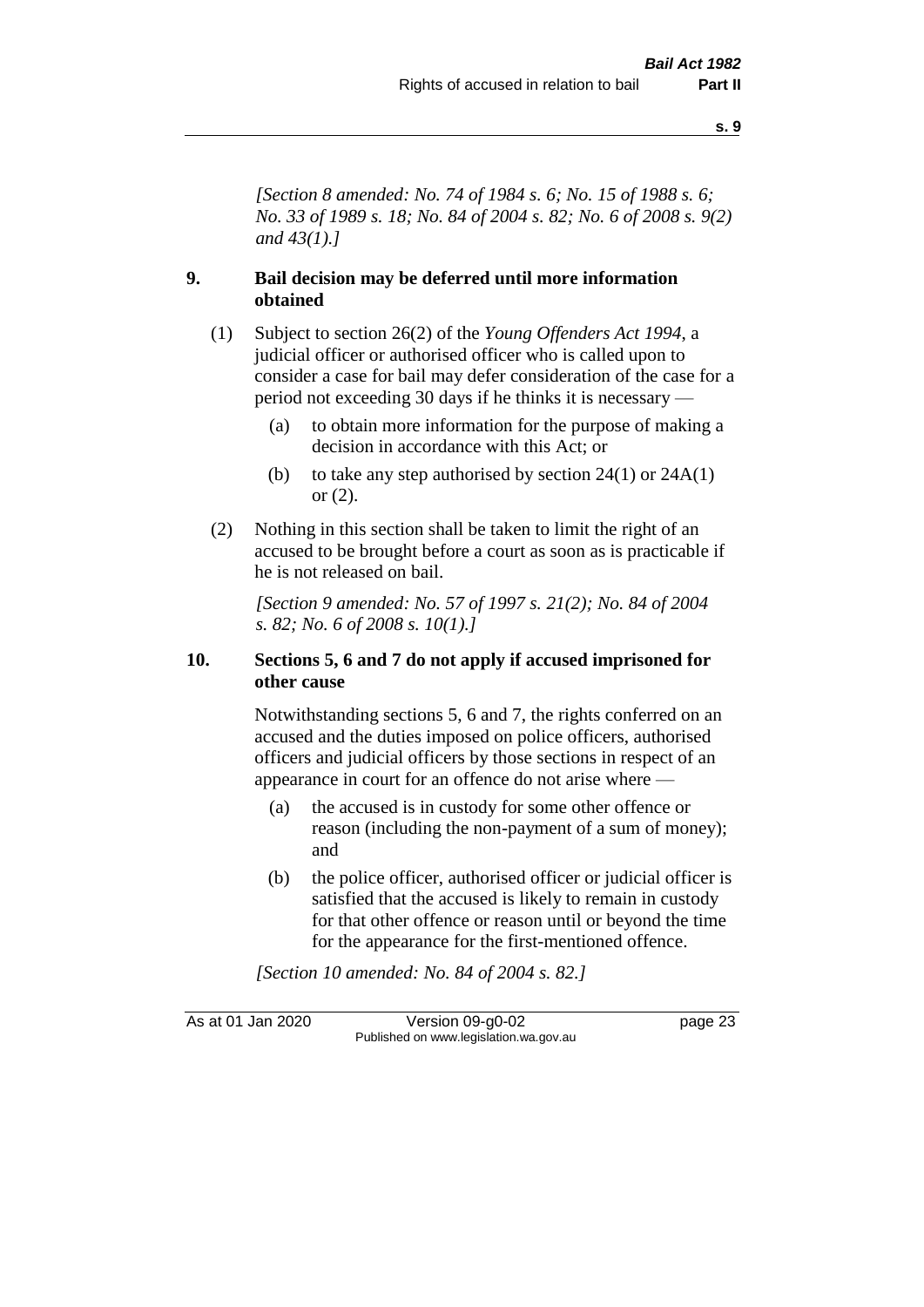*[Section 8 amended: No. 74 of 1984 s. 6; No. 15 of 1988 s. 6; No. 33 of 1989 s. 18; No. 84 of 2004 s. 82; No. 6 of 2008 s. 9(2) and 43(1).]*

## 9. Bail decision may be deferred until more information obtained

(1) Subject to section 26(2) of the *Young Offenders Act 1994*, a judicial officer or authorised officer who is called upon to consider a case for bail may defer consideration of the case for a period not exceeding 30 days if he thinks it is necessary —

- (a) to obtain more information for the purpose of making a decision in accordance with this Act; or
- (b) to take any step authorised by section 24(1) or 24A(1) or (2).

(2) Nothing in this section shall be taken to limit the right of an accused to be brought before a court as soon as is practicable if he is not released on bail.

*[Section 9 amended: No. 57 of 1997 s. 21(2); No. 84 of 2004 s. 82; No. 6 of 2008 s. 10(1).]*

## 10. Sections 5, 6 and 7 do not apply if accused imprisoned for other cause

Notwithstanding sections 5, 6 and 7, the rights conferred on an accused and the duties imposed on police officers, authorised officers and judicial officers by those sections in respect of an appearance in court for an offence do not arise where —

- (a) the accused is in custody for some other offence or reason (including the non-payment of a sum of money); and
- (b) the police officer, authorised officer or judicial officer is satisfied that the accused is likely to remain in custody for that other offence or reason until or beyond the time for the appearance for the first-mentioned offence.

*[Section 10 amended: No. 84 of 2004 s. 82.]*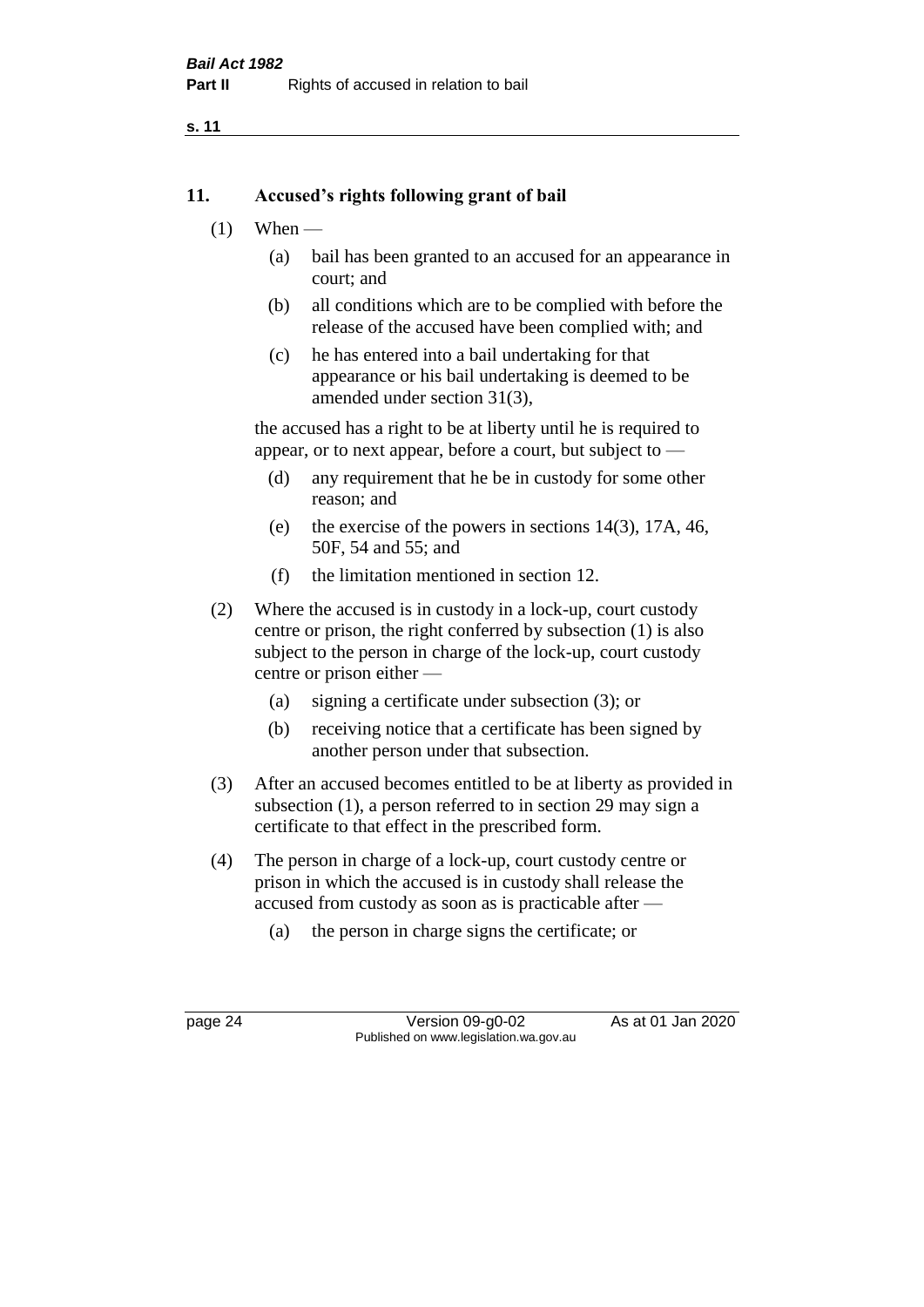## 11. Accused's rights following grant of bail

(1) When —

(a) bail has been granted to an accused for an appearance in court; and

(b) all conditions which are to be complied with before the release of the accused have been complied with; and

(c) he has entered into a bail undertaking for that appearance or his bail undertaking is deemed to be amended under section 31(3),

the accused has a right to be at liberty until he is required to appear, or to next appear, before a court, but subject to —

(d) any requirement that he be in custody for some other reason; and

(e) the exercise of the powers in sections 14(3), 17A, 46, 50F, 54 and 55; and

(f) the limitation mentioned in section 12.

(2) Where the accused is in custody in a lock-up, court custody centre or prison, the right conferred by subsection (1) is also subject to the person in charge of the lock-up, court custody centre or prison either —

(a) signing a certificate under subsection (3); or

(b) receiving notice that a certificate has been signed by another person under that subsection.

(3) After an accused becomes entitled to be at liberty as provided in subsection (1), a person referred to in section 29 may sign a certificate to that effect in the prescribed form.

(4) The person in charge of a lock-up, court custody centre or prison in which the accused is in custody shall release the accused from custody as soon as is practicable after —

(a) the person in charge signs the certificate; or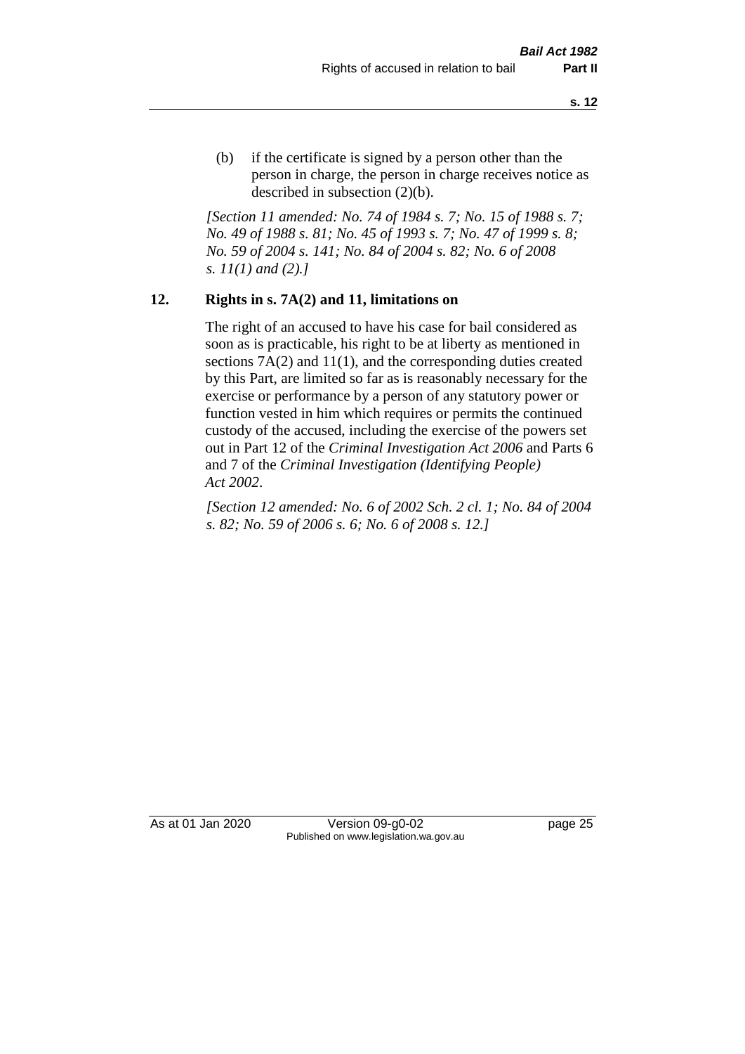(b) if the certificate is signed by a person other than the person in charge, the person in charge receives notice as described in subsection (2)(b).

*[Section 11 amended: No. 74 of 1984 s. 7; No. 15 of 1988 s. 7; No. 49 of 1988 s. 81; No. 45 of 1993 s. 7; No. 47 of 1999 s. 8; No. 59 of 2004 s. 141; No. 84 of 2004 s. 82; No. 6 of 2008 s. 11(1) and (2).]*

## 12. Rights in s. 7A(2) and 11, limitations on

The right of an accused to have his case for bail considered as soon as is practicable, his right to be at liberty as mentioned in sections 7A(2) and 11(1), and the corresponding duties created by this Part, are limited so far as is reasonably necessary for the exercise or performance by a person of any statutory power or function vested in him which requires or permits the continued custody of the accused, including the exercise of the powers set out in Part 12 of the *Criminal Investigation Act 2006* and Parts 6 and 7 of the *Criminal Investigation (Identifying People) Act 2002*.

*[Section 12 amended: No. 6 of 2002 Sch. 2 cl. 1; No. 84 of 2004 s. 82; No. 59 of 2006 s. 6; No. 6 of 2008 s. 12.]*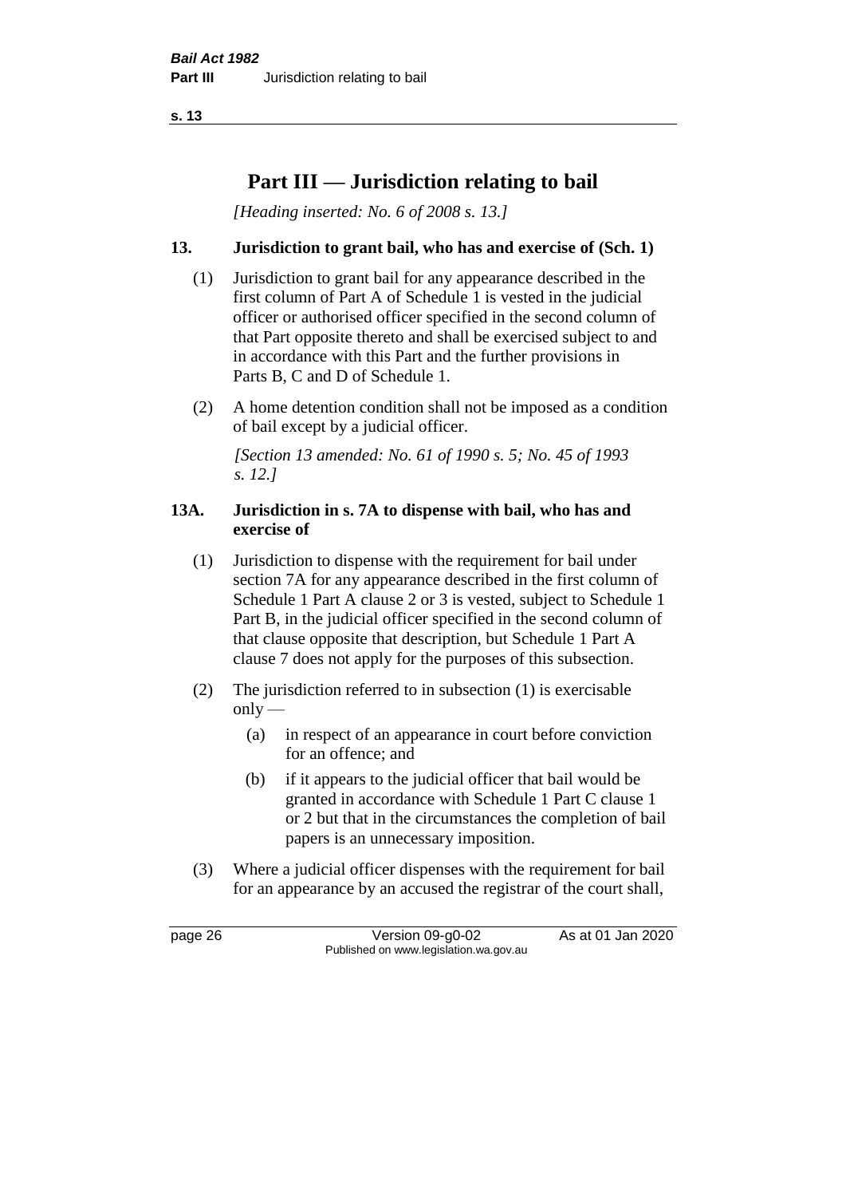# Part III — Jurisdiction relating to bail

*[Heading inserted: No. 6 of 2008 s. 13.]*

### 13. Jurisdiction to grant bail, who has and exercise of (Sch. 1)

(1) Jurisdiction to grant bail for any appearance described in the first column of Part A of Schedule 1 is vested in the judicial officer or authorised officer specified in the second column of that Part opposite thereto and shall be exercised subject to and in accordance with this Part and the further provisions in Parts B, C and D of Schedule 1.

(2) A home detention condition shall not be imposed as a condition of bail except by a judicial officer.

*[Section 13 amended: No. 61 of 1990 s. 5; No. 45 of 1993 s. 12.]*

### 13A. Jurisdiction in s. 7A to dispense with bail, who has and exercise of

(1) Jurisdiction to dispense with the requirement for bail under section 7A for any appearance described in the first column of Schedule 1 Part A clause 2 or 3 is vested, subject to Schedule 1 Part B, in the judicial officer specified in the second column of that clause opposite that description, but Schedule 1 Part A clause 7 does not apply for the purposes of this subsection.

(2) The jurisdiction referred to in subsection (1) is exercisable only —

(a) in respect of an appearance in court before conviction for an offence; and

(b) if it appears to the judicial officer that bail would be granted in accordance with Schedule 1 Part C clause 1 or 2 but that in the circumstances the completion of bail papers is an unnecessary imposition.

(3) Where a judicial officer dispenses with the requirement for bail for an appearance by an accused the registrar of the court shall,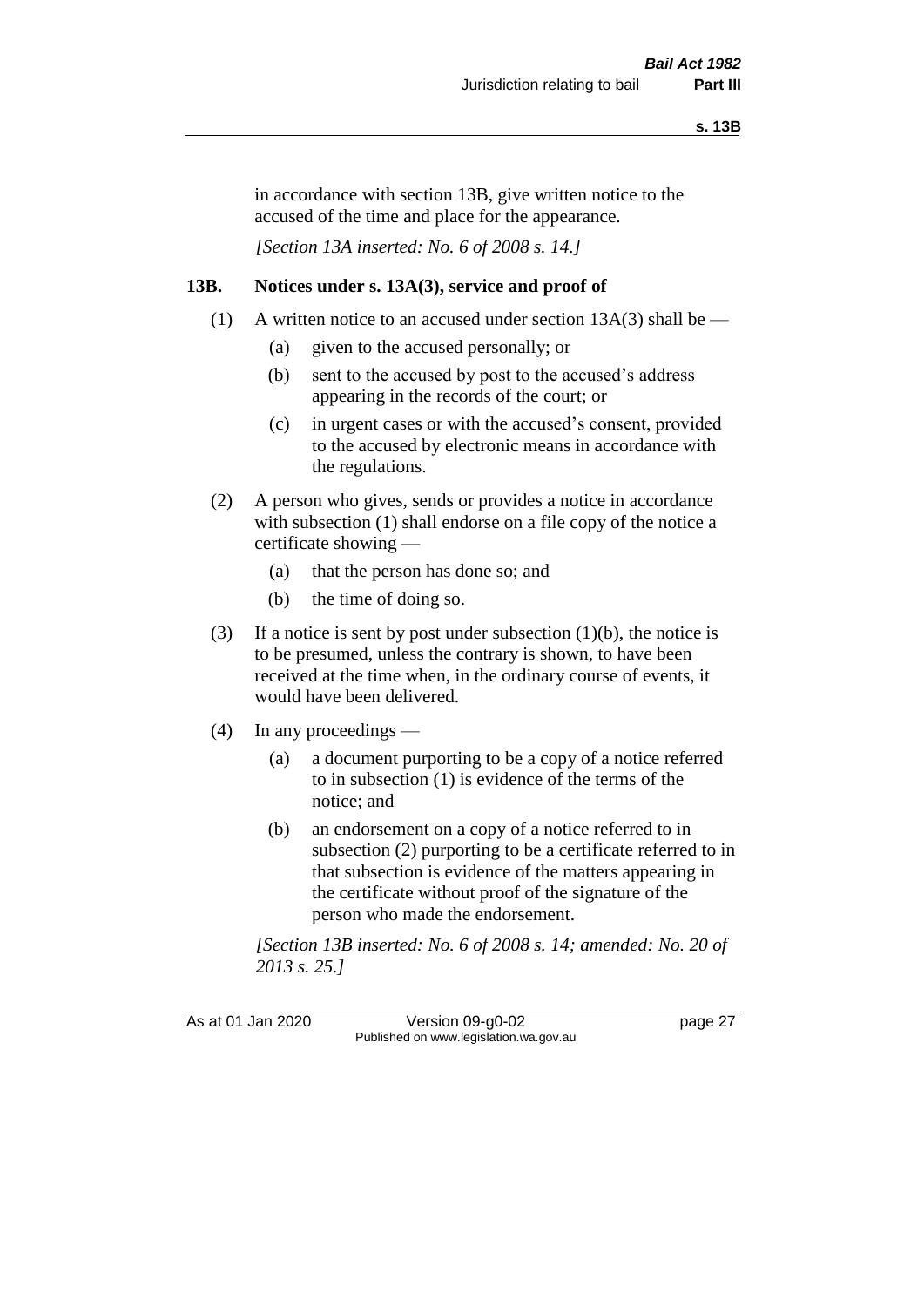in accordance with section 13B, give written notice to the accused of the time and place for the appearance.

*[Section 13A inserted: No. 6 of 2008 s. 14.]*

### 13B. Notices under s. 13A(3), service and proof of

(1) A written notice to an accused under section 13A(3) shall be —

- (a) given to the accused personally; or
- (b) sent to the accused by post to the accused's address appearing in the records of the court; or
- (c) in urgent cases or with the accused's consent, provided to the accused by electronic means in accordance with the regulations.

(2) A person who gives, sends or provides a notice in accordance with subsection (1) shall endorse on a file copy of the notice a certificate showing —

- (a) that the person has done so; and
- (b) the time of doing so.

(3) If a notice is sent by post under subsection (1)(b), the notice is to be presumed, unless the contrary is shown, to have been received at the time when, in the ordinary course of events, it would have been delivered.

(4) In any proceedings —

- (a) a document purporting to be a copy of a notice referred to in subsection (1) is evidence of the terms of the notice; and
- (b) an endorsement on a copy of a notice referred to in subsection (2) purporting to be a certificate referred to in that subsection is evidence of the matters appearing in the certificate without proof of the signature of the person who made the endorsement.

*[Section 13B inserted: No. 6 of 2008 s. 14; amended: No. 20 of 2013 s. 25.]*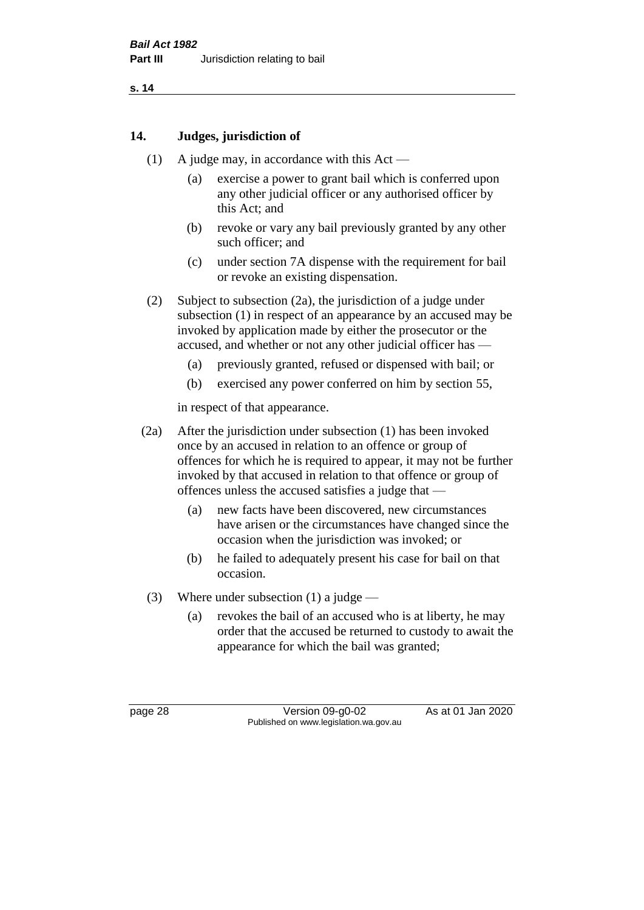## 14. Judges, jurisdiction of

(1) A judge may, in accordance with this Act —

(a) exercise a power to grant bail which is conferred upon any other judicial officer or any authorised officer by this Act; and

(b) revoke or vary any bail previously granted by any other such officer; and

(c) under section 7A dispense with the requirement for bail or revoke an existing dispensation.

(2) Subject to subsection (2a), the jurisdiction of a judge under subsection (1) in respect of an appearance by an accused may be invoked by application made by either the prosecutor or the accused, and whether or not any other judicial officer has —

(a) previously granted, refused or dispensed with bail; or

(b) exercised any power conferred on him by section 55,

in respect of that appearance.

(2a) After the jurisdiction under subsection (1) has been invoked once by an accused in relation to an offence or group of offences for which he is required to appear, it may not be further invoked by that accused in relation to that offence or group of offences unless the accused satisfies a judge that —

(a) new facts have been discovered, new circumstances have arisen or the circumstances have changed since the occasion when the jurisdiction was invoked; or

(b) he failed to adequately present his case for bail on that occasion.

(3) Where under subsection (1) a judge —

(a) revokes the bail of an accused who is at liberty, he may order that the accused be returned to custody to await the appearance for which the bail was granted;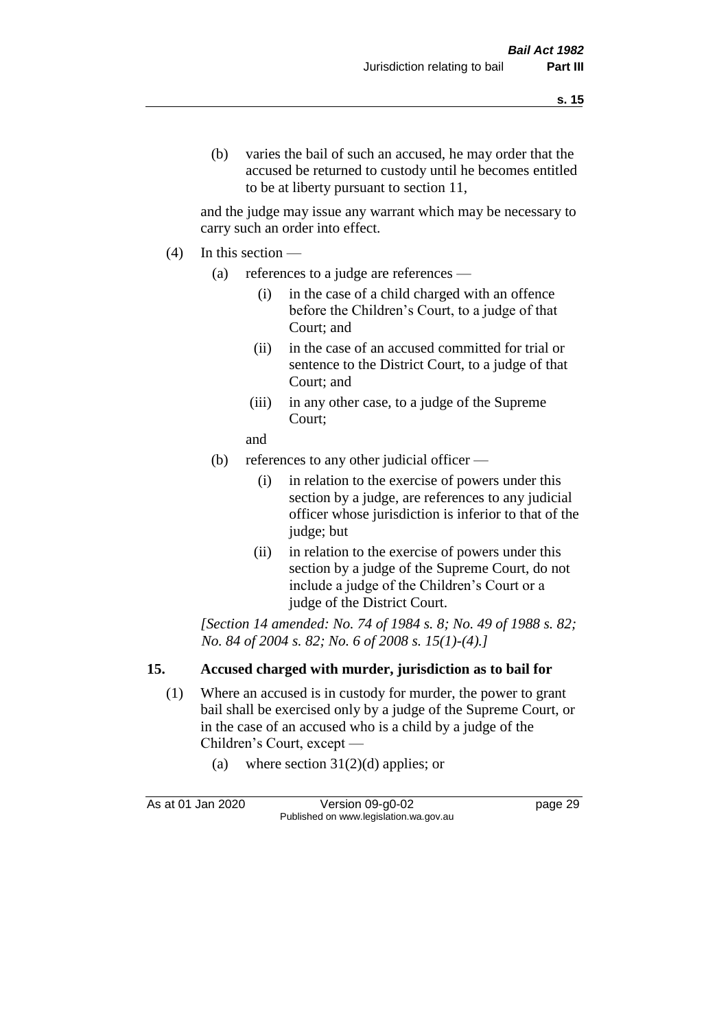(b) varies the bail of such an accused, he may order that the accused be returned to custody until he becomes entitled to be at liberty pursuant to section 11,

and the judge may issue any warrant which may be necessary to carry such an order into effect.

(4) In this section —

(a) references to a judge are references —

(i) in the case of a child charged with an offence before the Children's Court, to a judge of that Court; and

(ii) in the case of an accused committed for trial or sentence to the District Court, to a judge of that Court; and

(iii) in any other case, to a judge of the Supreme Court;

and

(b) references to any other judicial officer —

(i) in relation to the exercise of powers under this section by a judge, are references to any judicial officer whose jurisdiction is inferior to that of the judge; but

(ii) in relation to the exercise of powers under this section by a judge of the Supreme Court, do not include a judge of the Children's Court or a judge of the District Court.

*[Section 14 amended: No. 74 of 1984 s. 8; No. 49 of 1988 s. 82; No. 84 of 2004 s. 82; No. 6 of 2008 s. 15(1)-(4).]*

## 15. Accused charged with murder, jurisdiction as to bail for

(1) Where an accused is in custody for murder, the power to grant bail shall be exercised only by a judge of the Supreme Court, or in the case of an accused who is a child by a judge of the Children's Court, except —

(a) where section 31(2)(d) applies; or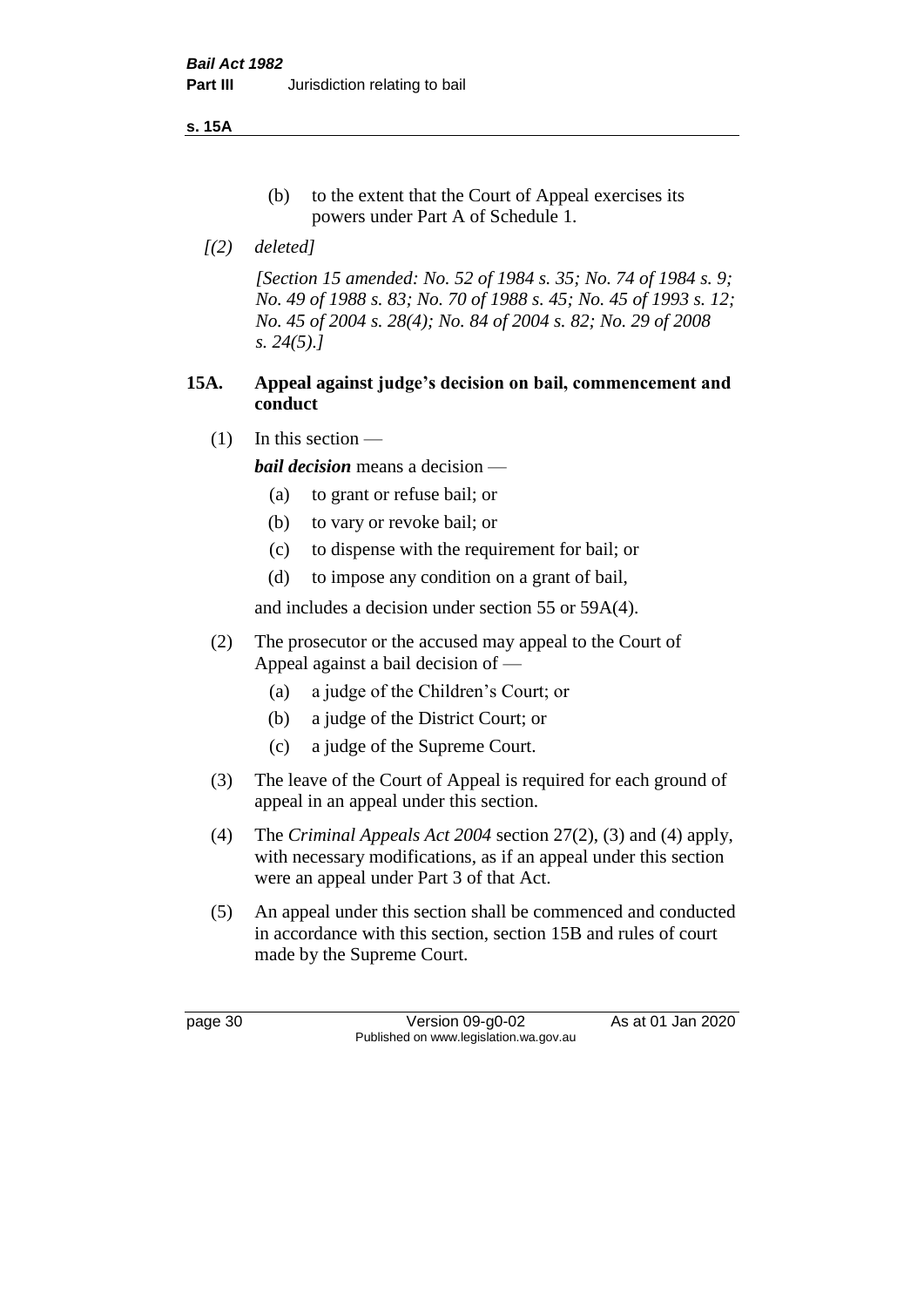(b) to the extent that the Court of Appeal exercises its powers under Part A of Schedule 1.

*[(2) deleted]*

*[Section 15 amended: No. 52 of 1984 s. 35; No. 74 of 1984 s. 9; No. 49 of 1988 s. 83; No. 70 of 1988 s. 45; No. 45 of 1993 s. 12; No. 45 of 2004 s. 28(4); No. 84 of 2004 s. 82; No. 29 of 2008 s. 24(5).]*

## 15A. Appeal against judge's decision on bail, commencement and conduct

(1) In this section —

***bail decision*** means a decision —

- (a) to grant or refuse bail; or
- (b) to vary or revoke bail; or
- (c) to dispense with the requirement for bail; or
- (d) to impose any condition on a grant of bail,

and includes a decision under section 55 or 59A(4).

(2) The prosecutor or the accused may appeal to the Court of Appeal against a bail decision of —

- (a) a judge of the Children's Court; or
- (b) a judge of the District Court; or
- (c) a judge of the Supreme Court.

(3) The leave of the Court of Appeal is required for each ground of appeal in an appeal under this section.

(4) The *Criminal Appeals Act 2004* section 27(2), (3) and (4) apply, with necessary modifications, as if an appeal under this section were an appeal under Part 3 of that Act.

(5) An appeal under this section shall be commenced and conducted in accordance with this section, section 15B and rules of court made by the Supreme Court.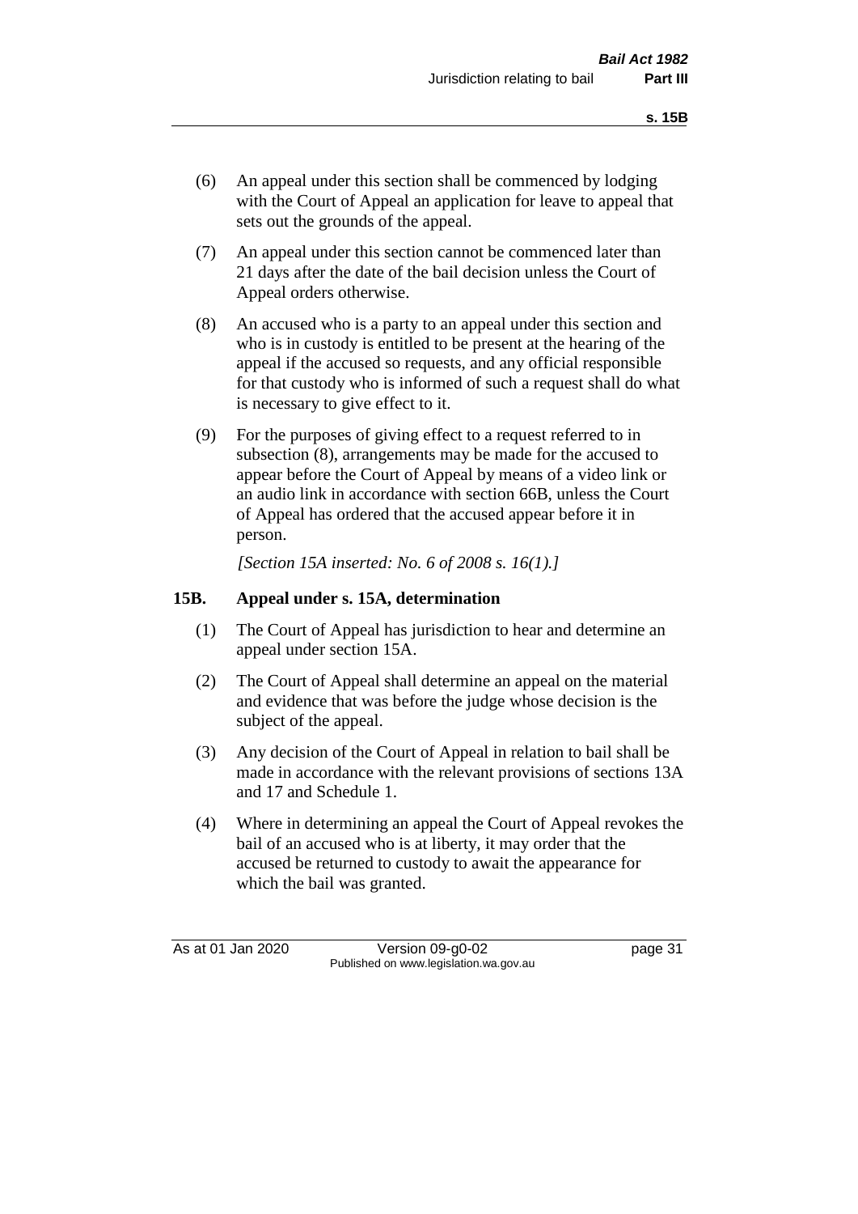(6) An appeal under this section shall be commenced by lodging with the Court of Appeal an application for leave to appeal that sets out the grounds of the appeal.

(7) An appeal under this section cannot be commenced later than 21 days after the date of the bail decision unless the Court of Appeal orders otherwise.

(8) An accused who is a party to an appeal under this section and who is in custody is entitled to be present at the hearing of the appeal if the accused so requests, and any official responsible for that custody who is informed of such a request shall do what is necessary to give effect to it.

(9) For the purposes of giving effect to a request referred to in subsection (8), arrangements may be made for the accused to appear before the Court of Appeal by means of a video link or an audio link in accordance with section 66B, unless the Court of Appeal has ordered that the accused appear before it in person.

*[Section 15A inserted: No. 6 of 2008 s. 16(1).]*

### 15B. Appeal under s. 15A, determination

(1) The Court of Appeal has jurisdiction to hear and determine an appeal under section 15A.

(2) The Court of Appeal shall determine an appeal on the material and evidence that was before the judge whose decision is the subject of the appeal.

(3) Any decision of the Court of Appeal in relation to bail shall be made in accordance with the relevant provisions of sections 13A and 17 and Schedule 1.

(4) Where in determining an appeal the Court of Appeal revokes the bail of an accused who is at liberty, it may order that the accused be returned to custody to await the appearance for which the bail was granted.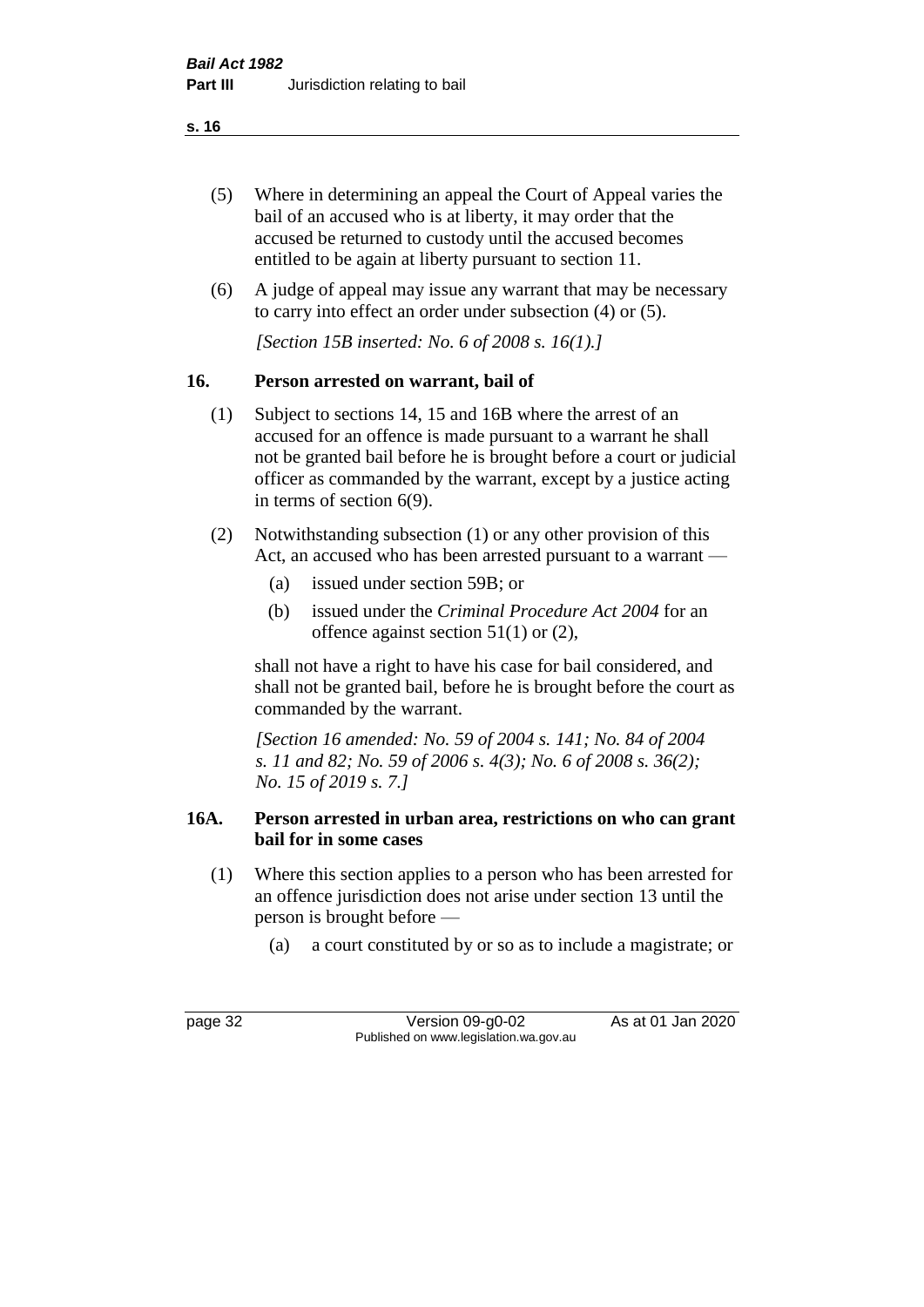(5) Where in determining an appeal the Court of Appeal varies the bail of an accused who is at liberty, it may order that the accused be returned to custody until the accused becomes entitled to be again at liberty pursuant to section 11.

(6) A judge of appeal may issue any warrant that may be necessary to carry into effect an order under subsection (4) or (5).

*[Section 15B inserted: No. 6 of 2008 s. 16(1).]*

## 16. Person arrested on warrant, bail of

(1) Subject to sections 14, 15 and 16B where the arrest of an accused for an offence is made pursuant to a warrant he shall not be granted bail before he is brought before a court or judicial officer as commanded by the warrant, except by a justice acting in terms of section 6(9).

(2) Notwithstanding subsection (1) or any other provision of this Act, an accused who has been arrested pursuant to a warrant —

- (a) issued under section 59B; or
- (b) issued under the *Criminal Procedure Act 2004* for an offence against section 51(1) or (2),

shall not have a right to have his case for bail considered, and shall not be granted bail, before he is brought before the court as commanded by the warrant.

*[Section 16 amended: No. 59 of 2004 s. 141; No. 84 of 2004 s. 11 and 82; No. 59 of 2006 s. 4(3); No. 6 of 2008 s. 36(2); No. 15 of 2019 s. 7.]*

## 16A. Person arrested in urban area, restrictions on who can grant bail for in some cases

(1) Where this section applies to a person who has been arrested for an offence jurisdiction does not arise under section 13 until the person is brought before —

- (a) a court constituted by or so as to include a magistrate; or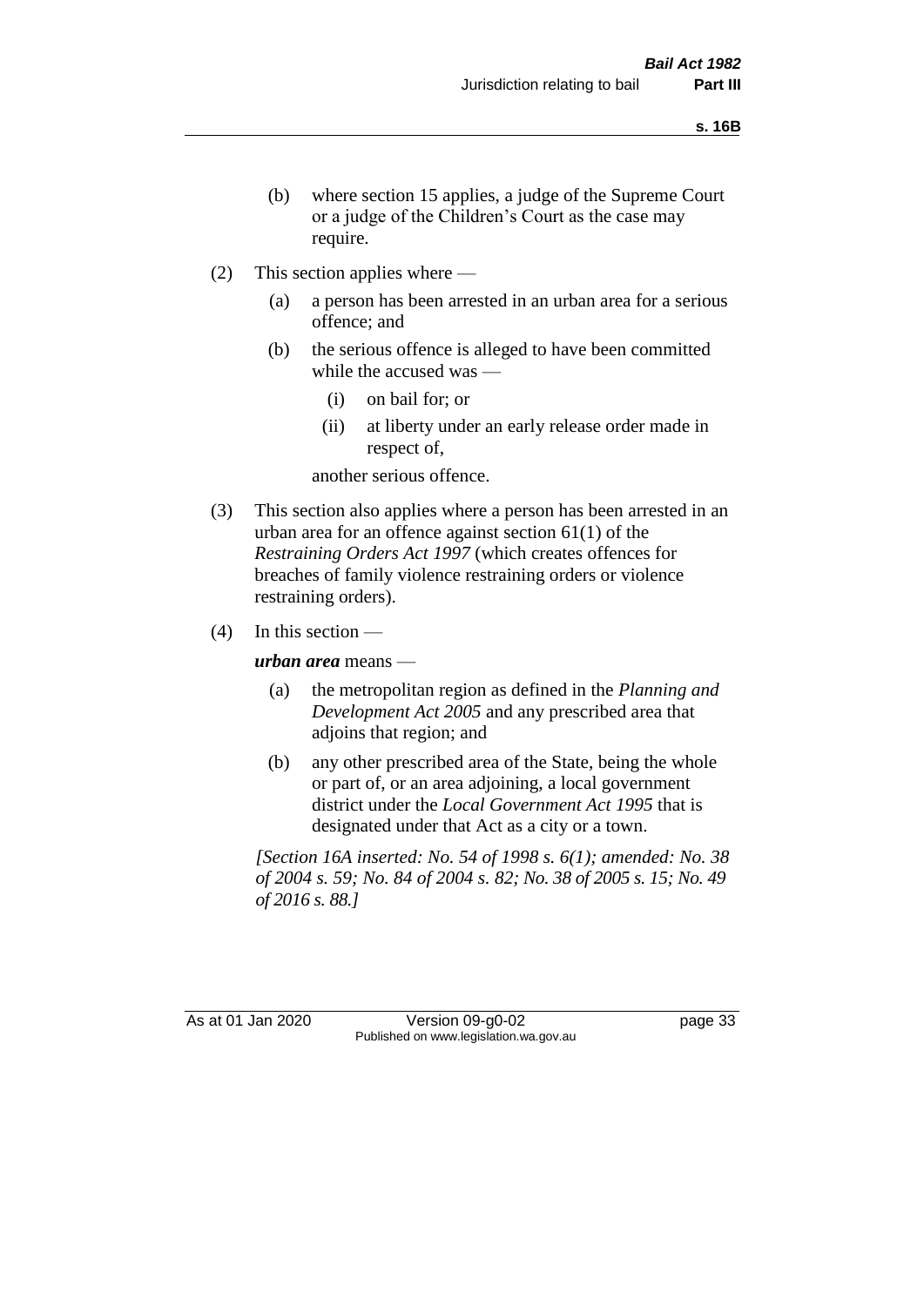(b) where section 15 applies, a judge of the Supreme Court or a judge of the Children's Court as the case may require.

(2) This section applies where —

(a) a person has been arrested in an urban area for a serious offence; and

(b) the serious offence is alleged to have been committed while the accused was —

(i) on bail for; or

(ii) at liberty under an early release order made in respect of,

another serious offence.

(3) This section also applies where a person has been arrested in an urban area for an offence against section 61(1) of the *Restraining Orders Act 1997* (which creates offences for breaches of family violence restraining orders or violence restraining orders).

(4) In this section —

***urban area*** means —

(a) the metropolitan region as defined in the *Planning and Development Act 2005* and any prescribed area that adjoins that region; and

(b) any other prescribed area of the State, being the whole or part of, or an area adjoining, a local government district under the *Local Government Act 1995* that is designated under that Act as a city or a town.

*[Section 16A inserted: No. 54 of 1998 s. 6(1); amended: No. 38 of 2004 s. 59; No. 84 of 2004 s. 82; No. 38 of 2005 s. 15; No. 49 of 2016 s. 88.]*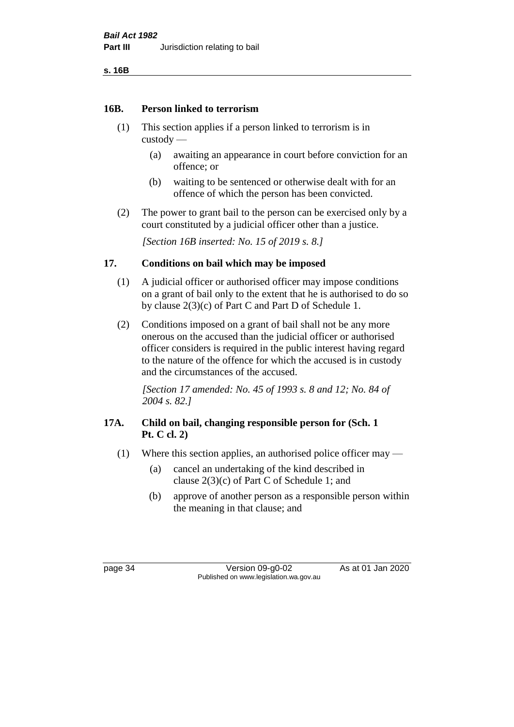## 16B. Person linked to terrorism

(1) This section applies if a person linked to terrorism is in custody —

(a) awaiting an appearance in court before conviction for an offence; or

(b) waiting to be sentenced or otherwise dealt with for an offence of which the person has been convicted.

(2) The power to grant bail to the person can be exercised only by a court constituted by a judicial officer other than a justice.

*[Section 16B inserted: No. 15 of 2019 s. 8.]*

## 17. Conditions on bail which may be imposed

(1) A judicial officer or authorised officer may impose conditions on a grant of bail only to the extent that he is authorised to do so by clause 2(3)(c) of Part C and Part D of Schedule 1.

(2) Conditions imposed on a grant of bail shall not be any more onerous on the accused than the judicial officer or authorised officer considers is required in the public interest having regard to the nature of the offence for which the accused is in custody and the circumstances of the accused.

*[Section 17 amended: No. 45 of 1993 s. 8 and 12; No. 84 of 2004 s. 82.]*

## 17A. Child on bail, changing responsible person for (Sch. 1 Pt. C cl. 2)

(1) Where this section applies, an authorised police officer may —

(a) cancel an undertaking of the kind described in clause 2(3)(c) of Part C of Schedule 1; and

(b) approve of another person as a responsible person within the meaning in that clause; and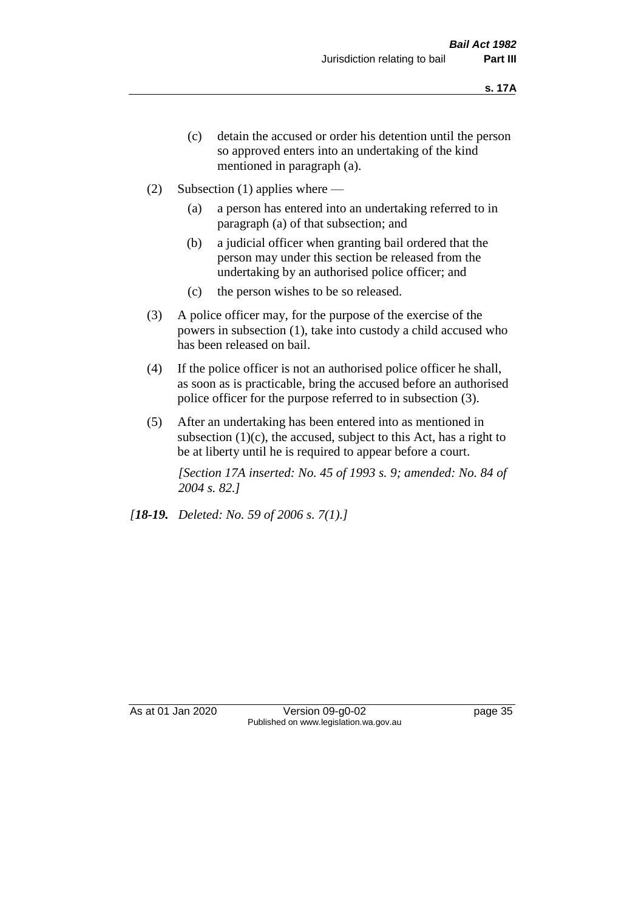(c) detain the accused or order his detention until the person so approved enters into an undertaking of the kind mentioned in paragraph (a).

(2) Subsection (1) applies where —

(a) a person has entered into an undertaking referred to in paragraph (a) of that subsection; and

(b) a judicial officer when granting bail ordered that the person may under this section be released from the undertaking by an authorised police officer; and

(c) the person wishes to be so released.

(3) A police officer may, for the purpose of the exercise of the powers in subsection (1), take into custody a child accused who has been released on bail.

(4) If the police officer is not an authorised police officer he shall, as soon as is practicable, bring the accused before an authorised police officer for the purpose referred to in subsection (3).

(5) After an undertaking has been entered into as mentioned in subsection (1)(c), the accused, subject to this Act, has a right to be at liberty until he is required to appear before a court.

*[Section 17A inserted: No. 45 of 1993 s. 9; amended: No. 84 of 2004 s. 82.]*

*[**18-19.** Deleted: No. 59 of 2006 s. 7(1).]*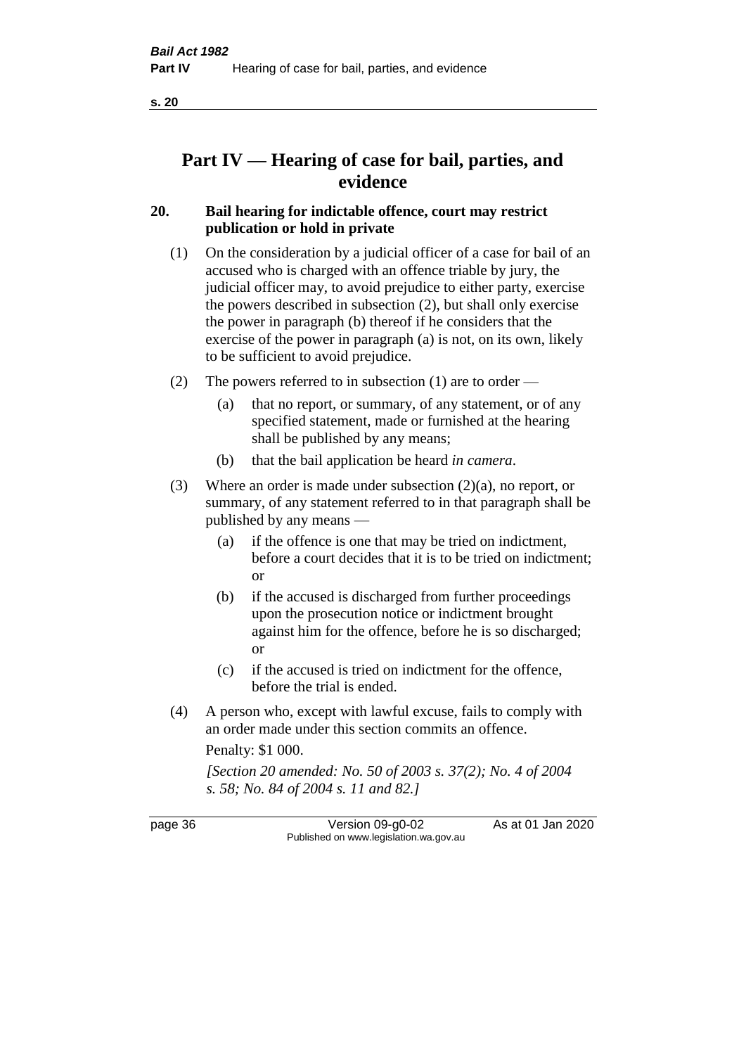# Part IV — Hearing of case for bail, parties, and evidence

## 20. Bail hearing for indictable offence, court may restrict publication or hold in private

(1) On the consideration by a judicial officer of a case for bail of an accused who is charged with an offence triable by jury, the judicial officer may, to avoid prejudice to either party, exercise the powers described in subsection (2), but shall only exercise the power in paragraph (b) thereof if he considers that the exercise of the power in paragraph (a) is not, on its own, likely to be sufficient to avoid prejudice.

(2) The powers referred to in subsection (1) are to order —

- (a) that no report, or summary, of any statement, or of any specified statement, made or furnished at the hearing shall be published by any means;
- (b) that the bail application be heard *in camera*.

(3) Where an order is made under subsection (2)(a), no report, or summary, of any statement referred to in that paragraph shall be published by any means —

- (a) if the offence is one that may be tried on indictment, before a court decides that it is to be tried on indictment; or
- (b) if the accused is discharged from further proceedings upon the prosecution notice or indictment brought against him for the offence, before he is so discharged; or
- (c) if the accused is tried on indictment for the offence, before the trial is ended.

(4) A person who, except with lawful excuse, fails to comply with an order made under this section commits an offence.

Penalty: $1 000.

*[Section 20 amended: No. 50 of 2003 s. 37(2); No. 4 of 2004 s. 58; No. 84 of 2004 s. 11 and 82.]*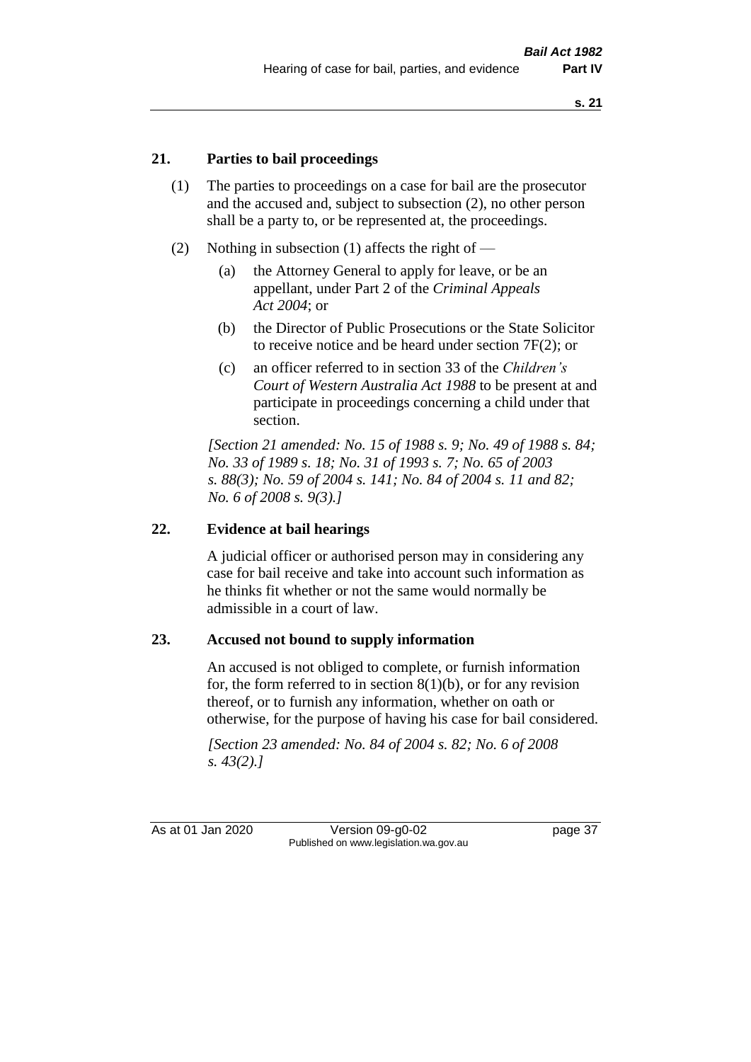## 21. Parties to bail proceedings

(1) The parties to proceedings on a case for bail are the prosecutor and the accused and, subject to subsection (2), no other person shall be a party to, or be represented at, the proceedings.

(2) Nothing in subsection (1) affects the right of —

  (a) the Attorney General to apply for leave, or be an appellant, under Part 2 of the *Criminal Appeals Act 2004*; or

  (b) the Director of Public Prosecutions or the State Solicitor to receive notice and be heard under section 7F(2); or

  (c) an officer referred to in section 33 of the *Children's Court of Western Australia Act 1988* to be present at and participate in proceedings concerning a child under that section.

*[Section 21 amended: No. 15 of 1988 s. 9; No. 49 of 1988 s. 84; No. 33 of 1989 s. 18; No. 31 of 1993 s. 7; No. 65 of 2003 s. 88(3); No. 59 of 2004 s. 141; No. 84 of 2004 s. 11 and 82; No. 6 of 2008 s. 9(3).]*

## 22. Evidence at bail hearings

A judicial officer or authorised person may in considering any case for bail receive and take into account such information as he thinks fit whether or not the same would normally be admissible in a court of law.

## 23. Accused not bound to supply information

An accused is not obliged to complete, or furnish information for, the form referred to in section 8(1)(b), or for any revision thereof, or to furnish any information, whether on oath or otherwise, for the purpose of having his case for bail considered.

*[Section 23 amended: No. 84 of 2004 s. 82; No. 6 of 2008 s. 43(2).]*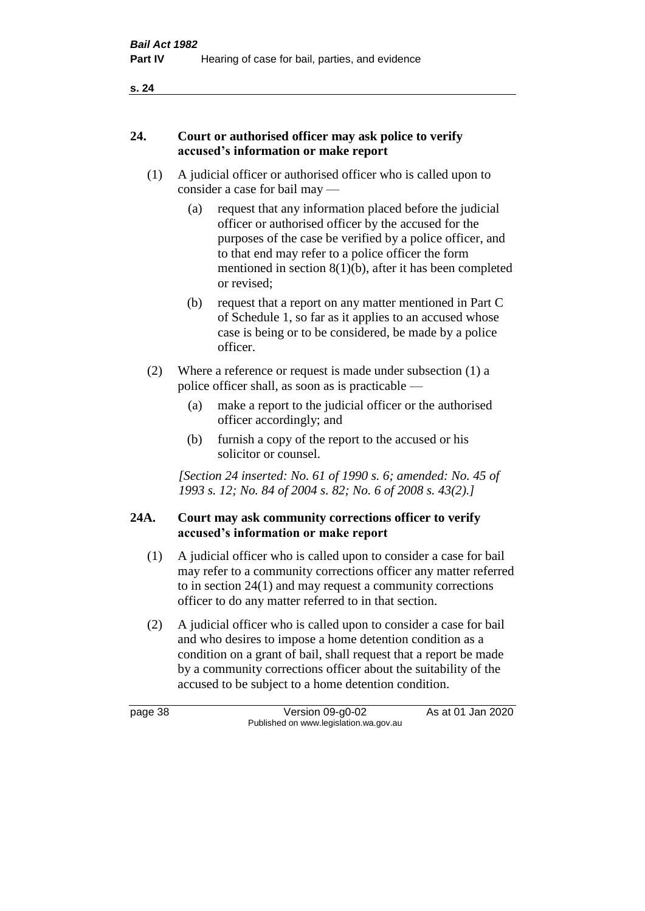## 24. Court or authorised officer may ask police to verify accused's information or make report

(1) A judicial officer or authorised officer who is called upon to consider a case for bail may —

(a) request that any information placed before the judicial officer or authorised officer by the accused for the purposes of the case be verified by a police officer, and to that end may refer to a police officer the form mentioned in section 8(1)(b), after it has been completed or revised;

(b) request that a report on any matter mentioned in Part C of Schedule 1, so far as it applies to an accused whose case is being or to be considered, be made by a police officer.

(2) Where a reference or request is made under subsection (1) a police officer shall, as soon as is practicable —

(a) make a report to the judicial officer or the authorised officer accordingly; and

(b) furnish a copy of the report to the accused or his solicitor or counsel.

*[Section 24 inserted: No. 61 of 1990 s. 6; amended: No. 45 of 1993 s. 12; No. 84 of 2004 s. 82; No. 6 of 2008 s. 43(2).]*

## 24A. Court may ask community corrections officer to verify accused's information or make report

(1) A judicial officer who is called upon to consider a case for bail may refer to a community corrections officer any matter referred to in section 24(1) and may request a community corrections officer to do any matter referred to in that section.

(2) A judicial officer who is called upon to consider a case for bail and who desires to impose a home detention condition as a condition on a grant of bail, shall request that a report be made by a community corrections officer about the suitability of the accused to be subject to a home detention condition.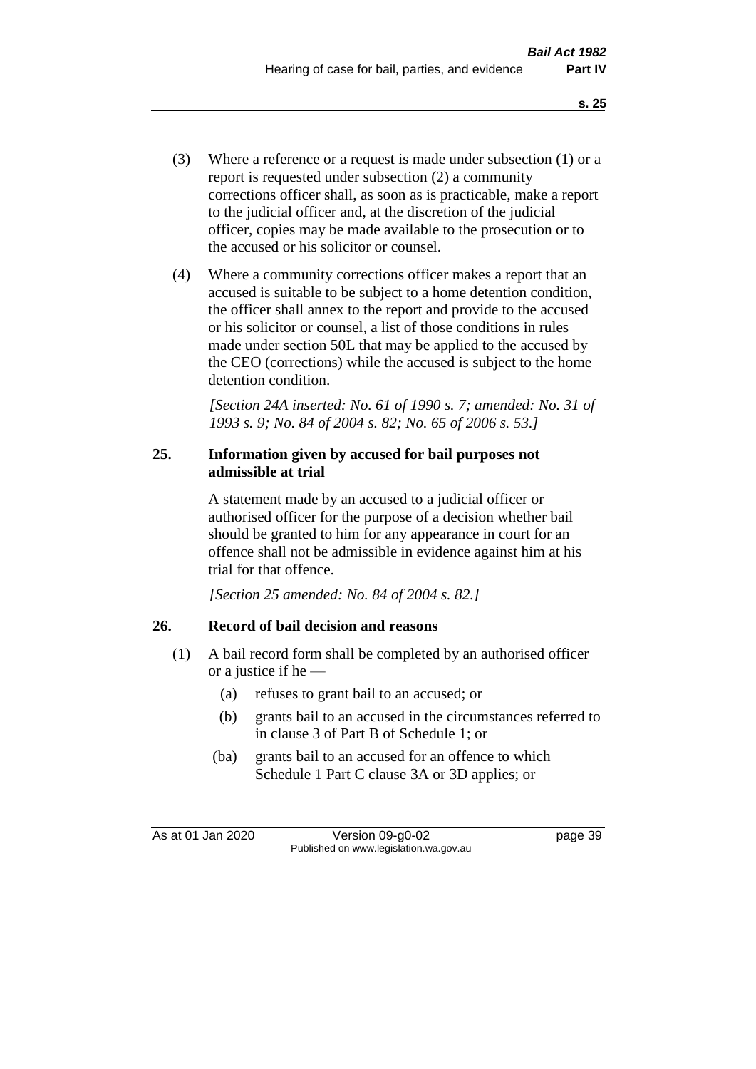(3) Where a reference or a request is made under subsection (1) or a report is requested under subsection (2) a community corrections officer shall, as soon as is practicable, make a report to the judicial officer and, at the discretion of the judicial officer, copies may be made available to the prosecution or to the accused or his solicitor or counsel.

(4) Where a community corrections officer makes a report that an accused is suitable to be subject to a home detention condition, the officer shall annex to the report and provide to the accused or his solicitor or counsel, a list of those conditions in rules made under section 50L that may be applied to the accused by the CEO (corrections) while the accused is subject to the home detention condition.

*[Section 24A inserted: No. 61 of 1990 s. 7; amended: No. 31 of 1993 s. 9; No. 84 of 2004 s. 82; No. 65 of 2006 s. 53.]*

### 25. Information given by accused for bail purposes not admissible at trial

A statement made by an accused to a judicial officer or authorised officer for the purpose of a decision whether bail should be granted to him for any appearance in court for an offence shall not be admissible in evidence against him at his trial for that offence.

*[Section 25 amended: No. 84 of 2004 s. 82.]*

### 26. Record of bail decision and reasons

(1) A bail record form shall be completed by an authorised officer or a justice if he —

(a) refuses to grant bail to an accused; or

(b) grants bail to an accused in the circumstances referred to in clause 3 of Part B of Schedule 1; or

(ba) grants bail to an accused for an offence to which Schedule 1 Part C clause 3A or 3D applies; or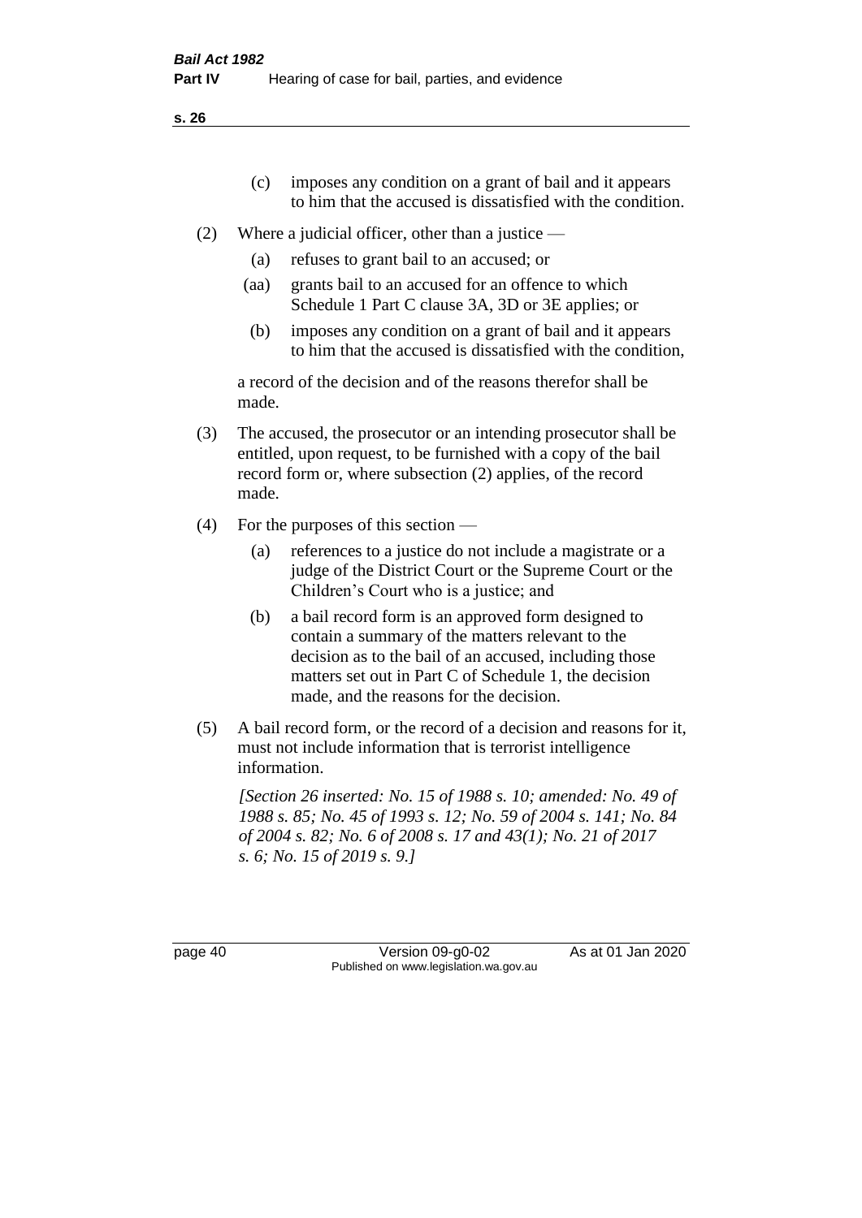(c) imposes any condition on a grant of bail and it appears to him that the accused is dissatisfied with the condition.

(2) Where a judicial officer, other than a justice —

(a) refuses to grant bail to an accused; or

(aa) grants bail to an accused for an offence to which Schedule 1 Part C clause 3A, 3D or 3E applies; or

(b) imposes any condition on a grant of bail and it appears to him that the accused is dissatisfied with the condition,

a record of the decision and of the reasons therefor shall be made.

(3) The accused, the prosecutor or an intending prosecutor shall be entitled, upon request, to be furnished with a copy of the bail record form or, where subsection (2) applies, of the record made.

(4) For the purposes of this section —

(a) references to a justice do not include a magistrate or a judge of the District Court or the Supreme Court or the Children's Court who is a justice; and

(b) a bail record form is an approved form designed to contain a summary of the matters relevant to the decision as to the bail of an accused, including those matters set out in Part C of Schedule 1, the decision made, and the reasons for the decision.

(5) A bail record form, or the record of a decision and reasons for it, must not include information that is terrorist intelligence information.

*[Section 26 inserted: No. 15 of 1988 s. 10; amended: No. 49 of 1988 s. 85; No. 45 of 1993 s. 12; No. 59 of 2004 s. 141; No. 84 of 2004 s. 82; No. 6 of 2008 s. 17 and 43(1); No. 21 of 2017 s. 6; No. 15 of 2019 s. 9.]*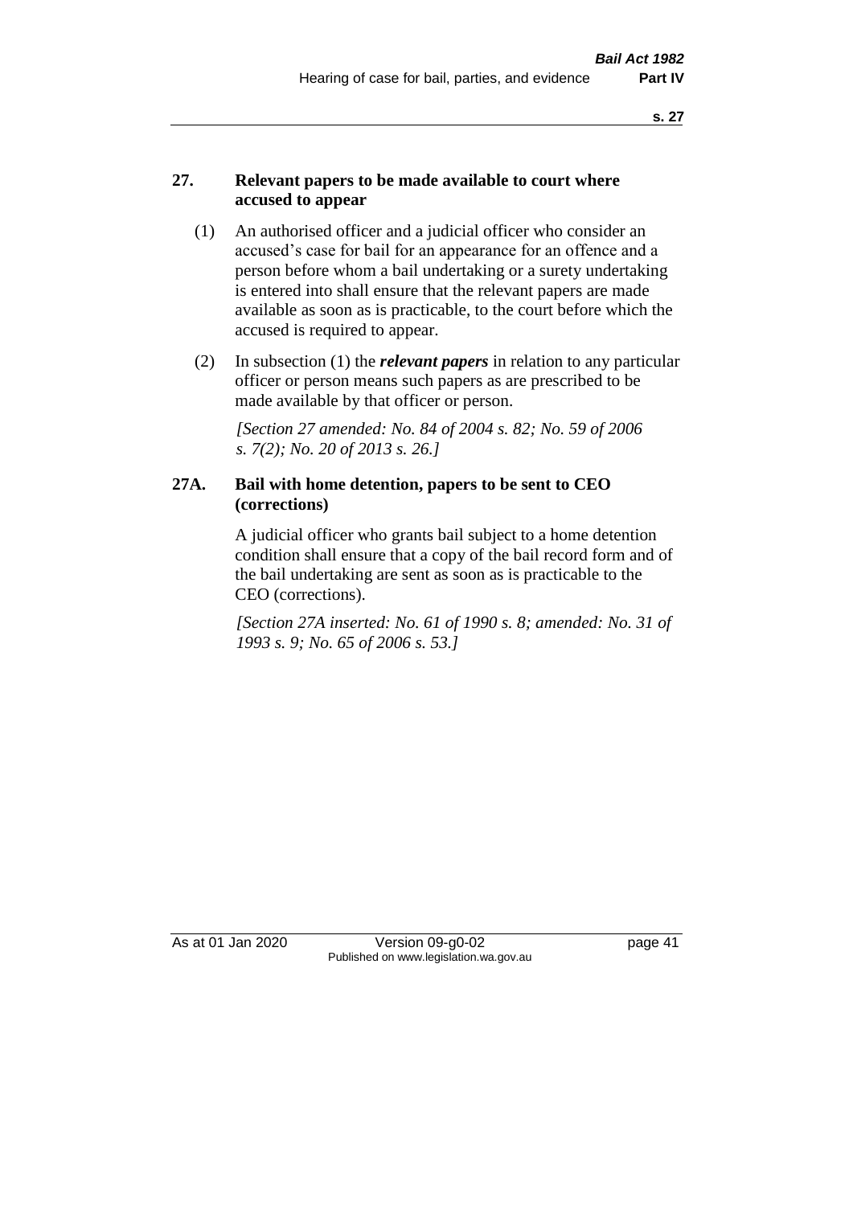## 27. Relevant papers to be made available to court where accused to appear

(1) An authorised officer and a judicial officer who consider an accused's case for bail for an appearance for an offence and a person before whom a bail undertaking or a surety undertaking is entered into shall ensure that the relevant papers are made available as soon as is practicable, to the court before which the accused is required to appear.

(2) In subsection (1) the ***relevant papers*** in relation to any particular officer or person means such papers as are prescribed to be made available by that officer or person.

*[Section 27 amended: No. 84 of 2004 s. 82; No. 59 of 2006 s. 7(2); No. 20 of 2013 s. 26.]*

## 27A. Bail with home detention, papers to be sent to CEO (corrections)

A judicial officer who grants bail subject to a home detention condition shall ensure that a copy of the bail record form and of the bail undertaking are sent as soon as is practicable to the CEO (corrections).

*[Section 27A inserted: No. 61 of 1990 s. 8; amended: No. 31 of 1993 s. 9; No. 65 of 2006 s. 53.]*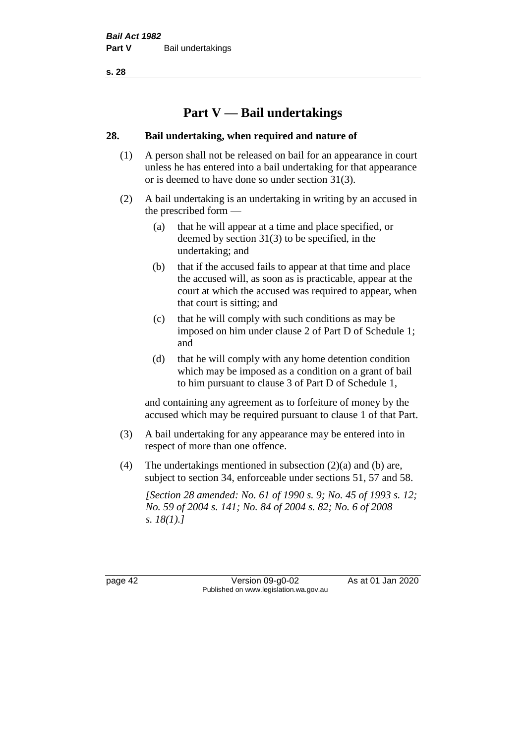# Part V — Bail undertakings

## 28. Bail undertaking, when required and nature of

(1) A person shall not be released on bail for an appearance in court unless he has entered into a bail undertaking for that appearance or is deemed to have done so under section 31(3).

(2) A bail undertaking is an undertaking in writing by an accused in the prescribed form —

(a) that he will appear at a time and place specified, or deemed by section 31(3) to be specified, in the undertaking; and

(b) that if the accused fails to appear at that time and place the accused will, as soon as is practicable, appear at the court at which the accused was required to appear, when that court is sitting; and

(c) that he will comply with such conditions as may be imposed on him under clause 2 of Part D of Schedule 1; and

(d) that he will comply with any home detention condition which may be imposed as a condition on a grant of bail to him pursuant to clause 3 of Part D of Schedule 1,

and containing any agreement as to forfeiture of money by the accused which may be required pursuant to clause 1 of that Part.

(3) A bail undertaking for any appearance may be entered into in respect of more than one offence.

(4) The undertakings mentioned in subsection (2)(a) and (b) are, subject to section 34, enforceable under sections 51, 57 and 58.

*[Section 28 amended: No. 61 of 1990 s. 9; No. 45 of 1993 s. 12; No. 59 of 2004 s. 141; No. 84 of 2004 s. 82; No. 6 of 2008 s. 18(1).]*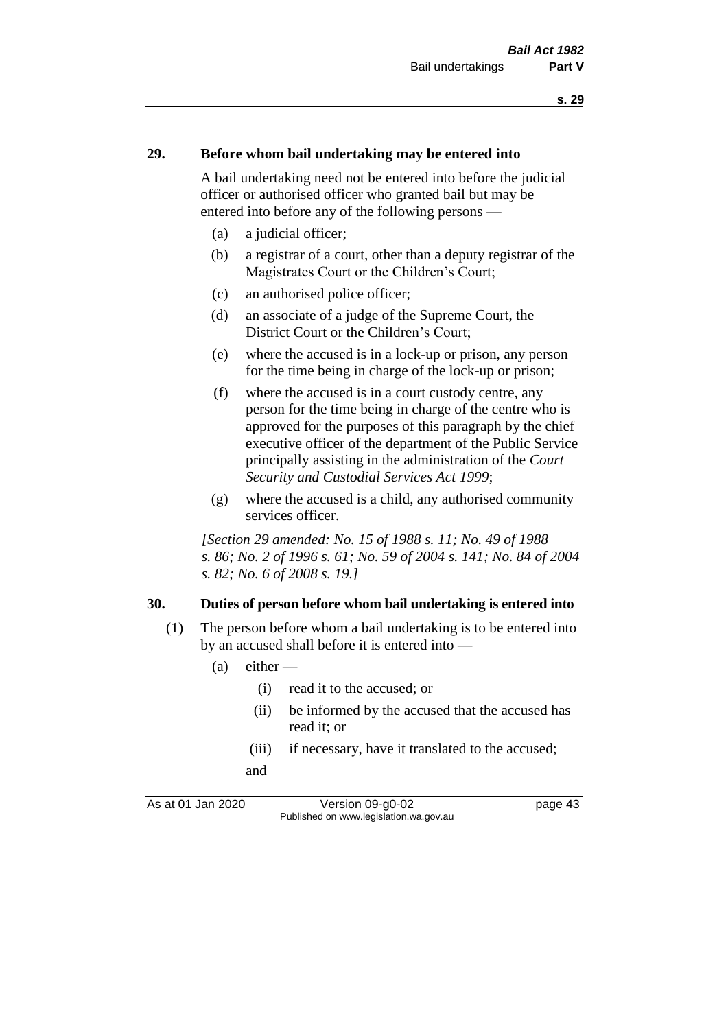## 29. Before whom bail undertaking may be entered into

A bail undertaking need not be entered into before the judicial officer or authorised officer who granted bail but may be entered into before any of the following persons —

(a) a judicial officer;

(b) a registrar of a court, other than a deputy registrar of the Magistrates Court or the Children's Court;

(c) an authorised police officer;

(d) an associate of a judge of the Supreme Court, the District Court or the Children's Court;

(e) where the accused is in a lock-up or prison, any person for the time being in charge of the lock-up or prison;

(f) where the accused is in a court custody centre, any person for the time being in charge of the centre who is approved for the purposes of this paragraph by the chief executive officer of the department of the Public Service principally assisting in the administration of the *Court Security and Custodial Services Act 1999*;

(g) where the accused is a child, any authorised community services officer.

*[Section 29 amended: No. 15 of 1988 s. 11; No. 49 of 1988 s. 86; No. 2 of 1996 s. 61; No. 59 of 2004 s. 141; No. 84 of 2004 s. 82; No. 6 of 2008 s. 19.]*

## 30. Duties of person before whom bail undertaking is entered into

(1) The person before whom a bail undertaking is to be entered into by an accused shall before it is entered into —

(a) either —

(i) read it to the accused; or

(ii) be informed by the accused that the accused has read it; or

(iii) if necessary, have it translated to the accused;

and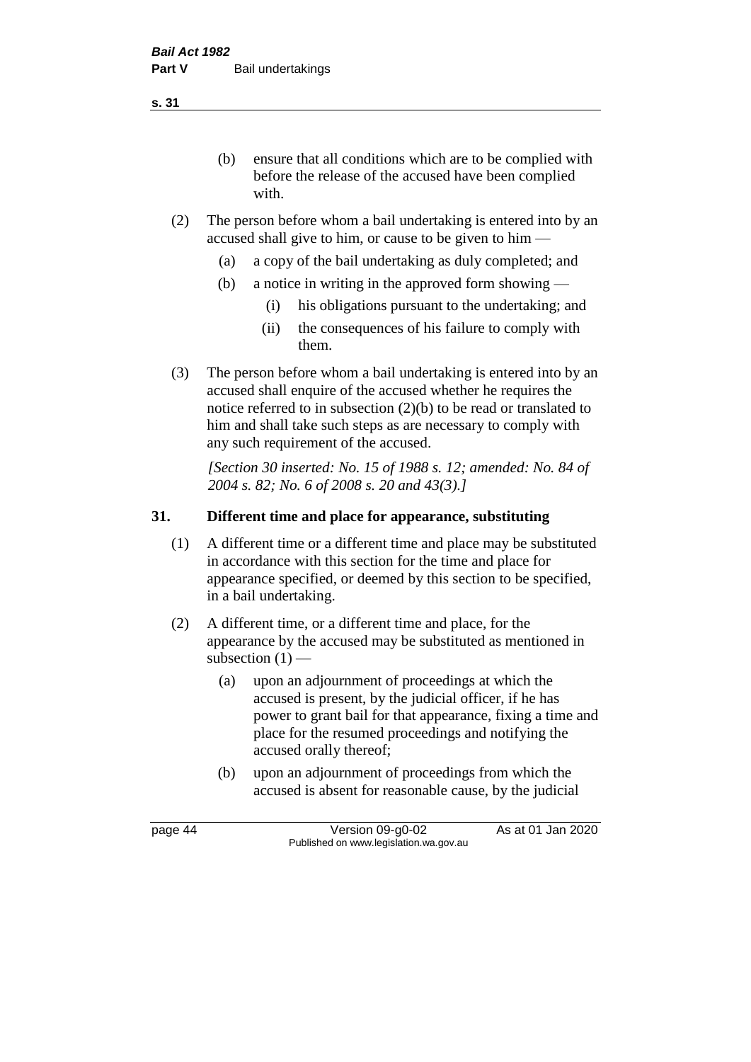(b) ensure that all conditions which are to be complied with before the release of the accused have been complied with.

(2) The person before whom a bail undertaking is entered into by an accused shall give to him, or cause to be given to him —

(a) a copy of the bail undertaking as duly completed; and

(b) a notice in writing in the approved form showing —

(i) his obligations pursuant to the undertaking; and

(ii) the consequences of his failure to comply with them.

(3) The person before whom a bail undertaking is entered into by an accused shall enquire of the accused whether he requires the notice referred to in subsection (2)(b) to be read or translated to him and shall take such steps as are necessary to comply with any such requirement of the accused.

*[Section 30 inserted: No. 15 of 1988 s. 12; amended: No. 84 of 2004 s. 82; No. 6 of 2008 s. 20 and 43(3).]*

## 31. Different time and place for appearance, substituting

(1) A different time or a different time and place may be substituted in accordance with this section for the time and place for appearance specified, or deemed by this section to be specified, in a bail undertaking.

(2) A different time, or a different time and place, for the appearance by the accused may be substituted as mentioned in subsection (1) —

(a) upon an adjournment of proceedings at which the accused is present, by the judicial officer, if he has power to grant bail for that appearance, fixing a time and place for the resumed proceedings and notifying the accused orally thereof;

(b) upon an adjournment of proceedings from which the accused is absent for reasonable cause, by the judicial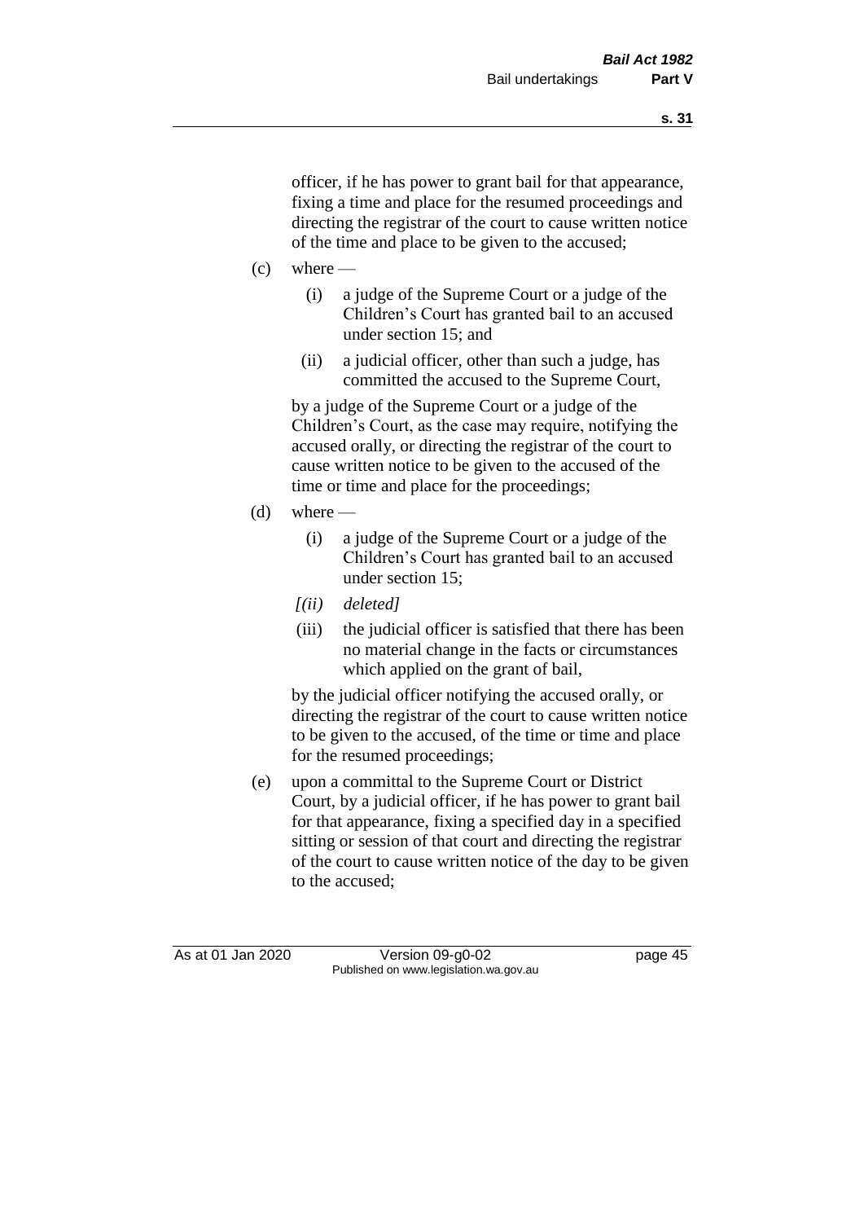officer, if he has power to grant bail for that appearance, fixing a time and place for the resumed proceedings and directing the registrar of the court to cause written notice of the time and place to be given to the accused;

(c) where —

  (i) a judge of the Supreme Court or a judge of the Children's Court has granted bail to an accused under section 15; and

  (ii) a judicial officer, other than such a judge, has committed the accused to the Supreme Court,

by a judge of the Supreme Court or a judge of the Children's Court, as the case may require, notifying the accused orally, or directing the registrar of the court to cause written notice to be given to the accused of the time or time and place for the proceedings;

(d) where —

  (i) a judge of the Supreme Court or a judge of the Children's Court has granted bail to an accused under section 15;

  *[(ii) deleted]*

  (iii) the judicial officer is satisfied that there has been no material change in the facts or circumstances which applied on the grant of bail,

by the judicial officer notifying the accused orally, or directing the registrar of the court to cause written notice to be given to the accused, of the time or time and place for the resumed proceedings;

(e) upon a committal to the Supreme Court or District Court, by a judicial officer, if he has power to grant bail for that appearance, fixing a specified day in a specified sitting or session of that court and directing the registrar of the court to cause written notice of the day to be given to the accused;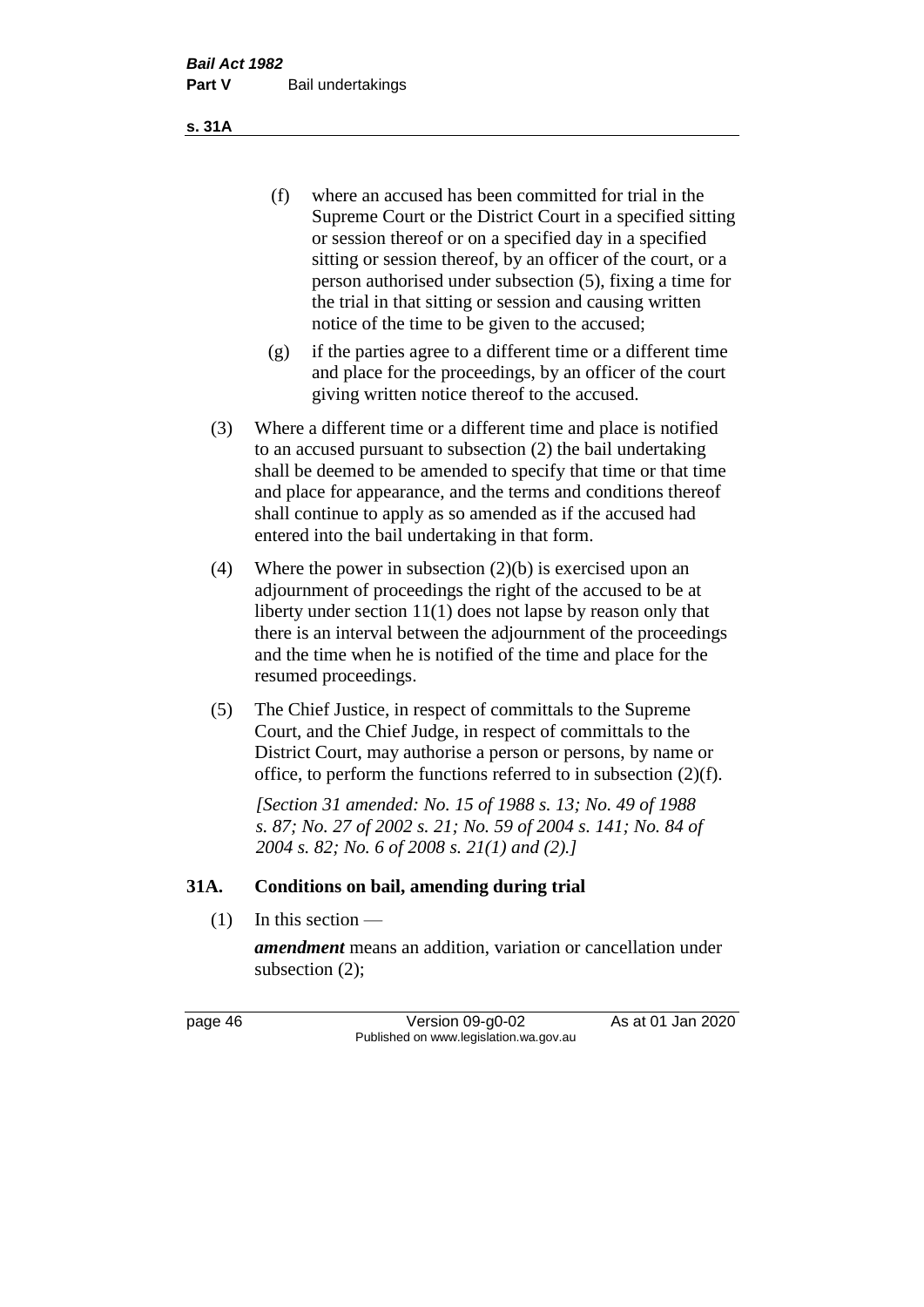(f) where an accused has been committed for trial in the Supreme Court or the District Court in a specified sitting or session thereof or on a specified day in a specified sitting or session thereof, by an officer of the court, or a person authorised under subsection (5), fixing a time for the trial in that sitting or session and causing written notice of the time to be given to the accused;

(g) if the parties agree to a different time or a different time and place for the proceedings, by an officer of the court giving written notice thereof to the accused.

(3) Where a different time or a different time and place is notified to an accused pursuant to subsection (2) the bail undertaking shall be deemed to be amended to specify that time or that time and place for appearance, and the terms and conditions thereof shall continue to apply as so amended as if the accused had entered into the bail undertaking in that form.

(4) Where the power in subsection (2)(b) is exercised upon an adjournment of proceedings the right of the accused to be at liberty under section 11(1) does not lapse by reason only that there is an interval between the adjournment of the proceedings and the time when he is notified of the time and place for the resumed proceedings.

(5) The Chief Justice, in respect of committals to the Supreme Court, and the Chief Judge, in respect of committals to the District Court, may authorise a person or persons, by name or office, to perform the functions referred to in subsection (2)(f).

*[Section 31 amended: No. 15 of 1988 s. 13; No. 49 of 1988 s. 87; No. 27 of 2002 s. 21; No. 59 of 2004 s. 141; No. 84 of 2004 s. 82; No. 6 of 2008 s. 21(1) and (2).]*

## 31A. Conditions on bail, amending during trial

(1) In this section —

***amendment*** means an addition, variation or cancellation under subsection (2);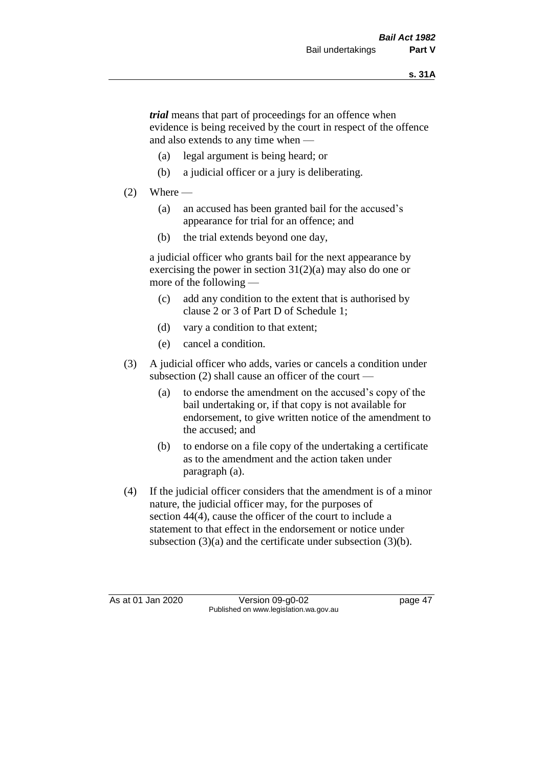***trial*** means that part of proceedings for an offence when evidence is being received by the court in respect of the offence and also extends to any time when —

(a) legal argument is being heard; or

(b) a judicial officer or a jury is deliberating.

(2) Where —

(a) an accused has been granted bail for the accused's appearance for trial for an offence; and

(b) the trial extends beyond one day,

a judicial officer who grants bail for the next appearance by exercising the power in section 31(2)(a) may also do one or more of the following —

(c) add any condition to the extent that is authorised by clause 2 or 3 of Part D of Schedule 1;

(d) vary a condition to that extent;

(e) cancel a condition.

(3) A judicial officer who adds, varies or cancels a condition under subsection (2) shall cause an officer of the court —

(a) to endorse the amendment on the accused's copy of the bail undertaking or, if that copy is not available for endorsement, to give written notice of the amendment to the accused; and

(b) to endorse on a file copy of the undertaking a certificate as to the amendment and the action taken under paragraph (a).

(4) If the judicial officer considers that the amendment is of a minor nature, the judicial officer may, for the purposes of section 44(4), cause the officer of the court to include a statement to that effect in the endorsement or notice under subsection (3)(a) and the certificate under subsection (3)(b).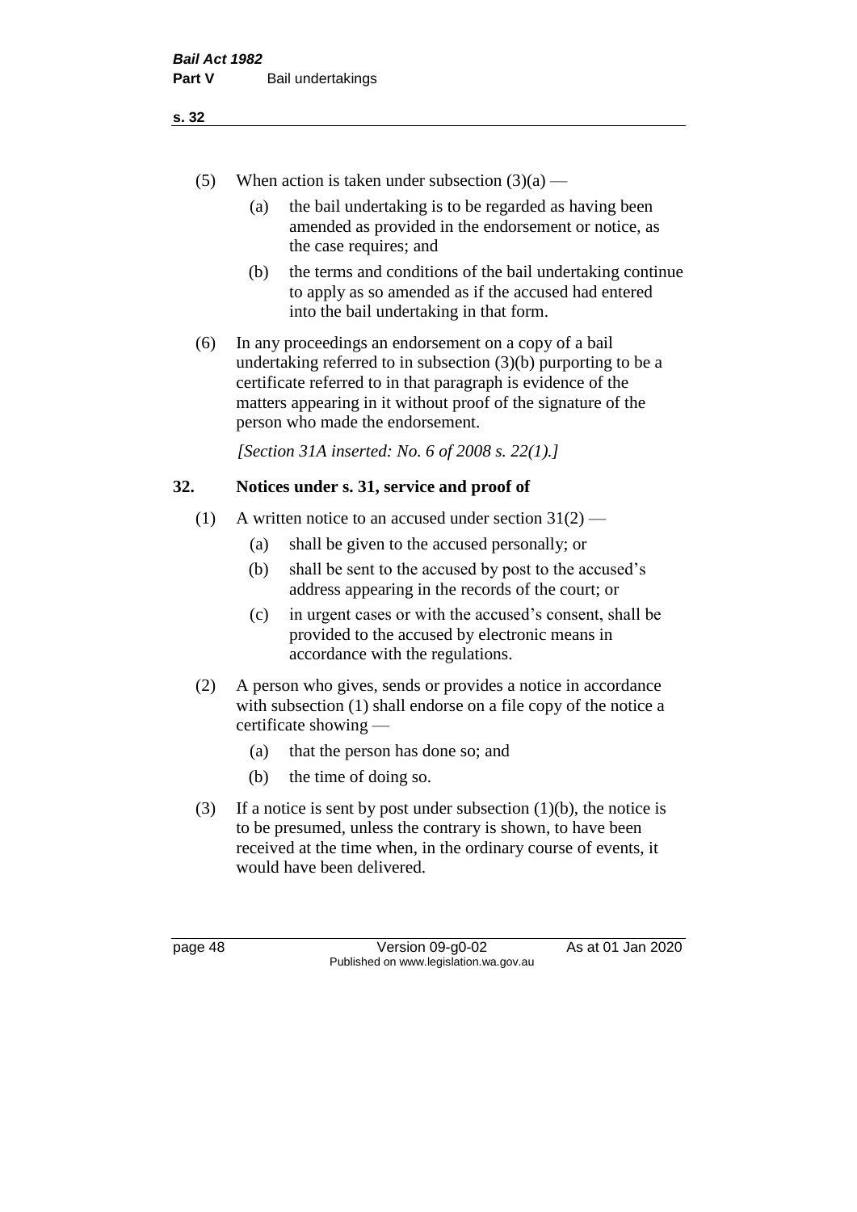(5) When action is taken under subsection (3)(a) —

(a) the bail undertaking is to be regarded as having been amended as provided in the endorsement or notice, as the case requires; and

(b) the terms and conditions of the bail undertaking continue to apply as so amended as if the accused had entered into the bail undertaking in that form.

(6) In any proceedings an endorsement on a copy of a bail undertaking referred to in subsection (3)(b) purporting to be a certificate referred to in that paragraph is evidence of the matters appearing in it without proof of the signature of the person who made the endorsement.

*[Section 31A inserted: No. 6 of 2008 s. 22(1).]*

## 32. Notices under s. 31, service and proof of

(1) A written notice to an accused under section 31(2) —

(a) shall be given to the accused personally; or

(b) shall be sent to the accused by post to the accused's address appearing in the records of the court; or

(c) in urgent cases or with the accused's consent, shall be provided to the accused by electronic means in accordance with the regulations.

(2) A person who gives, sends or provides a notice in accordance with subsection (1) shall endorse on a file copy of the notice a certificate showing —

(a) that the person has done so; and

(b) the time of doing so.

(3) If a notice is sent by post under subsection (1)(b), the notice is to be presumed, unless the contrary is shown, to have been received at the time when, in the ordinary course of events, it would have been delivered.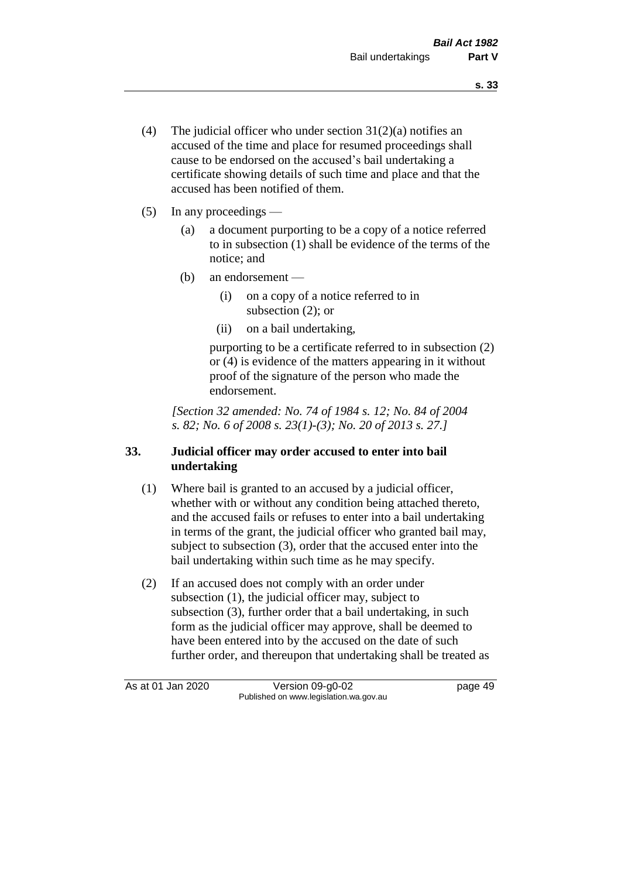(4) The judicial officer who under section 31(2)(a) notifies an accused of the time and place for resumed proceedings shall cause to be endorsed on the accused's bail undertaking a certificate showing details of such time and place and that the accused has been notified of them.

(5) In any proceedings —

  (a) a document purporting to be a copy of a notice referred to in subsection (1) shall be evidence of the terms of the notice; and

  (b) an endorsement —

    (i) on a copy of a notice referred to in subsection (2); or

    (ii) on a bail undertaking,

  purporting to be a certificate referred to in subsection (2) or (4) is evidence of the matters appearing in it without proof of the signature of the person who made the endorsement.

*[Section 32 amended: No. 74 of 1984 s. 12; No. 84 of 2004 s. 82; No. 6 of 2008 s. 23(1)-(3); No. 20 of 2013 s. 27.]*

### 33. Judicial officer may order accused to enter into bail undertaking

(1) Where bail is granted to an accused by a judicial officer, whether with or without any condition being attached thereto, and the accused fails or refuses to enter into a bail undertaking in terms of the grant, the judicial officer who granted bail may, subject to subsection (3), order that the accused enter into the bail undertaking within such time as he may specify.

(2) If an accused does not comply with an order under subsection (1), the judicial officer may, subject to subsection (3), further order that a bail undertaking, in such form as the judicial officer may approve, shall be deemed to have been entered into by the accused on the date of such further order, and thereupon that undertaking shall be treated as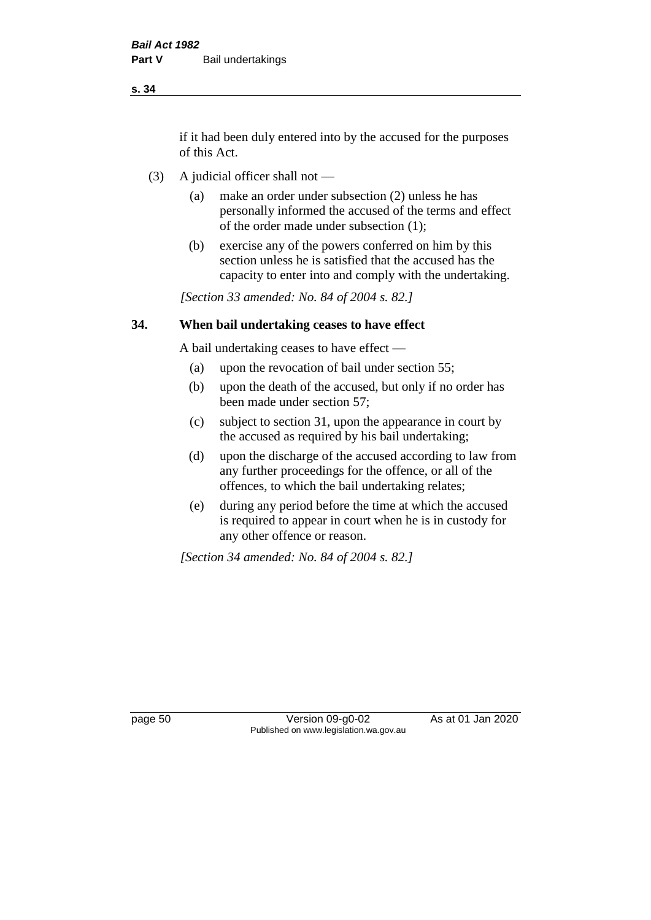if it had been duly entered into by the accused for the purposes of this Act.

(3) A judicial officer shall not —

(a) make an order under subsection (2) unless he has personally informed the accused of the terms and effect of the order made under subsection (1);

(b) exercise any of the powers conferred on him by this section unless he is satisfied that the accused has the capacity to enter into and comply with the undertaking.

*[Section 33 amended: No. 84 of 2004 s. 82.]*

## 34. When bail undertaking ceases to have effect

A bail undertaking ceases to have effect —

(a) upon the revocation of bail under section 55;

(b) upon the death of the accused, but only if no order has been made under section 57;

(c) subject to section 31, upon the appearance in court by the accused as required by his bail undertaking;

(d) upon the discharge of the accused according to law from any further proceedings for the offence, or all of the offences, to which the bail undertaking relates;

(e) during any period before the time at which the accused is required to appear in court when he is in custody for any other offence or reason.

*[Section 34 amended: No. 84 of 2004 s. 82.]*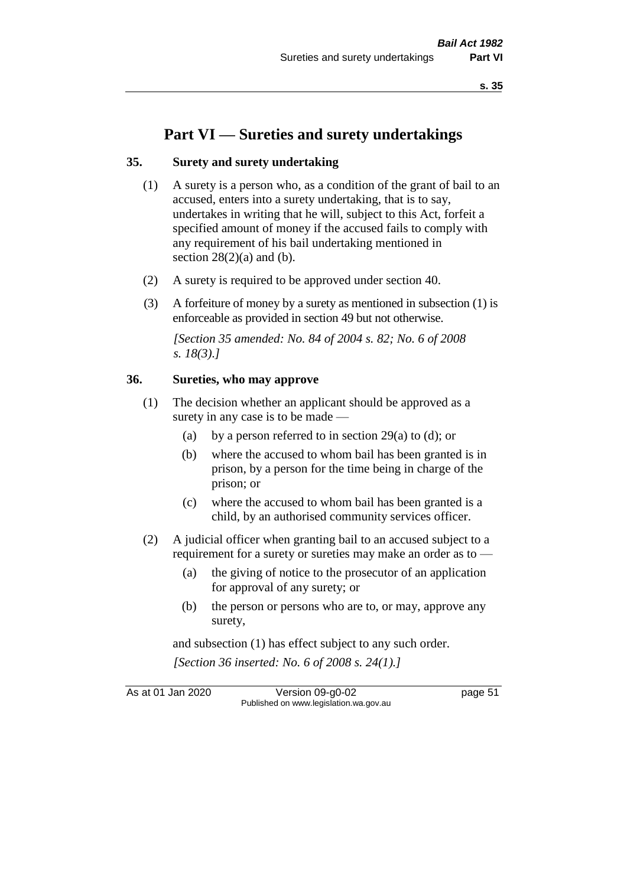# Part VI — Sureties and surety undertakings

## 35. Surety and surety undertaking

(1) A surety is a person who, as a condition of the grant of bail to an accused, enters into a surety undertaking, that is to say, undertakes in writing that he will, subject to this Act, forfeit a specified amount of money if the accused fails to comply with any requirement of his bail undertaking mentioned in section 28(2)(a) and (b).

(2) A surety is required to be approved under section 40.

(3) A forfeiture of money by a surety as mentioned in subsection (1) is enforceable as provided in section 49 but not otherwise.

*[Section 35 amended: No. 84 of 2004 s. 82; No. 6 of 2008 s. 18(3).]*

## 36. Sureties, who may approve

(1) The decision whether an applicant should be approved as a surety in any case is to be made —

- (a) by a person referred to in section 29(a) to (d); or
- (b) where the accused to whom bail has been granted is in prison, by a person for the time being in charge of the prison; or
- (c) where the accused to whom bail has been granted is a child, by an authorised community services officer.

(2) A judicial officer when granting bail to an accused subject to a requirement for a surety or sureties may make an order as to —

- (a) the giving of notice to the prosecutor of an application for approval of any surety; or
- (b) the person or persons who are to, or may, approve any surety,

and subsection (1) has effect subject to any such order.

*[Section 36 inserted: No. 6 of 2008 s. 24(1).]*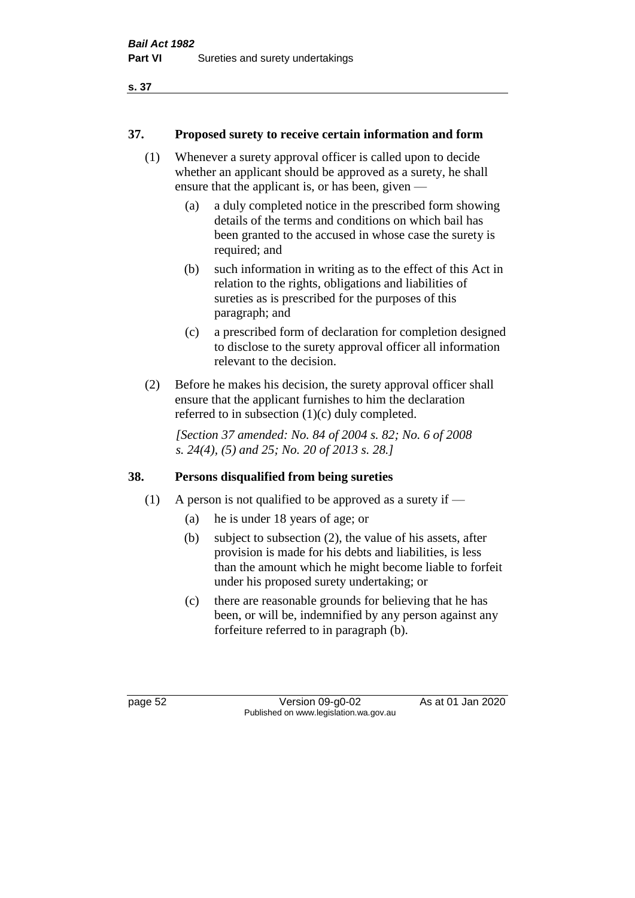## 37. Proposed surety to receive certain information and form

(1) Whenever a surety approval officer is called upon to decide whether an applicant should be approved as a surety, he shall ensure that the applicant is, or has been, given —

- (a) a duly completed notice in the prescribed form showing details of the terms and conditions on which bail has been granted to the accused in whose case the surety is required; and
- (b) such information in writing as to the effect of this Act in relation to the rights, obligations and liabilities of sureties as is prescribed for the purposes of this paragraph; and
- (c) a prescribed form of declaration for completion designed to disclose to the surety approval officer all information relevant to the decision.

(2) Before he makes his decision, the surety approval officer shall ensure that the applicant furnishes to him the declaration referred to in subsection (1)(c) duly completed.

*[Section 37 amended: No. 84 of 2004 s. 82; No. 6 of 2008 s. 24(4), (5) and 25; No. 20 of 2013 s. 28.]*

## 38. Persons disqualified from being sureties

(1) A person is not qualified to be approved as a surety if —

- (a) he is under 18 years of age; or
- (b) subject to subsection (2), the value of his assets, after provision is made for his debts and liabilities, is less than the amount which he might become liable to forfeit under his proposed surety undertaking; or
- (c) there are reasonable grounds for believing that he has been, or will be, indemnified by any person against any forfeiture referred to in paragraph (b).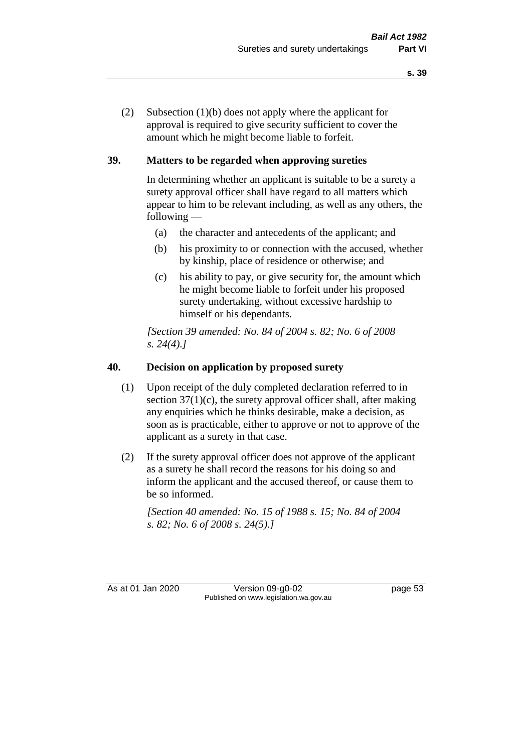(2) Subsection (1)(b) does not apply where the applicant for approval is required to give security sufficient to cover the amount which he might become liable to forfeit.

## 39. Matters to be regarded when approving sureties

In determining whether an applicant is suitable to be a surety a surety approval officer shall have regard to all matters which appear to him to be relevant including, as well as any others, the following —

(a) the character and antecedents of the applicant; and

(b) his proximity to or connection with the accused, whether by kinship, place of residence or otherwise; and

(c) his ability to pay, or give security for, the amount which he might become liable to forfeit under his proposed surety undertaking, without excessive hardship to himself or his dependants.

*[Section 39 amended: No. 84 of 2004 s. 82; No. 6 of 2008 s. 24(4).]*

## 40. Decision on application by proposed surety

(1) Upon receipt of the duly completed declaration referred to in section 37(1)(c), the surety approval officer shall, after making any enquiries which he thinks desirable, make a decision, as soon as is practicable, either to approve or not to approve of the applicant as a surety in that case.

(2) If the surety approval officer does not approve of the applicant as a surety he shall record the reasons for his doing so and inform the applicant and the accused thereof, or cause them to be so informed.

*[Section 40 amended: No. 15 of 1988 s. 15; No. 84 of 2004 s. 82; No. 6 of 2008 s. 24(5).]*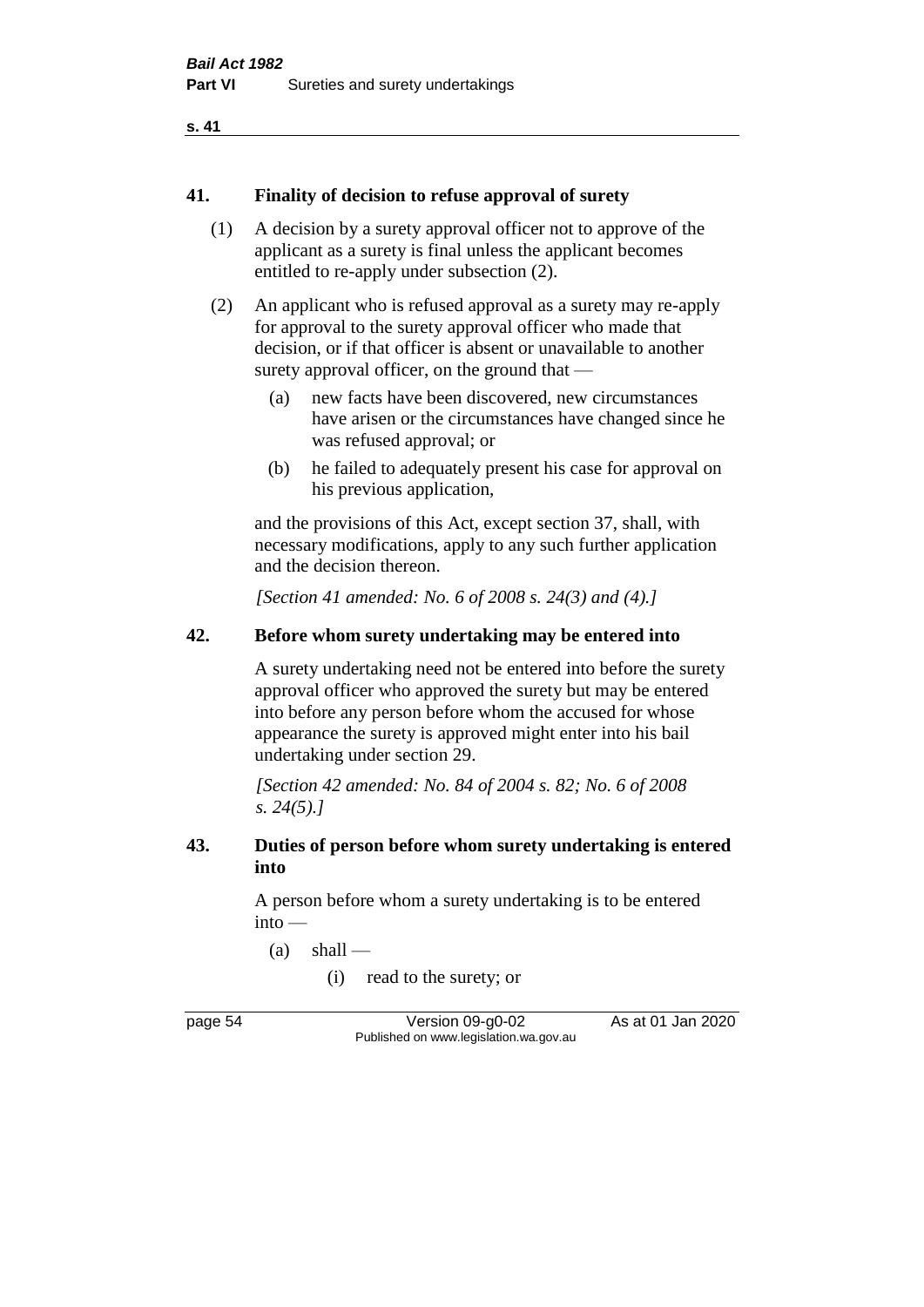## 41. Finality of decision to refuse approval of surety

(1) A decision by a surety approval officer not to approve of the applicant as a surety is final unless the applicant becomes entitled to re-apply under subsection (2).

(2) An applicant who is refused approval as a surety may re-apply for approval to the surety approval officer who made that decision, or if that officer is absent or unavailable to another surety approval officer, on the ground that —

  (a) new facts have been discovered, new circumstances have arisen or the circumstances have changed since he was refused approval; or

  (b) he failed to adequately present his case for approval on his previous application,

and the provisions of this Act, except section 37, shall, with necessary modifications, apply to any such further application and the decision thereon.

*[Section 41 amended: No. 6 of 2008 s. 24(3) and (4).]*

## 42. Before whom surety undertaking may be entered into

A surety undertaking need not be entered into before the surety approval officer who approved the surety but may be entered into before any person before whom the accused for whose appearance the surety is approved might enter into his bail undertaking under section 29.

*[Section 42 amended: No. 84 of 2004 s. 82; No. 6 of 2008 s. 24(5).]*

## 43. Duties of person before whom surety undertaking is entered into

A person before whom a surety undertaking is to be entered into —

  (a) shall —

    (i) read to the surety; or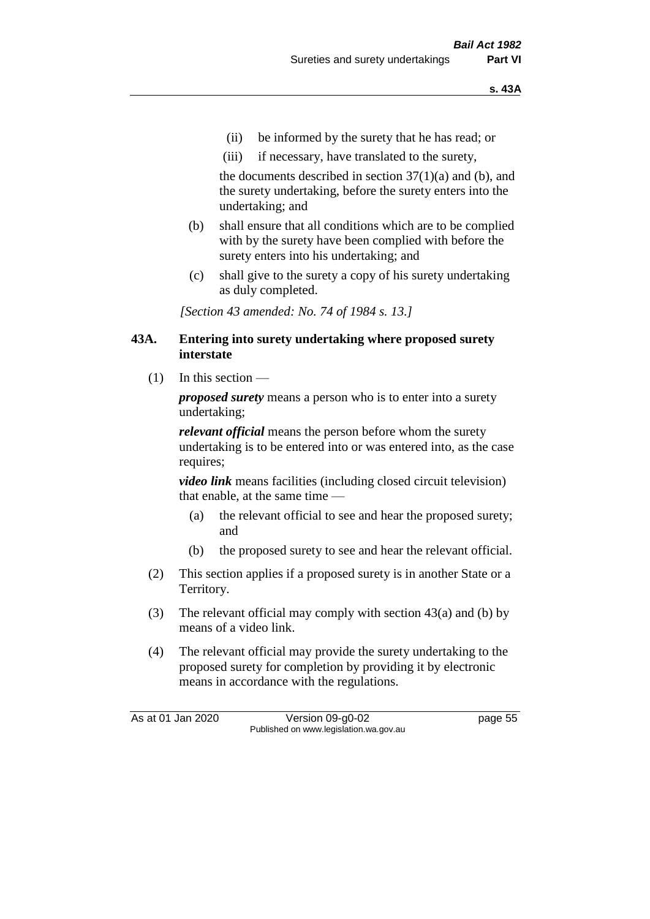(ii) be informed by the surety that he has read; or

(iii) if necessary, have translated to the surety,

the documents described in section 37(1)(a) and (b), and the surety undertaking, before the surety enters into the undertaking; and

(b) shall ensure that all conditions which are to be complied with by the surety have been complied with before the surety enters into his undertaking; and

(c) shall give to the surety a copy of his surety undertaking as duly completed.

*[Section 43 amended: No. 74 of 1984 s. 13.]*

## 43A. Entering into surety undertaking where proposed surety interstate

(1) In this section —

***proposed surety*** means a person who is to enter into a surety undertaking;

***relevant official*** means the person before whom the surety undertaking is to be entered into or was entered into, as the case requires;

***video link*** means facilities (including closed circuit television) that enable, at the same time —

(a) the relevant official to see and hear the proposed surety; and

(b) the proposed surety to see and hear the relevant official.

(2) This section applies if a proposed surety is in another State or a Territory.

(3) The relevant official may comply with section 43(a) and (b) by means of a video link.

(4) The relevant official may provide the surety undertaking to the proposed surety for completion by providing it by electronic means in accordance with the regulations.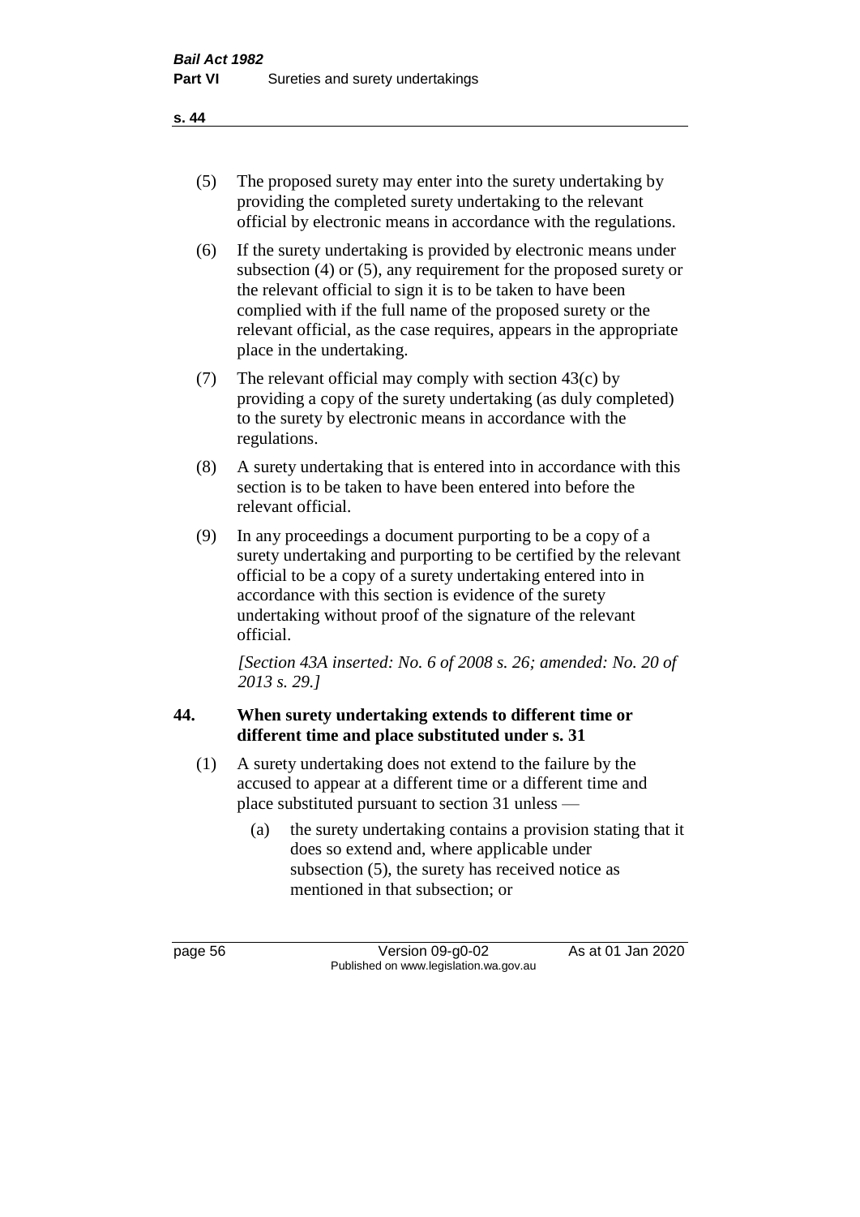(5) The proposed surety may enter into the surety undertaking by providing the completed surety undertaking to the relevant official by electronic means in accordance with the regulations.

(6) If the surety undertaking is provided by electronic means under subsection (4) or (5), any requirement for the proposed surety or the relevant official to sign it is to be taken to have been complied with if the full name of the proposed surety or the relevant official, as the case requires, appears in the appropriate place in the undertaking.

(7) The relevant official may comply with section 43(c) by providing a copy of the surety undertaking (as duly completed) to the surety by electronic means in accordance with the regulations.

(8) A surety undertaking that is entered into in accordance with this section is to be taken to have been entered into before the relevant official.

(9) In any proceedings a document purporting to be a copy of a surety undertaking and purporting to be certified by the relevant official to be a copy of a surety undertaking entered into in accordance with this section is evidence of the surety undertaking without proof of the signature of the relevant official.

*[Section 43A inserted: No. 6 of 2008 s. 26; amended: No. 20 of 2013 s. 29.]*

### 44. When surety undertaking extends to different time or different time and place substituted under s. 31

(1) A surety undertaking does not extend to the failure by the accused to appear at a different time or a different time and place substituted pursuant to section 31 unless —

(a) the surety undertaking contains a provision stating that it does so extend and, where applicable under subsection (5), the surety has received notice as mentioned in that subsection; or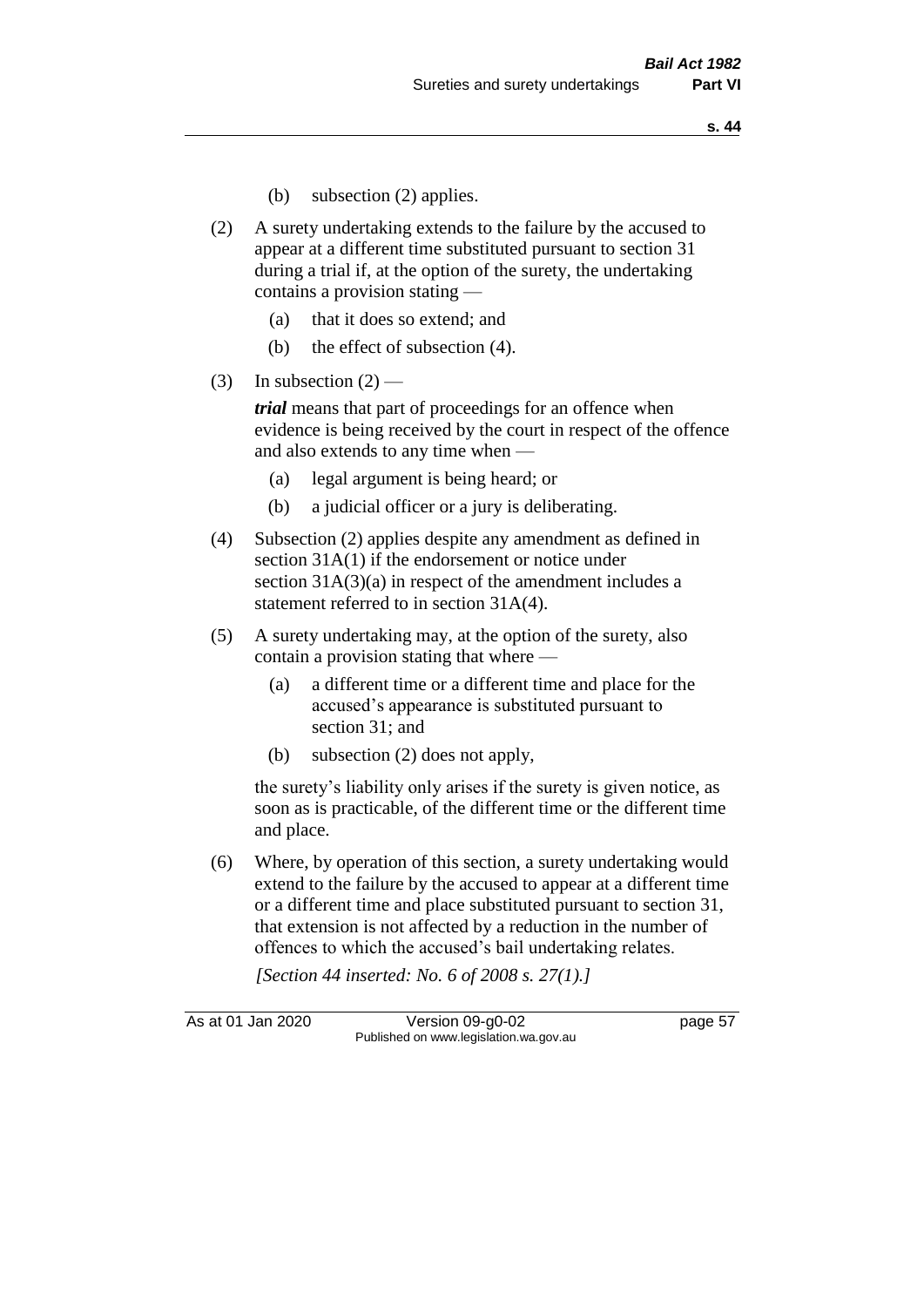(b) subsection (2) applies.

(2) A surety undertaking extends to the failure by the accused to appear at a different time substituted pursuant to section 31 during a trial if, at the option of the surety, the undertaking contains a provision stating —

(a) that it does so extend; and

(b) the effect of subsection (4).

(3) In subsection (2) —

***trial*** means that part of proceedings for an offence when evidence is being received by the court in respect of the offence and also extends to any time when —

(a) legal argument is being heard; or

(b) a judicial officer or a jury is deliberating.

(4) Subsection (2) applies despite any amendment as defined in section 31A(1) if the endorsement or notice under section 31A(3)(a) in respect of the amendment includes a statement referred to in section 31A(4).

(5) A surety undertaking may, at the option of the surety, also contain a provision stating that where —

(a) a different time or a different time and place for the accused's appearance is substituted pursuant to section 31; and

(b) subsection (2) does not apply,

the surety's liability only arises if the surety is given notice, as soon as is practicable, of the different time or the different time and place.

(6) Where, by operation of this section, a surety undertaking would extend to the failure by the accused to appear at a different time or a different time and place substituted pursuant to section 31, that extension is not affected by a reduction in the number of offences to which the accused's bail undertaking relates.

*[Section 44 inserted: No. 6 of 2008 s. 27(1).]*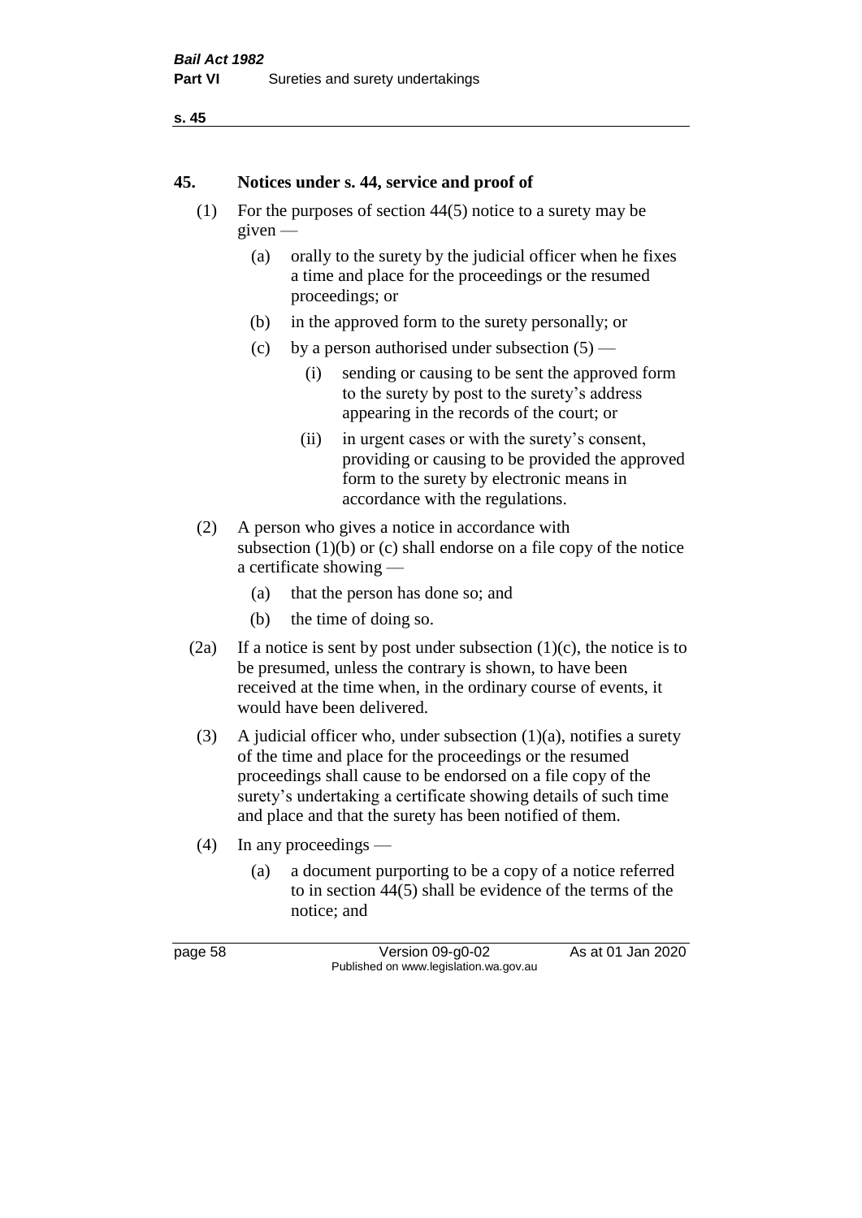## 45. Notices under s. 44, service and proof of

(1) For the purposes of section 44(5) notice to a surety may be given —

  (a) orally to the surety by the judicial officer when he fixes a time and place for the proceedings or the resumed proceedings; or

  (b) in the approved form to the surety personally; or

  (c) by a person authorised under subsection (5) —

    (i) sending or causing to be sent the approved form to the surety by post to the surety's address appearing in the records of the court; or

    (ii) in urgent cases or with the surety's consent, providing or causing to be provided the approved form to the surety by electronic means in accordance with the regulations.

(2) A person who gives a notice in accordance with subsection (1)(b) or (c) shall endorse on a file copy of the notice a certificate showing —

  (a) that the person has done so; and

  (b) the time of doing so.

(2a) If a notice is sent by post under subsection (1)(c), the notice is to be presumed, unless the contrary is shown, to have been received at the time when, in the ordinary course of events, it would have been delivered.

(3) A judicial officer who, under subsection (1)(a), notifies a surety of the time and place for the proceedings or the resumed proceedings shall cause to be endorsed on a file copy of the surety's undertaking a certificate showing details of such time and place and that the surety has been notified of them.

(4) In any proceedings —

  (a) a document purporting to be a copy of a notice referred to in section 44(5) shall be evidence of the terms of the notice; and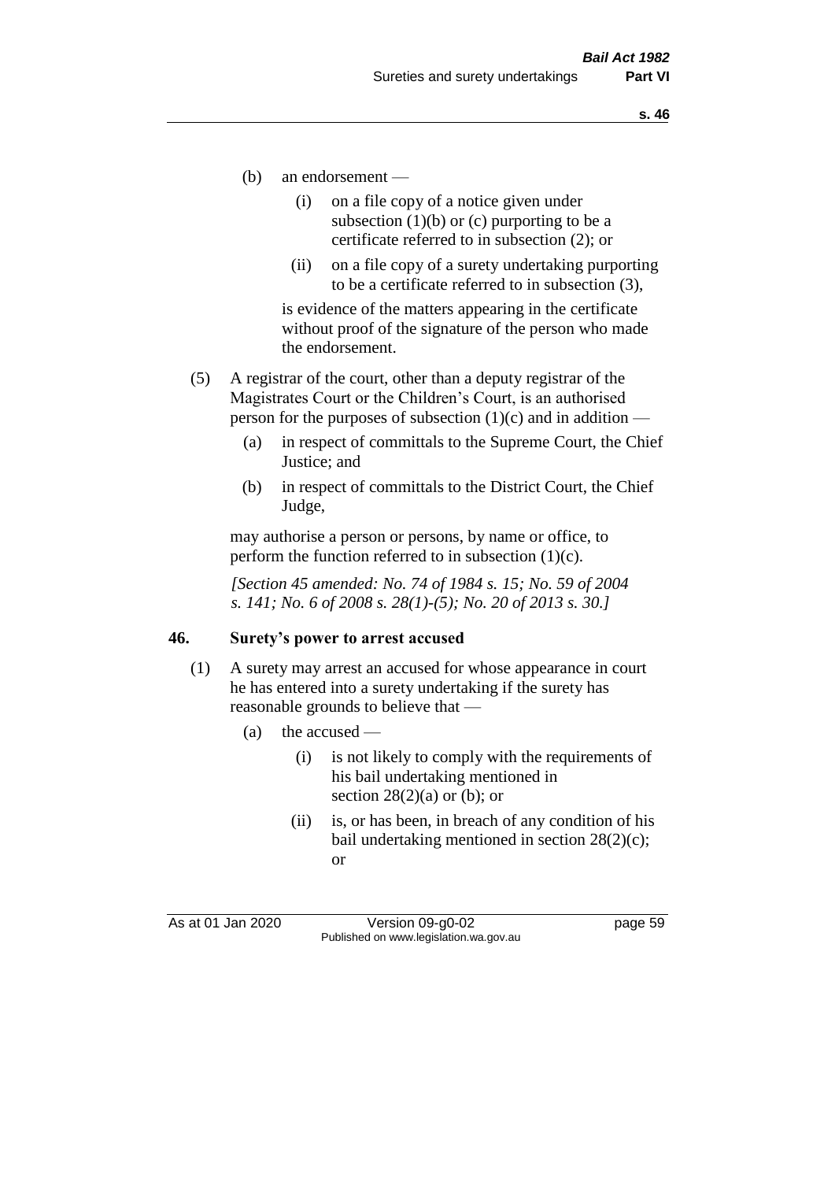(b) an endorsement —

  (i) on a file copy of a notice given under subsection (1)(b) or (c) purporting to be a certificate referred to in subsection (2); or

  (ii) on a file copy of a surety undertaking purporting to be a certificate referred to in subsection (3),

is evidence of the matters appearing in the certificate without proof of the signature of the person who made the endorsement.

(5) A registrar of the court, other than a deputy registrar of the Magistrates Court or the Children's Court, is an authorised person for the purposes of subsection (1)(c) and in addition —

  (a) in respect of committals to the Supreme Court, the Chief Justice; and

  (b) in respect of committals to the District Court, the Chief Judge,

may authorise a person or persons, by name or office, to perform the function referred to in subsection (1)(c).

*[Section 45 amended: No. 74 of 1984 s. 15; No. 59 of 2004 s. 141; No. 6 of 2008 s. 28(1)-(5); No. 20 of 2013 s. 30.]*

## 46. Surety's power to arrest accused

(1) A surety may arrest an accused for whose appearance in court he has entered into a surety undertaking if the surety has reasonable grounds to believe that —

  (a) the accused —

    (i) is not likely to comply with the requirements of his bail undertaking mentioned in section 28(2)(a) or (b); or

    (ii) is, or has been, in breach of any condition of his bail undertaking mentioned in section 28(2)(c); or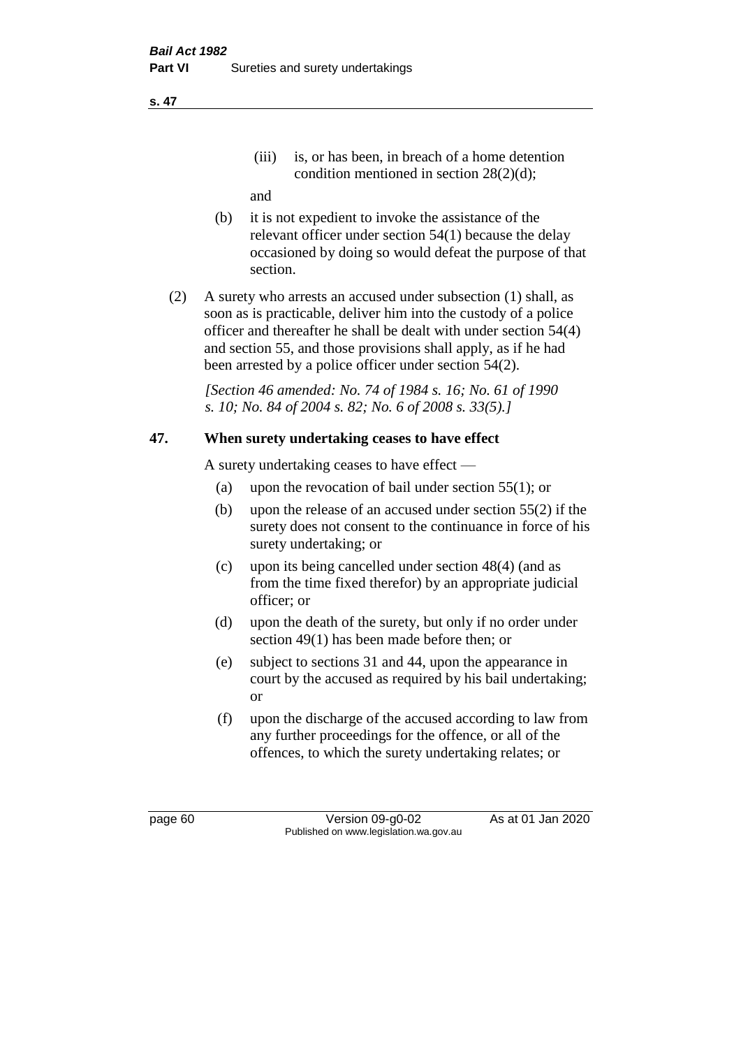(iii) is, or has been, in breach of a home detention condition mentioned in section 28(2)(d);

and

(b) it is not expedient to invoke the assistance of the relevant officer under section 54(1) because the delay occasioned by doing so would defeat the purpose of that section.

(2) A surety who arrests an accused under subsection (1) shall, as soon as is practicable, deliver him into the custody of a police officer and thereafter he shall be dealt with under section 54(4) and section 55, and those provisions shall apply, as if he had been arrested by a police officer under section 54(2).

*[Section 46 amended: No. 74 of 1984 s. 16; No. 61 of 1990 s. 10; No. 84 of 2004 s. 82; No. 6 of 2008 s. 33(5).]*

## 47. When surety undertaking ceases to have effect

A surety undertaking ceases to have effect —

(a) upon the revocation of bail under section 55(1); or

(b) upon the release of an accused under section 55(2) if the surety does not consent to the continuance in force of his surety undertaking; or

(c) upon its being cancelled under section 48(4) (and as from the time fixed therefor) by an appropriate judicial officer; or

(d) upon the death of the surety, but only if no order under section 49(1) has been made before then; or

(e) subject to sections 31 and 44, upon the appearance in court by the accused as required by his bail undertaking; or

(f) upon the discharge of the accused according to law from any further proceedings for the offence, or all of the offences, to which the surety undertaking relates; or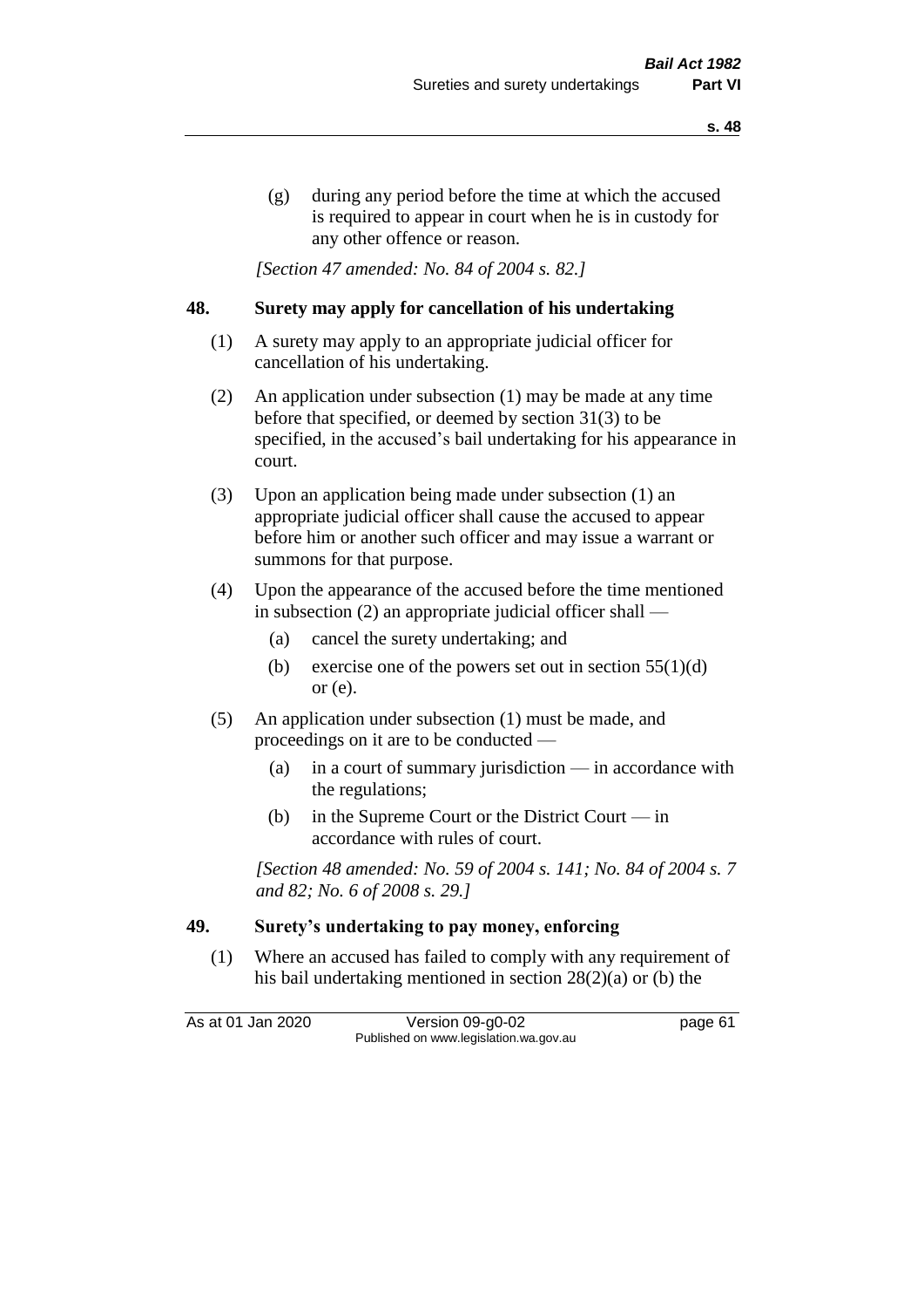(g) during any period before the time at which the accused is required to appear in court when he is in custody for any other offence or reason.

*[Section 47 amended: No. 84 of 2004 s. 82.]*

## 48. Surety may apply for cancellation of his undertaking

(1) A surety may apply to an appropriate judicial officer for cancellation of his undertaking.

(2) An application under subsection (1) may be made at any time before that specified, or deemed by section 31(3) to be specified, in the accused's bail undertaking for his appearance in court.

(3) Upon an application being made under subsection (1) an appropriate judicial officer shall cause the accused to appear before him or another such officer and may issue a warrant or summons for that purpose.

(4) Upon the appearance of the accused before the time mentioned in subsection (2) an appropriate judicial officer shall —

(a) cancel the surety undertaking; and

(b) exercise one of the powers set out in section 55(1)(d) or (e).

(5) An application under subsection (1) must be made, and proceedings on it are to be conducted —

(a) in a court of summary jurisdiction — in accordance with the regulations;

(b) in the Supreme Court or the District Court — in accordance with rules of court.

*[Section 48 amended: No. 59 of 2004 s. 141; No. 84 of 2004 s. 7 and 82; No. 6 of 2008 s. 29.]*

## 49. Surety's undertaking to pay money, enforcing

(1) Where an accused has failed to comply with any requirement of his bail undertaking mentioned in section 28(2)(a) or (b) the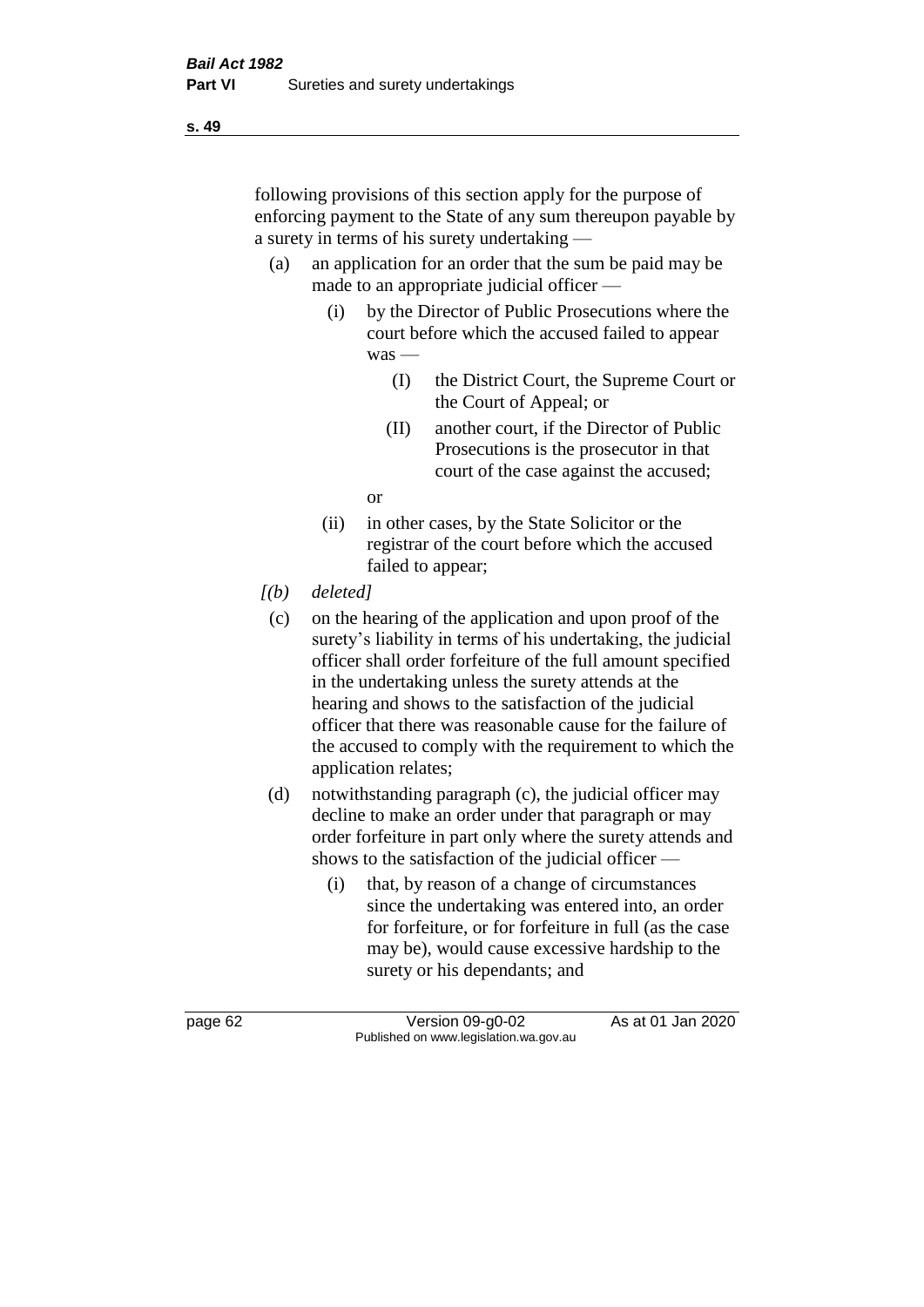following provisions of this section apply for the purpose of enforcing payment to the State of any sum thereupon payable by a surety in terms of his surety undertaking —

- (a) an application for an order that the sum be paid may be made to an appropriate judicial officer —
  - (i) by the Director of Public Prosecutions where the court before which the accused failed to appear was —
    - (I) the District Court, the Supreme Court or the Court of Appeal; or
    - (II) another court, if the Director of Public Prosecutions is the prosecutor in that court of the case against the accused;

    or
  - (ii) in other cases, by the State Solicitor or the registrar of the court before which the accused failed to appear;
- *[(b) deleted]*
- (c) on the hearing of the application and upon proof of the surety's liability in terms of his undertaking, the judicial officer shall order forfeiture of the full amount specified in the undertaking unless the surety attends at the hearing and shows to the satisfaction of the judicial officer that there was reasonable cause for the failure of the accused to comply with the requirement to which the application relates;
- (d) notwithstanding paragraph (c), the judicial officer may decline to make an order under that paragraph or may order forfeiture in part only where the surety attends and shows to the satisfaction of the judicial officer —
  - (i) that, by reason of a change of circumstances since the undertaking was entered into, an order for forfeiture, or for forfeiture in full (as the case may be), would cause excessive hardship to the surety or his dependants; and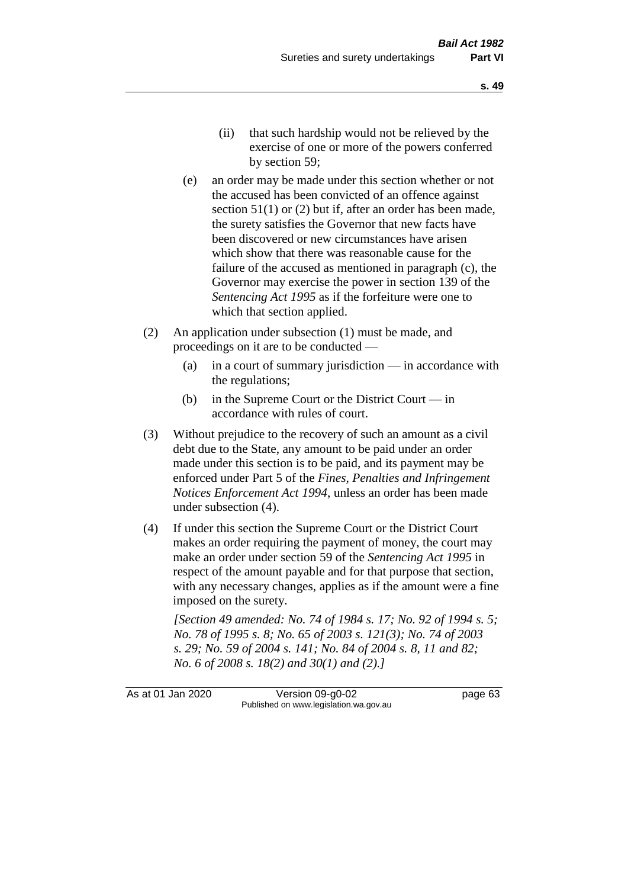(ii) that such hardship would not be relieved by the exercise of one or more of the powers conferred by section 59;

(e) an order may be made under this section whether or not the accused has been convicted of an offence against section 51(1) or (2) but if, after an order has been made, the surety satisfies the Governor that new facts have been discovered or new circumstances have arisen which show that there was reasonable cause for the failure of the accused as mentioned in paragraph (c), the Governor may exercise the power in section 139 of the *Sentencing Act 1995* as if the forfeiture were one to which that section applied.

(2) An application under subsection (1) must be made, and proceedings on it are to be conducted —

(a) in a court of summary jurisdiction — in accordance with the regulations;

(b) in the Supreme Court or the District Court — in accordance with rules of court.

(3) Without prejudice to the recovery of such an amount as a civil debt due to the State, any amount to be paid under an order made under this section is to be paid, and its payment may be enforced under Part 5 of the *Fines, Penalties and Infringement Notices Enforcement Act 1994*, unless an order has been made under subsection (4).

(4) If under this section the Supreme Court or the District Court makes an order requiring the payment of money, the court may make an order under section 59 of the *Sentencing Act 1995* in respect of the amount payable and for that purpose that section, with any necessary changes, applies as if the amount were a fine imposed on the surety.

*[Section 49 amended: No. 74 of 1984 s. 17; No. 92 of 1994 s. 5; No. 78 of 1995 s. 8; No. 65 of 2003 s. 121(3); No. 74 of 2003 s. 29; No. 59 of 2004 s. 141; No. 84 of 2004 s. 8, 11 and 82; No. 6 of 2008 s. 18(2) and 30(1) and (2).]*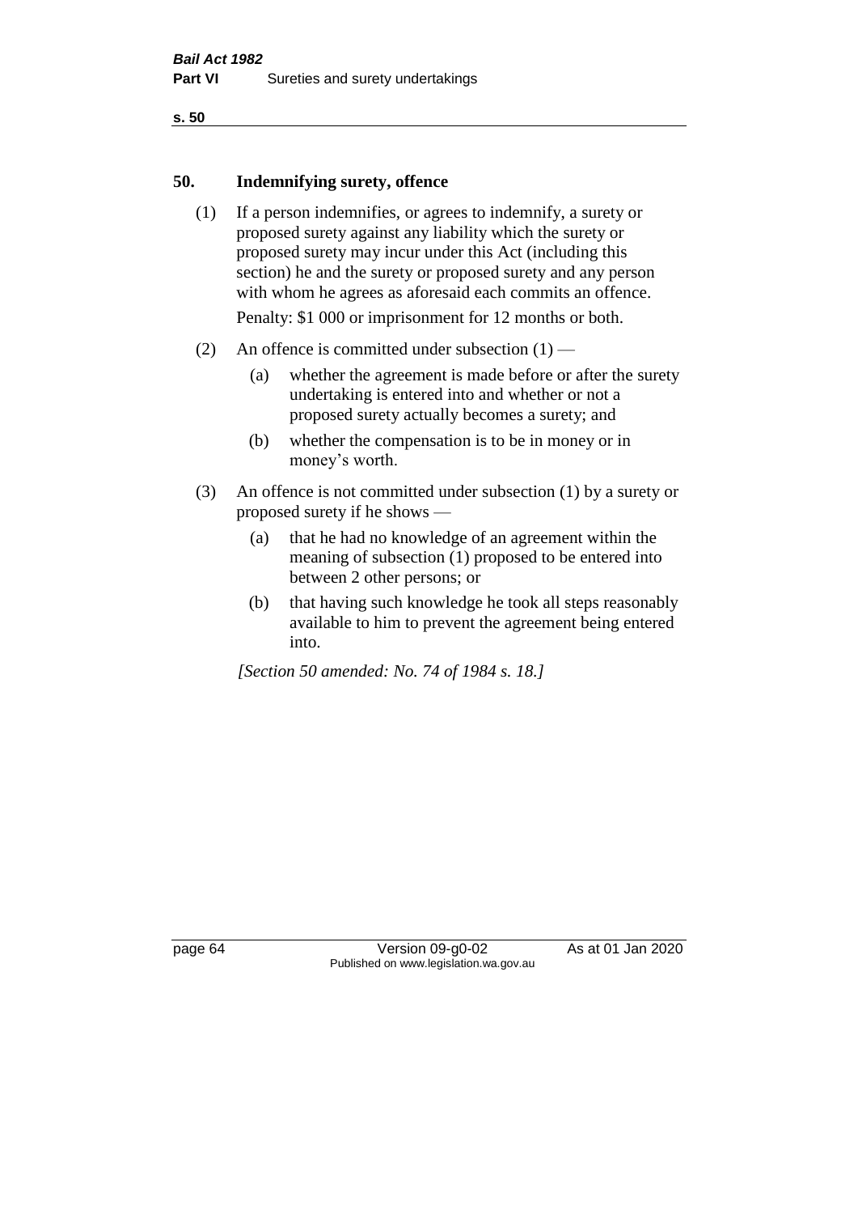## 50. Indemnifying surety, offence

(1) If a person indemnifies, or agrees to indemnify, a surety or proposed surety against any liability which the surety or proposed surety may incur under this Act (including this section) he and the surety or proposed surety and any person with whom he agrees as aforesaid each commits an offence.

Penalty: $1 000 or imprisonment for 12 months or both.

(2) An offence is committed under subsection (1) —

(a) whether the agreement is made before or after the surety undertaking is entered into and whether or not a proposed surety actually becomes a surety; and

(b) whether the compensation is to be in money or in money's worth.

(3) An offence is not committed under subsection (1) by a surety or proposed surety if he shows —

(a) that he had no knowledge of an agreement within the meaning of subsection (1) proposed to be entered into between 2 other persons; or

(b) that having such knowledge he took all steps reasonably available to him to prevent the agreement being entered into.

*[Section 50 amended: No. 74 of 1984 s. 18.]*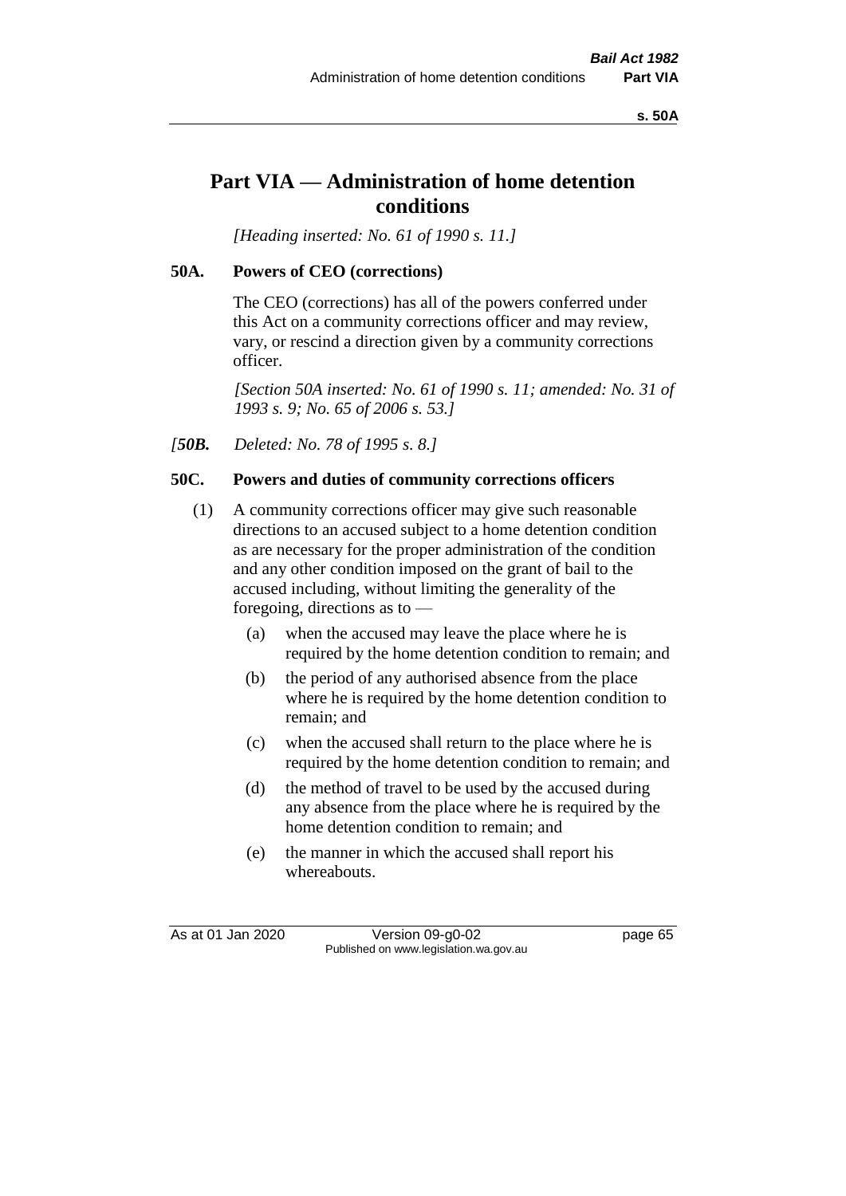# Part VIA — Administration of home detention conditions

*[Heading inserted: No. 61 of 1990 s. 11.]*

## 50A. Powers of CEO (corrections)

The CEO (corrections) has all of the powers conferred under this Act on a community corrections officer and may review, vary, or rescind a direction given by a community corrections officer.

*[Section 50A inserted: No. 61 of 1990 s. 11; amended: No. 31 of 1993 s. 9; No. 65 of 2006 s. 53.]*

*[**50B.** Deleted: No. 78 of 1995 s. 8.]*

## 50C. Powers and duties of community corrections officers

(1) A community corrections officer may give such reasonable directions to an accused subject to a home detention condition as are necessary for the proper administration of the condition and any other condition imposed on the grant of bail to the accused including, without limiting the generality of the foregoing, directions as to —

- (a) when the accused may leave the place where he is required by the home detention condition to remain; and
- (b) the period of any authorised absence from the place where he is required by the home detention condition to remain; and
- (c) when the accused shall return to the place where he is required by the home detention condition to remain; and
- (d) the method of travel to be used by the accused during any absence from the place where he is required by the home detention condition to remain; and
- (e) the manner in which the accused shall report his whereabouts.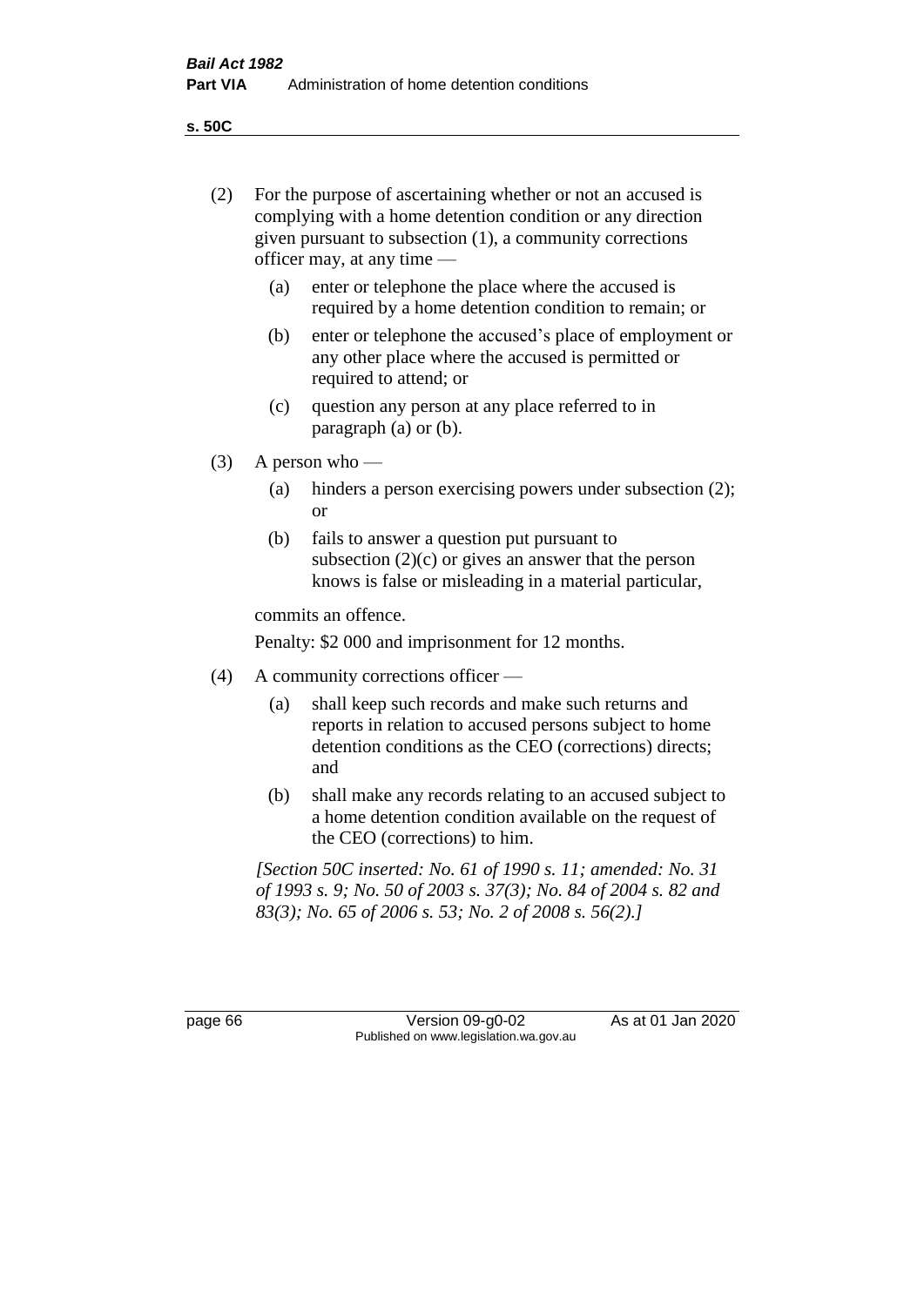(2) For the purpose of ascertaining whether or not an accused is complying with a home detention condition or any direction given pursuant to subsection (1), a community corrections officer may, at any time —

(a) enter or telephone the place where the accused is required by a home detention condition to remain; or

(b) enter or telephone the accused's place of employment or any other place where the accused is permitted or required to attend; or

(c) question any person at any place referred to in paragraph (a) or (b).

(3) A person who —

(a) hinders a person exercising powers under subsection (2); or

(b) fails to answer a question put pursuant to subsection (2)(c) or gives an answer that the person knows is false or misleading in a material particular,

commits an offence.

Penalty: $2 000 and imprisonment for 12 months.

(4) A community corrections officer —

(a) shall keep such records and make such returns and reports in relation to accused persons subject to home detention conditions as the CEO (corrections) directs; and

(b) shall make any records relating to an accused subject to a home detention condition available on the request of the CEO (corrections) to him.

*[Section 50C inserted: No. 61 of 1990 s. 11; amended: No. 31 of 1993 s. 9; No. 50 of 2003 s. 37(3); No. 84 of 2004 s. 82 and 83(3); No. 65 of 2006 s. 53; No. 2 of 2008 s. 56(2).]*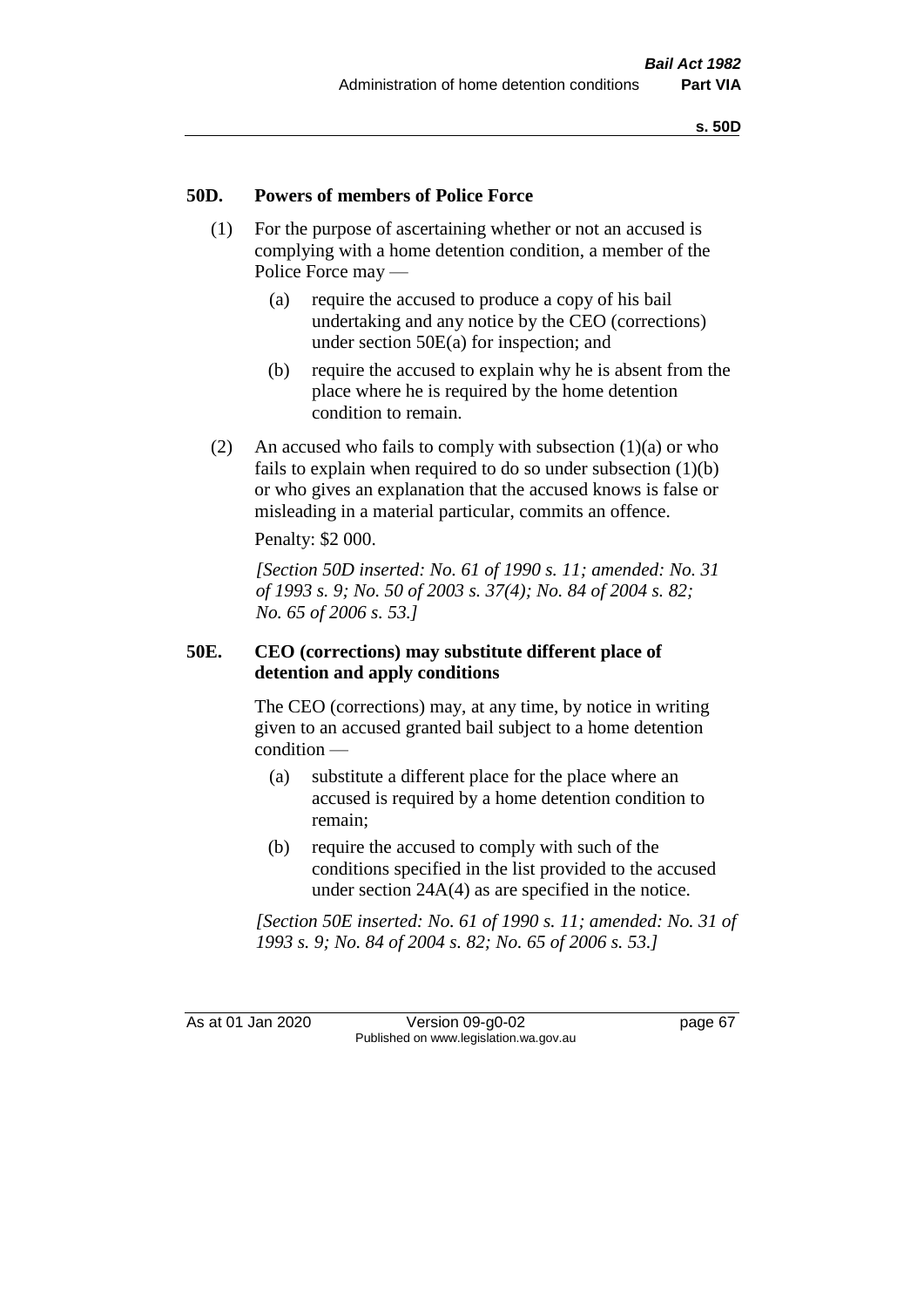### 50D. Powers of members of Police Force

(1) For the purpose of ascertaining whether or not an accused is complying with a home detention condition, a member of the Police Force may —

(a) require the accused to produce a copy of his bail undertaking and any notice by the CEO (corrections) under section 50E(a) for inspection; and

(b) require the accused to explain why he is absent from the place where he is required by the home detention condition to remain.

(2) An accused who fails to comply with subsection (1)(a) or who fails to explain when required to do so under subsection (1)(b) or who gives an explanation that the accused knows is false or misleading in a material particular, commits an offence.

Penalty: $2 000.

*[Section 50D inserted: No. 61 of 1990 s. 11; amended: No. 31 of 1993 s. 9; No. 50 of 2003 s. 37(4); No. 84 of 2004 s. 82; No. 65 of 2006 s. 53.]*

### 50E. CEO (corrections) may substitute different place of detention and apply conditions

The CEO (corrections) may, at any time, by notice in writing given to an accused granted bail subject to a home detention condition —

(a) substitute a different place for the place where an accused is required by a home detention condition to remain;

(b) require the accused to comply with such of the conditions specified in the list provided to the accused under section 24A(4) as are specified in the notice.

*[Section 50E inserted: No. 61 of 1990 s. 11; amended: No. 31 of 1993 s. 9; No. 84 of 2004 s. 82; No. 65 of 2006 s. 53.]*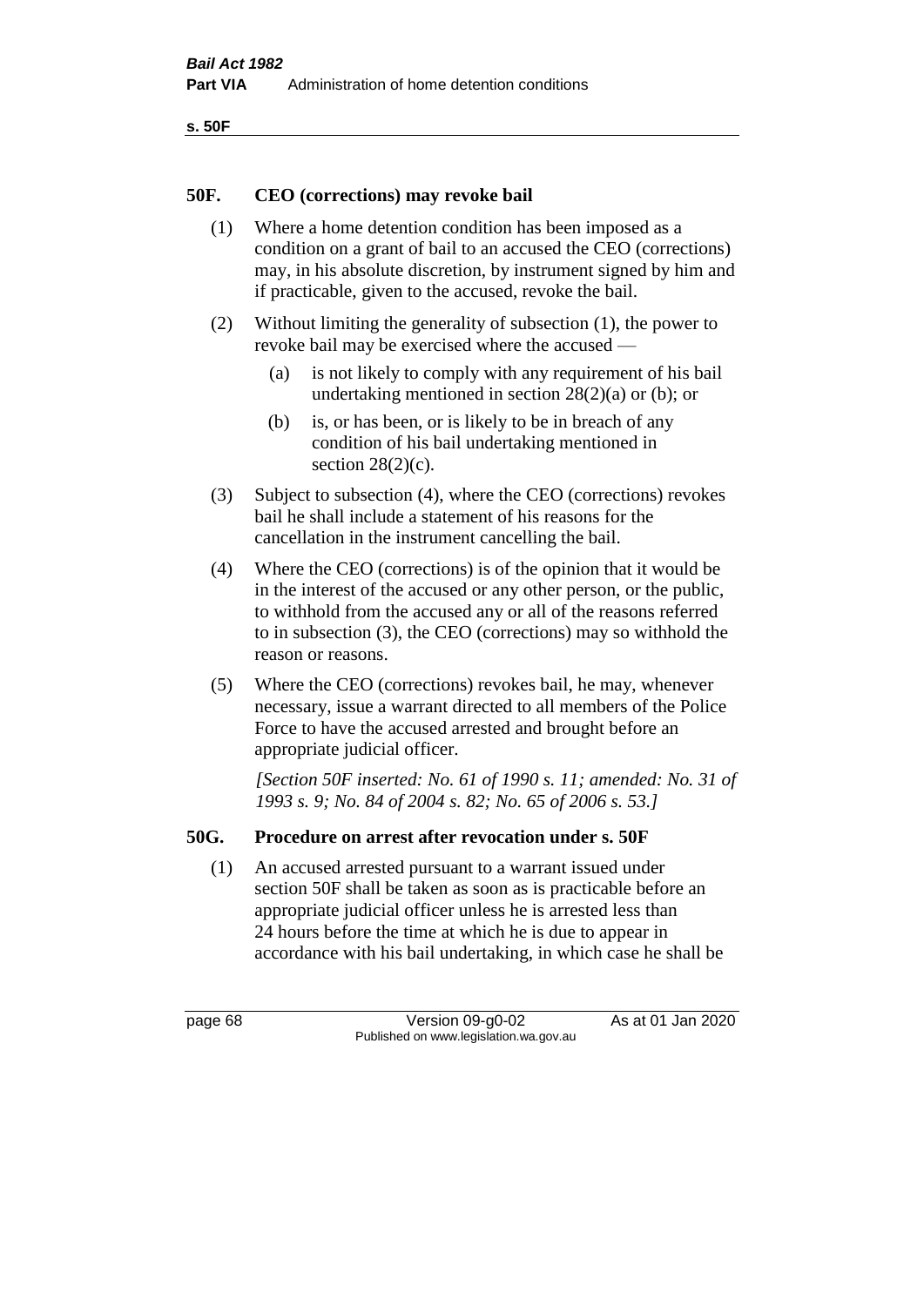## 50F. CEO (corrections) may revoke bail

(1) Where a home detention condition has been imposed as a condition on a grant of bail to an accused the CEO (corrections) may, in his absolute discretion, by instrument signed by him and if practicable, given to the accused, revoke the bail.

(2) Without limiting the generality of subsection (1), the power to revoke bail may be exercised where the accused —

- (a) is not likely to comply with any requirement of his bail undertaking mentioned in section 28(2)(a) or (b); or
- (b) is, or has been, or is likely to be in breach of any condition of his bail undertaking mentioned in section 28(2)(c).

(3) Subject to subsection (4), where the CEO (corrections) revokes bail he shall include a statement of his reasons for the cancellation in the instrument cancelling the bail.

(4) Where the CEO (corrections) is of the opinion that it would be in the interest of the accused or any other person, or the public, to withhold from the accused any or all of the reasons referred to in subsection (3), the CEO (corrections) may so withhold the reason or reasons.

(5) Where the CEO (corrections) revokes bail, he may, whenever necessary, issue a warrant directed to all members of the Police Force to have the accused arrested and brought before an appropriate judicial officer.

*[Section 50F inserted: No. 61 of 1990 s. 11; amended: No. 31 of 1993 s. 9; No. 84 of 2004 s. 82; No. 65 of 2006 s. 53.]*

## 50G. Procedure on arrest after revocation under s. 50F

(1) An accused arrested pursuant to a warrant issued under section 50F shall be taken as soon as is practicable before an appropriate judicial officer unless he is arrested less than 24 hours before the time at which he is due to appear in accordance with his bail undertaking, in which case he shall be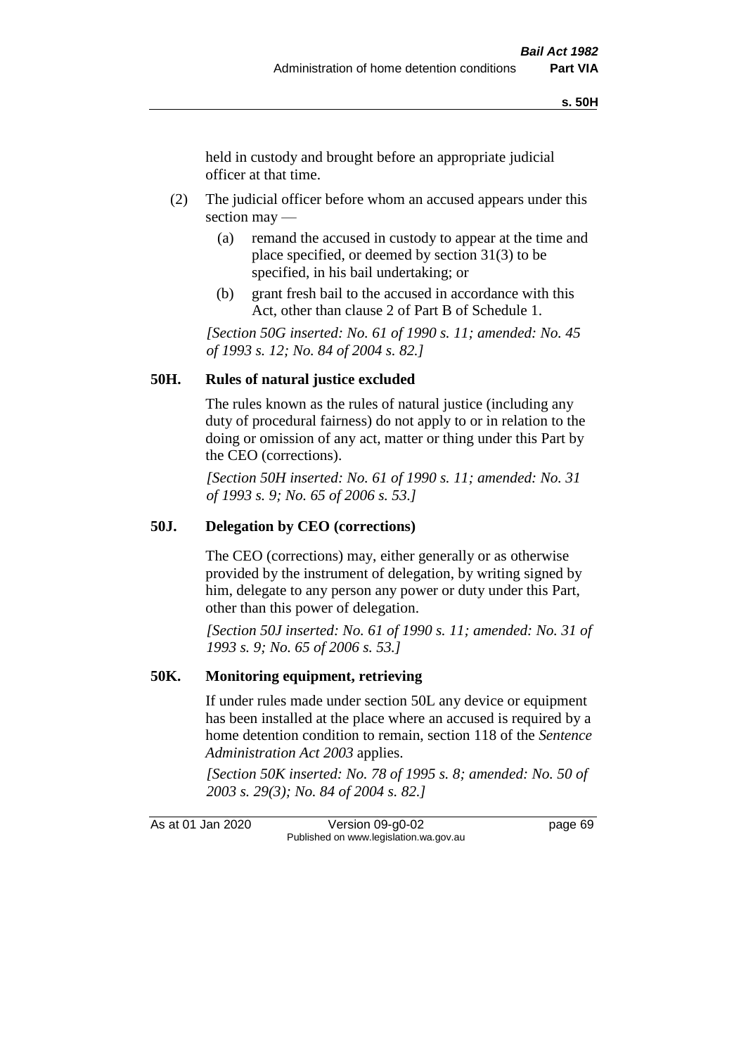held in custody and brought before an appropriate judicial officer at that time.

(2) The judicial officer before whom an accused appears under this section may —

(a) remand the accused in custody to appear at the time and place specified, or deemed by section 31(3) to be specified, in his bail undertaking; or

(b) grant fresh bail to the accused in accordance with this Act, other than clause 2 of Part B of Schedule 1.

*[Section 50G inserted: No. 61 of 1990 s. 11; amended: No. 45 of 1993 s. 12; No. 84 of 2004 s. 82.]*

## 50H. Rules of natural justice excluded

The rules known as the rules of natural justice (including any duty of procedural fairness) do not apply to or in relation to the doing or omission of any act, matter or thing under this Part by the CEO (corrections).

*[Section 50H inserted: No. 61 of 1990 s. 11; amended: No. 31 of 1993 s. 9; No. 65 of 2006 s. 53.]*

## 50J. Delegation by CEO (corrections)

The CEO (corrections) may, either generally or as otherwise provided by the instrument of delegation, by writing signed by him, delegate to any person any power or duty under this Part, other than this power of delegation.

*[Section 50J inserted: No. 61 of 1990 s. 11; amended: No. 31 of 1993 s. 9; No. 65 of 2006 s. 53.]*

## 50K. Monitoring equipment, retrieving

If under rules made under section 50L any device or equipment has been installed at the place where an accused is required by a home detention condition to remain, section 118 of the *Sentence Administration Act 2003* applies.

*[Section 50K inserted: No. 78 of 1995 s. 8; amended: No. 50 of 2003 s. 29(3); No. 84 of 2004 s. 82.]*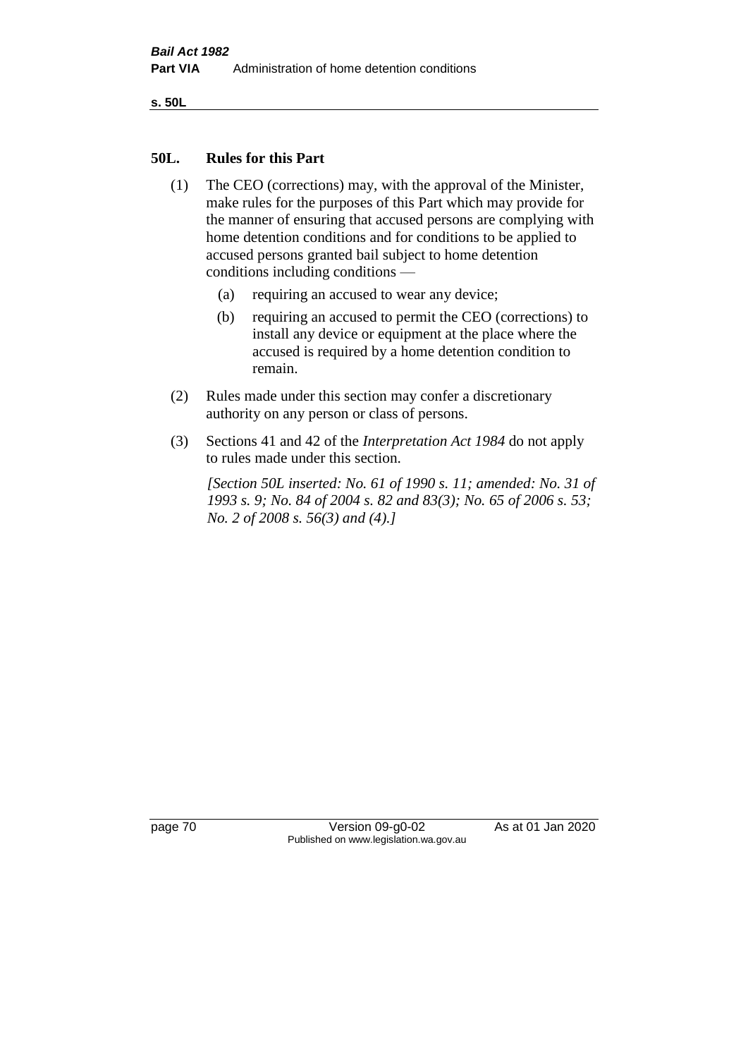## 50L. Rules for this Part

(1) The CEO (corrections) may, with the approval of the Minister, make rules for the purposes of this Part which may provide for the manner of ensuring that accused persons are complying with home detention conditions and for conditions to be applied to accused persons granted bail subject to home detention conditions including conditions —

  (a) requiring an accused to wear any device;

  (b) requiring an accused to permit the CEO (corrections) to install any device or equipment at the place where the accused is required by a home detention condition to remain.

(2) Rules made under this section may confer a discretionary authority on any person or class of persons.

(3) Sections 41 and 42 of the *Interpretation Act 1984* do not apply to rules made under this section.

*[Section 50L inserted: No. 61 of 1990 s. 11; amended: No. 31 of 1993 s. 9; No. 84 of 2004 s. 82 and 83(3); No. 65 of 2006 s. 53; No. 2 of 2008 s. 56(3) and (4).]*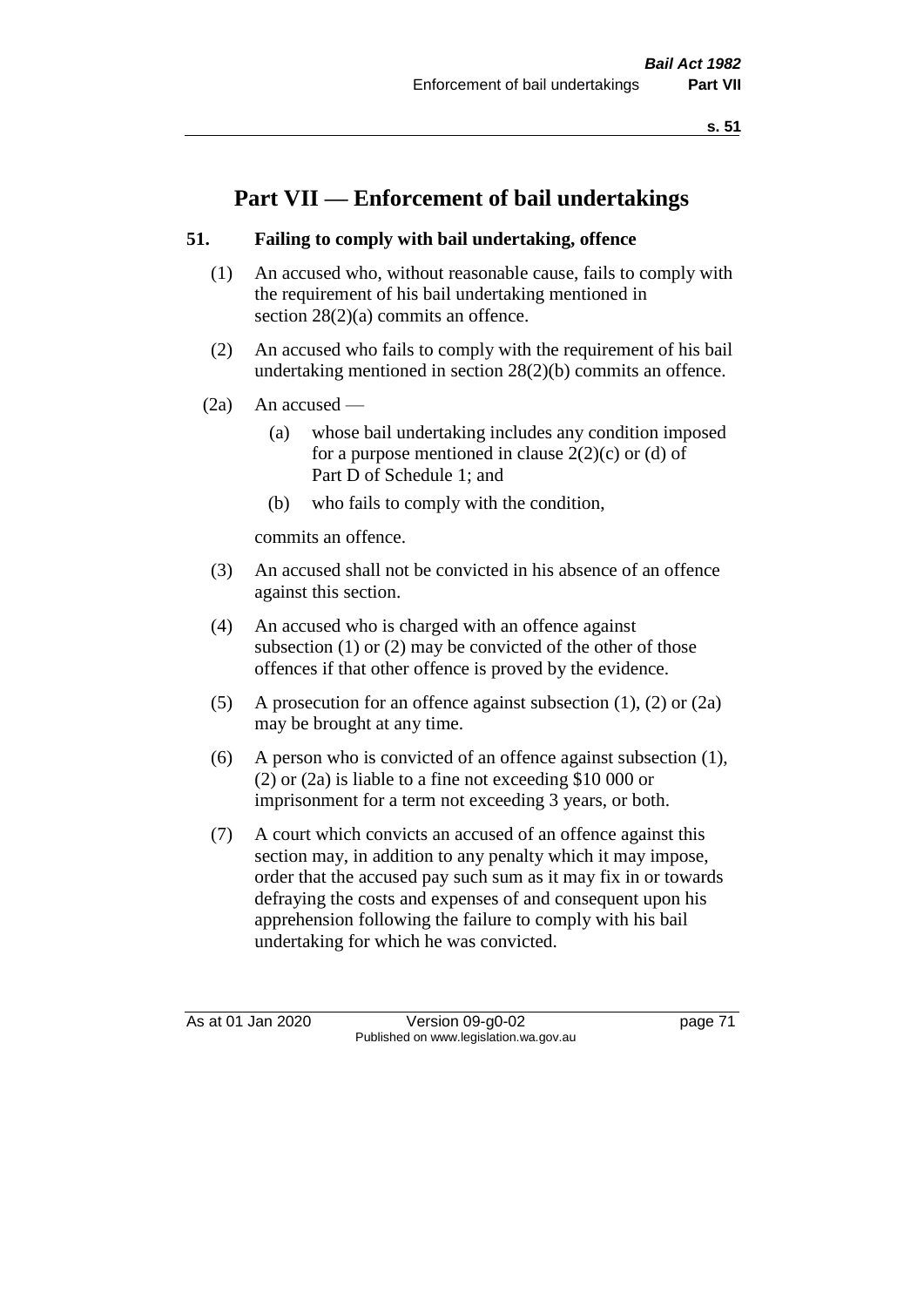# Part VII — Enforcement of bail undertakings

## 51. Failing to comply with bail undertaking, offence

(1) An accused who, without reasonable cause, fails to comply with the requirement of his bail undertaking mentioned in section 28(2)(a) commits an offence.

(2) An accused who fails to comply with the requirement of his bail undertaking mentioned in section 28(2)(b) commits an offence.

(2a) An accused —

- (a) whose bail undertaking includes any condition imposed for a purpose mentioned in clause 2(2)(c) or (d) of Part D of Schedule 1; and
- (b) who fails to comply with the condition,

commits an offence.

(3) An accused shall not be convicted in his absence of an offence against this section.

(4) An accused who is charged with an offence against subsection (1) or (2) may be convicted of the other of those offences if that other offence is proved by the evidence.

(5) A prosecution for an offence against subsection (1), (2) or (2a) may be brought at any time.

(6) A person who is convicted of an offence against subsection (1), (2) or (2a) is liable to a fine not exceeding $10 000 or imprisonment for a term not exceeding 3 years, or both.

(7) A court which convicts an accused of an offence against this section may, in addition to any penalty which it may impose, order that the accused pay such sum as it may fix in or towards defraying the costs and expenses of and consequent upon his apprehension following the failure to comply with his bail undertaking for which he was convicted.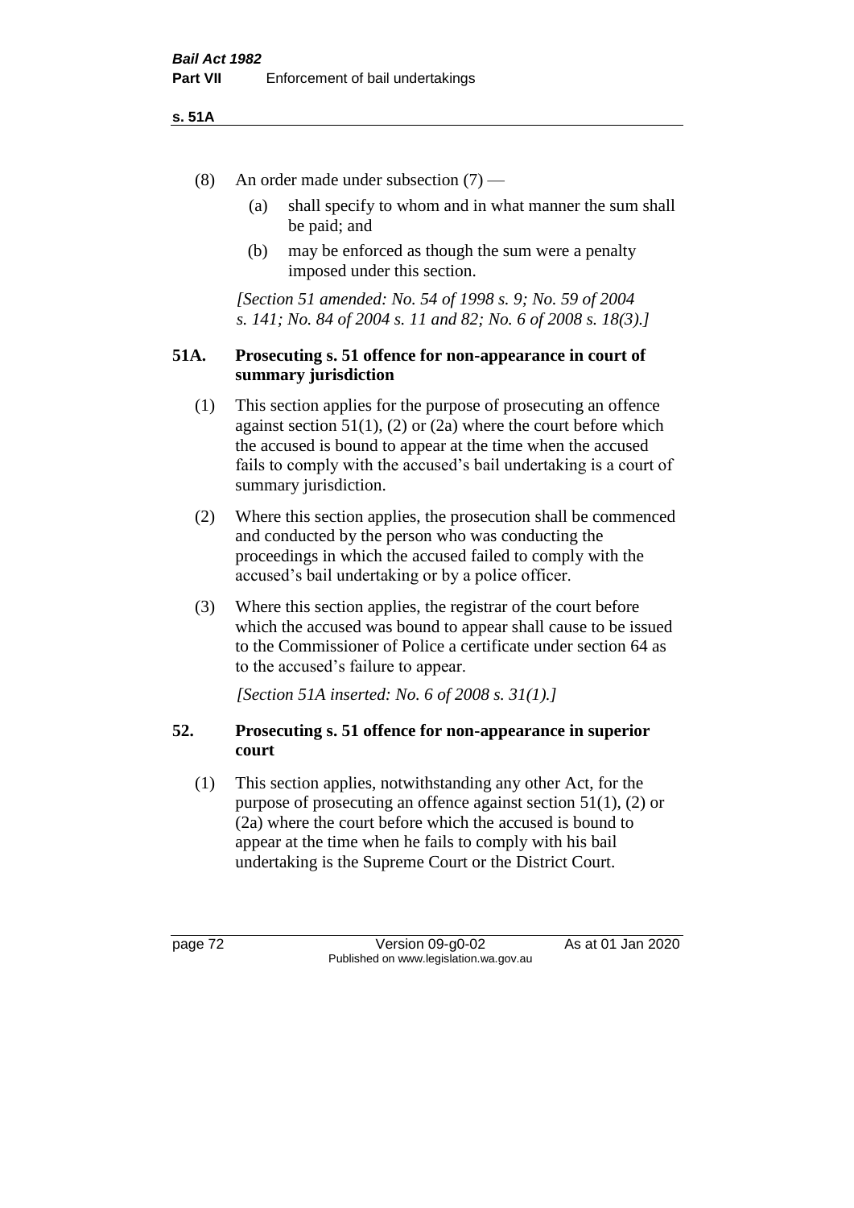(8) An order made under subsection (7) —

(a) shall specify to whom and in what manner the sum shall be paid; and

(b) may be enforced as though the sum were a penalty imposed under this section.

*[Section 51 amended: No. 54 of 1998 s. 9; No. 59 of 2004 s. 141; No. 84 of 2004 s. 11 and 82; No. 6 of 2008 s. 18(3).]*

### 51A. Prosecuting s. 51 offence for non-appearance in court of summary jurisdiction

(1) This section applies for the purpose of prosecuting an offence against section 51(1), (2) or (2a) where the court before which the accused is bound to appear at the time when the accused fails to comply with the accused's bail undertaking is a court of summary jurisdiction.

(2) Where this section applies, the prosecution shall be commenced and conducted by the person who was conducting the proceedings in which the accused failed to comply with the accused's bail undertaking or by a police officer.

(3) Where this section applies, the registrar of the court before which the accused was bound to appear shall cause to be issued to the Commissioner of Police a certificate under section 64 as to the accused's failure to appear.

*[Section 51A inserted: No. 6 of 2008 s. 31(1).]*

### 52. Prosecuting s. 51 offence for non-appearance in superior court

(1) This section applies, notwithstanding any other Act, for the purpose of prosecuting an offence against section 51(1), (2) or (2a) where the court before which the accused is bound to appear at the time when he fails to comply with his bail undertaking is the Supreme Court or the District Court.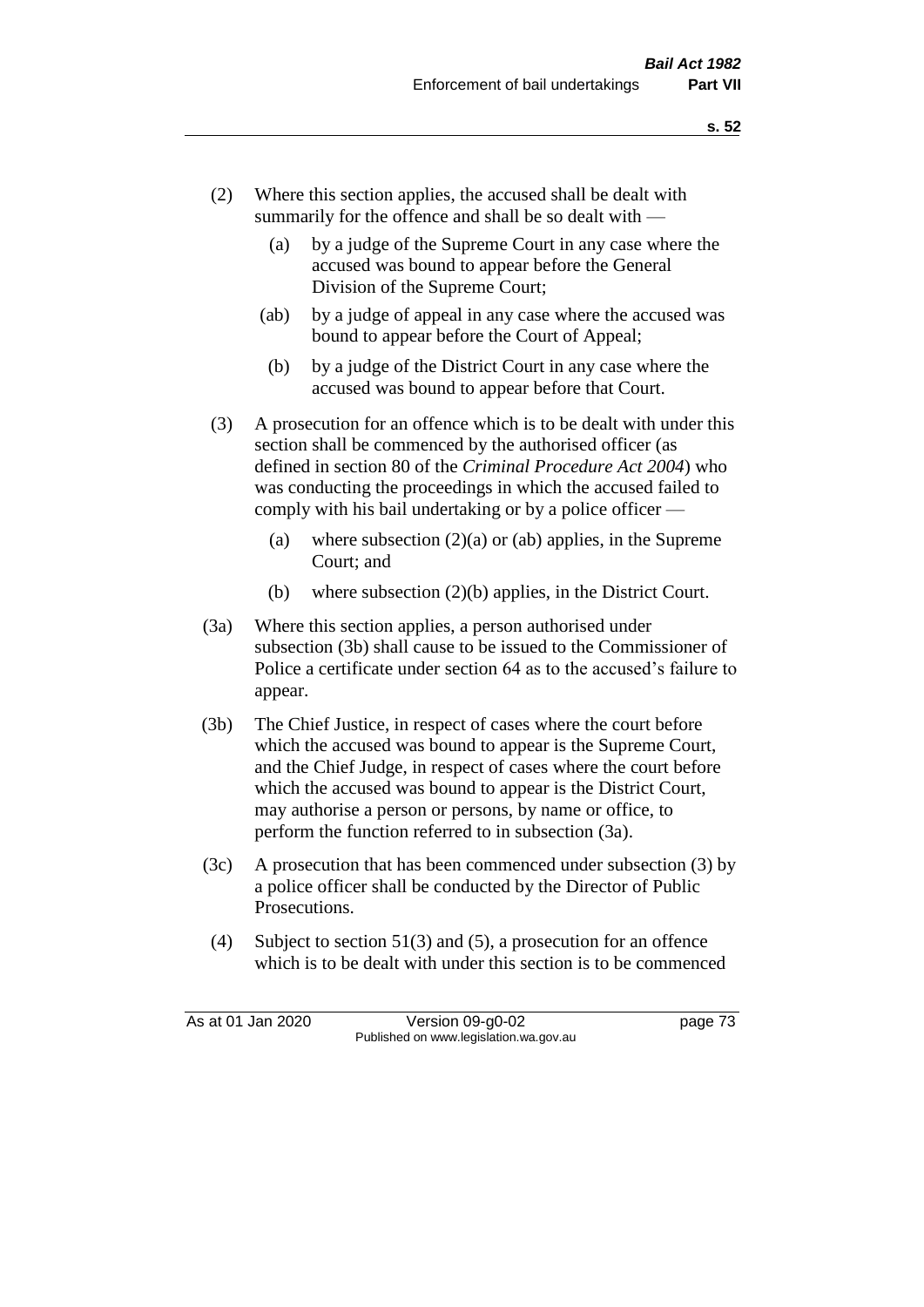(2) Where this section applies, the accused shall be dealt with summarily for the offence and shall be so dealt with —

  (a) by a judge of the Supreme Court in any case where the accused was bound to appear before the General Division of the Supreme Court;

  (ab) by a judge of appeal in any case where the accused was bound to appear before the Court of Appeal;

  (b) by a judge of the District Court in any case where the accused was bound to appear before that Court.

(3) A prosecution for an offence which is to be dealt with under this section shall be commenced by the authorised officer (as defined in section 80 of the *Criminal Procedure Act 2004*) who was conducting the proceedings in which the accused failed to comply with his bail undertaking or by a police officer —

  (a) where subsection (2)(a) or (ab) applies, in the Supreme Court; and

  (b) where subsection (2)(b) applies, in the District Court.

(3a) Where this section applies, a person authorised under subsection (3b) shall cause to be issued to the Commissioner of Police a certificate under section 64 as to the accused's failure to appear.

(3b) The Chief Justice, in respect of cases where the court before which the accused was bound to appear is the Supreme Court, and the Chief Judge, in respect of cases where the court before which the accused was bound to appear is the District Court, may authorise a person or persons, by name or office, to perform the function referred to in subsection (3a).

(3c) A prosecution that has been commenced under subsection (3) by a police officer shall be conducted by the Director of Public Prosecutions.

(4) Subject to section 51(3) and (5), a prosecution for an offence which is to be dealt with under this section is to be commenced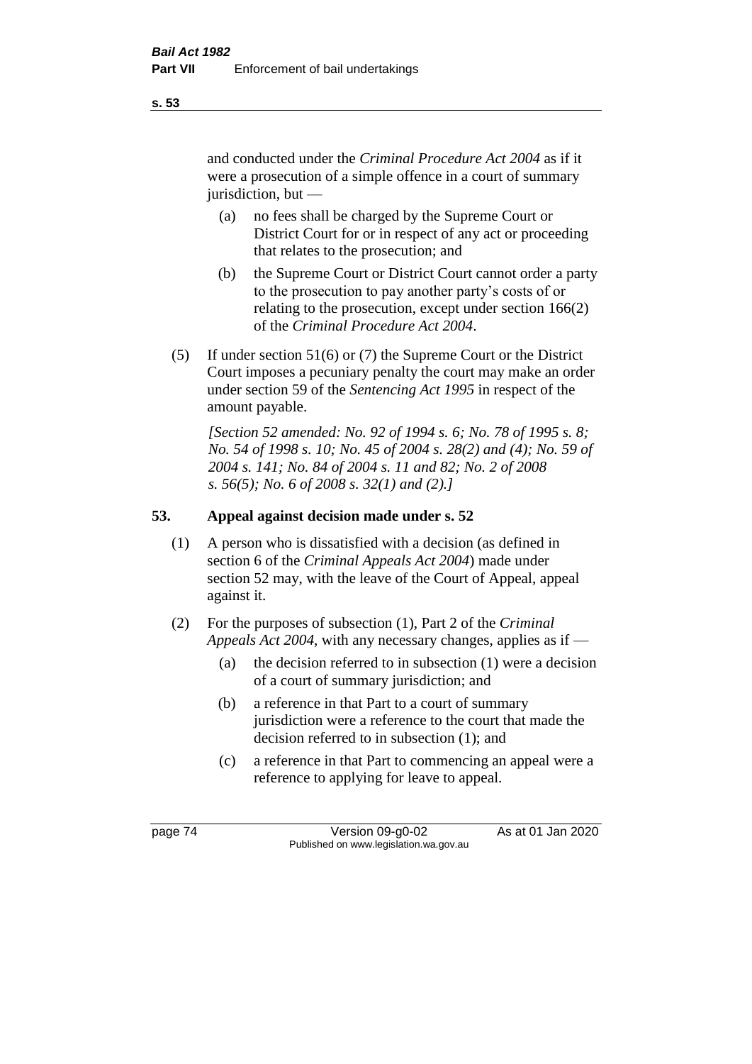and conducted under the *Criminal Procedure Act 2004* as if it were a prosecution of a simple offence in a court of summary jurisdiction, but —

(a) no fees shall be charged by the Supreme Court or District Court for or in respect of any act or proceeding that relates to the prosecution; and

(b) the Supreme Court or District Court cannot order a party to the prosecution to pay another party's costs of or relating to the prosecution, except under section 166(2) of the *Criminal Procedure Act 2004*.

(5) If under section 51(6) or (7) the Supreme Court or the District Court imposes a pecuniary penalty the court may make an order under section 59 of the *Sentencing Act 1995* in respect of the amount payable.

*[Section 52 amended: No. 92 of 1994 s. 6; No. 78 of 1995 s. 8; No. 54 of 1998 s. 10; No. 45 of 2004 s. 28(2) and (4); No. 59 of 2004 s. 141; No. 84 of 2004 s. 11 and 82; No. 2 of 2008 s. 56(5); No. 6 of 2008 s. 32(1) and (2).]*

## 53. Appeal against decision made under s. 52

(1) A person who is dissatisfied with a decision (as defined in section 6 of the *Criminal Appeals Act 2004*) made under section 52 may, with the leave of the Court of Appeal, appeal against it.

(2) For the purposes of subsection (1), Part 2 of the *Criminal Appeals Act 2004*, with any necessary changes, applies as if —

(a) the decision referred to in subsection (1) were a decision of a court of summary jurisdiction; and

(b) a reference in that Part to a court of summary jurisdiction were a reference to the court that made the decision referred to in subsection (1); and

(c) a reference in that Part to commencing an appeal were a reference to applying for leave to appeal.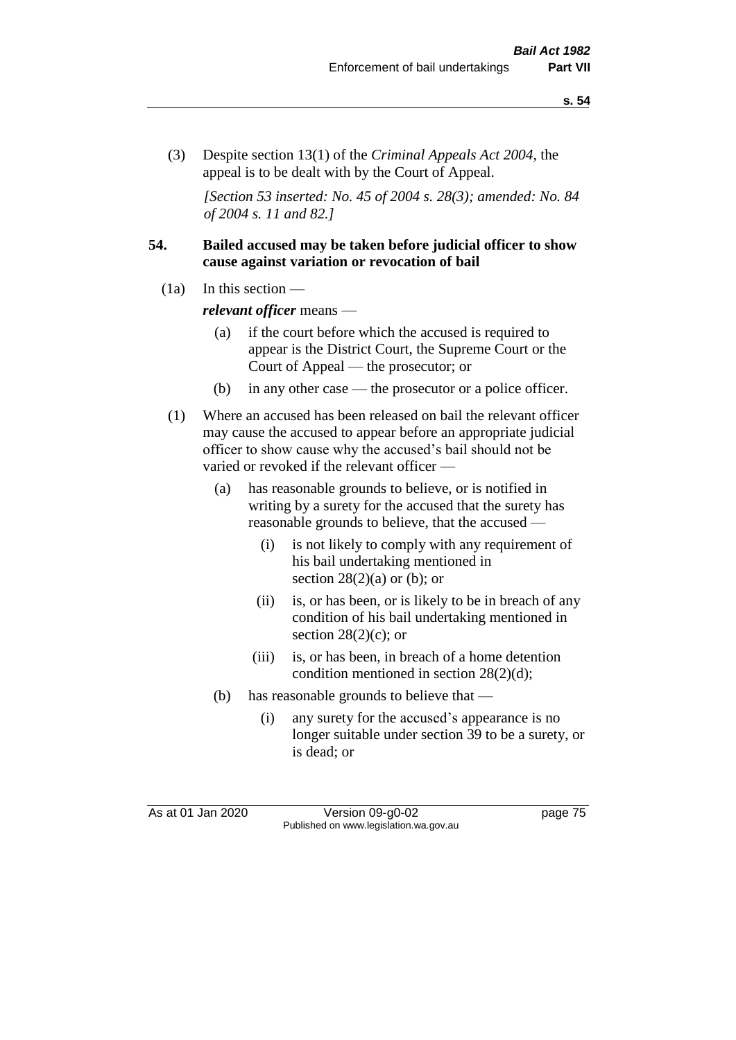(3) Despite section 13(1) of the *Criminal Appeals Act 2004*, the appeal is to be dealt with by the Court of Appeal.

*[Section 53 inserted: No. 45 of 2004 s. 28(3); amended: No. 84 of 2004 s. 11 and 82.]*

**54. Bailed accused may be taken before judicial officer to show cause against variation or revocation of bail**

(1a) In this section —

***relevant officer*** means —

- (a) if the court before which the accused is required to appear is the District Court, the Supreme Court or the Court of Appeal — the prosecutor; or
- (b) in any other case — the prosecutor or a police officer.

(1) Where an accused has been released on bail the relevant officer may cause the accused to appear before an appropriate judicial officer to show cause why the accused's bail should not be varied or revoked if the relevant officer —

- (a) has reasonable grounds to believe, or is notified in writing by a surety for the accused that the surety has reasonable grounds to believe, that the accused —
  - (i) is not likely to comply with any requirement of his bail undertaking mentioned in section 28(2)(a) or (b); or
  - (ii) is, or has been, or is likely to be in breach of any condition of his bail undertaking mentioned in section 28(2)(c); or
  - (iii) is, or has been, in breach of a home detention condition mentioned in section 28(2)(d);
- (b) has reasonable grounds to believe that —
  - (i) any surety for the accused's appearance is no longer suitable under section 39 to be a surety, or is dead; or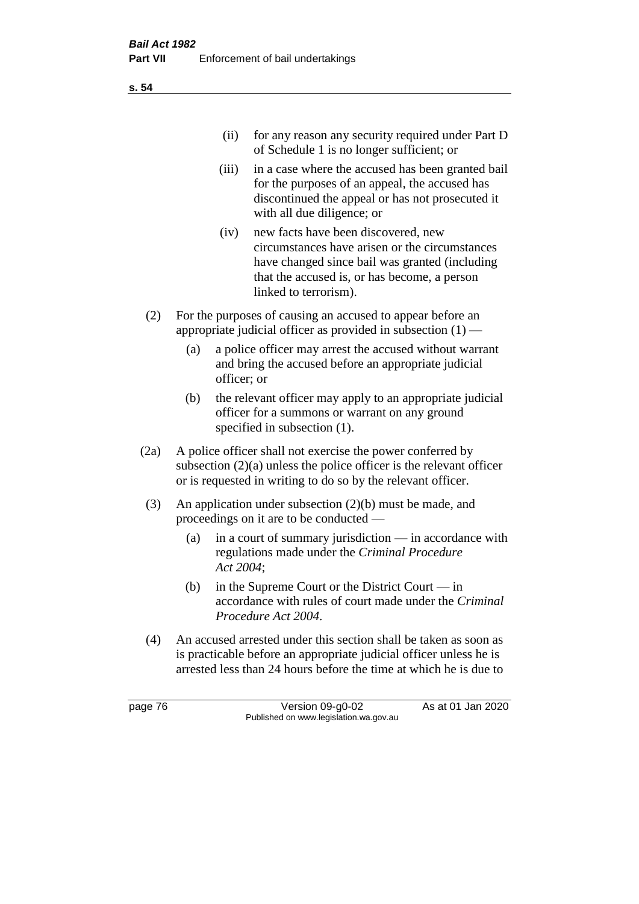(ii) for any reason any security required under Part D of Schedule 1 is no longer sufficient; or

(iii) in a case where the accused has been granted bail for the purposes of an appeal, the accused has discontinued the appeal or has not prosecuted it with all due diligence; or

(iv) new facts have been discovered, new circumstances have arisen or the circumstances have changed since bail was granted (including that the accused is, or has become, a person linked to terrorism).

(2) For the purposes of causing an accused to appear before an appropriate judicial officer as provided in subsection (1) —

(a) a police officer may arrest the accused without warrant and bring the accused before an appropriate judicial officer; or

(b) the relevant officer may apply to an appropriate judicial officer for a summons or warrant on any ground specified in subsection (1).

(2a) A police officer shall not exercise the power conferred by subsection (2)(a) unless the police officer is the relevant officer or is requested in writing to do so by the relevant officer.

(3) An application under subsection (2)(b) must be made, and proceedings on it are to be conducted —

(a) in a court of summary jurisdiction — in accordance with regulations made under the *Criminal Procedure Act 2004*;

(b) in the Supreme Court or the District Court — in accordance with rules of court made under the *Criminal Procedure Act 2004*.

(4) An accused arrested under this section shall be taken as soon as is practicable before an appropriate judicial officer unless he is arrested less than 24 hours before the time at which he is due to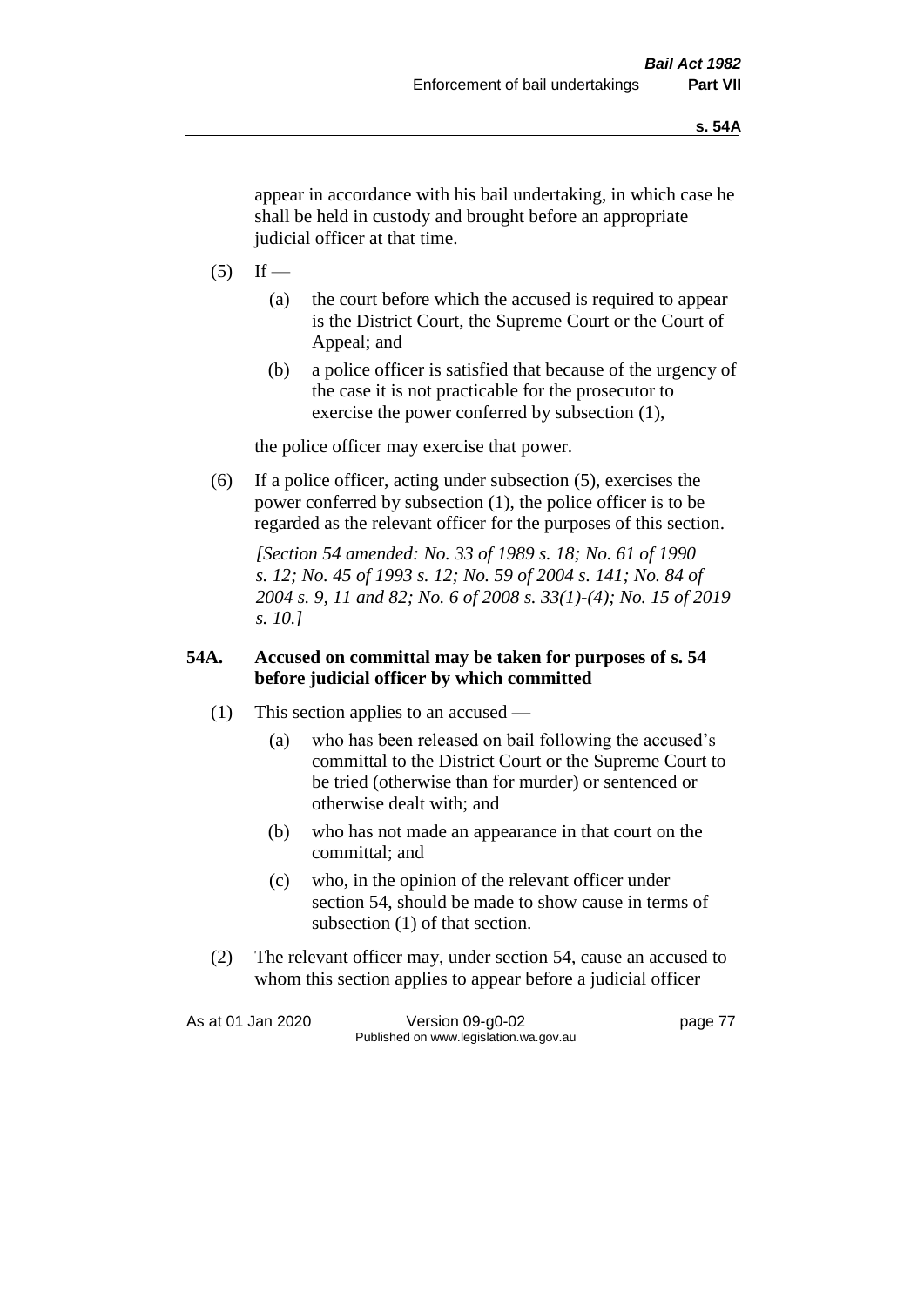appear in accordance with his bail undertaking, in which case he shall be held in custody and brought before an appropriate judicial officer at that time.

(5) If —

(a) the court before which the accused is required to appear is the District Court, the Supreme Court or the Court of Appeal; and

(b) a police officer is satisfied that because of the urgency of the case it is not practicable for the prosecutor to exercise the power conferred by subsection (1),

the police officer may exercise that power.

(6) If a police officer, acting under subsection (5), exercises the power conferred by subsection (1), the police officer is to be regarded as the relevant officer for the purposes of this section.

*[Section 54 amended: No. 33 of 1989 s. 18; No. 61 of 1990 s. 12; No. 45 of 1993 s. 12; No. 59 of 2004 s. 141; No. 84 of 2004 s. 9, 11 and 82; No. 6 of 2008 s. 33(1)-(4); No. 15 of 2019 s. 10.]*

**54A. Accused on committal may be taken for purposes of s. 54 before judicial officer by which committed**

(1) This section applies to an accused —

(a) who has been released on bail following the accused's committal to the District Court or the Supreme Court to be tried (otherwise than for murder) or sentenced or otherwise dealt with; and

(b) who has not made an appearance in that court on the committal; and

(c) who, in the opinion of the relevant officer under section 54, should be made to show cause in terms of subsection (1) of that section.

(2) The relevant officer may, under section 54, cause an accused to whom this section applies to appear before a judicial officer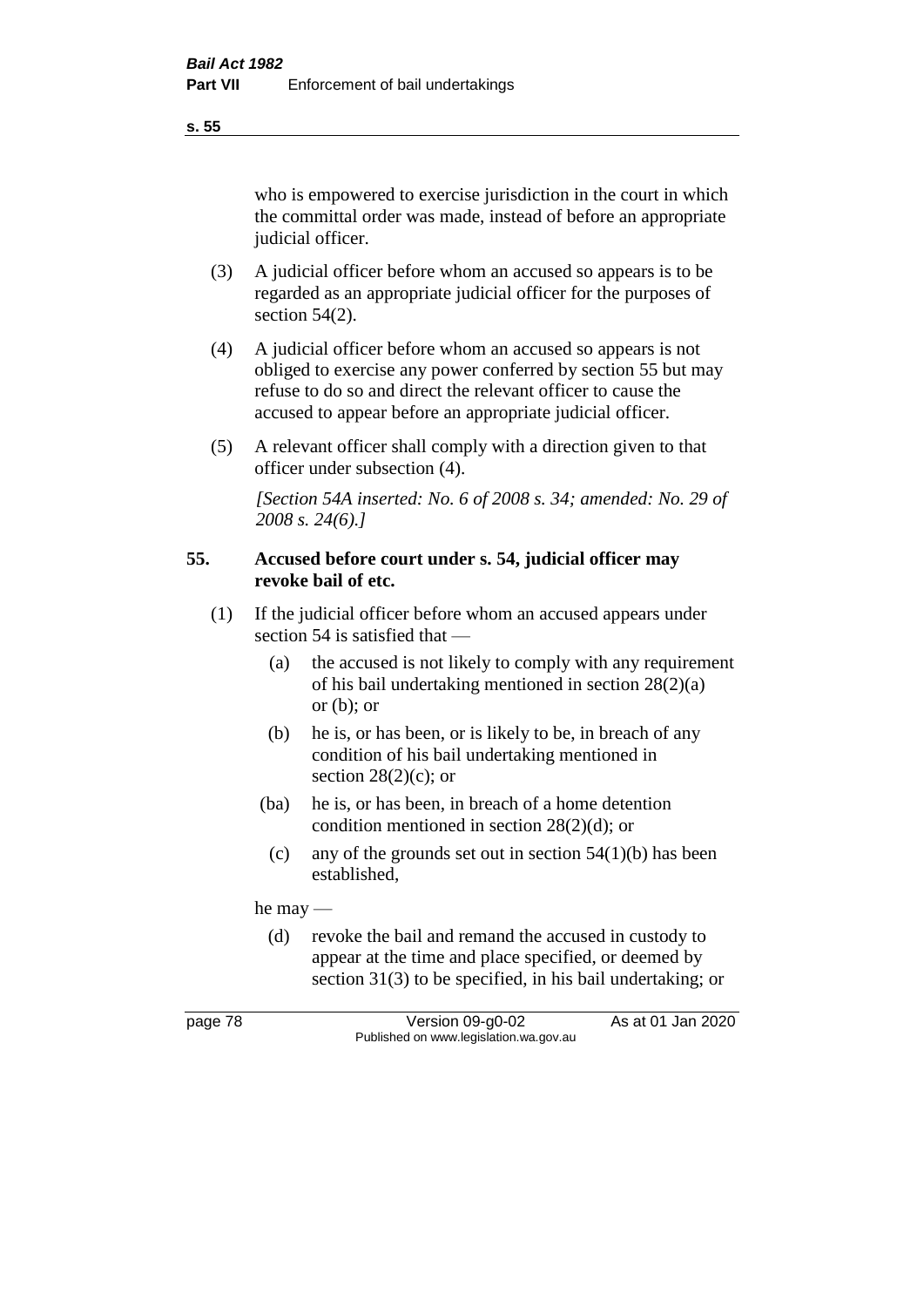who is empowered to exercise jurisdiction in the court in which the committal order was made, instead of before an appropriate judicial officer.

(3) A judicial officer before whom an accused so appears is to be regarded as an appropriate judicial officer for the purposes of section 54(2).

(4) A judicial officer before whom an accused so appears is not obliged to exercise any power conferred by section 55 but may refuse to do so and direct the relevant officer to cause the accused to appear before an appropriate judicial officer.

(5) A relevant officer shall comply with a direction given to that officer under subsection (4).

*[Section 54A inserted: No. 6 of 2008 s. 34; amended: No. 29 of 2008 s. 24(6).]*

### 55. Accused before court under s. 54, judicial officer may revoke bail of etc.

(1) If the judicial officer before whom an accused appears under section 54 is satisfied that —

- (a) the accused is not likely to comply with any requirement of his bail undertaking mentioned in section 28(2)(a) or (b); or
- (b) he is, or has been, or is likely to be, in breach of any condition of his bail undertaking mentioned in section 28(2)(c); or
- (ba) he is, or has been, in breach of a home detention condition mentioned in section 28(2)(d); or
- (c) any of the grounds set out in section 54(1)(b) has been established,

he may —

- (d) revoke the bail and remand the accused in custody to appear at the time and place specified, or deemed by section 31(3) to be specified, in his bail undertaking; or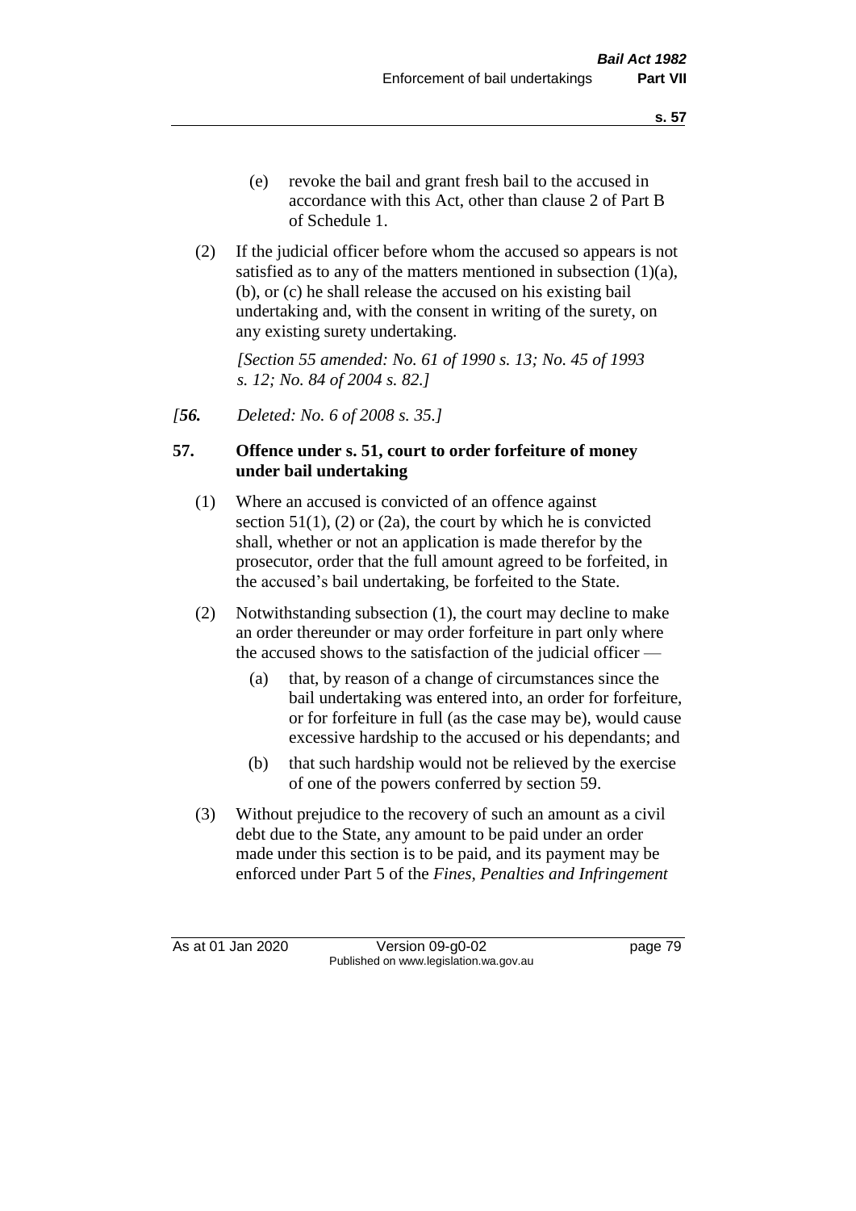(e) revoke the bail and grant fresh bail to the accused in accordance with this Act, other than clause 2 of Part B of Schedule 1.

(2) If the judicial officer before whom the accused so appears is not satisfied as to any of the matters mentioned in subsection (1)(a), (b), or (c) he shall release the accused on his existing bail undertaking and, with the consent in writing of the surety, on any existing surety undertaking.

*[Section 55 amended: No. 61 of 1990 s. 13; No. 45 of 1993 s. 12; No. 84 of 2004 s. 82.]*

*[**56.** Deleted: No. 6 of 2008 s. 35.]*

**57. Offence under s. 51, court to order forfeiture of money under bail undertaking**

(1) Where an accused is convicted of an offence against section 51(1), (2) or (2a), the court by which he is convicted shall, whether or not an application is made therefor by the prosecutor, order that the full amount agreed to be forfeited, in the accused's bail undertaking, be forfeited to the State.

(2) Notwithstanding subsection (1), the court may decline to make an order thereunder or may order forfeiture in part only where the accused shows to the satisfaction of the judicial officer —

(a) that, by reason of a change of circumstances since the bail undertaking was entered into, an order for forfeiture, or for forfeiture in full (as the case may be), would cause excessive hardship to the accused or his dependants; and

(b) that such hardship would not be relieved by the exercise of one of the powers conferred by section 59.

(3) Without prejudice to the recovery of such an amount as a civil debt due to the State, any amount to be paid under an order made under this section is to be paid, and its payment may be enforced under Part 5 of the *Fines, Penalties and Infringement*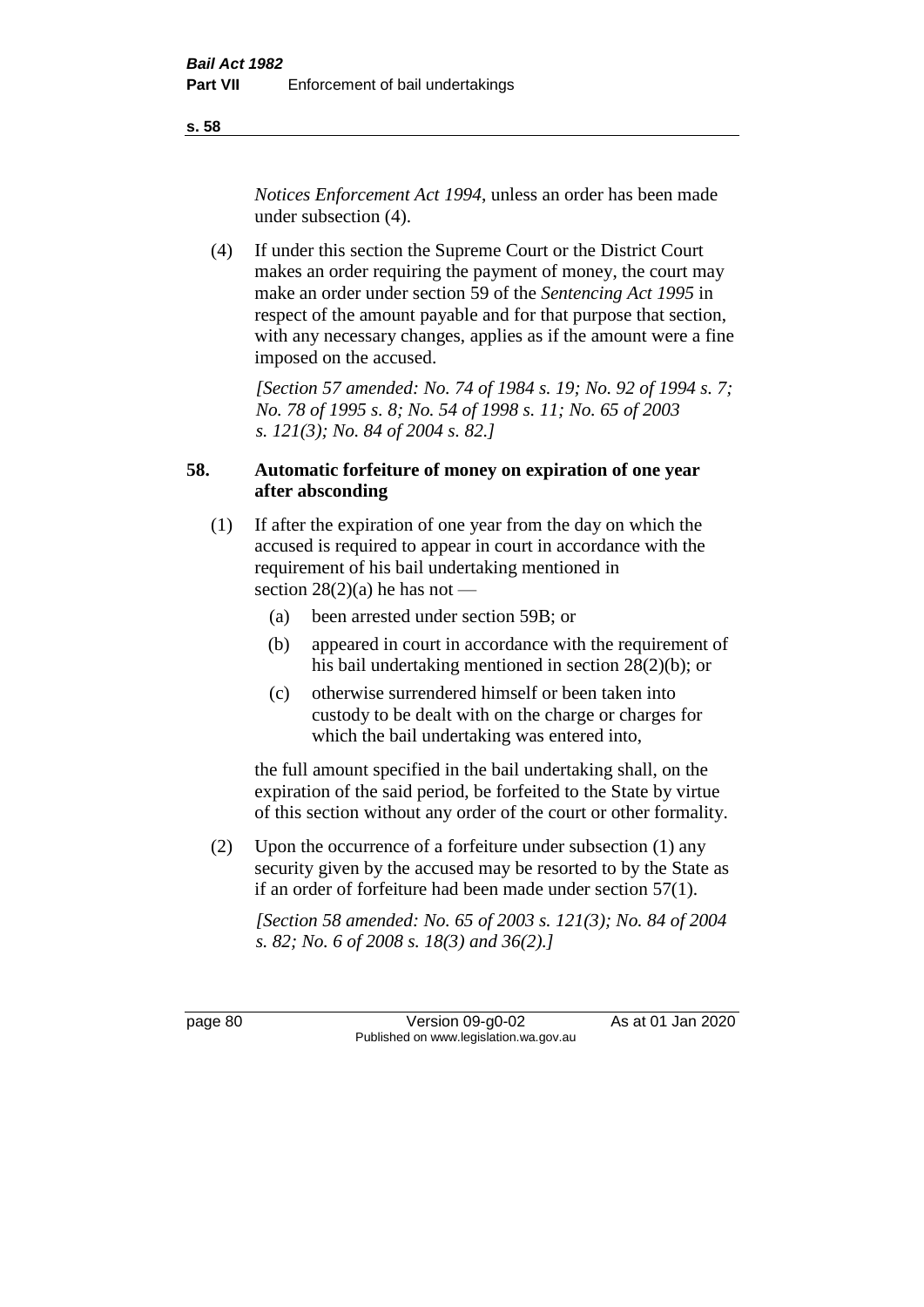*Notices Enforcement Act 1994*, unless an order has been made under subsection (4).

(4) If under this section the Supreme Court or the District Court makes an order requiring the payment of money, the court may make an order under section 59 of the *Sentencing Act 1995* in respect of the amount payable and for that purpose that section, with any necessary changes, applies as if the amount were a fine imposed on the accused.

*[Section 57 amended: No. 74 of 1984 s. 19; No. 92 of 1994 s. 7; No. 78 of 1995 s. 8; No. 54 of 1998 s. 11; No. 65 of 2003 s. 121(3); No. 84 of 2004 s. 82.]*

### 58. Automatic forfeiture of money on expiration of one year after absconding

(1) If after the expiration of one year from the day on which the accused is required to appear in court in accordance with the requirement of his bail undertaking mentioned in section 28(2)(a) he has not —

(a) been arrested under section 59B; or

(b) appeared in court in accordance with the requirement of his bail undertaking mentioned in section 28(2)(b); or

(c) otherwise surrendered himself or been taken into custody to be dealt with on the charge or charges for which the bail undertaking was entered into,

the full amount specified in the bail undertaking shall, on the expiration of the said period, be forfeited to the State by virtue of this section without any order of the court or other formality.

(2) Upon the occurrence of a forfeiture under subsection (1) any security given by the accused may be resorted to by the State as if an order of forfeiture had been made under section 57(1).

*[Section 58 amended: No. 65 of 2003 s. 121(3); No. 84 of 2004 s. 82; No. 6 of 2008 s. 18(3) and 36(2).]*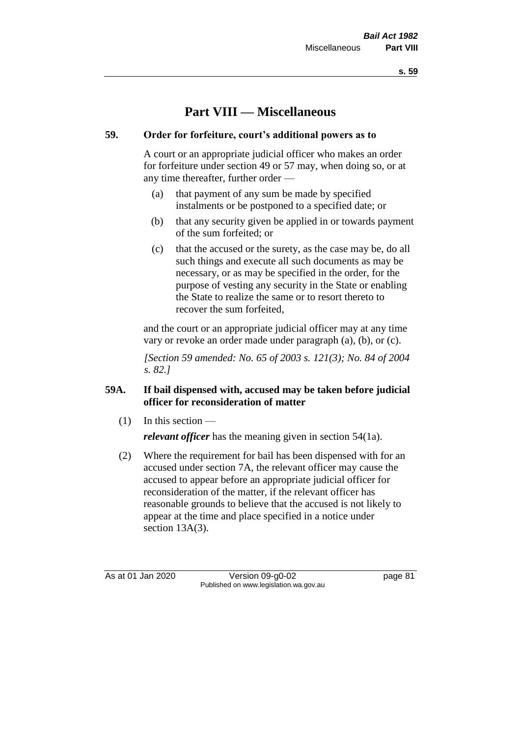# Part VIII — Miscellaneous

## 59. Order for forfeiture, court's additional powers as to

A court or an appropriate judicial officer who makes an order for forfeiture under section 49 or 57 may, when doing so, or at any time thereafter, further order —

- (a) that payment of any sum be made by specified instalments or be postponed to a specified date; or
- (b) that any security given be applied in or towards payment of the sum forfeited; or
- (c) that the accused or the surety, as the case may be, do all such things and execute all such documents as may be necessary, or as may be specified in the order, for the purpose of vesting any security in the State or enabling the State to realize the same or to resort thereto to recover the sum forfeited,

and the court or an appropriate judicial officer may at any time vary or revoke an order made under paragraph (a), (b), or (c).

*[Section 59 amended: No. 65 of 2003 s. 121(3); No. 84 of 2004 s. 82.]*

## 59A. If bail dispensed with, accused may be taken before judicial officer for reconsideration of matter

(1) In this section —

***relevant officer*** has the meaning given in section 54(1a).

(2) Where the requirement for bail has been dispensed with for an accused under section 7A, the relevant officer may cause the accused to appear before an appropriate judicial officer for reconsideration of the matter, if the relevant officer has reasonable grounds to believe that the accused is not likely to appear at the time and place specified in a notice under section 13A(3).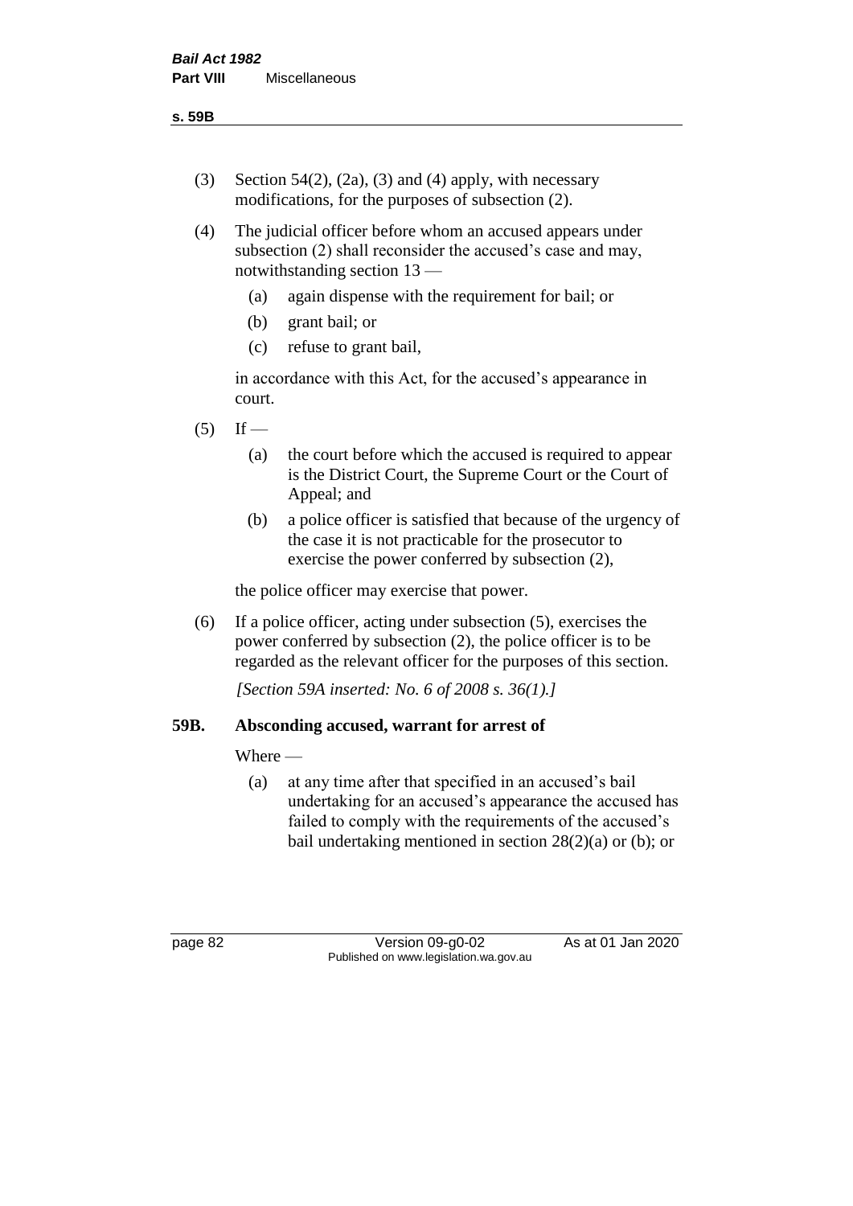(3) Section 54(2), (2a), (3) and (4) apply, with necessary modifications, for the purposes of subsection (2).

(4) The judicial officer before whom an accused appears under subsection (2) shall reconsider the accused's case and may, notwithstanding section 13 —

(a) again dispense with the requirement for bail; or

(b) grant bail; or

(c) refuse to grant bail,

in accordance with this Act, for the accused's appearance in court.

(5) If —

(a) the court before which the accused is required to appear is the District Court, the Supreme Court or the Court of Appeal; and

(b) a police officer is satisfied that because of the urgency of the case it is not practicable for the prosecutor to exercise the power conferred by subsection (2),

the police officer may exercise that power.

(6) If a police officer, acting under subsection (5), exercises the power conferred by subsection (2), the police officer is to be regarded as the relevant officer for the purposes of this section.

*[Section 59A inserted: No. 6 of 2008 s. 36(1).]*

### 59B. Absconding accused, warrant for arrest of

Where —

(a) at any time after that specified in an accused's bail undertaking for an accused's appearance the accused has failed to comply with the requirements of the accused's bail undertaking mentioned in section 28(2)(a) or (b); or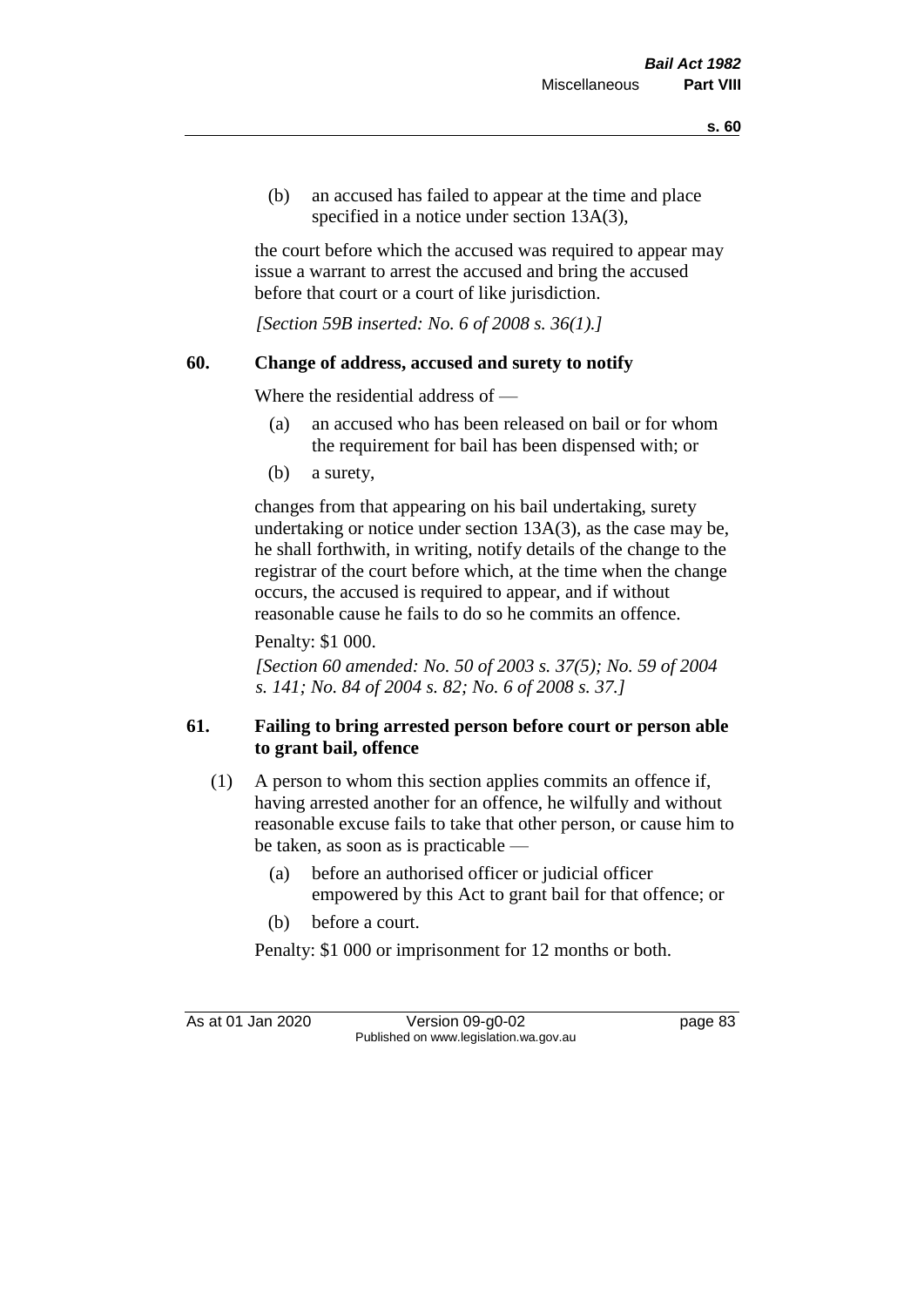(b) an accused has failed to appear at the time and place specified in a notice under section 13A(3),

the court before which the accused was required to appear may issue a warrant to arrest the accused and bring the accused before that court or a court of like jurisdiction.

*[Section 59B inserted: No. 6 of 2008 s. 36(1).]*

## 60. Change of address, accused and surety to notify

Where the residential address of —

(a) an accused who has been released on bail or for whom the requirement for bail has been dispensed with; or

(b) a surety,

changes from that appearing on his bail undertaking, surety undertaking or notice under section 13A(3), as the case may be, he shall forthwith, in writing, notify details of the change to the registrar of the court before which, at the time when the change occurs, the accused is required to appear, and if without reasonable cause he fails to do so he commits an offence.

Penalty: $1 000.

*[Section 60 amended: No. 50 of 2003 s. 37(5); No. 59 of 2004 s. 141; No. 84 of 2004 s. 82; No. 6 of 2008 s. 37.]*

## 61. Failing to bring arrested person before court or person able to grant bail, offence

(1) A person to whom this section applies commits an offence if, having arrested another for an offence, he wilfully and without reasonable excuse fails to take that other person, or cause him to be taken, as soon as is practicable —

(a) before an authorised officer or judicial officer empowered by this Act to grant bail for that offence; or

(b) before a court.

Penalty: $1 000 or imprisonment for 12 months or both.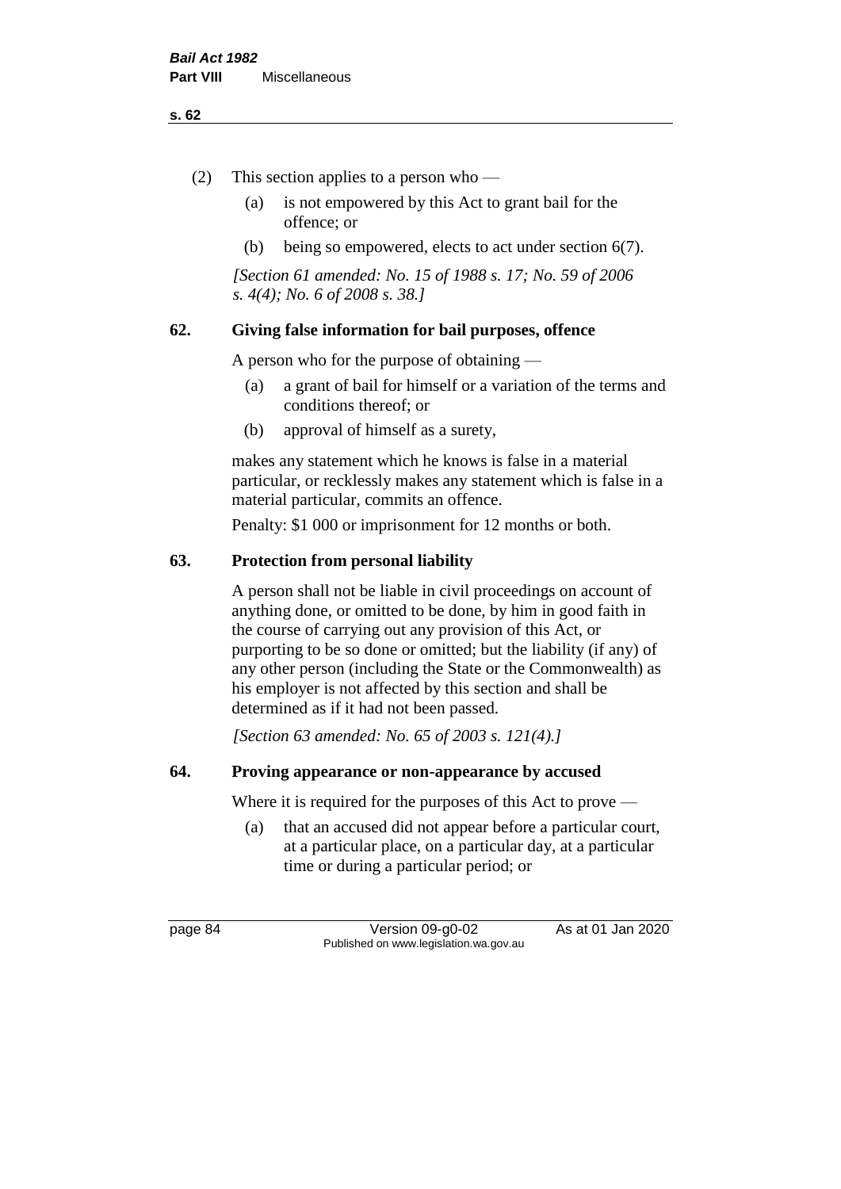(2) This section applies to a person who —

(a) is not empowered by this Act to grant bail for the offence; or

(b) being so empowered, elects to act under section 6(7).

*[Section 61 amended: No. 15 of 1988 s. 17; No. 59 of 2006 s. 4(4); No. 6 of 2008 s. 38.]*

## 62. Giving false information for bail purposes, offence

A person who for the purpose of obtaining —

(a) a grant of bail for himself or a variation of the terms and conditions thereof; or

(b) approval of himself as a surety,

makes any statement which he knows is false in a material particular, or recklessly makes any statement which is false in a material particular, commits an offence.

Penalty: $1 000 or imprisonment for 12 months or both.

## 63. Protection from personal liability

A person shall not be liable in civil proceedings on account of anything done, or omitted to be done, by him in good faith in the course of carrying out any provision of this Act, or purporting to be so done or omitted; but the liability (if any) of any other person (including the State or the Commonwealth) as his employer is not affected by this section and shall be determined as if it had not been passed.

*[Section 63 amended: No. 65 of 2003 s. 121(4).]*

## 64. Proving appearance or non-appearance by accused

Where it is required for the purposes of this Act to prove —

(a) that an accused did not appear before a particular court, at a particular place, on a particular day, at a particular time or during a particular period; or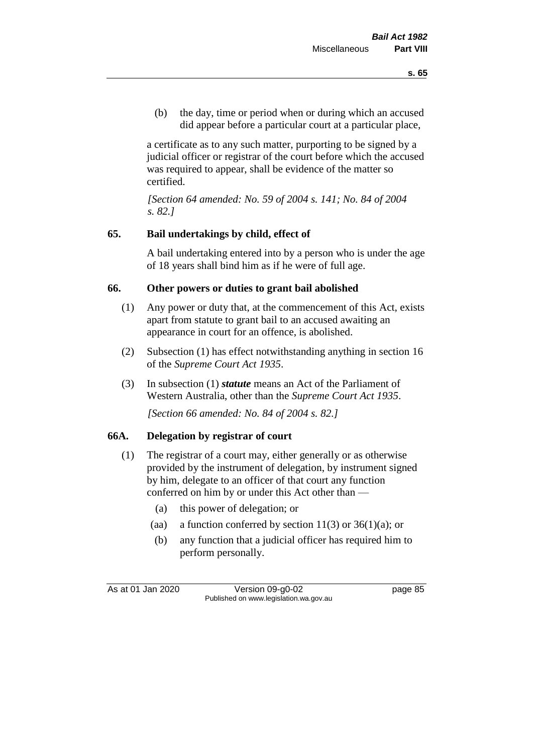(b) the day, time or period when or during which an accused did appear before a particular court at a particular place,

a certificate as to any such matter, purporting to be signed by a judicial officer or registrar of the court before which the accused was required to appear, shall be evidence of the matter so certified.

*[Section 64 amended: No. 59 of 2004 s. 141; No. 84 of 2004 s. 82.]*

## 65. Bail undertakings by child, effect of

A bail undertaking entered into by a person who is under the age of 18 years shall bind him as if he were of full age.

## 66. Other powers or duties to grant bail abolished

(1) Any power or duty that, at the commencement of this Act, exists apart from statute to grant bail to an accused awaiting an appearance in court for an offence, is abolished.

(2) Subsection (1) has effect notwithstanding anything in section 16 of the *Supreme Court Act 1935*.

(3) In subsection (1) ***statute*** means an Act of the Parliament of Western Australia, other than the *Supreme Court Act 1935*.

*[Section 66 amended: No. 84 of 2004 s. 82.]*

## 66A. Delegation by registrar of court

(1) The registrar of a court may, either generally or as otherwise provided by the instrument of delegation, by instrument signed by him, delegate to an officer of that court any function conferred on him by or under this Act other than —

(a) this power of delegation; or

(aa) a function conferred by section 11(3) or 36(1)(a); or

(b) any function that a judicial officer has required him to perform personally.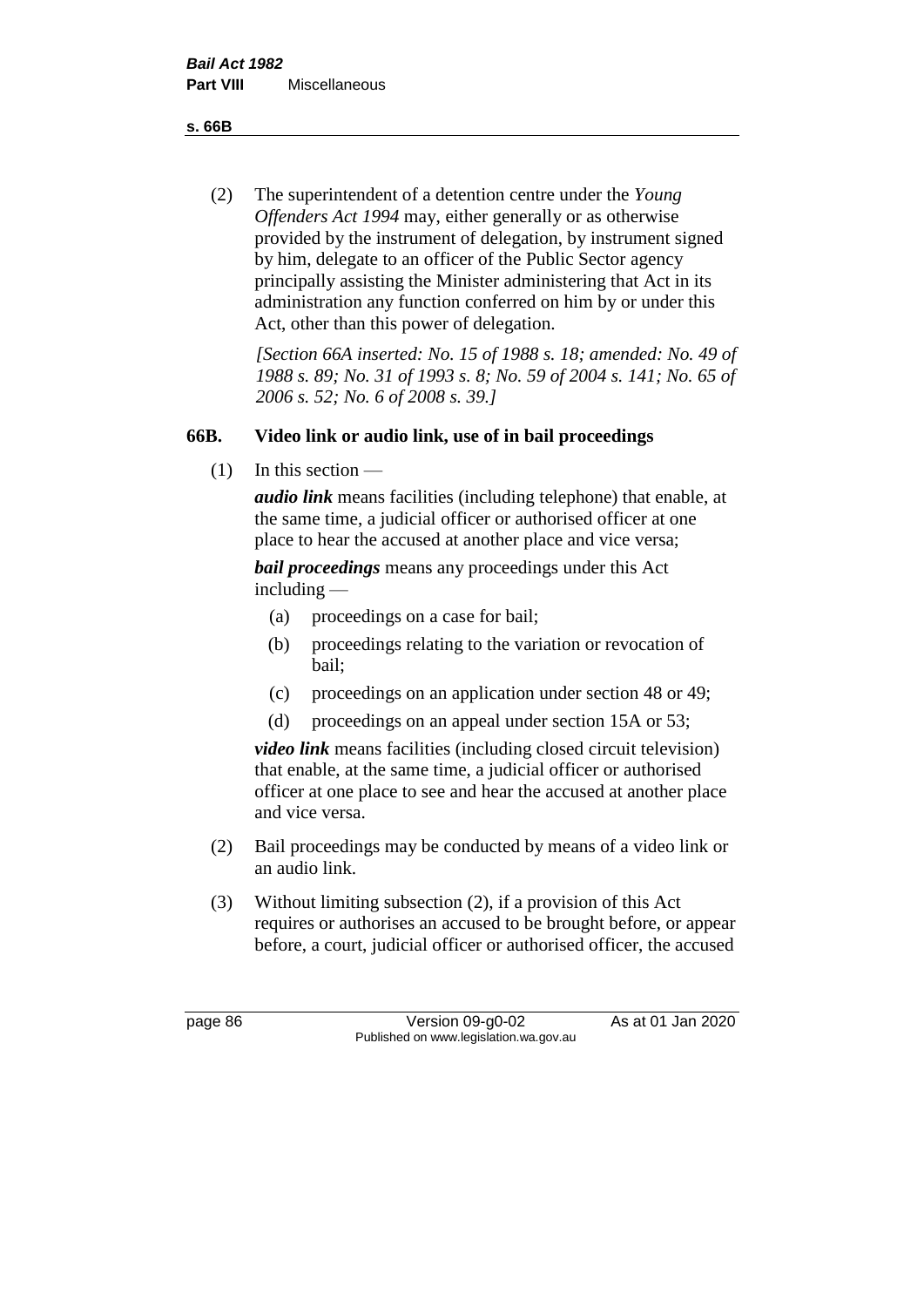(2) The superintendent of a detention centre under the *Young Offenders Act 1994* may, either generally or as otherwise provided by the instrument of delegation, by instrument signed by him, delegate to an officer of the Public Sector agency principally assisting the Minister administering that Act in its administration any function conferred on him by or under this Act, other than this power of delegation.

*[Section 66A inserted: No. 15 of 1988 s. 18; amended: No. 49 of 1988 s. 89; No. 31 of 1993 s. 8; No. 59 of 2004 s. 141; No. 65 of 2006 s. 52; No. 6 of 2008 s. 39.]*

### 66B. Video link or audio link, use of in bail proceedings

(1) In this section —

***audio link*** means facilities (including telephone) that enable, at the same time, a judicial officer or authorised officer at one place to hear the accused at another place and vice versa;

***bail proceedings*** means any proceedings under this Act including —

- (a) proceedings on a case for bail;
- (b) proceedings relating to the variation or revocation of bail;
- (c) proceedings on an application under section 48 or 49;
- (d) proceedings on an appeal under section 15A or 53;

***video link*** means facilities (including closed circuit television) that enable, at the same time, a judicial officer or authorised officer at one place to see and hear the accused at another place and vice versa.

(2) Bail proceedings may be conducted by means of a video link or an audio link.

(3) Without limiting subsection (2), if a provision of this Act requires or authorises an accused to be brought before, or appear before, a court, judicial officer or authorised officer, the accused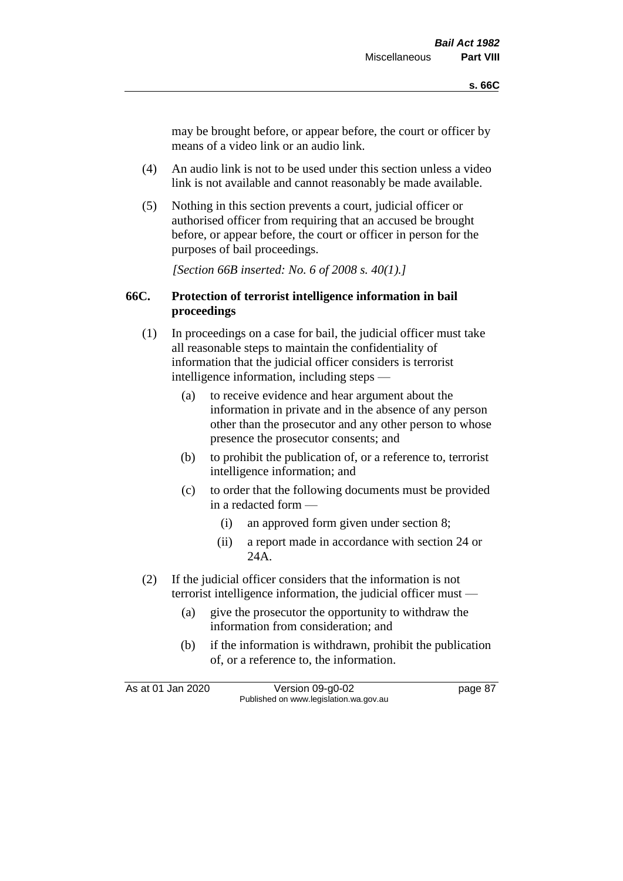may be brought before, or appear before, the court or officer by means of a video link or an audio link.

(4) An audio link is not to be used under this section unless a video link is not available and cannot reasonably be made available.

(5) Nothing in this section prevents a court, judicial officer or authorised officer from requiring that an accused be brought before, or appear before, the court or officer in person for the purposes of bail proceedings.

*[Section 66B inserted: No. 6 of 2008 s. 40(1).]*

### 66C. Protection of terrorist intelligence information in bail proceedings

(1) In proceedings on a case for bail, the judicial officer must take all reasonable steps to maintain the confidentiality of information that the judicial officer considers is terrorist intelligence information, including steps —

(a) to receive evidence and hear argument about the information in private and in the absence of any person other than the prosecutor and any other person to whose presence the prosecutor consents; and

(b) to prohibit the publication of, or a reference to, terrorist intelligence information; and

(c) to order that the following documents must be provided in a redacted form —

(i) an approved form given under section 8;

(ii) a report made in accordance with section 24 or 24A.

(2) If the judicial officer considers that the information is not terrorist intelligence information, the judicial officer must —

(a) give the prosecutor the opportunity to withdraw the information from consideration; and

(b) if the information is withdrawn, prohibit the publication of, or a reference to, the information.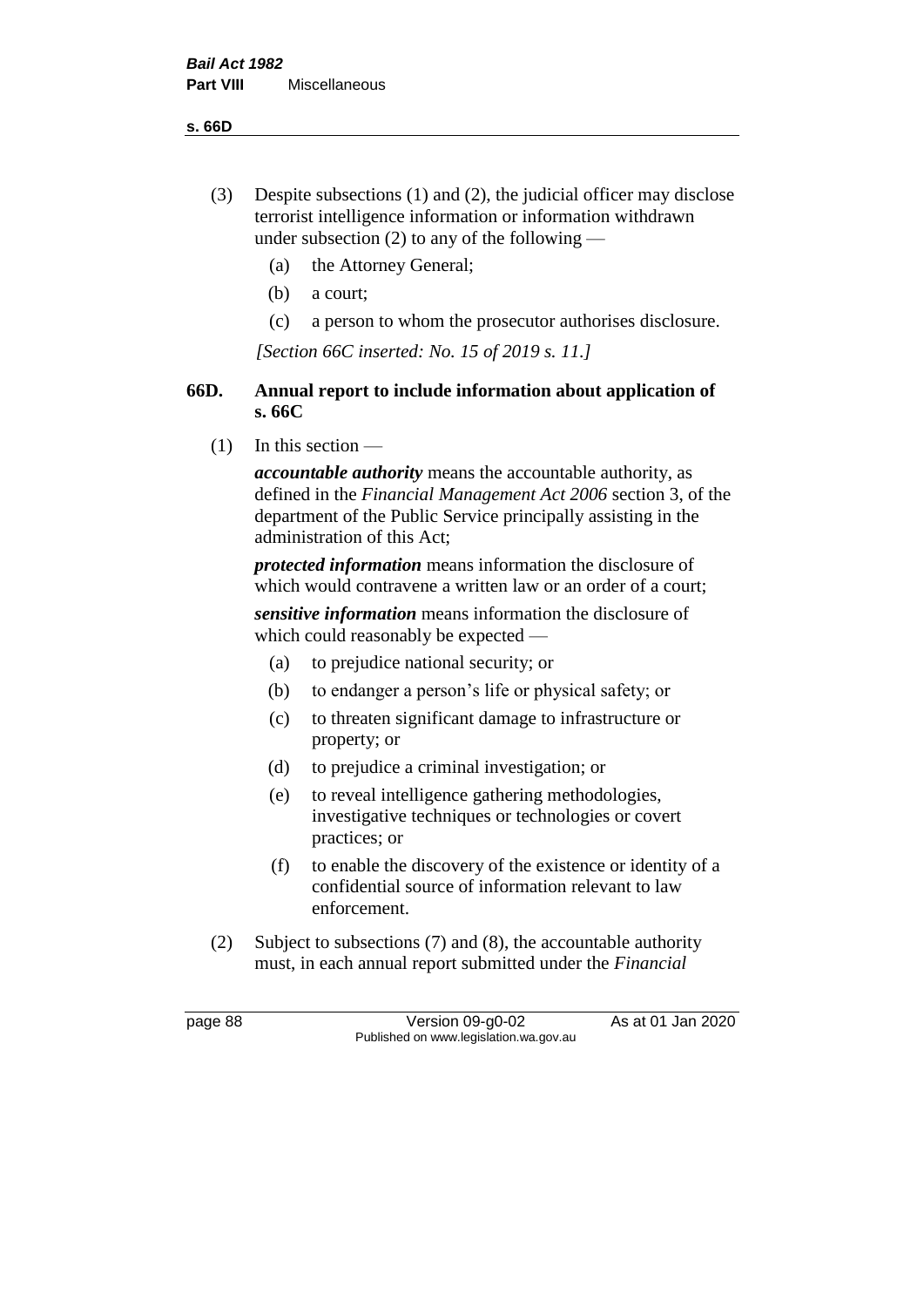(3) Despite subsections (1) and (2), the judicial officer may disclose terrorist intelligence information or information withdrawn under subsection (2) to any of the following —

(a) the Attorney General;

(b) a court;

(c) a person to whom the prosecutor authorises disclosure.

*[Section 66C inserted: No. 15 of 2019 s. 11.]*

## 66D. Annual report to include information about application of s. 66C

(1) In this section —

***accountable authority*** means the accountable authority, as defined in the *Financial Management Act 2006* section 3, of the department of the Public Service principally assisting in the administration of this Act;

***protected information*** means information the disclosure of which would contravene a written law or an order of a court;

***sensitive information*** means information the disclosure of which could reasonably be expected —

(a) to prejudice national security; or

(b) to endanger a person's life or physical safety; or

(c) to threaten significant damage to infrastructure or property; or

(d) to prejudice a criminal investigation; or

(e) to reveal intelligence gathering methodologies, investigative techniques or technologies or covert practices; or

(f) to enable the discovery of the existence or identity of a confidential source of information relevant to law enforcement.

(2) Subject to subsections (7) and (8), the accountable authority must, in each annual report submitted under the *Financial*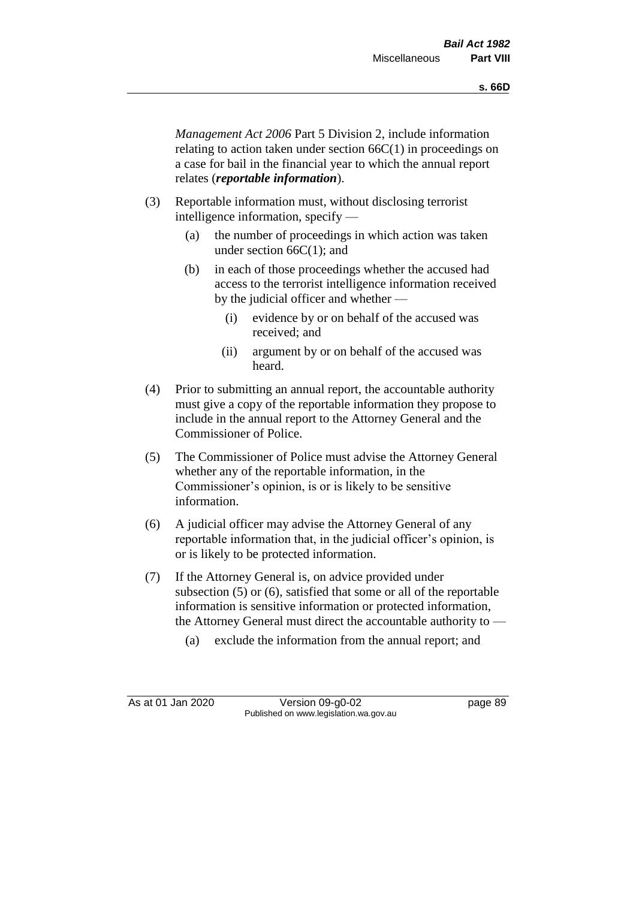*Management Act 2006* Part 5 Division 2, include information relating to action taken under section 66C(1) in proceedings on a case for bail in the financial year to which the annual report relates (***reportable information***).

(3) Reportable information must, without disclosing terrorist intelligence information, specify —

 (a) the number of proceedings in which action was taken under section 66C(1); and

 (b) in each of those proceedings whether the accused had access to the terrorist intelligence information received by the judicial officer and whether —

  (i) evidence by or on behalf of the accused was received; and

  (ii) argument by or on behalf of the accused was heard.

(4) Prior to submitting an annual report, the accountable authority must give a copy of the reportable information they propose to include in the annual report to the Attorney General and the Commissioner of Police.

(5) The Commissioner of Police must advise the Attorney General whether any of the reportable information, in the Commissioner's opinion, is or is likely to be sensitive information.

(6) A judicial officer may advise the Attorney General of any reportable information that, in the judicial officer's opinion, is or is likely to be protected information.

(7) If the Attorney General is, on advice provided under subsection (5) or (6), satisfied that some or all of the reportable information is sensitive information or protected information, the Attorney General must direct the accountable authority to —

 (a) exclude the information from the annual report; and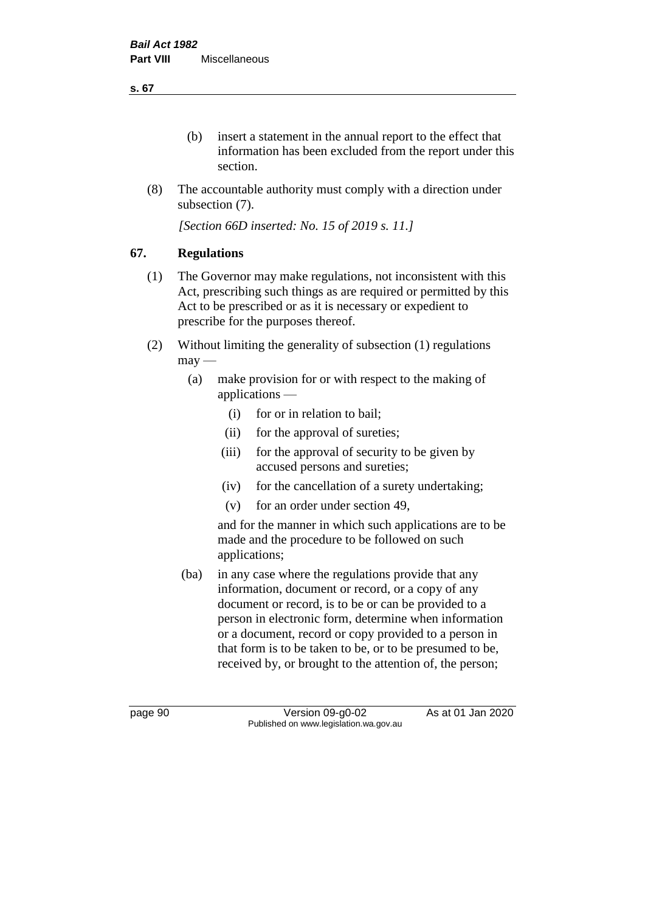(b) insert a statement in the annual report to the effect that information has been excluded from the report under this section.

(8) The accountable authority must comply with a direction under subsection (7).

*[Section 66D inserted: No. 15 of 2019 s. 11.]*

## 67. Regulations

(1) The Governor may make regulations, not inconsistent with this Act, prescribing such things as are required or permitted by this Act to be prescribed or as it is necessary or expedient to prescribe for the purposes thereof.

(2) Without limiting the generality of subsection (1) regulations may —

(a) make provision for or with respect to the making of applications —

(i) for or in relation to bail;

(ii) for the approval of sureties;

(iii) for the approval of security to be given by accused persons and sureties;

(iv) for the cancellation of a surety undertaking;

(v) for an order under section 49,

and for the manner in which such applications are to be made and the procedure to be followed on such applications;

(ba) in any case where the regulations provide that any information, document or record, or a copy of any document or record, is to be or can be provided to a person in electronic form, determine when information or a document, record or copy provided to a person in that form is to be taken to be, or to be presumed to be, received by, or brought to the attention of, the person;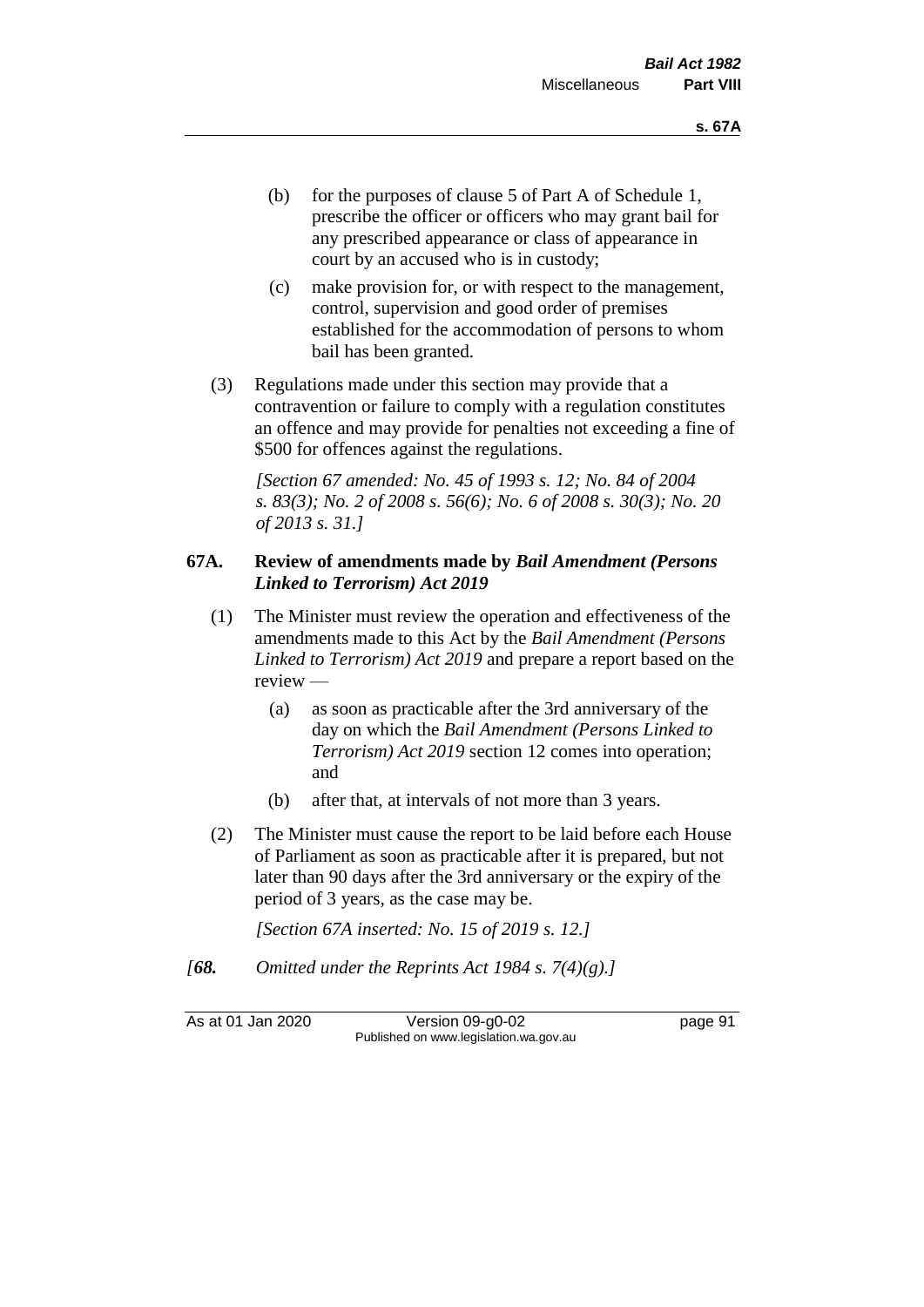(b) for the purposes of clause 5 of Part A of Schedule 1, prescribe the officer or officers who may grant bail for any prescribed appearance or class of appearance in court by an accused who is in custody;

(c) make provision for, or with respect to the management, control, supervision and good order of premises established for the accommodation of persons to whom bail has been granted.

(3) Regulations made under this section may provide that a contravention or failure to comply with a regulation constitutes an offence and may provide for penalties not exceeding a fine of $500 for offences against the regulations.

*[Section 67 amended: No. 45 of 1993 s. 12; No. 84 of 2004 s. 83(3); No. 2 of 2008 s. 56(6); No. 6 of 2008 s. 30(3); No. 20 of 2013 s. 31.]*

**67A. Review of amendments made by *Bail Amendment (Persons Linked to Terrorism) Act 2019***

(1) The Minister must review the operation and effectiveness of the amendments made to this Act by the *Bail Amendment (Persons Linked to Terrorism) Act 2019* and prepare a report based on the review —

(a) as soon as practicable after the 3rd anniversary of the day on which the *Bail Amendment (Persons Linked to Terrorism) Act 2019* section 12 comes into operation; and

(b) after that, at intervals of not more than 3 years.

(2) The Minister must cause the report to be laid before each House of Parliament as soon as practicable after it is prepared, but not later than 90 days after the 3rd anniversary or the expiry of the period of 3 years, as the case may be.

*[Section 67A inserted: No. 15 of 2019 s. 12.]*

*[**68.** Omitted under the Reprints Act 1984 s. 7(4)(g).]*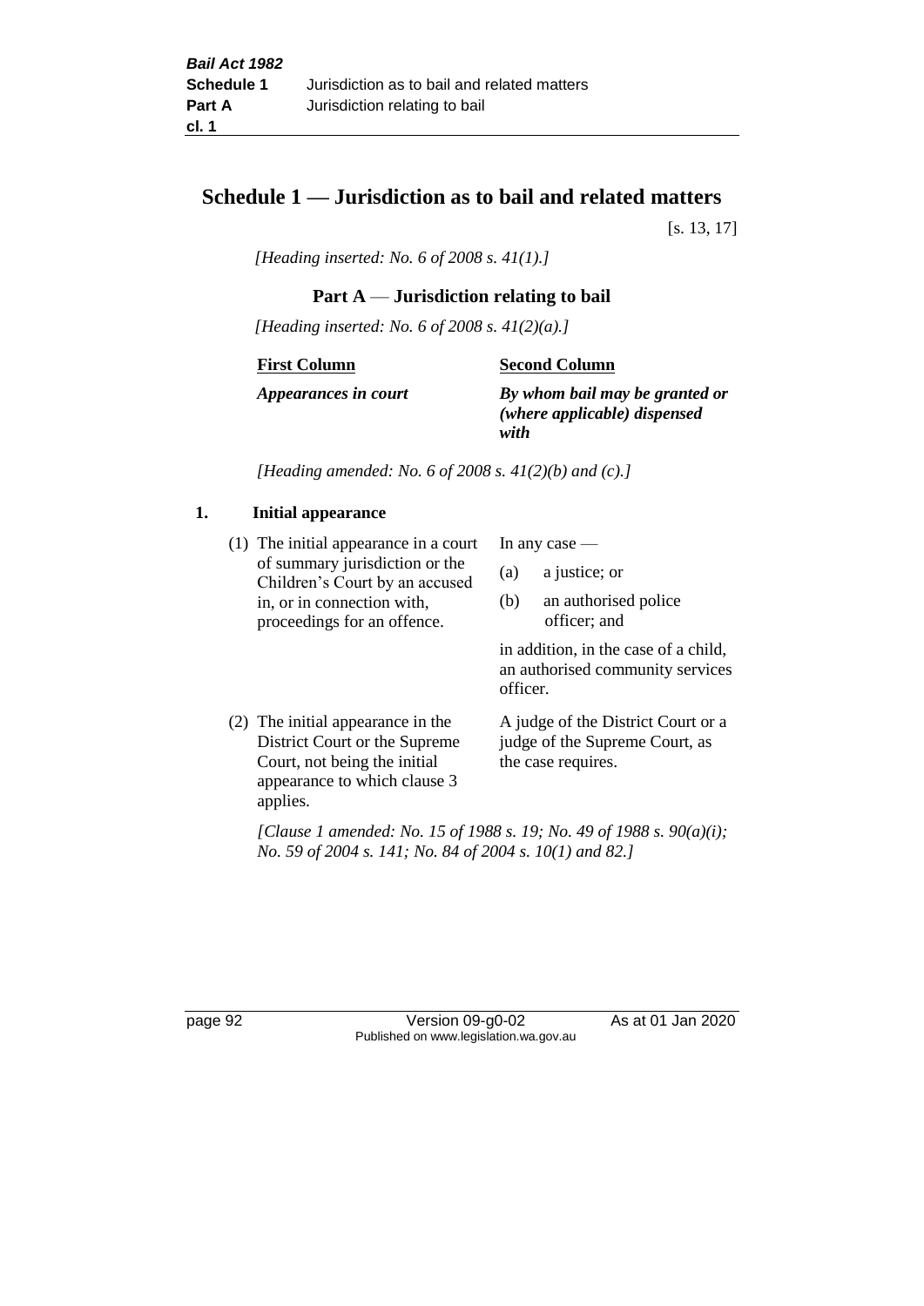# Schedule 1 — Jurisdiction as to bail and related matters

[s. 13, 17]

*[Heading inserted: No. 6 of 2008 s. 41(1).]*

## Part A — Jurisdiction relating to bail

*[Heading inserted: No. 6 of 2008 s. 41(2)(a).]*

| **First Column** | **Second Column** |
|---|---|
| ***Appearances in court*** | ***By whom bail may be granted or (where applicable) dispensed with*** |

*[Heading amended: No. 6 of 2008 s. 41(2)(b) and (c).]*

### 1. Initial appearance

| | |
|---|---|
| (1) The initial appearance in a court of summary jurisdiction or the Children's Court by an accused in, or in connection with, proceedings for an offence. | In any case —<br>(a) a justice; or<br>(b) an authorised police officer; and<br><br>in addition, in the case of a child, an authorised community services officer. |
| (2) The initial appearance in the District Court or the Supreme Court, not being the initial appearance to which clause 3 applies. | A judge of the District Court or a judge of the Supreme Court, as the case requires. |

*[Clause 1 amended: No. 15 of 1988 s. 19; No. 49 of 1988 s. 90(a)(i); No. 59 of 2004 s. 141; No. 84 of 2004 s. 10(1) and 82.]*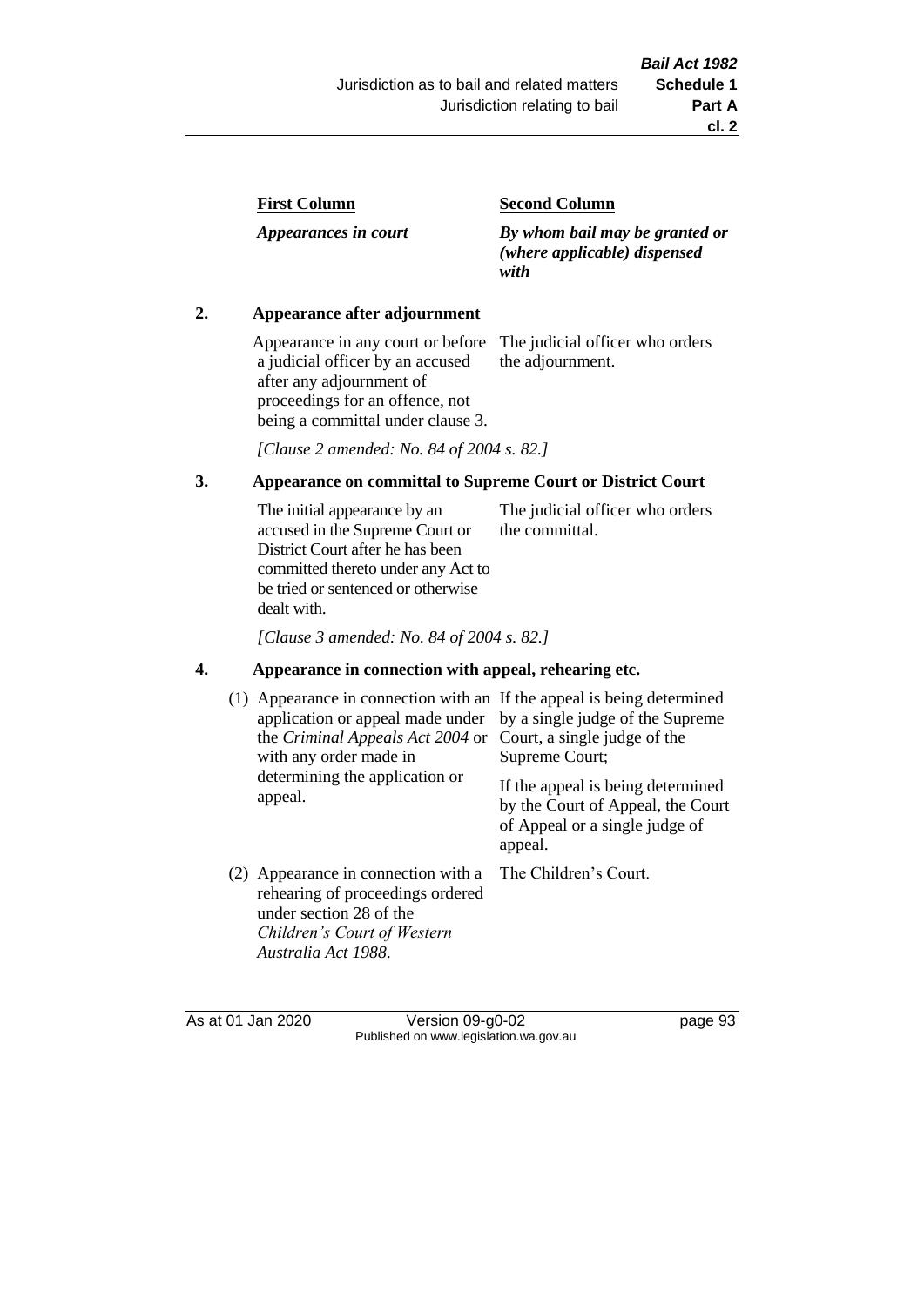| First Column | Second Column |
|---|---|
| *Appearances in court* | *By whom bail may be granted or (where applicable) dispensed with* |

**2. Appearance after adjournment**

| | |
|---|---|
| Appearance in any court or before a judicial officer by an accused after any adjournment of proceedings for an offence, not being a committal under clause 3. | The judicial officer who orders the adjournment. |

*[Clause 2 amended: No. 84 of 2004 s. 82.]*

**3. Appearance on committal to Supreme Court or District Court**

| | |
|---|---|
| The initial appearance by an accused in the Supreme Court or District Court after he has been committed thereto under any Act to be tried or sentenced or otherwise dealt with. | The judicial officer who orders the committal. |

*[Clause 3 amended: No. 84 of 2004 s. 82.]*

**4. Appearance in connection with appeal, rehearing etc.**

| | |
|---|---|
| (1) Appearance in connection with an application or appeal made under the *Criminal Appeals Act 2004* or with any order made in determining the application or appeal. | If the appeal is being determined by a single judge of the Supreme Court, a single judge of the Supreme Court; If the appeal is being determined by the Court of Appeal, the Court of Appeal or a single judge of appeal. |
| (2) Appearance in connection with a rehearing of proceedings ordered under section 28 of the *Children's Court of Western Australia Act 1988*. | The Children's Court. |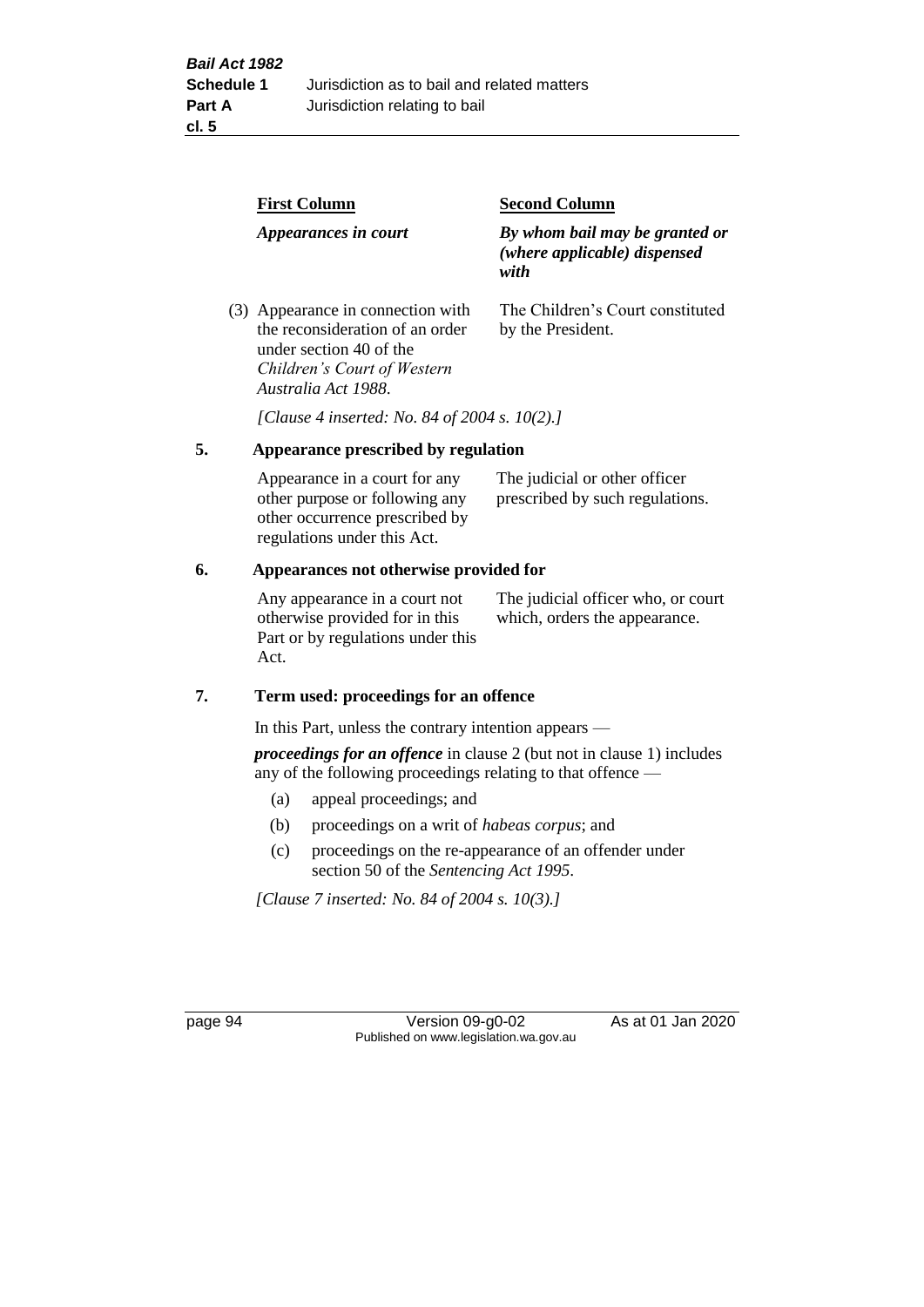| First Column | Second Column |
|---|---|
| *Appearances in court* | *By whom bail may be granted or (where applicable) dispensed with* |
| (3) Appearance in connection with the reconsideration of an order under section 40 of the *Children's Court of Western Australia Act 1988*. | The Children's Court constituted by the President. |

*[Clause 4 inserted: No. 84 of 2004 s. 10(2).]*

## 5. Appearance prescribed by regulation

| | |
|---|---|
| Appearance in a court for any other purpose or following any other occurrence prescribed by regulations under this Act. | The judicial or other officer prescribed by such regulations. |

## 6. Appearances not otherwise provided for

| | |
|---|---|
| Any appearance in a court not otherwise provided for in this Part or by regulations under this Act. | The judicial officer who, or court which, orders the appearance. |

## 7. Term used: proceedings for an offence

In this Part, unless the contrary intention appears —

***proceedings for an offence*** in clause 2 (but not in clause 1) includes any of the following proceedings relating to that offence —

- (a) appeal proceedings; and
- (b) proceedings on a writ of *habeas corpus*; and
- (c) proceedings on the re-appearance of an offender under section 50 of the *Sentencing Act 1995*.

*[Clause 7 inserted: No. 84 of 2004 s. 10(3).]*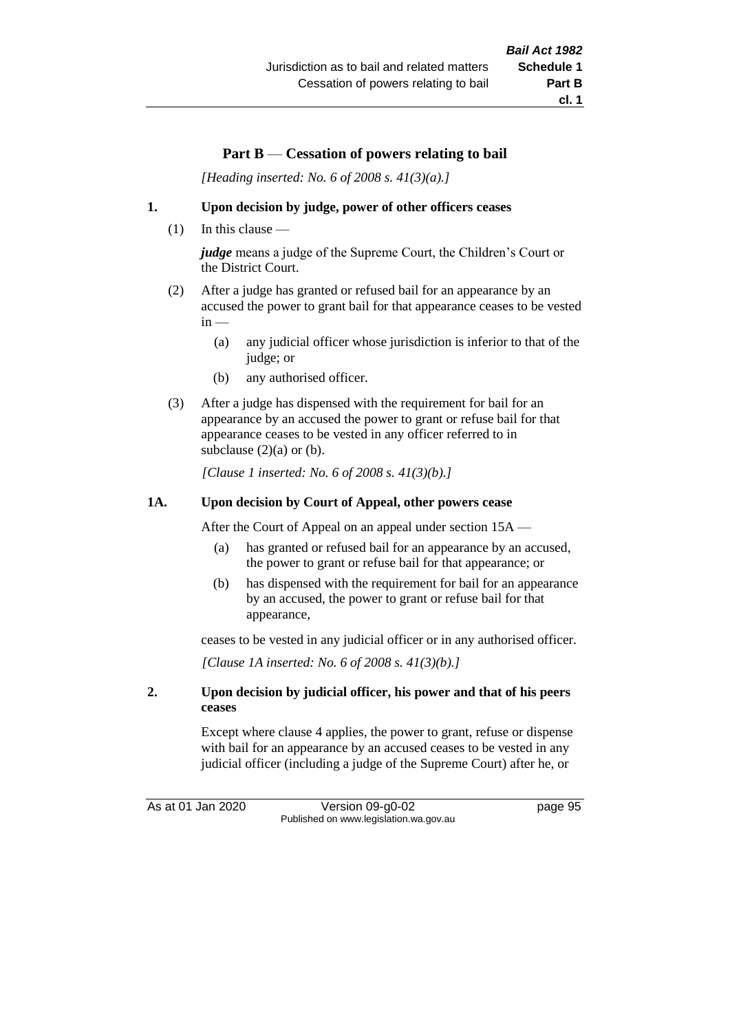## Part B — Cessation of powers relating to bail

*[Heading inserted: No. 6 of 2008 s. 41(3)(a).]*

### 1. Upon decision by judge, power of other officers ceases

(1) In this clause —

***judge*** means a judge of the Supreme Court, the Children's Court or the District Court.

(2) After a judge has granted or refused bail for an appearance by an accused the power to grant bail for that appearance ceases to be vested in —

- (a) any judicial officer whose jurisdiction is inferior to that of the judge; or
- (b) any authorised officer.

(3) After a judge has dispensed with the requirement for bail for an appearance by an accused the power to grant or refuse bail for that appearance ceases to be vested in any officer referred to in subclause (2)(a) or (b).

*[Clause 1 inserted: No. 6 of 2008 s. 41(3)(b).]*

### 1A. Upon decision by Court of Appeal, other powers cease

After the Court of Appeal on an appeal under section 15A —

- (a) has granted or refused bail for an appearance by an accused, the power to grant or refuse bail for that appearance; or
- (b) has dispensed with the requirement for bail for an appearance by an accused, the power to grant or refuse bail for that appearance,

ceases to be vested in any judicial officer or in any authorised officer.

*[Clause 1A inserted: No. 6 of 2008 s. 41(3)(b).]*

### 2. Upon decision by judicial officer, his power and that of his peers ceases

Except where clause 4 applies, the power to grant, refuse or dispense with bail for an appearance by an accused ceases to be vested in any judicial officer (including a judge of the Supreme Court) after he, or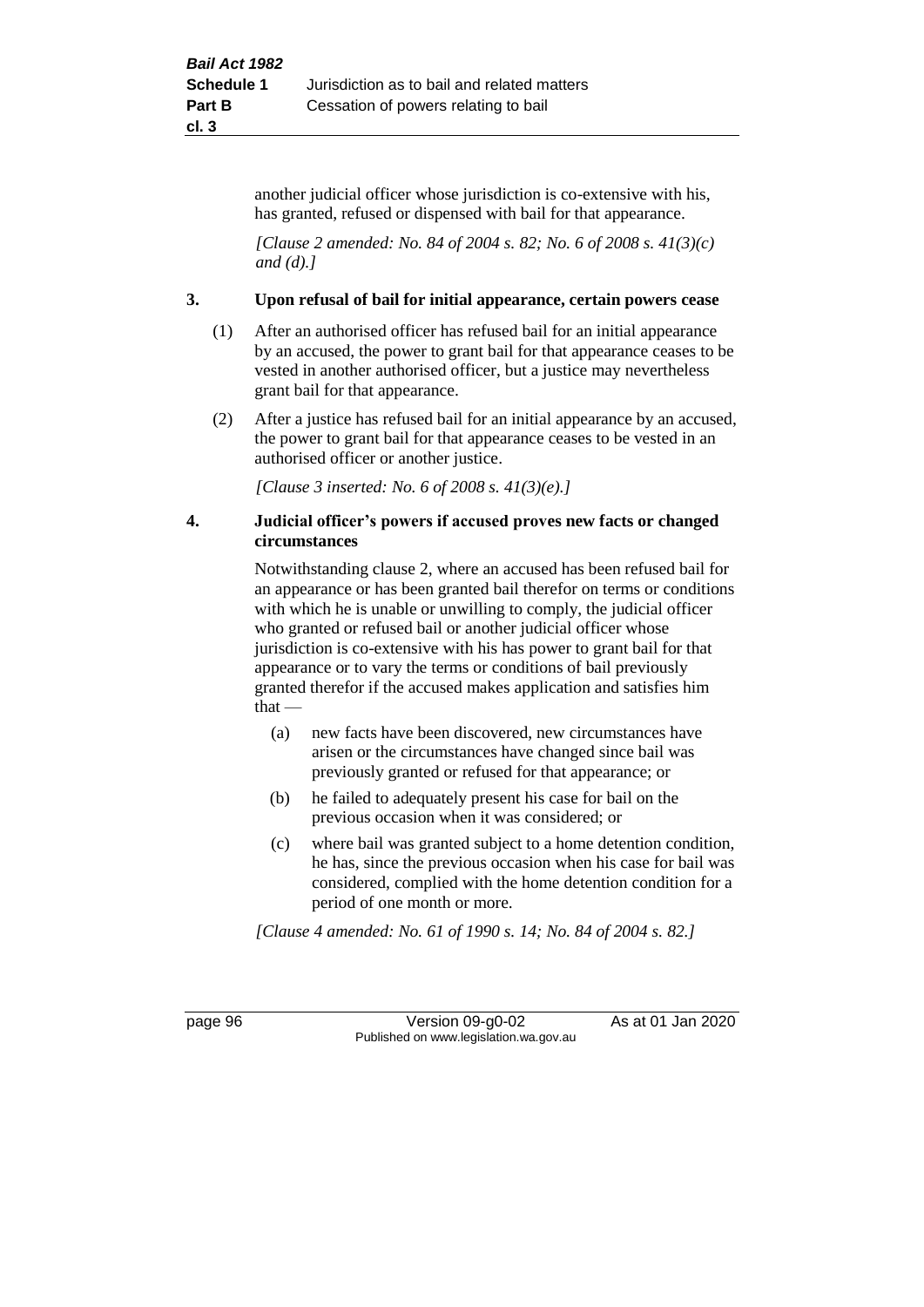another judicial officer whose jurisdiction is co-extensive with his, has granted, refused or dispensed with bail for that appearance.

*[Clause 2 amended: No. 84 of 2004 s. 82; No. 6 of 2008 s. 41(3)(c) and (d).]*

### 3. Upon refusal of bail for initial appearance, certain powers cease

(1) After an authorised officer has refused bail for an initial appearance by an accused, the power to grant bail for that appearance ceases to be vested in another authorised officer, but a justice may nevertheless grant bail for that appearance.

(2) After a justice has refused bail for an initial appearance by an accused, the power to grant bail for that appearance ceases to be vested in an authorised officer or another justice.

*[Clause 3 inserted: No. 6 of 2008 s. 41(3)(e).]*

### 4. Judicial officer's powers if accused proves new facts or changed circumstances

Notwithstanding clause 2, where an accused has been refused bail for an appearance or has been granted bail therefor on terms or conditions with which he is unable or unwilling to comply, the judicial officer who granted or refused bail or another judicial officer whose jurisdiction is co-extensive with his has power to grant bail for that appearance or to vary the terms or conditions of bail previously granted therefor if the accused makes application and satisfies him that —

(a) new facts have been discovered, new circumstances have arisen or the circumstances have changed since bail was previously granted or refused for that appearance; or

(b) he failed to adequately present his case for bail on the previous occasion when it was considered; or

(c) where bail was granted subject to a home detention condition, he has, since the previous occasion when his case for bail was considered, complied with the home detention condition for a period of one month or more.

*[Clause 4 amended: No. 61 of 1990 s. 14; No. 84 of 2004 s. 82.]*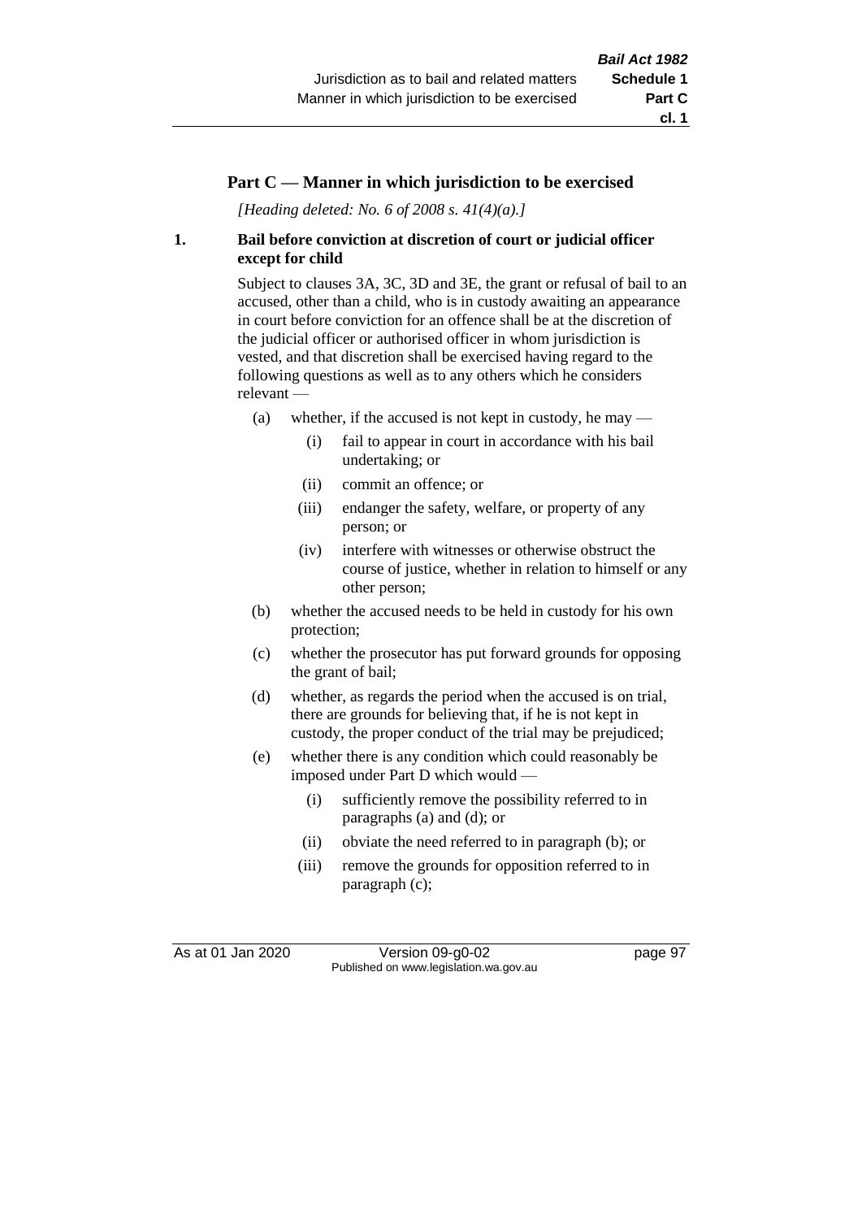## Part C — Manner in which jurisdiction to be exercised

*[Heading deleted: No. 6 of 2008 s. 41(4)(a).]*

**1. Bail before conviction at discretion of court or judicial officer except for child**

Subject to clauses 3A, 3C, 3D and 3E, the grant or refusal of bail to an accused, other than a child, who is in custody awaiting an appearance in court before conviction for an offence shall be at the discretion of the judicial officer or authorised officer in whom jurisdiction is vested, and that discretion shall be exercised having regard to the following questions as well as to any others which he considers relevant —

- (a) whether, if the accused is not kept in custody, he may —
  - (i) fail to appear in court in accordance with his bail undertaking; or
  - (ii) commit an offence; or
  - (iii) endanger the safety, welfare, or property of any person; or
  - (iv) interfere with witnesses or otherwise obstruct the course of justice, whether in relation to himself or any other person;
- (b) whether the accused needs to be held in custody for his own protection;
- (c) whether the prosecutor has put forward grounds for opposing the grant of bail;
- (d) whether, as regards the period when the accused is on trial, there are grounds for believing that, if he is not kept in custody, the proper conduct of the trial may be prejudiced;
- (e) whether there is any condition which could reasonably be imposed under Part D which would —
  - (i) sufficiently remove the possibility referred to in paragraphs (a) and (d); or
  - (ii) obviate the need referred to in paragraph (b); or
  - (iii) remove the grounds for opposition referred to in paragraph (c);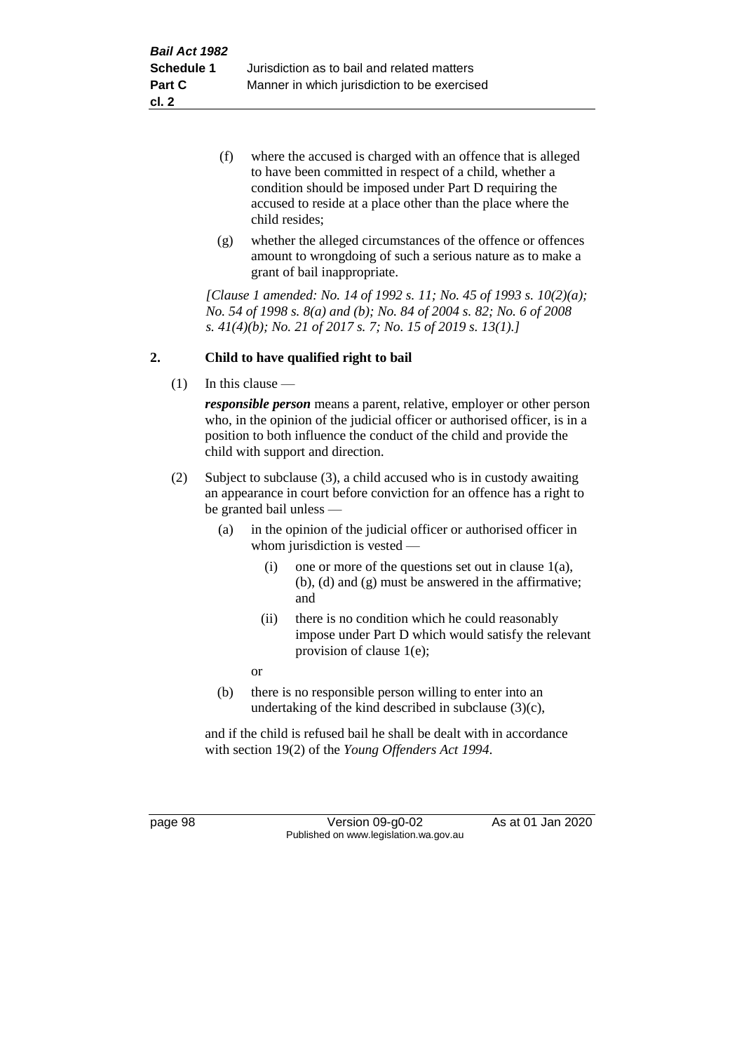(f) where the accused is charged with an offence that is alleged to have been committed in respect of a child, whether a condition should be imposed under Part D requiring the accused to reside at a place other than the place where the child resides;

(g) whether the alleged circumstances of the offence or offences amount to wrongdoing of such a serious nature as to make a grant of bail inappropriate.

*[Clause 1 amended: No. 14 of 1992 s. 11; No. 45 of 1993 s. 10(2)(a); No. 54 of 1998 s. 8(a) and (b); No. 84 of 2004 s. 82; No. 6 of 2008 s. 41(4)(b); No. 21 of 2017 s. 7; No. 15 of 2019 s. 13(1).]*

## 2. Child to have qualified right to bail

(1) In this clause —

***responsible person*** means a parent, relative, employer or other person who, in the opinion of the judicial officer or authorised officer, is in a position to both influence the conduct of the child and provide the child with support and direction.

(2) Subject to subclause (3), a child accused who is in custody awaiting an appearance in court before conviction for an offence has a right to be granted bail unless —

(a) in the opinion of the judicial officer or authorised officer in whom jurisdiction is vested —

(i) one or more of the questions set out in clause 1(a), (b), (d) and (g) must be answered in the affirmative; and

(ii) there is no condition which he could reasonably impose under Part D which would satisfy the relevant provision of clause 1(e);

or

(b) there is no responsible person willing to enter into an undertaking of the kind described in subclause (3)(c),

and if the child is refused bail he shall be dealt with in accordance with section 19(2) of the *Young Offenders Act 1994*.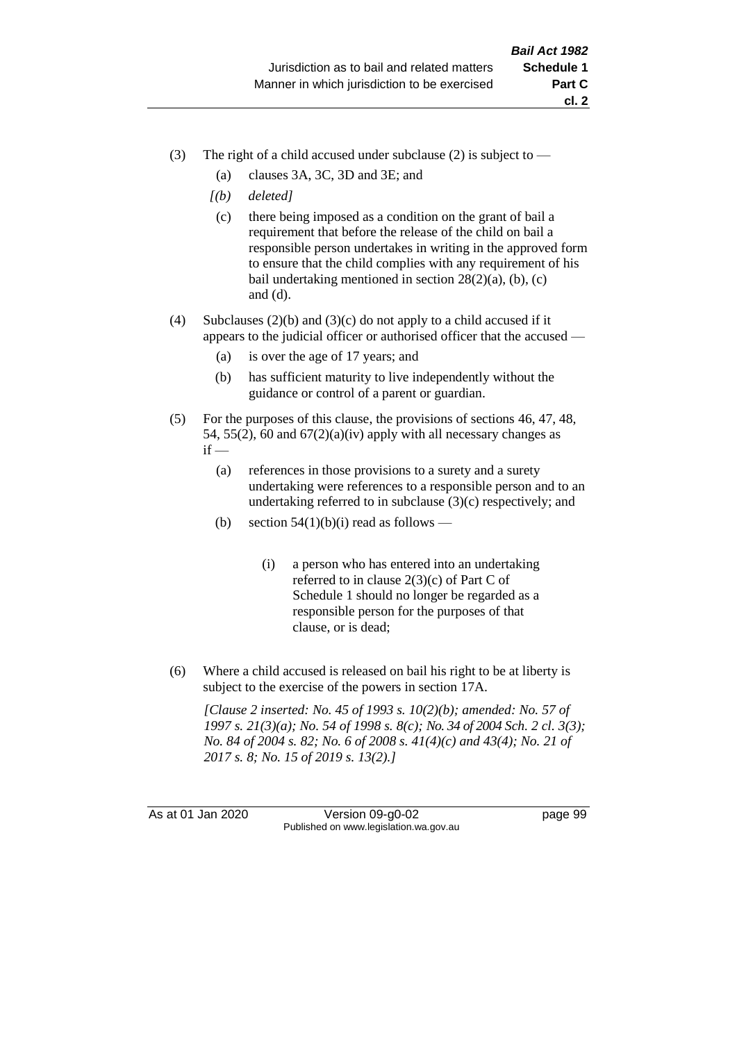(3) The right of a child accused under subclause (2) is subject to —

  (a) clauses 3A, 3C, 3D and 3E; and

  *[(b) deleted]*

  (c) there being imposed as a condition on the grant of bail a requirement that before the release of the child on bail a responsible person undertakes in writing in the approved form to ensure that the child complies with any requirement of his bail undertaking mentioned in section 28(2)(a), (b), (c) and (d).

(4) Subclauses (2)(b) and (3)(c) do not apply to a child accused if it appears to the judicial officer or authorised officer that the accused —

  (a) is over the age of 17 years; and

  (b) has sufficient maturity to live independently without the guidance or control of a parent or guardian.

(5) For the purposes of this clause, the provisions of sections 46, 47, 48, 54, 55(2), 60 and 67(2)(a)(iv) apply with all necessary changes as if —

  (a) references in those provisions to a surety and a surety undertaking were references to a responsible person and to an undertaking referred to in subclause (3)(c) respectively; and

  (b) section 54(1)(b)(i) read as follows —

    (i) a person who has entered into an undertaking referred to in clause 2(3)(c) of Part C of Schedule 1 should no longer be regarded as a responsible person for the purposes of that clause, or is dead;

(6) Where a child accused is released on bail his right to be at liberty is subject to the exercise of the powers in section 17A.

*[Clause 2 inserted: No. 45 of 1993 s. 10(2)(b); amended: No. 57 of 1997 s. 21(3)(a); No. 54 of 1998 s. 8(c); No. 34 of 2004 Sch. 2 cl. 3(3); No. 84 of 2004 s. 82; No. 6 of 2008 s. 41(4)(c) and 43(4); No. 21 of 2017 s. 8; No. 15 of 2019 s. 13(2).]*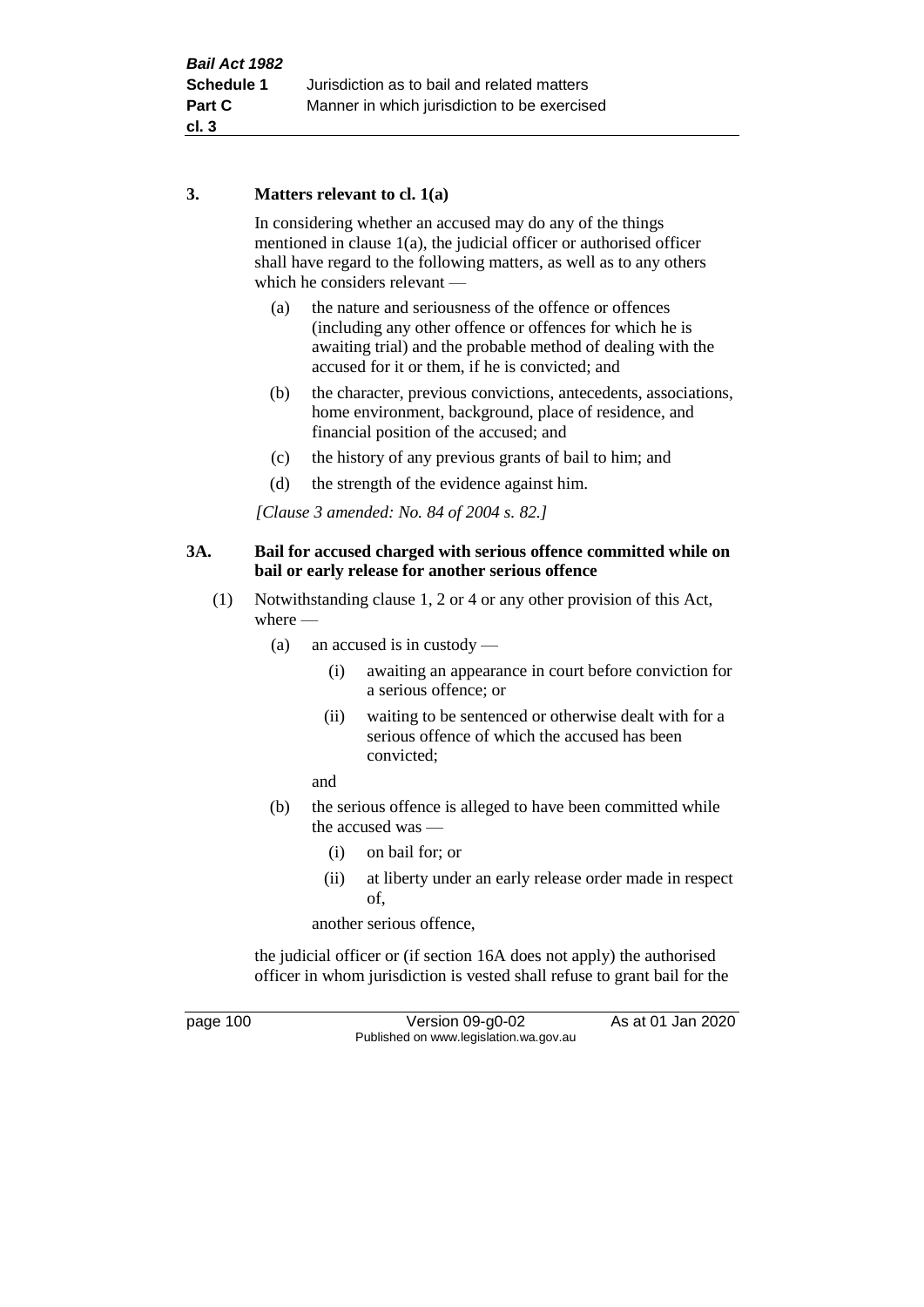### 3. Matters relevant to cl. 1(a)

In considering whether an accused may do any of the things mentioned in clause 1(a), the judicial officer or authorised officer shall have regard to the following matters, as well as to any others which he considers relevant —

(a) the nature and seriousness of the offence or offences (including any other offence or offences for which he is awaiting trial) and the probable method of dealing with the accused for it or them, if he is convicted; and

(b) the character, previous convictions, antecedents, associations, home environment, background, place of residence, and financial position of the accused; and

(c) the history of any previous grants of bail to him; and

(d) the strength of the evidence against him.

*[Clause 3 amended: No. 84 of 2004 s. 82.]*

### 3A. Bail for accused charged with serious offence committed while on bail or early release for another serious offence

(1) Notwithstanding clause 1, 2 or 4 or any other provision of this Act, where —

(a) an accused is in custody —

(i) awaiting an appearance in court before conviction for a serious offence; or

(ii) waiting to be sentenced or otherwise dealt with for a serious offence of which the accused has been convicted;

and

(b) the serious offence is alleged to have been committed while the accused was —

(i) on bail for; or

(ii) at liberty under an early release order made in respect of,

another serious offence,

the judicial officer or (if section 16A does not apply) the authorised officer in whom jurisdiction is vested shall refuse to grant bail for the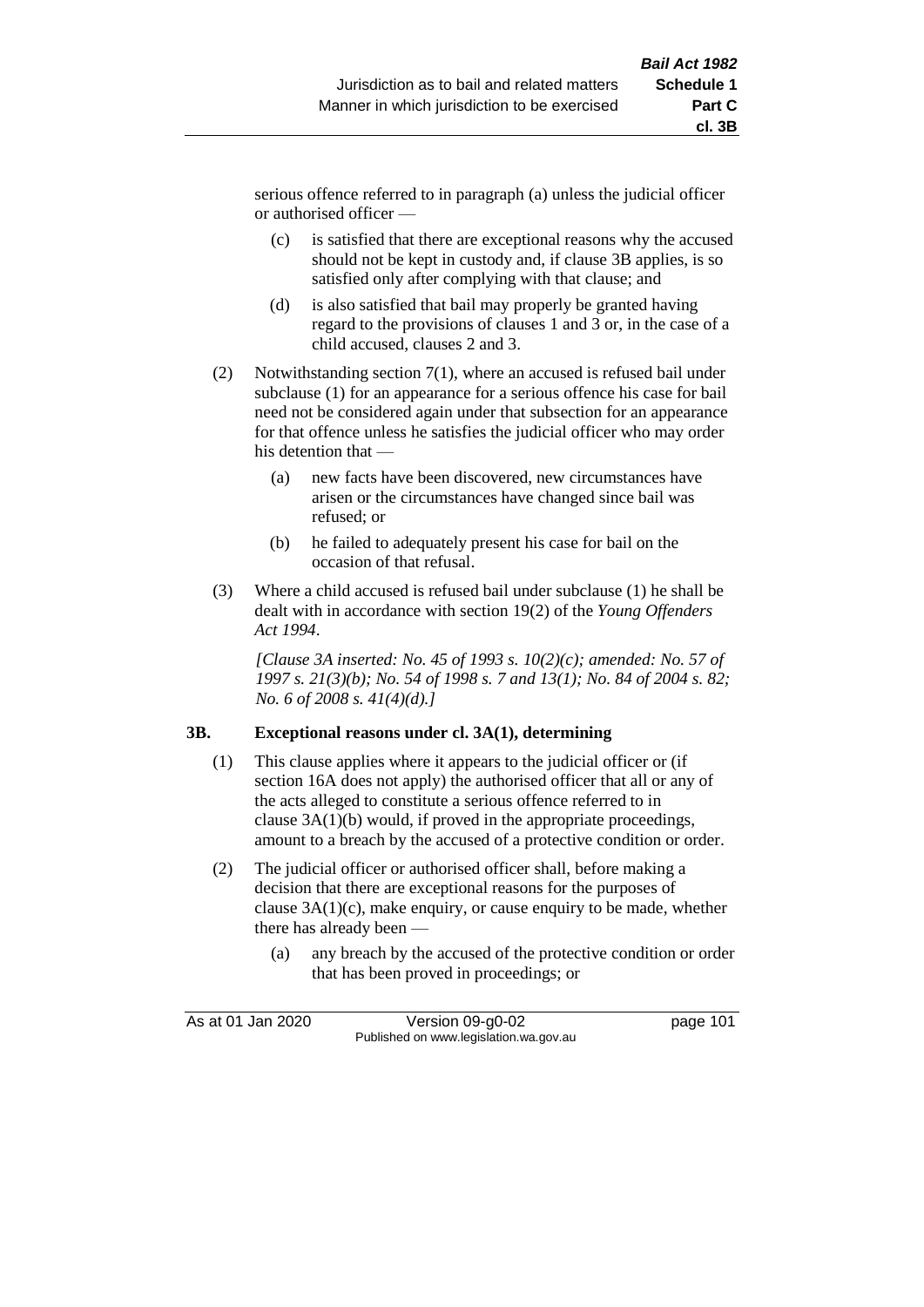serious offence referred to in paragraph (a) unless the judicial officer or authorised officer —

(c) is satisfied that there are exceptional reasons why the accused should not be kept in custody and, if clause 3B applies, is so satisfied only after complying with that clause; and

(d) is also satisfied that bail may properly be granted having regard to the provisions of clauses 1 and 3 or, in the case of a child accused, clauses 2 and 3.

(2) Notwithstanding section 7(1), where an accused is refused bail under subclause (1) for an appearance for a serious offence his case for bail need not be considered again under that subsection for an appearance for that offence unless he satisfies the judicial officer who may order his detention that —

(a) new facts have been discovered, new circumstances have arisen or the circumstances have changed since bail was refused; or

(b) he failed to adequately present his case for bail on the occasion of that refusal.

(3) Where a child accused is refused bail under subclause (1) he shall be dealt with in accordance with section 19(2) of the *Young Offenders Act 1994*.

*[Clause 3A inserted: No. 45 of 1993 s. 10(2)(c); amended: No. 57 of 1997 s. 21(3)(b); No. 54 of 1998 s. 7 and 13(1); No. 84 of 2004 s. 82; No. 6 of 2008 s. 41(4)(d).]*

**3B. Exceptional reasons under cl. 3A(1), determining**

(1) This clause applies where it appears to the judicial officer or (if section 16A does not apply) the authorised officer that all or any of the acts alleged to constitute a serious offence referred to in clause 3A(1)(b) would, if proved in the appropriate proceedings, amount to a breach by the accused of a protective condition or order.

(2) The judicial officer or authorised officer shall, before making a decision that there are exceptional reasons for the purposes of clause 3A(1)(c), make enquiry, or cause enquiry to be made, whether there has already been —

(a) any breach by the accused of the protective condition or order that has been proved in proceedings; or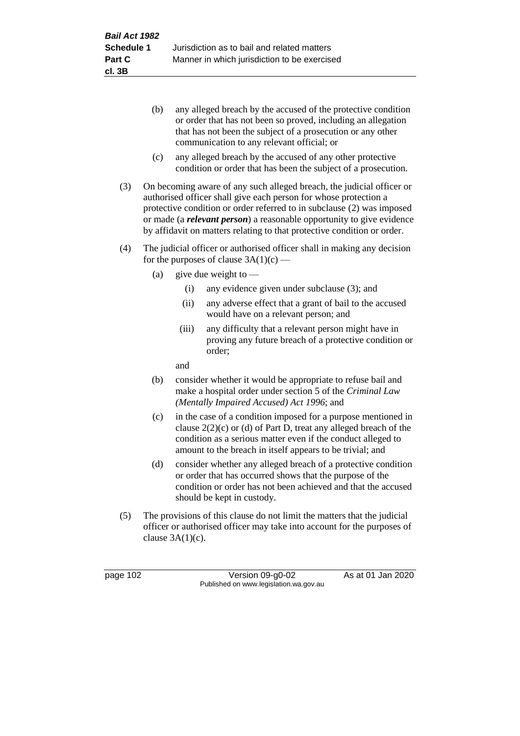(b) any alleged breach by the accused of the protective condition or order that has not been so proved, including an allegation that has not been the subject of a prosecution or any other communication to any relevant official; or

(c) any alleged breach by the accused of any other protective condition or order that has been the subject of a prosecution.

(3) On becoming aware of any such alleged breach, the judicial officer or authorised officer shall give each person for whose protection a protective condition or order referred to in subclause (2) was imposed or made (a ***relevant person***) a reasonable opportunity to give evidence by affidavit on matters relating to that protective condition or order.

(4) The judicial officer or authorised officer shall in making any decision for the purposes of clause 3A(1)(c) —

(a) give due weight to —

(i) any evidence given under subclause (3); and

(ii) any adverse effect that a grant of bail to the accused would have on a relevant person; and

(iii) any difficulty that a relevant person might have in proving any future breach of a protective condition or order;

and

(b) consider whether it would be appropriate to refuse bail and make a hospital order under section 5 of the *Criminal Law (Mentally Impaired Accused) Act 1996*; and

(c) in the case of a condition imposed for a purpose mentioned in clause 2(2)(c) or (d) of Part D, treat any alleged breach of the condition as a serious matter even if the conduct alleged to amount to the breach in itself appears to be trivial; and

(d) consider whether any alleged breach of a protective condition or order that has occurred shows that the purpose of the condition or order has not been achieved and that the accused should be kept in custody.

(5) The provisions of this clause do not limit the matters that the judicial officer or authorised officer may take into account for the purposes of clause 3A(1)(c).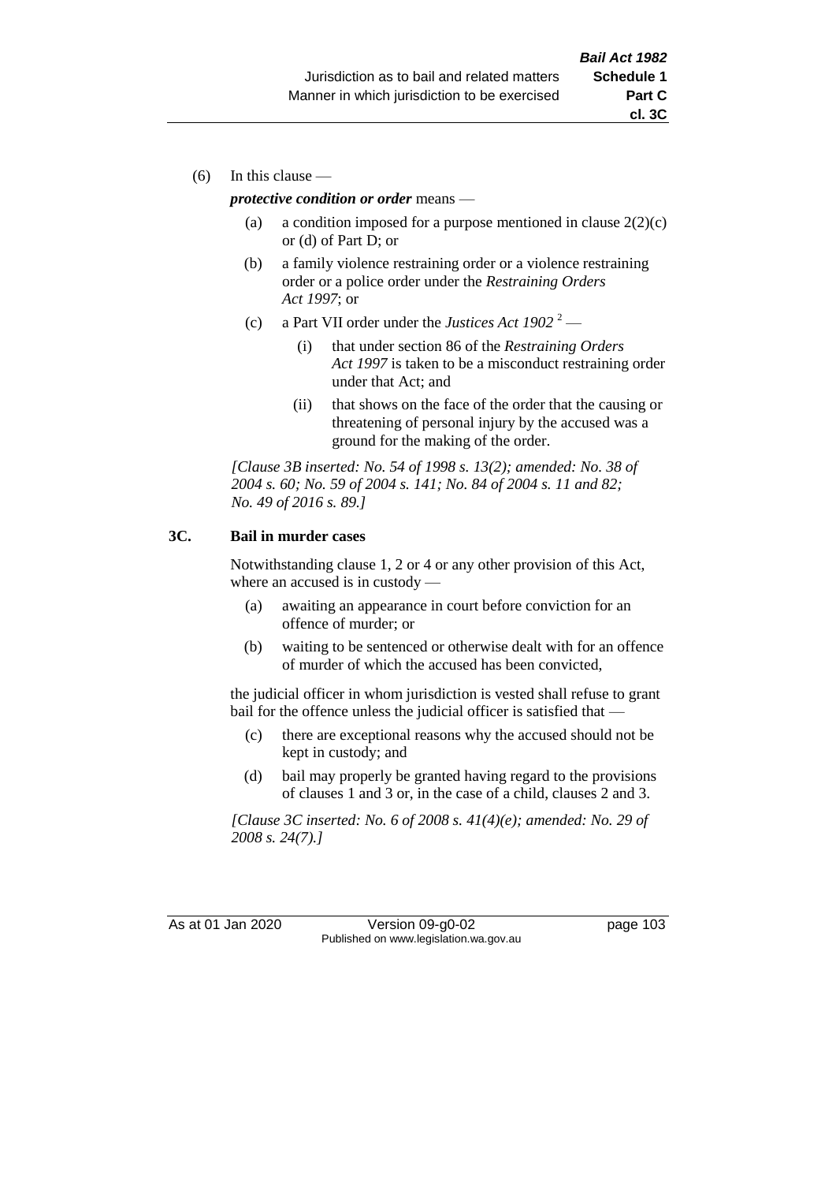(6) In this clause —

***protective condition or order*** means —

(a) a condition imposed for a purpose mentioned in clause 2(2)(c) or (d) of Part D; or

(b) a family violence restraining order or a violence restraining order or a police order under the *Restraining Orders Act 1997*; or

(c) a Part VII order under the *Justices Act 1902* [2] —

 (i) that under section 86 of the *Restraining Orders Act 1997* is taken to be a misconduct restraining order under that Act; and

 (ii) that shows on the face of the order that the causing or threatening of personal injury by the accused was a ground for the making of the order.

*[Clause 3B inserted: No. 54 of 1998 s. 13(2); amended: No. 38 of 2004 s. 60; No. 59 of 2004 s. 141; No. 84 of 2004 s. 11 and 82; No. 49 of 2016 s. 89.]*

### 3C. Bail in murder cases

Notwithstanding clause 1, 2 or 4 or any other provision of this Act, where an accused is in custody —

(a) awaiting an appearance in court before conviction for an offence of murder; or

(b) waiting to be sentenced or otherwise dealt with for an offence of murder of which the accused has been convicted,

the judicial officer in whom jurisdiction is vested shall refuse to grant bail for the offence unless the judicial officer is satisfied that —

(c) there are exceptional reasons why the accused should not be kept in custody; and

(d) bail may properly be granted having regard to the provisions of clauses 1 and 3 or, in the case of a child, clauses 2 and 3.

*[Clause 3C inserted: No. 6 of 2008 s. 41(4)(e); amended: No. 29 of 2008 s. 24(7).]*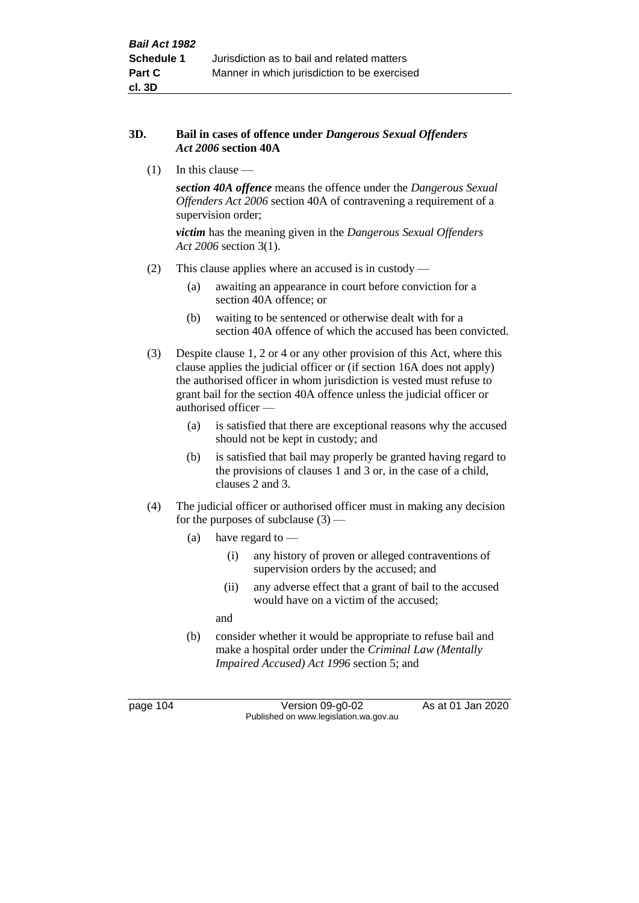**3D. Bail in cases of offence under *Dangerous Sexual Offenders Act 2006* section 40A**

(1) In this clause —

***section 40A offence*** means the offence under the *Dangerous Sexual Offenders Act 2006* section 40A of contravening a requirement of a supervision order;

***victim*** has the meaning given in the *Dangerous Sexual Offenders Act 2006* section 3(1).

(2) This clause applies where an accused is in custody —

(a) awaiting an appearance in court before conviction for a section 40A offence; or

(b) waiting to be sentenced or otherwise dealt with for a section 40A offence of which the accused has been convicted.

(3) Despite clause 1, 2 or 4 or any other provision of this Act, where this clause applies the judicial officer or (if section 16A does not apply) the authorised officer in whom jurisdiction is vested must refuse to grant bail for the section 40A offence unless the judicial officer or authorised officer —

(a) is satisfied that there are exceptional reasons why the accused should not be kept in custody; and

(b) is satisfied that bail may properly be granted having regard to the provisions of clauses 1 and 3 or, in the case of a child, clauses 2 and 3.

(4) The judicial officer or authorised officer must in making any decision for the purposes of subclause (3) —

(a) have regard to —

(i) any history of proven or alleged contraventions of supervision orders by the accused; and

(ii) any adverse effect that a grant of bail to the accused would have on a victim of the accused;

and

(b) consider whether it would be appropriate to refuse bail and make a hospital order under the *Criminal Law (Mentally Impaired Accused) Act 1996* section 5; and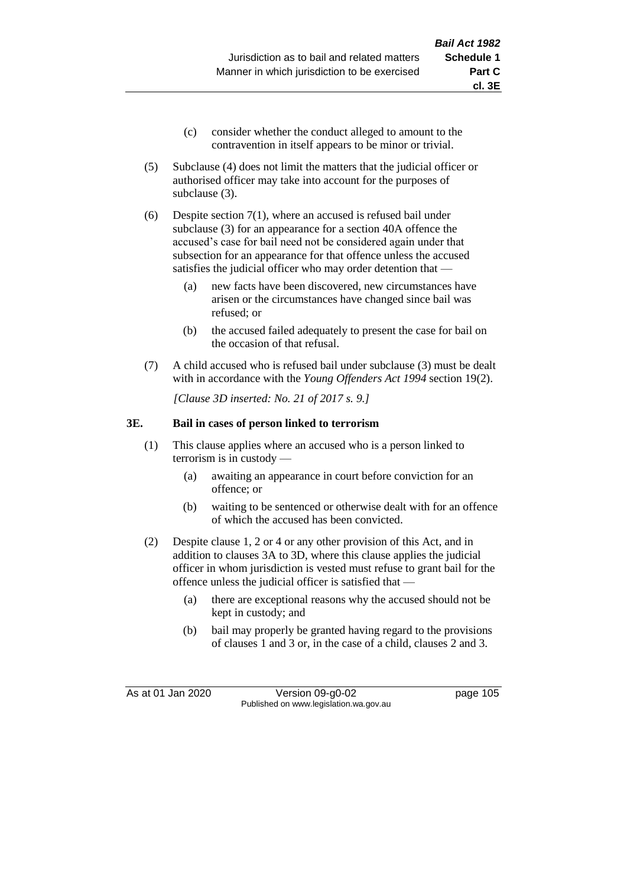(c) consider whether the conduct alleged to amount to the contravention in itself appears to be minor or trivial.

(5) Subclause (4) does not limit the matters that the judicial officer or authorised officer may take into account for the purposes of subclause (3).

(6) Despite section 7(1), where an accused is refused bail under subclause (3) for an appearance for a section 40A offence the accused's case for bail need not be considered again under that subsection for an appearance for that offence unless the accused satisfies the judicial officer who may order detention that —

(a) new facts have been discovered, new circumstances have arisen or the circumstances have changed since bail was refused; or

(b) the accused failed adequately to present the case for bail on the occasion of that refusal.

(7) A child accused who is refused bail under subclause (3) must be dealt with in accordance with the *Young Offenders Act 1994* section 19(2).

*[Clause 3D inserted: No. 21 of 2017 s. 9.]*

**3E. Bail in cases of person linked to terrorism**

(1) This clause applies where an accused who is a person linked to terrorism is in custody —

(a) awaiting an appearance in court before conviction for an offence; or

(b) waiting to be sentenced or otherwise dealt with for an offence of which the accused has been convicted.

(2) Despite clause 1, 2 or 4 or any other provision of this Act, and in addition to clauses 3A to 3D, where this clause applies the judicial officer in whom jurisdiction is vested must refuse to grant bail for the offence unless the judicial officer is satisfied that —

(a) there are exceptional reasons why the accused should not be kept in custody; and

(b) bail may properly be granted having regard to the provisions of clauses 1 and 3 or, in the case of a child, clauses 2 and 3.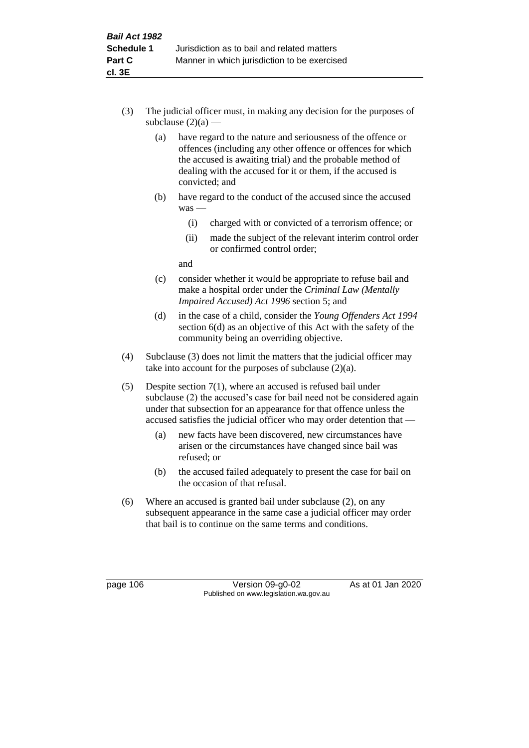(3) The judicial officer must, in making any decision for the purposes of subclause (2)(a) —

   (a) have regard to the nature and seriousness of the offence or offences (including any other offence or offences for which the accused is awaiting trial) and the probable method of dealing with the accused for it or them, if the accused is convicted; and

   (b) have regard to the conduct of the accused since the accused was —

      (i) charged with or convicted of a terrorism offence; or

      (ii) made the subject of the relevant interim control order or confirmed control order;

   and

   (c) consider whether it would be appropriate to refuse bail and make a hospital order under the *Criminal Law (Mentally Impaired Accused) Act 1996* section 5; and

   (d) in the case of a child, consider the *Young Offenders Act 1994* section 6(d) as an objective of this Act with the safety of the community being an overriding objective.

(4) Subclause (3) does not limit the matters that the judicial officer may take into account for the purposes of subclause (2)(a).

(5) Despite section 7(1), where an accused is refused bail under subclause (2) the accused's case for bail need not be considered again under that subsection for an appearance for that offence unless the accused satisfies the judicial officer who may order detention that —

   (a) new facts have been discovered, new circumstances have arisen or the circumstances have changed since bail was refused; or

   (b) the accused failed adequately to present the case for bail on the occasion of that refusal.

(6) Where an accused is granted bail under subclause (2), on any subsequent appearance in the same case a judicial officer may order that bail is to continue on the same terms and conditions.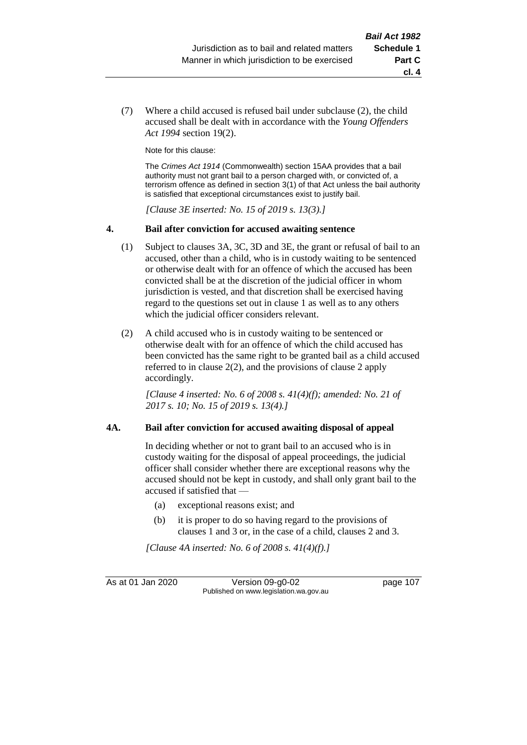(7) Where a child accused is refused bail under subclause (2), the child accused shall be dealt with in accordance with the *Young Offenders Act 1994* section 19(2).

Note for this clause:

The *Crimes Act 1914* (Commonwealth) section 15AA provides that a bail authority must not grant bail to a person charged with, or convicted of, a terrorism offence as defined in section 3(1) of that Act unless the bail authority is satisfied that exceptional circumstances exist to justify bail.

*[Clause 3E inserted: No. 15 of 2019 s. 13(3).]*

## 4. Bail after conviction for accused awaiting sentence

(1) Subject to clauses 3A, 3C, 3D and 3E, the grant or refusal of bail to an accused, other than a child, who is in custody waiting to be sentenced or otherwise dealt with for an offence of which the accused has been convicted shall be at the discretion of the judicial officer in whom jurisdiction is vested, and that discretion shall be exercised having regard to the questions set out in clause 1 as well as to any others which the judicial officer considers relevant.

(2) A child accused who is in custody waiting to be sentenced or otherwise dealt with for an offence of which the child accused has been convicted has the same right to be granted bail as a child accused referred to in clause 2(2), and the provisions of clause 2 apply accordingly.

*[Clause 4 inserted: No. 6 of 2008 s. 41(4)(f); amended: No. 21 of 2017 s. 10; No. 15 of 2019 s. 13(4).]*

## 4A. Bail after conviction for accused awaiting disposal of appeal

In deciding whether or not to grant bail to an accused who is in custody waiting for the disposal of appeal proceedings, the judicial officer shall consider whether there are exceptional reasons why the accused should not be kept in custody, and shall only grant bail to the accused if satisfied that —

(a) exceptional reasons exist; and

(b) it is proper to do so having regard to the provisions of clauses 1 and 3 or, in the case of a child, clauses 2 and 3.

*[Clause 4A inserted: No. 6 of 2008 s. 41(4)(f).]*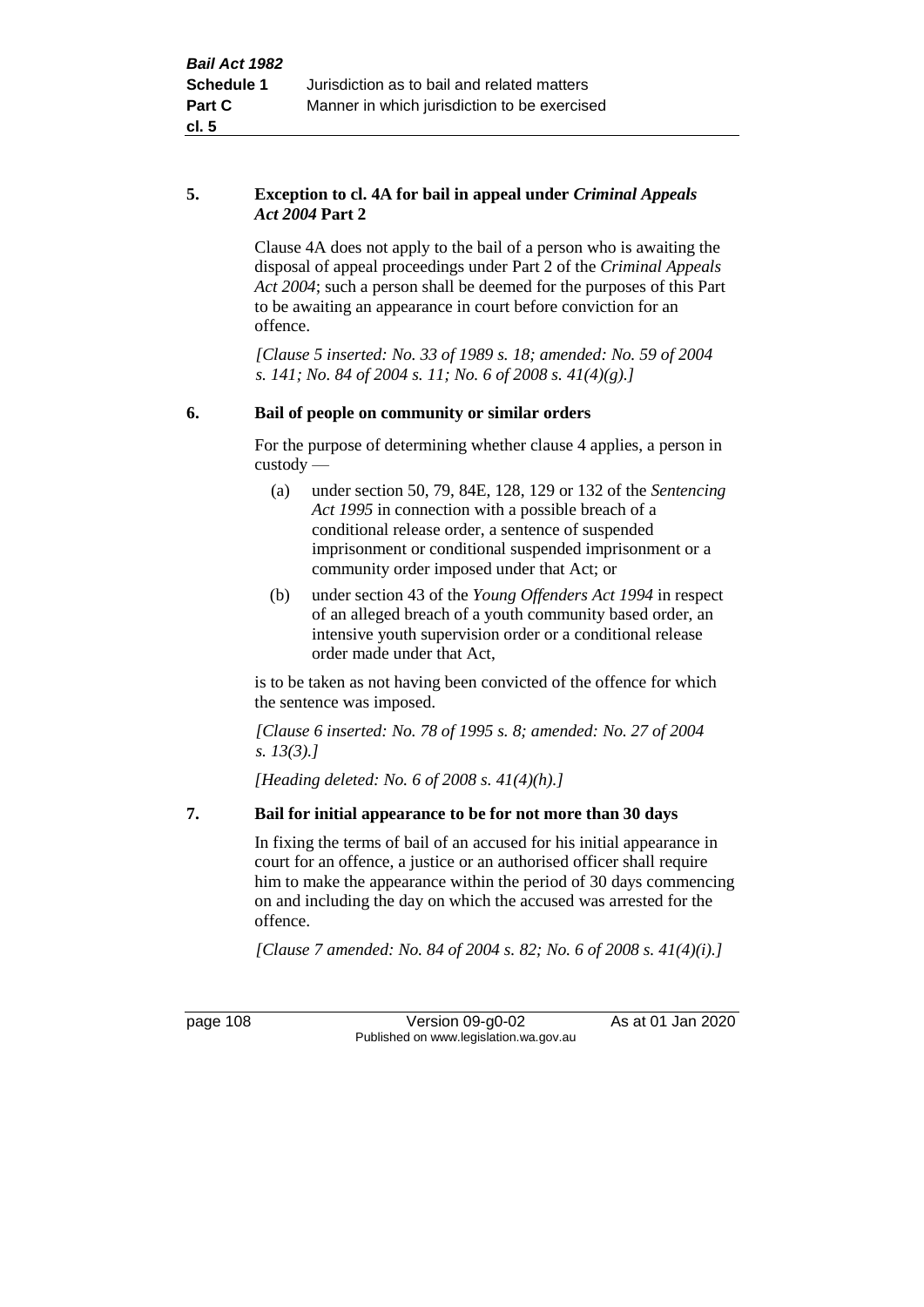**5. Exception to cl. 4A for bail in appeal under *Criminal Appeals Act 2004* Part 2**

Clause 4A does not apply to the bail of a person who is awaiting the disposal of appeal proceedings under Part 2 of the *Criminal Appeals Act 2004*; such a person shall be deemed for the purposes of this Part to be awaiting an appearance in court before conviction for an offence.

*[Clause 5 inserted: No. 33 of 1989 s. 18; amended: No. 59 of 2004 s. 141; No. 84 of 2004 s. 11; No. 6 of 2008 s. 41(4)(g).]*

**6. Bail of people on community or similar orders**

For the purpose of determining whether clause 4 applies, a person in custody —

(a) under section 50, 79, 84E, 128, 129 or 132 of the *Sentencing Act 1995* in connection with a possible breach of a conditional release order, a sentence of suspended imprisonment or conditional suspended imprisonment or a community order imposed under that Act; or

(b) under section 43 of the *Young Offenders Act 1994* in respect of an alleged breach of a youth community based order, an intensive youth supervision order or a conditional release order made under that Act,

is to be taken as not having been convicted of the offence for which the sentence was imposed.

*[Clause 6 inserted: No. 78 of 1995 s. 8; amended: No. 27 of 2004 s. 13(3).]*

*[Heading deleted: No. 6 of 2008 s. 41(4)(h).]*

**7. Bail for initial appearance to be for not more than 30 days**

In fixing the terms of bail of an accused for his initial appearance in court for an offence, a justice or an authorised officer shall require him to make the appearance within the period of 30 days commencing on and including the day on which the accused was arrested for the offence.

*[Clause 7 amended: No. 84 of 2004 s. 82; No. 6 of 2008 s. 41(4)(i).]*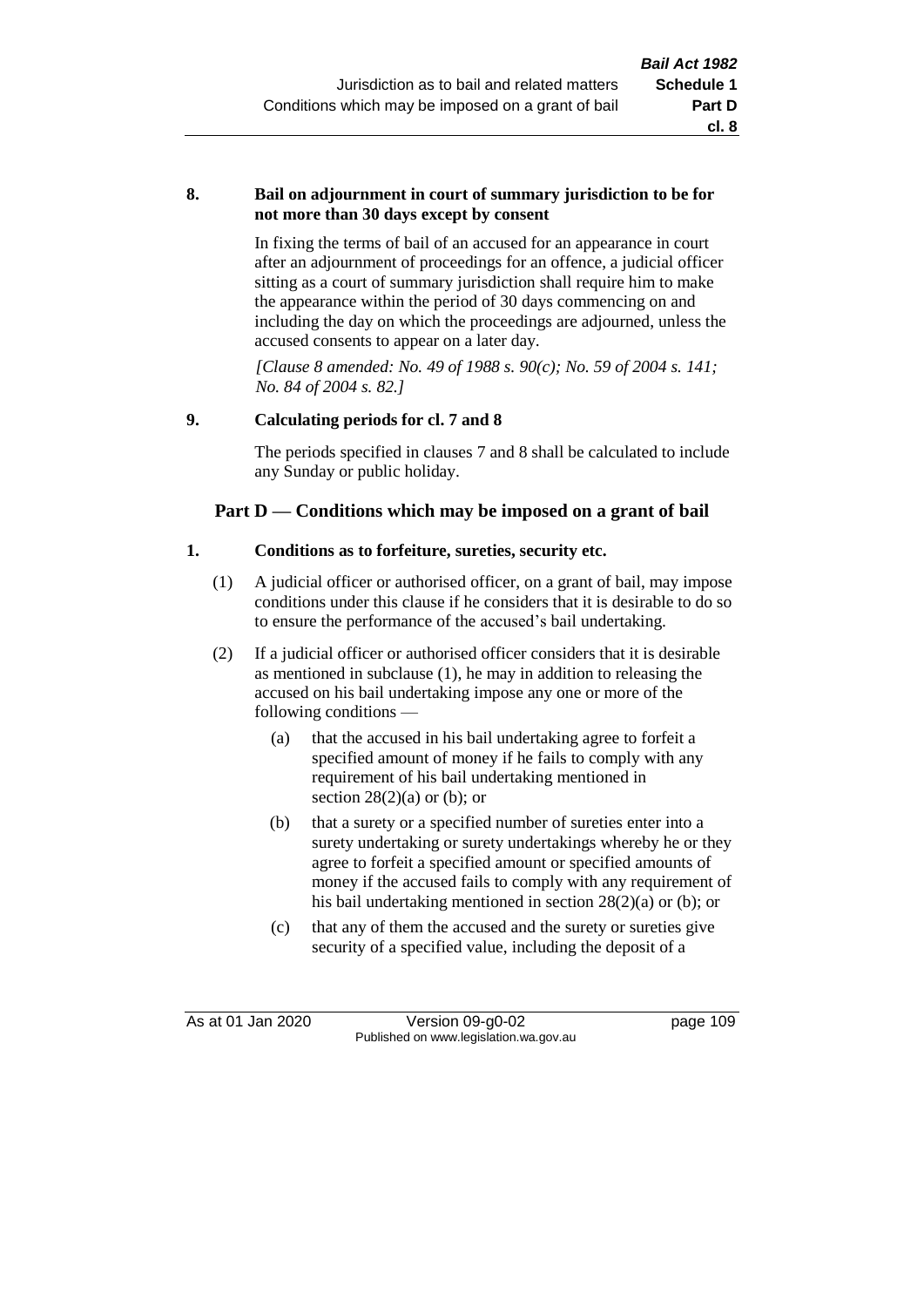**8. Bail on adjournment in court of summary jurisdiction to be for not more than 30 days except by consent**

In fixing the terms of bail of an accused for an appearance in court after an adjournment of proceedings for an offence, a judicial officer sitting as a court of summary jurisdiction shall require him to make the appearance within the period of 30 days commencing on and including the day on which the proceedings are adjourned, unless the accused consents to appear on a later day.

*[Clause 8 amended: No. 49 of 1988 s. 90(c); No. 59 of 2004 s. 141; No. 84 of 2004 s. 82.]*

**9. Calculating periods for cl. 7 and 8**

The periods specified in clauses 7 and 8 shall be calculated to include any Sunday or public holiday.

## Part D — Conditions which may be imposed on a grant of bail

**1. Conditions as to forfeiture, sureties, security etc.**

(1) A judicial officer or authorised officer, on a grant of bail, may impose conditions under this clause if he considers that it is desirable to do so to ensure the performance of the accused's bail undertaking.

(2) If a judicial officer or authorised officer considers that it is desirable as mentioned in subclause (1), he may in addition to releasing the accused on his bail undertaking impose any one or more of the following conditions —

(a) that the accused in his bail undertaking agree to forfeit a specified amount of money if he fails to comply with any requirement of his bail undertaking mentioned in section 28(2)(a) or (b); or

(b) that a surety or a specified number of sureties enter into a surety undertaking or surety undertakings whereby he or they agree to forfeit a specified amount or specified amounts of money if the accused fails to comply with any requirement of his bail undertaking mentioned in section 28(2)(a) or (b); or

(c) that any of them the accused and the surety or sureties give security of a specified value, including the deposit of a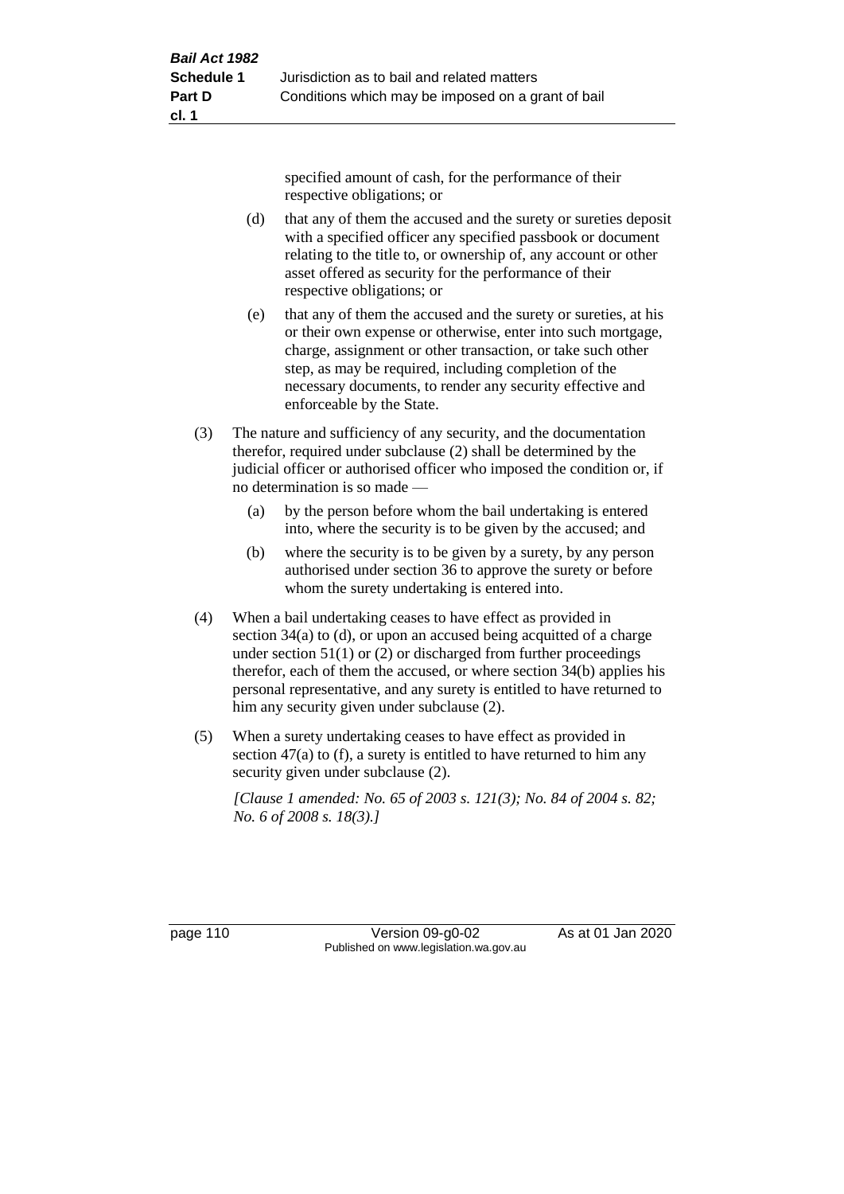specified amount of cash, for the performance of their respective obligations; or

(d) that any of them the accused and the surety or sureties deposit with a specified officer any specified passbook or document relating to the title to, or ownership of, any account or other asset offered as security for the performance of their respective obligations; or

(e) that any of them the accused and the surety or sureties, at his or their own expense or otherwise, enter into such mortgage, charge, assignment or other transaction, or take such other step, as may be required, including completion of the necessary documents, to render any security effective and enforceable by the State.

(3) The nature and sufficiency of any security, and the documentation therefor, required under subclause (2) shall be determined by the judicial officer or authorised officer who imposed the condition or, if no determination is so made —

(a) by the person before whom the bail undertaking is entered into, where the security is to be given by the accused; and

(b) where the security is to be given by a surety, by any person authorised under section 36 to approve the surety or before whom the surety undertaking is entered into.

(4) When a bail undertaking ceases to have effect as provided in section 34(a) to (d), or upon an accused being acquitted of a charge under section 51(1) or (2) or discharged from further proceedings therefor, each of them the accused, or where section 34(b) applies his personal representative, and any surety is entitled to have returned to him any security given under subclause (2).

(5) When a surety undertaking ceases to have effect as provided in section 47(a) to (f), a surety is entitled to have returned to him any security given under subclause (2).

*[Clause 1 amended: No. 65 of 2003 s. 121(3); No. 84 of 2004 s. 82; No. 6 of 2008 s. 18(3).]*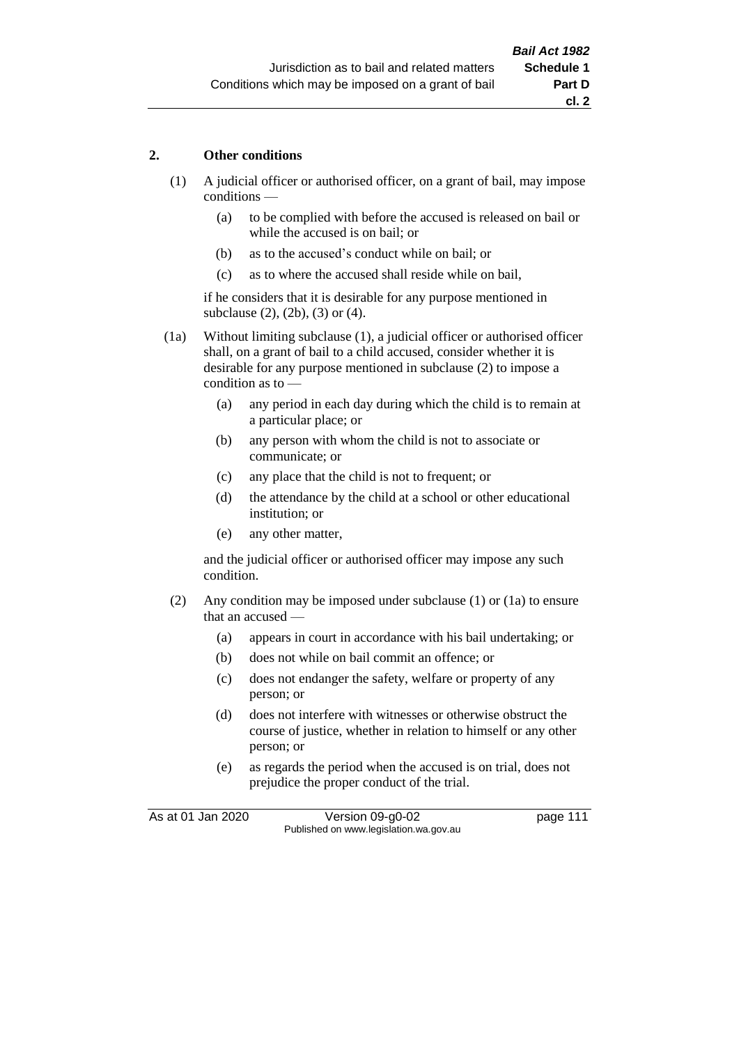## 2. Other conditions

(1) A judicial officer or authorised officer, on a grant of bail, may impose conditions —

- (a) to be complied with before the accused is released on bail or while the accused is on bail; or
- (b) as to the accused's conduct while on bail; or
- (c) as to where the accused shall reside while on bail,

if he considers that it is desirable for any purpose mentioned in subclause (2), (2b), (3) or (4).

(1a) Without limiting subclause (1), a judicial officer or authorised officer shall, on a grant of bail to a child accused, consider whether it is desirable for any purpose mentioned in subclause (2) to impose a condition as to —

- (a) any period in each day during which the child is to remain at a particular place; or
- (b) any person with whom the child is not to associate or communicate; or
- (c) any place that the child is not to frequent; or
- (d) the attendance by the child at a school or other educational institution; or
- (e) any other matter,

and the judicial officer or authorised officer may impose any such condition.

(2) Any condition may be imposed under subclause (1) or (1a) to ensure that an accused —

- (a) appears in court in accordance with his bail undertaking; or
- (b) does not while on bail commit an offence; or
- (c) does not endanger the safety, welfare or property of any person; or
- (d) does not interfere with witnesses or otherwise obstruct the course of justice, whether in relation to himself or any other person; or
- (e) as regards the period when the accused is on trial, does not prejudice the proper conduct of the trial.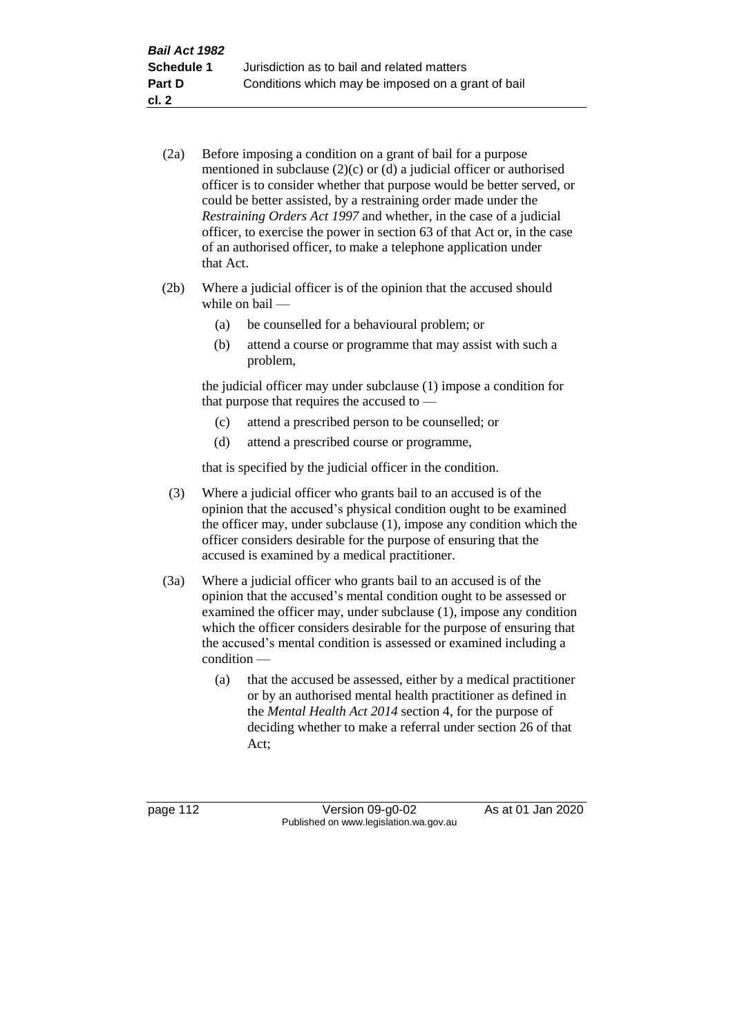(2a) Before imposing a condition on a grant of bail for a purpose mentioned in subclause (2)(c) or (d) a judicial officer or authorised officer is to consider whether that purpose would be better served, or could be better assisted, by a restraining order made under the *Restraining Orders Act 1997* and whether, in the case of a judicial officer, to exercise the power in section 63 of that Act or, in the case of an authorised officer, to make a telephone application under that Act.

(2b) Where a judicial officer is of the opinion that the accused should while on bail —

- (a) be counselled for a behavioural problem; or
- (b) attend a course or programme that may assist with such a problem,

the judicial officer may under subclause (1) impose a condition for that purpose that requires the accused to —

- (c) attend a prescribed person to be counselled; or
- (d) attend a prescribed course or programme,

that is specified by the judicial officer in the condition.

(3) Where a judicial officer who grants bail to an accused is of the opinion that the accused's physical condition ought to be examined the officer may, under subclause (1), impose any condition which the officer considers desirable for the purpose of ensuring that the accused is examined by a medical practitioner.

(3a) Where a judicial officer who grants bail to an accused is of the opinion that the accused's mental condition ought to be assessed or examined the officer may, under subclause (1), impose any condition which the officer considers desirable for the purpose of ensuring that the accused's mental condition is assessed or examined including a condition —

- (a) that the accused be assessed, either by a medical practitioner or by an authorised mental health practitioner as defined in the *Mental Health Act 2014* section 4, for the purpose of deciding whether to make a referral under section 26 of that Act;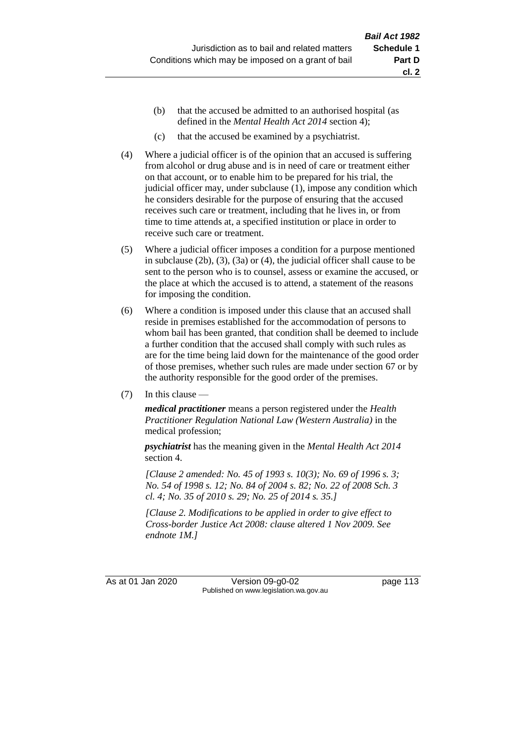(b) that the accused be admitted to an authorised hospital (as defined in the *Mental Health Act 2014* section 4);

(c) that the accused be examined by a psychiatrist.

(4) Where a judicial officer is of the opinion that an accused is suffering from alcohol or drug abuse and is in need of care or treatment either on that account, or to enable him to be prepared for his trial, the judicial officer may, under subclause (1), impose any condition which he considers desirable for the purpose of ensuring that the accused receives such care or treatment, including that he lives in, or from time to time attends at, a specified institution or place in order to receive such care or treatment.

(5) Where a judicial officer imposes a condition for a purpose mentioned in subclause (2b), (3), (3a) or (4), the judicial officer shall cause to be sent to the person who is to counsel, assess or examine the accused, or the place at which the accused is to attend, a statement of the reasons for imposing the condition.

(6) Where a condition is imposed under this clause that an accused shall reside in premises established for the accommodation of persons to whom bail has been granted, that condition shall be deemed to include a further condition that the accused shall comply with such rules as are for the time being laid down for the maintenance of the good order of those premises, whether such rules are made under section 67 or by the authority responsible for the good order of the premises.

(7) In this clause —

***medical practitioner*** means a person registered under the *Health Practitioner Regulation National Law (Western Australia)* in the medical profession;

***psychiatrist*** has the meaning given in the *Mental Health Act 2014* section 4.

*[Clause 2 amended: No. 45 of 1993 s. 10(3); No. 69 of 1996 s. 3; No. 54 of 1998 s. 12; No. 84 of 2004 s. 82; No. 22 of 2008 Sch. 3 cl. 4; No. 35 of 2010 s. 29; No. 25 of 2014 s. 35.]*

*[Clause 2. Modifications to be applied in order to give effect to Cross-border Justice Act 2008: clause altered 1 Nov 2009. See endnote 1M.]*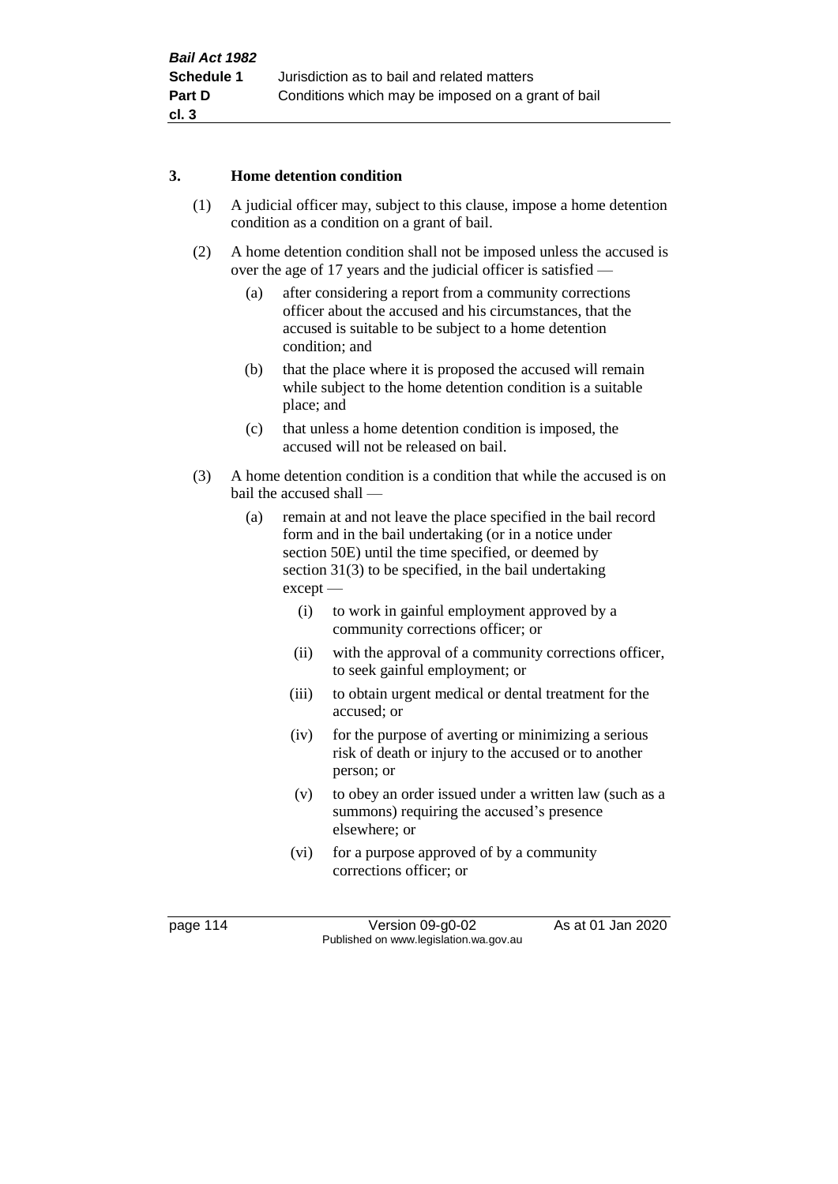### 3. Home detention condition

(1) A judicial officer may, subject to this clause, impose a home detention condition as a condition on a grant of bail.

(2) A home detention condition shall not be imposed unless the accused is over the age of 17 years and the judicial officer is satisfied —

(a) after considering a report from a community corrections officer about the accused and his circumstances, that the accused is suitable to be subject to a home detention condition; and

(b) that the place where it is proposed the accused will remain while subject to the home detention condition is a suitable place; and

(c) that unless a home detention condition is imposed, the accused will not be released on bail.

(3) A home detention condition is a condition that while the accused is on bail the accused shall —

(a) remain at and not leave the place specified in the bail record form and in the bail undertaking (or in a notice under section 50E) until the time specified, or deemed by section 31(3) to be specified, in the bail undertaking except —

(i) to work in gainful employment approved by a community corrections officer; or

(ii) with the approval of a community corrections officer, to seek gainful employment; or

(iii) to obtain urgent medical or dental treatment for the accused; or

(iv) for the purpose of averting or minimizing a serious risk of death or injury to the accused or to another person; or

(v) to obey an order issued under a written law (such as a summons) requiring the accused's presence elsewhere; or

(vi) for a purpose approved of by a community corrections officer; or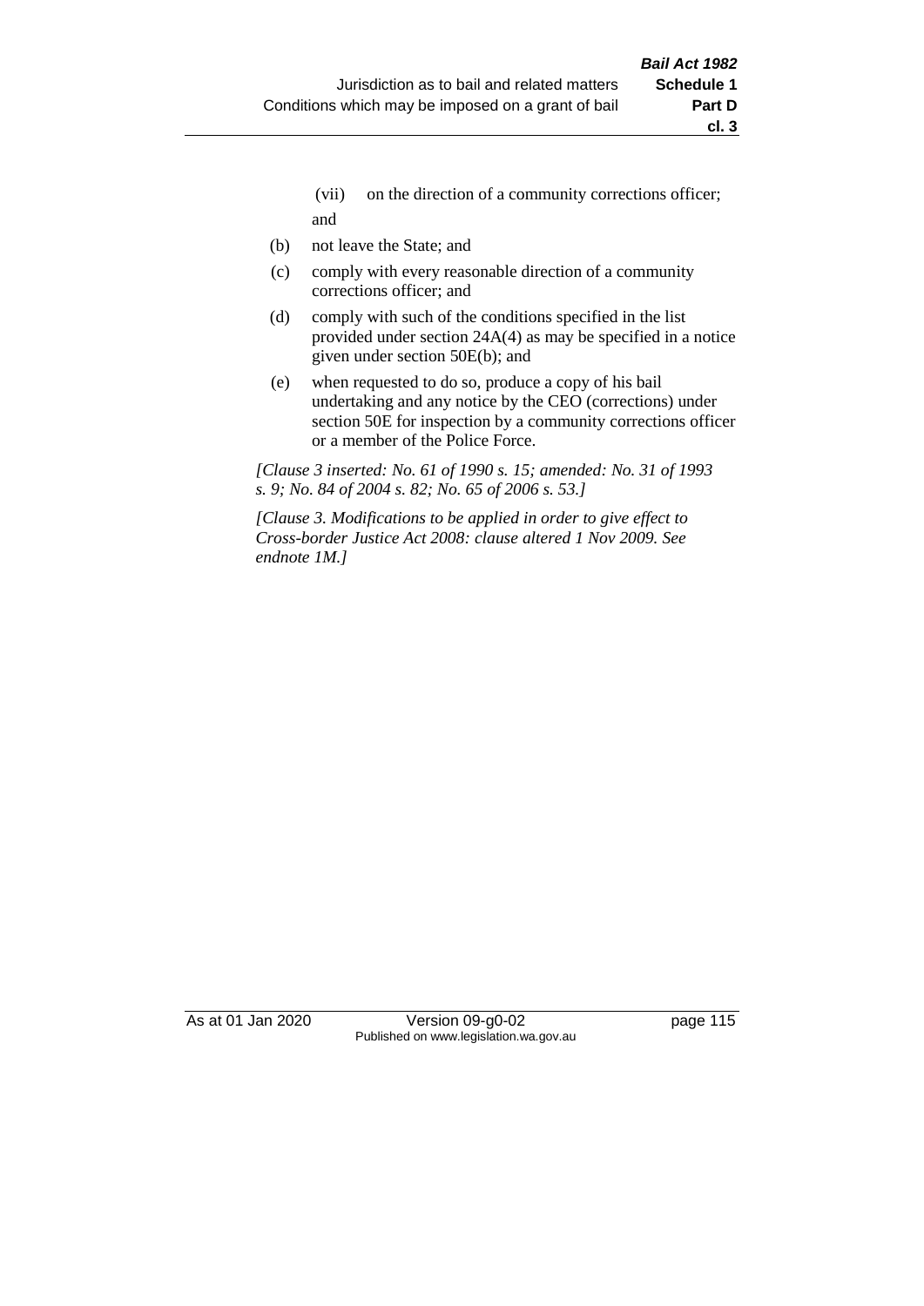(vii) on the direction of a community corrections officer; and

(b) not leave the State; and

(c) comply with every reasonable direction of a community corrections officer; and

(d) comply with such of the conditions specified in the list provided under section 24A(4) as may be specified in a notice given under section 50E(b); and

(e) when requested to do so, produce a copy of his bail undertaking and any notice by the CEO (corrections) under section 50E for inspection by a community corrections officer or a member of the Police Force.

*[Clause 3 inserted: No. 61 of 1990 s. 15; amended: No. 31 of 1993 s. 9; No. 84 of 2004 s. 82; No. 65 of 2006 s. 53.]*

*[Clause 3. Modifications to be applied in order to give effect to Cross-border Justice Act 2008: clause altered 1 Nov 2009. See endnote 1M.]*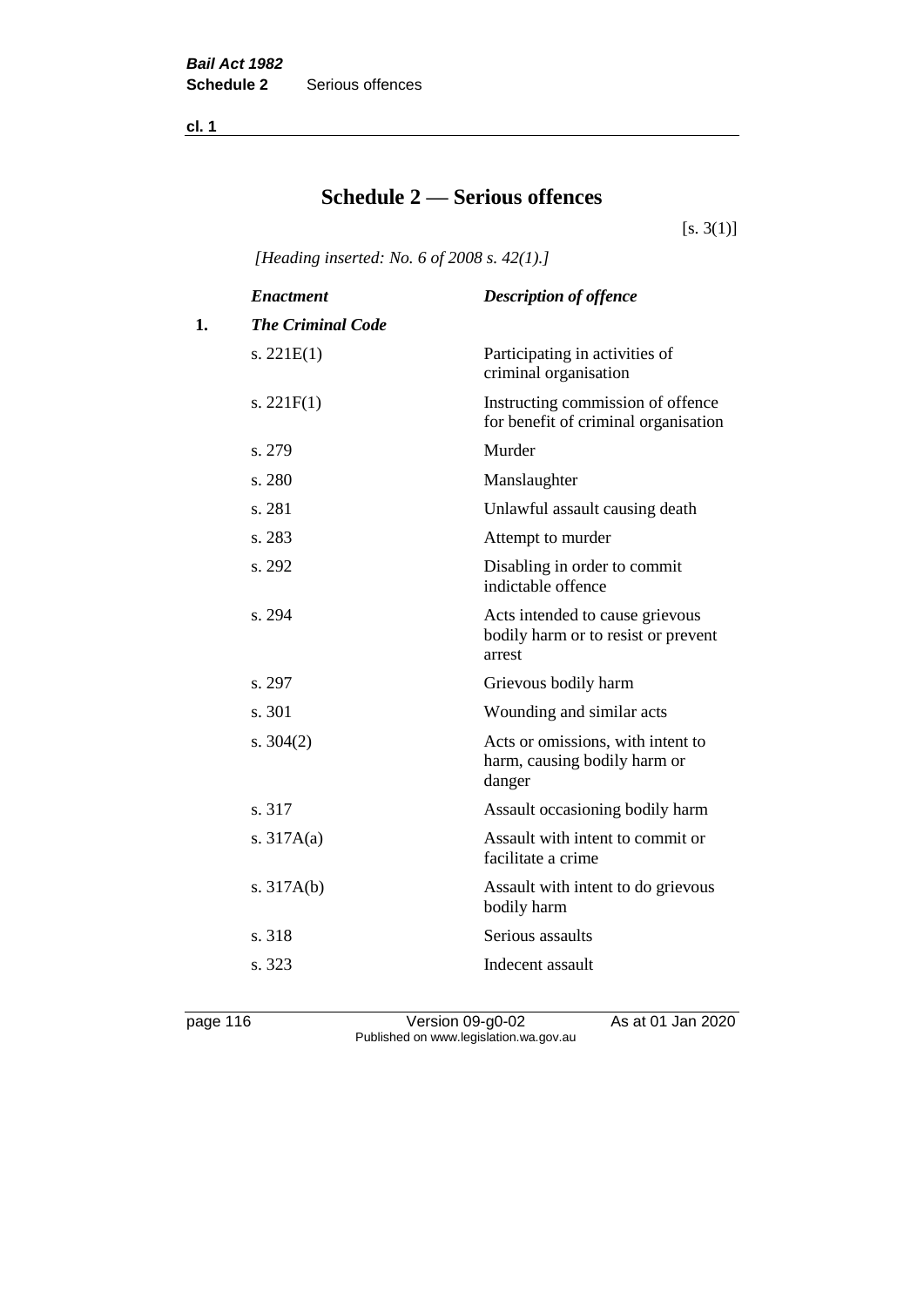# Schedule 2 — Serious offences

[s. 3(1)]

*[Heading inserted: No. 6 of 2008 s. 42(1).]*

| | *Enactment* | *Description of offence* |
|---|---|---|
| **1.** | ***The Criminal Code*** | |
| | s. 221E(1) | Participating in activities of criminal organisation |
| | s. 221F(1) | Instructing commission of offence for benefit of criminal organisation |
| | s. 279 | Murder |
| | s. 280 | Manslaughter |
| | s. 281 | Unlawful assault causing death |
| | s. 283 | Attempt to murder |
| | s. 292 | Disabling in order to commit indictable offence |
| | s. 294 | Acts intended to cause grievous bodily harm or to resist or prevent arrest |
| | s. 297 | Grievous bodily harm |
| | s. 301 | Wounding and similar acts |
| | s. 304(2) | Acts or omissions, with intent to harm, causing bodily harm or danger |
| | s. 317 | Assault occasioning bodily harm |
| | s. 317A(a) | Assault with intent to commit or facilitate a crime |
| | s. 317A(b) | Assault with intent to do grievous bodily harm |
| | s. 318 | Serious assaults |
| | s. 323 | Indecent assault |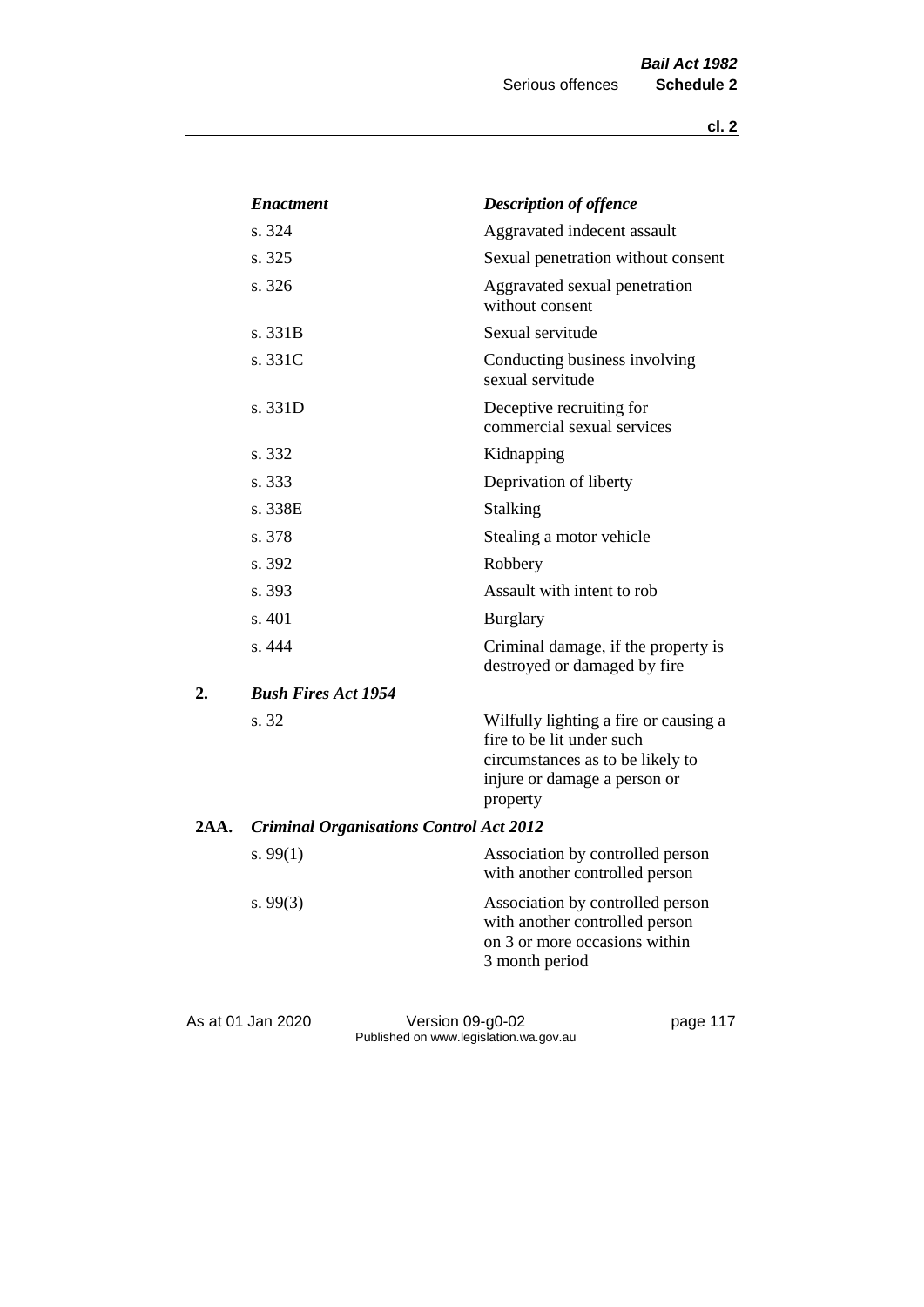| Enactment | Description of offence |
|---|---|
| s. 324 | Aggravated indecent assault |
| s. 325 | Sexual penetration without consent |
| s. 326 | Aggravated sexual penetration without consent |
| s. 331B | Sexual servitude |
| s. 331C | Conducting business involving sexual servitude |
| s. 331D | Deceptive recruiting for commercial sexual services |
| s. 332 | Kidnapping |
| s. 333 | Deprivation of liberty |
| s. 338E | Stalking |
| s. 378 | Stealing a motor vehicle |
| s. 392 | Robbery |
| s. 393 | Assault with intent to rob |
| s. 401 | Burglary |
| s. 444 | Criminal damage, if the property is destroyed or damaged by fire |

**2.** ***Bush Fires Act 1954***

| Enactment | Description of offence |
|---|---|
| s. 32 | Wilfully lighting a fire or causing a fire to be lit under such circumstances as to be likely to injure or damage a person or property |

**2AA.** ***Criminal Organisations Control Act 2012***

| Enactment | Description of offence |
|---|---|
| s. 99(1) | Association by controlled person with another controlled person |
| s. 99(3) | Association by controlled person with another controlled person on 3 or more occasions within 3 month period |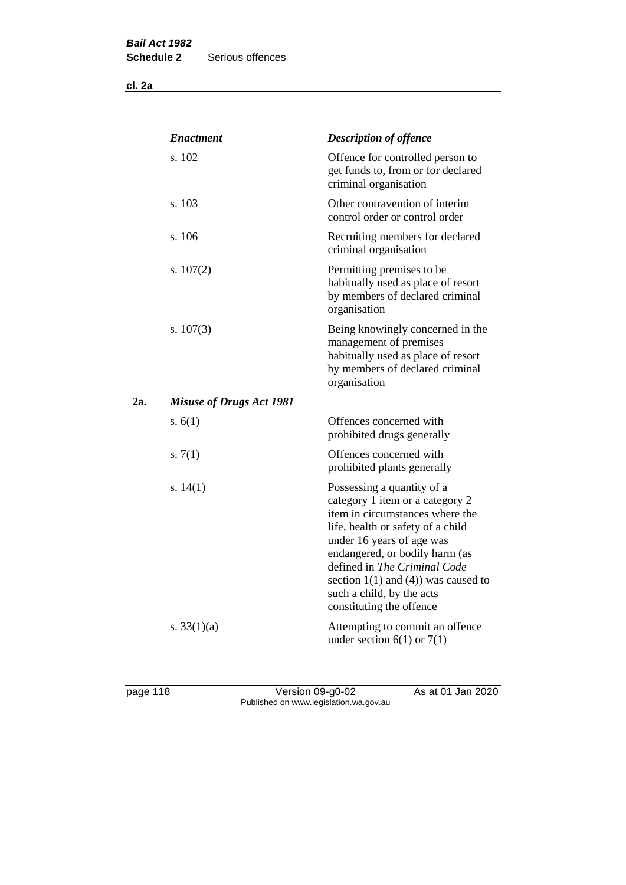| | *Enactment* | *Description of offence* |
|---|---|---|
| | s. 102 | Offence for controlled person to get funds to, from or for declared criminal organisation |
| | s. 103 | Other contravention of interim control order or control order |
| | s. 106 | Recruiting members for declared criminal organisation |
| | s. 107(2) | Permitting premises to be habitually used as place of resort by members of declared criminal organisation |
| | s. 107(3) | Being knowingly concerned in the management of premises habitually used as place of resort by members of declared criminal organisation |
| **2a.** | ***Misuse of Drugs Act 1981*** | |
| | s. 6(1) | Offences concerned with prohibited drugs generally |
| | s. 7(1) | Offences concerned with prohibited plants generally |
| | s. 14(1) | Possessing a quantity of a category 1 item or a category 2 item in circumstances where the life, health or safety of a child under 16 years of age was endangered, or bodily harm (as defined in *The Criminal Code* section 1(1) and (4)) was caused to such a child, by the acts constituting the offence |
| | s. 33(1)(a) | Attempting to commit an offence under section 6(1) or 7(1) |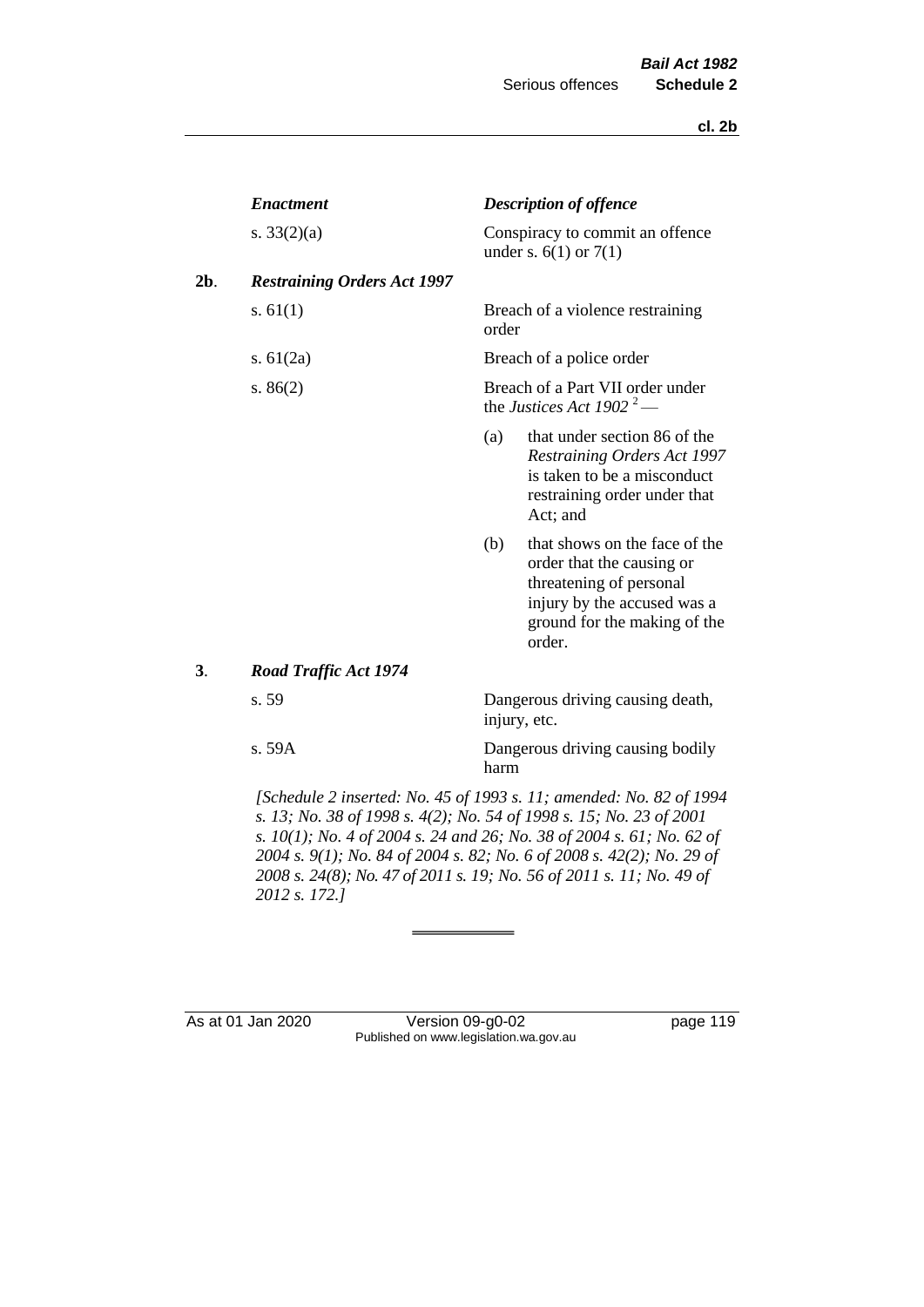| | *Enactment* | *Description of offence* |
|---|---|---|
| | s. 33(2)(a) | Conspiracy to commit an offence under s. 6(1) or 7(1) |
| **2b**. | ***Restraining Orders Act 1997*** | |
| | s. 61(1) | Breach of a violence restraining order |
| | s. 61(2a) | Breach of a police order |
| | s. 86(2) | Breach of a Part VII order under the *Justices Act 1902* [2] — (a) that under section 86 of the *Restraining Orders Act 1997* is taken to be a misconduct restraining order under that Act; and (b) that shows on the face of the order that the causing or threatening of personal injury by the accused was a ground for the making of the order. |
| **3**. | ***Road Traffic Act 1974*** | |
| | s. 59 | Dangerous driving causing death, injury, etc. |
| | s. 59A | Dangerous driving causing bodily harm |

*[Schedule 2 inserted: No. 45 of 1993 s. 11; amended: No. 82 of 1994 s. 13; No. 38 of 1998 s. 4(2); No. 54 of 1998 s. 15; No. 23 of 2001 s. 10(1); No. 4 of 2004 s. 24 and 26; No. 38 of 2004 s. 61; No. 62 of 2004 s. 9(1); No. 84 of 2004 s. 82; No. 6 of 2008 s. 42(2); No. 29 of 2008 s. 24(8); No. 47 of 2011 s. 19; No. 56 of 2011 s. 11; No. 49 of 2012 s. 172.]*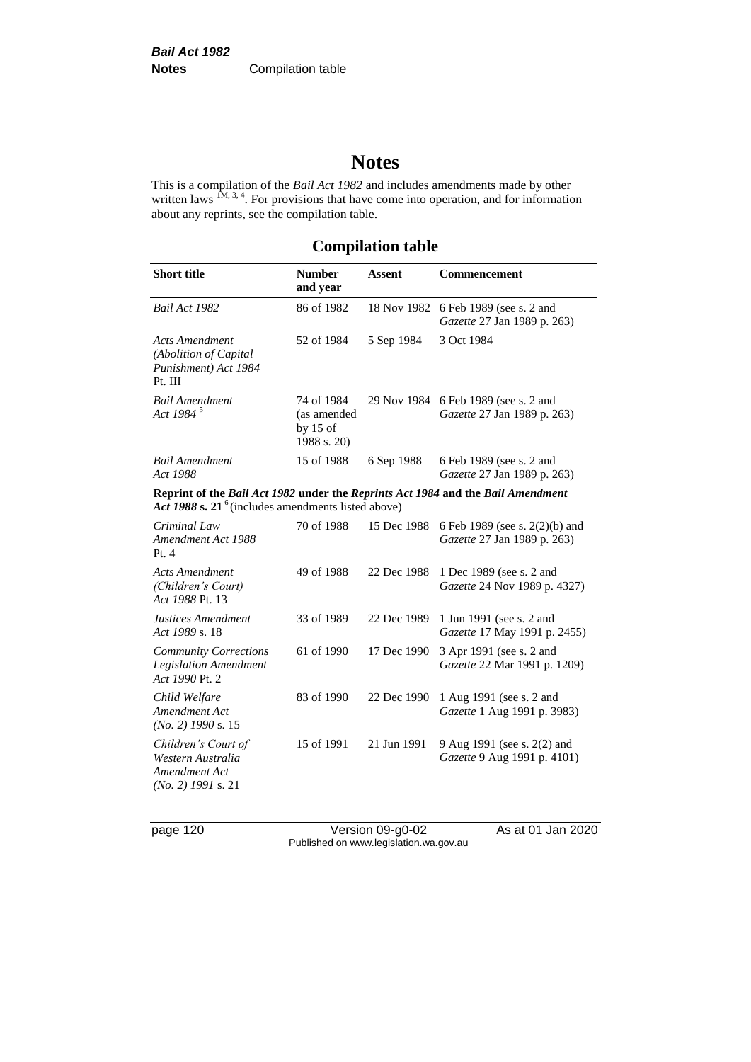# Notes

This is a compilation of the *Bail Act 1982* and includes amendments made by other written laws [1M, 3, 4]. For provisions that have come into operation, and for information about any reprints, see the compilation table.

## Compilation table

| Short title | Number and year | Assent | Commencement |
|---|---|---|---|
| *Bail Act 1982* | 86 of 1982 | 18 Nov 1982 | 6 Feb 1989 (see s. 2 and *Gazette* 27 Jan 1989 p. 263) |
| *Acts Amendment (Abolition of Capital Punishment) Act 1984* Pt. III | 52 of 1984 | 5 Sep 1984 | 3 Oct 1984 |
| *Bail Amendment Act 1984* [5] | 74 of 1984 (as amended by 15 of 1988 s. 20) | 29 Nov 1984 | 6 Feb 1989 (see s. 2 and *Gazette* 27 Jan 1989 p. 263) |
| *Bail Amendment Act 1988* | 15 of 1988 | 6 Sep 1988 | 6 Feb 1989 (see s. 2 and *Gazette* 27 Jan 1989 p. 263) |
| **Reprint of the *Bail Act 1982* under the *Reprints Act 1984* and the *Bail Amendment Act 1988* s. 21** [6] (includes amendments listed above) | | | |
| *Criminal Law Amendment Act 1988* Pt. 4 | 70 of 1988 | 15 Dec 1988 | 6 Feb 1989 (see s. 2(2)(b) and *Gazette* 27 Jan 1989 p. 263) |
| *Acts Amendment (Children's Court) Act 1988* Pt. 13 | 49 of 1988 | 22 Dec 1988 | 1 Dec 1989 (see s. 2 and *Gazette* 24 Nov 1989 p. 4327) |
| *Justices Amendment Act 1989* s. 18 | 33 of 1989 | 22 Dec 1989 | 1 Jun 1991 (see s. 2 and *Gazette* 17 May 1991 p. 2455) |
| *Community Corrections Legislation Amendment Act 1990* Pt. 2 | 61 of 1990 | 17 Dec 1990 | 3 Apr 1991 (see s. 2 and *Gazette* 22 Mar 1991 p. 1209) |
| *Child Welfare Amendment Act (No. 2) 1990* s. 15 | 83 of 1990 | 22 Dec 1990 | 1 Aug 1991 (see s. 2 and *Gazette* 1 Aug 1991 p. 3983) |
| *Children's Court of Western Australia Amendment Act (No. 2) 1991* s. 21 | 15 of 1991 | 21 Jun 1991 | 9 Aug 1991 (see s. 2(2) and *Gazette* 9 Aug 1991 p. 4101) |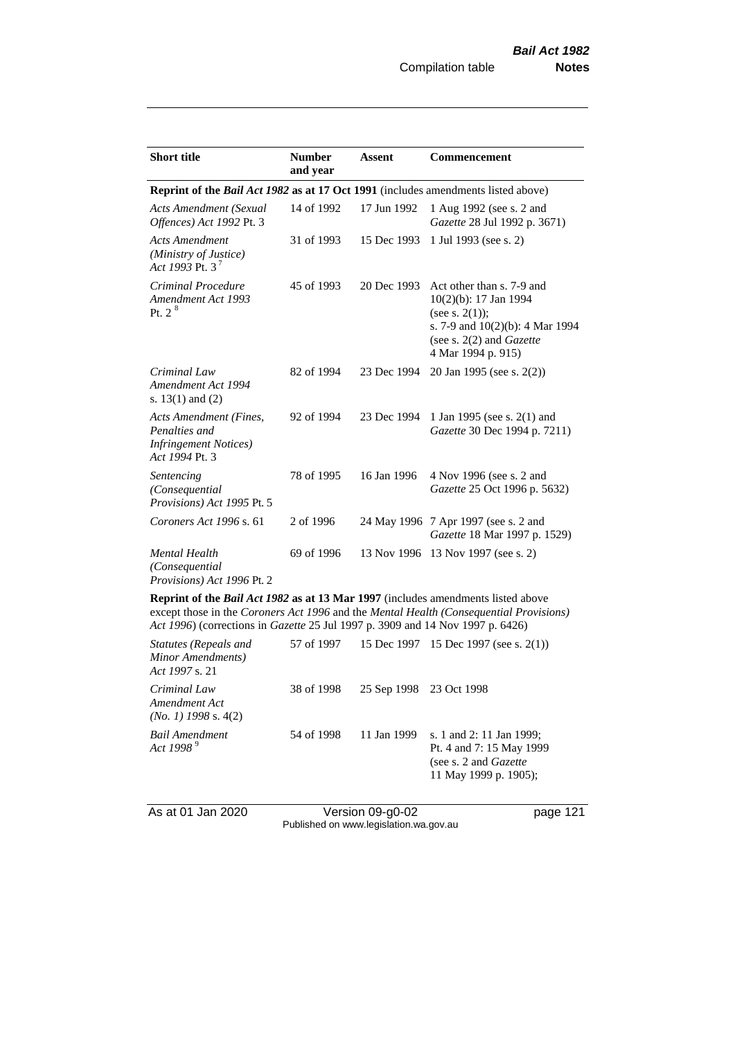| **Short title** | **Number and year** | **Assent** | **Commencement** |
|---|---|---|---|
| **Reprint of the *Bail Act 1982* as at 17 Oct 1991** (includes amendments listed above) | | | |
| *Acts Amendment (Sexual Offences) Act 1992* Pt. 3 | 14 of 1992 | 17 Jun 1992 | 1 Aug 1992 (see s. 2 and *Gazette* 28 Jul 1992 p. 3671) |
| *Acts Amendment (Ministry of Justice) Act 1993* Pt. 3 [7] | 31 of 1993 | 15 Dec 1993 | 1 Jul 1993 (see s. 2) |
| *Criminal Procedure Amendment Act 1993* Pt. 2 [8] | 45 of 1993 | 20 Dec 1993 | Act other than s. 7-9 and 10(2)(b): 17 Jan 1994 (see s. 2(1)); s. 7-9 and 10(2)(b): 4 Mar 1994 (see s. 2(2) and *Gazette* 4 Mar 1994 p. 915) |
| *Criminal Law Amendment Act 1994* s. 13(1) and (2) | 82 of 1994 | 23 Dec 1994 | 20 Jan 1995 (see s. 2(2)) |
| *Acts Amendment (Fines, Penalties and Infringement Notices) Act 1994* Pt. 3 | 92 of 1994 | 23 Dec 1994 | 1 Jan 1995 (see s. 2(1) and *Gazette* 30 Dec 1994 p. 7211) |
| *Sentencing (Consequential Provisions) Act 1995* Pt. 5 | 78 of 1995 | 16 Jan 1996 | 4 Nov 1996 (see s. 2 and *Gazette* 25 Oct 1996 p. 5632) |
| *Coroners Act 1996* s. 61 | 2 of 1996 | 24 May 1996 | 7 Apr 1997 (see s. 2 and *Gazette* 18 Mar 1997 p. 1529) |
| *Mental Health (Consequential Provisions) Act 1996* Pt. 2 | 69 of 1996 | 13 Nov 1996 | 13 Nov 1997 (see s. 2) |
| **Reprint of the *Bail Act 1982* as at 13 Mar 1997** (includes amendments listed above except those in the *Coroners Act 1996* and the *Mental Health (Consequential Provisions) Act 1996*) (corrections in *Gazette* 25 Jul 1997 p. 3909 and 14 Nov 1997 p. 6426) | | | |
| *Statutes (Repeals and Minor Amendments) Act 1997* s. 21 | 57 of 1997 | 15 Dec 1997 | 15 Dec 1997 (see s. 2(1)) |
| *Criminal Law Amendment Act (No. 1) 1998* s. 4(2) | 38 of 1998 | 25 Sep 1998 | 23 Oct 1998 |
| *Bail Amendment Act 1998* [9] | 54 of 1998 | 11 Jan 1999 | s. 1 and 2: 11 Jan 1999; Pt. 4 and 7: 15 May 1999 (see s. 2 and *Gazette* 11 May 1999 p. 1905); |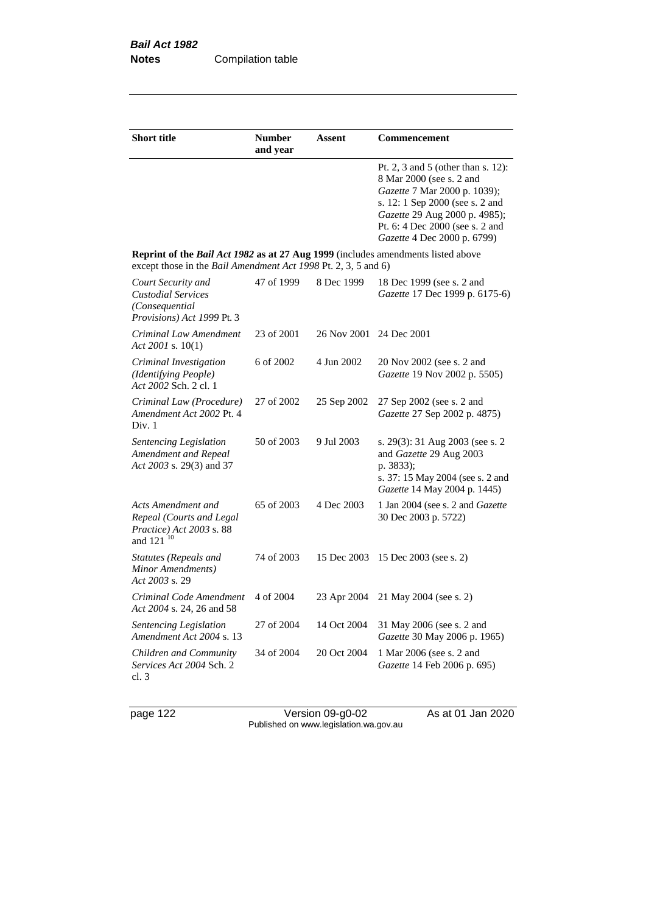| Short title | Number and year | Assent | Commencement |
|---|---|---|---|
| | | | Pt. 2, 3 and 5 (other than s. 12): 8 Mar 2000 (see s. 2 and *Gazette* 7 Mar 2000 p. 1039); s. 12: 1 Sep 2000 (see s. 2 and *Gazette* 29 Aug 2000 p. 4985); Pt. 6: 4 Dec 2000 (see s. 2 and *Gazette* 4 Dec 2000 p. 6799) |
| **Reprint of the *Bail Act 1982* as at 27 Aug 1999** (includes amendments listed above except those in the *Bail Amendment Act 1998* Pt. 2, 3, 5 and 6) | | | |
| *Court Security and Custodial Services (Consequential Provisions) Act 1999* Pt. 3 | 47 of 1999 | 8 Dec 1999 | 18 Dec 1999 (see s. 2 and *Gazette* 17 Dec 1999 p. 6175-6) |
| *Criminal Law Amendment Act 2001* s. 10(1) | 23 of 2001 | 26 Nov 2001 | 24 Dec 2001 |
| *Criminal Investigation (Identifying People) Act 2002* Sch. 2 cl. 1 | 6 of 2002 | 4 Jun 2002 | 20 Nov 2002 (see s. 2 and *Gazette* 19 Nov 2002 p. 5505) |
| *Criminal Law (Procedure) Amendment Act 2002* Pt. 4 Div. 1 | 27 of 2002 | 25 Sep 2002 | 27 Sep 2002 (see s. 2 and *Gazette* 27 Sep 2002 p. 4875) |
| *Sentencing Legislation Amendment and Repeal Act 2003* s. 29(3) and 37 | 50 of 2003 | 9 Jul 2003 | s. 29(3): 31 Aug 2003 (see s. 2 and *Gazette* 29 Aug 2003 p. 3833); s. 37: 15 May 2004 (see s. 2 and *Gazette* 14 May 2004 p. 1445) |
| *Acts Amendment and Repeal (Courts and Legal Practice) Act 2003* s. 88 and 121 [10] | 65 of 2003 | 4 Dec 2003 | 1 Jan 2004 (see s. 2 and *Gazette* 30 Dec 2003 p. 5722) |
| *Statutes (Repeals and Minor Amendments) Act 2003* s. 29 | 74 of 2003 | 15 Dec 2003 | 15 Dec 2003 (see s. 2) |
| *Criminal Code Amendment Act 2004* s. 24, 26 and 58 | 4 of 2004 | 23 Apr 2004 | 21 May 2004 (see s. 2) |
| *Sentencing Legislation Amendment Act 2004* s. 13 | 27 of 2004 | 14 Oct 2004 | 31 May 2006 (see s. 2 and *Gazette* 30 May 2006 p. 1965) |
| *Children and Community Services Act 2004* Sch. 2 cl. 3 | 34 of 2004 | 20 Oct 2004 | 1 Mar 2006 (see s. 2 and *Gazette* 14 Feb 2006 p. 695) |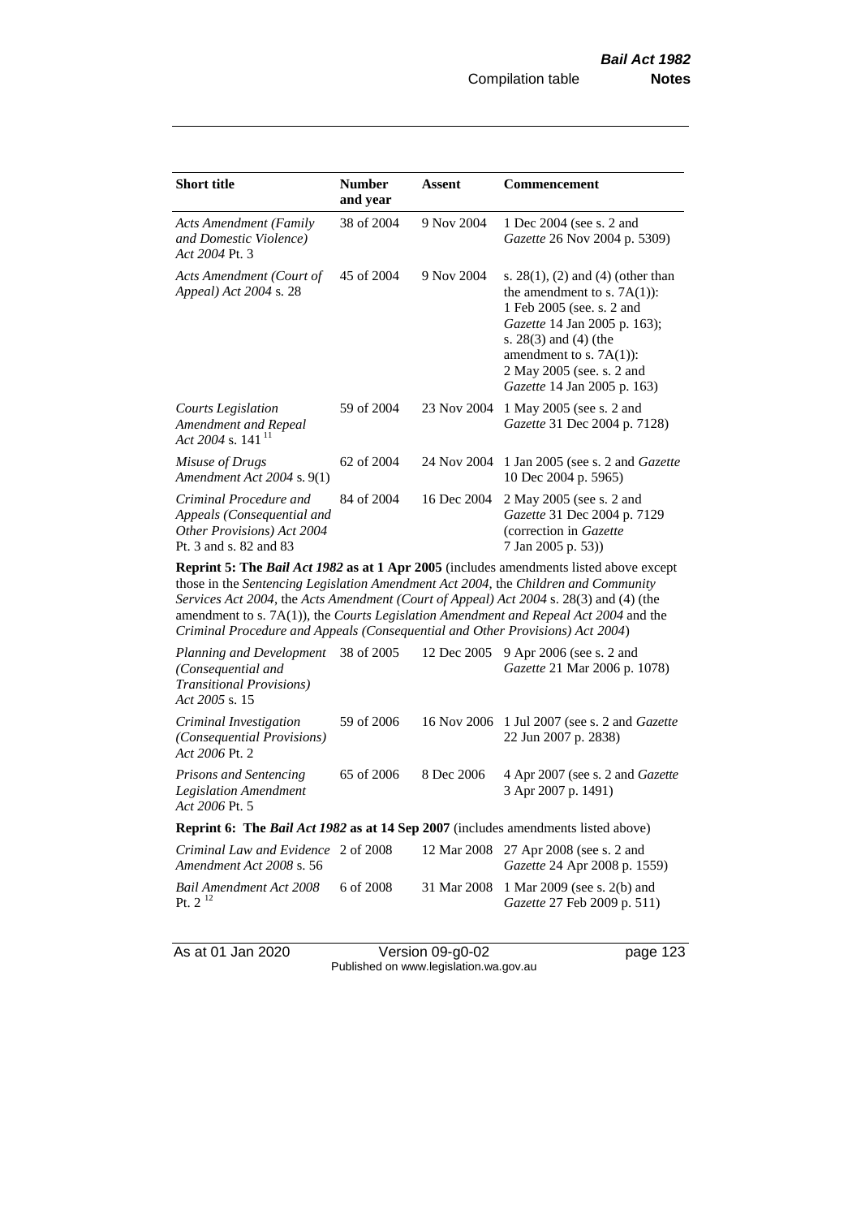| Short title | Number and year | Assent | Commencement |
|---|---|---|---|
| *Acts Amendment (Family and Domestic Violence) Act 2004* Pt. 3 | 38 of 2004 | 9 Nov 2004 | 1 Dec 2004 (see s. 2 and *Gazette* 26 Nov 2004 p. 5309) |
| *Acts Amendment (Court of Appeal) Act 2004* s. 28 | 45 of 2004 | 9 Nov 2004 | s. 28(1), (2) and (4) (other than the amendment to s. 7A(1)): 1 Feb 2005 (see. s. 2 and *Gazette* 14 Jan 2005 p. 163); s. 28(3) and (4) (the amendment to s. 7A(1)): 2 May 2005 (see. s. 2 and *Gazette* 14 Jan 2005 p. 163) |
| *Courts Legislation Amendment and Repeal Act 2004* s. 141 [11] | 59 of 2004 | 23 Nov 2004 | 1 May 2005 (see s. 2 and *Gazette* 31 Dec 2004 p. 7128) |
| *Misuse of Drugs Amendment Act 2004* s. 9(1) | 62 of 2004 | 24 Nov 2004 | 1 Jan 2005 (see s. 2 and *Gazette* 10 Dec 2004 p. 5965) |
| *Criminal Procedure and Appeals (Consequential and Other Provisions) Act 2004* Pt. 3 and s. 82 and 83 | 84 of 2004 | 16 Dec 2004 | 2 May 2005 (see s. 2 and *Gazette* 31 Dec 2004 p. 7129 (correction in *Gazette* 7 Jan 2005 p. 53)) |
| **Reprint 5: The *Bail Act 1982* as at 1 Apr 2005** (includes amendments listed above except those in the *Sentencing Legislation Amendment Act 2004*, the *Children and Community Services Act 2004*, the *Acts Amendment (Court of Appeal) Act 2004* s. 28(3) and (4) (the amendment to s. 7A(1)), the *Courts Legislation Amendment and Repeal Act 2004* and the *Criminal Procedure and Appeals (Consequential and Other Provisions) Act 2004*) | | | |
| *Planning and Development (Consequential and Transitional Provisions) Act 2005* s. 15 | 38 of 2005 | 12 Dec 2005 | 9 Apr 2006 (see s. 2 and *Gazette* 21 Mar 2006 p. 1078) |
| *Criminal Investigation (Consequential Provisions) Act 2006* Pt. 2 | 59 of 2006 | 16 Nov 2006 | 1 Jul 2007 (see s. 2 and *Gazette* 22 Jun 2007 p. 2838) |
| *Prisons and Sentencing Legislation Amendment Act 2006* Pt. 5 | 65 of 2006 | 8 Dec 2006 | 4 Apr 2007 (see s. 2 and *Gazette* 3 Apr 2007 p. 1491) |
| **Reprint 6: The *Bail Act 1982* as at 14 Sep 2007** (includes amendments listed above) | | | |
| *Criminal Law and Evidence Amendment Act 2008* s. 56 | 2 of 2008 | 12 Mar 2008 | 27 Apr 2008 (see s. 2 and *Gazette* 24 Apr 2008 p. 1559) |
| *Bail Amendment Act 2008* Pt. 2 [12] | 6 of 2008 | 31 Mar 2008 | 1 Mar 2009 (see s. 2(b) and *Gazette* 27 Feb 2009 p. 511) |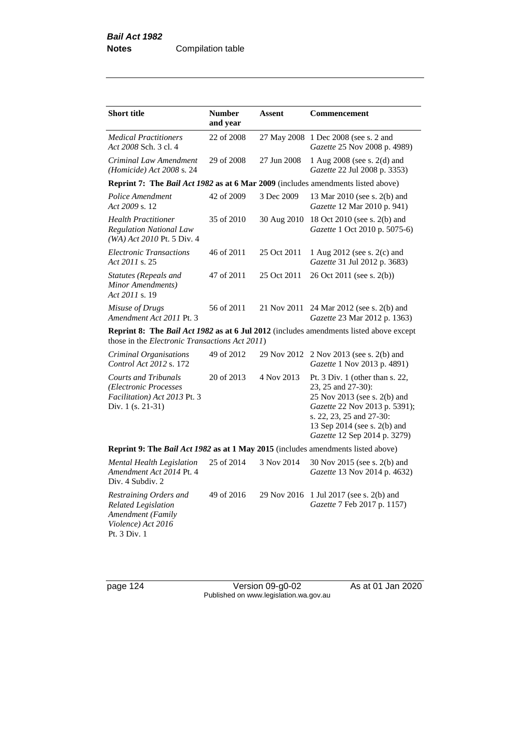| Short title | Number and year | Assent | Commencement |
|---|---|---|---|
| *Medical Practitioners Act 2008* Sch. 3 cl. 4 | 22 of 2008 | 27 May 2008 | 1 Dec 2008 (see s. 2 and *Gazette* 25 Nov 2008 p. 4989) |
| *Criminal Law Amendment (Homicide) Act 2008* s. 24 | 29 of 2008 | 27 Jun 2008 | 1 Aug 2008 (see s. 2(d) and *Gazette* 22 Jul 2008 p. 3353) |
| **Reprint 7: The *Bail Act 1982* as at 6 Mar 2009** (includes amendments listed above) | | | |
| *Police Amendment Act 2009* s. 12 | 42 of 2009 | 3 Dec 2009 | 13 Mar 2010 (see s. 2(b) and *Gazette* 12 Mar 2010 p. 941) |
| *Health Practitioner Regulation National Law (WA) Act 2010* Pt. 5 Div. 4 | 35 of 2010 | 30 Aug 2010 | 18 Oct 2010 (see s. 2(b) and *Gazette* 1 Oct 2010 p. 5075-6) |
| *Electronic Transactions Act 2011* s. 25 | 46 of 2011 | 25 Oct 2011 | 1 Aug 2012 (see s. 2(c) and *Gazette* 31 Jul 2012 p. 3683) |
| *Statutes (Repeals and Minor Amendments) Act 2011* s. 19 | 47 of 2011 | 25 Oct 2011 | 26 Oct 2011 (see s. 2(b)) |
| *Misuse of Drugs Amendment Act 2011* Pt. 3 | 56 of 2011 | 21 Nov 2011 | 24 Mar 2012 (see s. 2(b) and *Gazette* 23 Mar 2012 p. 1363) |
| **Reprint 8: The *Bail Act 1982* as at 6 Jul 2012** (includes amendments listed above except those in the *Electronic Transactions Act 2011*) | | | |
| *Criminal Organisations Control Act 2012* s. 172 | 49 of 2012 | 29 Nov 2012 | 2 Nov 2013 (see s. 2(b) and *Gazette* 1 Nov 2013 p. 4891) |
| *Courts and Tribunals (Electronic Processes Facilitation) Act 2013* Pt. 3 Div. 1 (s. 21-31) | 20 of 2013 | 4 Nov 2013 | Pt. 3 Div. 1 (other than s. 22, 23, 25 and 27-30): 25 Nov 2013 (see s. 2(b) and *Gazette* 22 Nov 2013 p. 5391); s. 22, 23, 25 and 27-30: 13 Sep 2014 (see s. 2(b) and *Gazette* 12 Sep 2014 p. 3279) |
| **Reprint 9: The *Bail Act 1982* as at 1 May 2015** (includes amendments listed above) | | | |
| *Mental Health Legislation Amendment Act 2014* Pt. 4 Div. 4 Subdiv. 2 | 25 of 2014 | 3 Nov 2014 | 30 Nov 2015 (see s. 2(b) and *Gazette* 13 Nov 2014 p. 4632) |
| *Restraining Orders and Related Legislation Amendment (Family Violence) Act 2016* Pt. 3 Div. 1 | 49 of 2016 | 29 Nov 2016 | 1 Jul 2017 (see s. 2(b) and *Gazette* 7 Feb 2017 p. 1157) |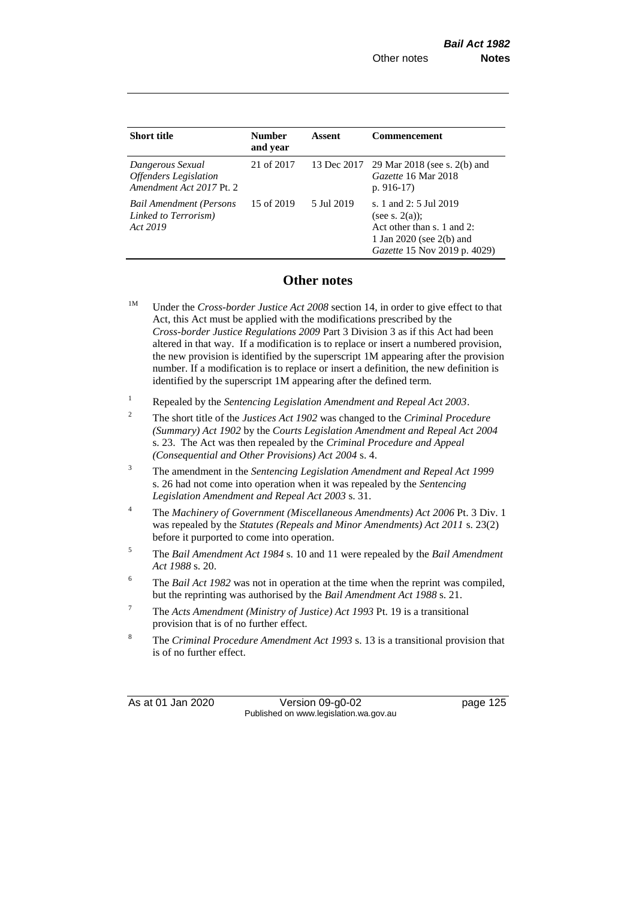| Short title | Number and year | Assent | Commencement |
| --- | --- | --- | --- |
| *Dangerous Sexual Offenders Legislation Amendment Act 2017* Pt. 2 | 21 of 2017 | 13 Dec 2017 | 29 Mar 2018 (see s. 2(b) and *Gazette* 16 Mar 2018 p. 916-17) |
| *Bail Amendment (Persons Linked to Terrorism) Act 2019* | 15 of 2019 | 5 Jul 2019 | s. 1 and 2: 5 Jul 2019 (see s. 2(a)); Act other than s. 1 and 2: 1 Jan 2020 (see 2(b) and *Gazette* 15 Nov 2019 p. 4029) |

## Other notes

[1M] Under the *Cross-border Justice Act 2008* section 14, in order to give effect to that Act, this Act must be applied with the modifications prescribed by the *Cross-border Justice Regulations 2009* Part 3 Division 3 as if this Act had been altered in that way. If a modification is to replace or insert a numbered provision, the new provision is identified by the superscript 1M appearing after the provision number. If a modification is to replace or insert a definition, the new definition is identified by the superscript 1M appearing after the defined term.

[1] Repealed by the *Sentencing Legislation Amendment and Repeal Act 2003*.

[2] The short title of the *Justices Act 1902* was changed to the *Criminal Procedure (Summary) Act 1902* by the *Courts Legislation Amendment and Repeal Act 2004* s. 23. The Act was then repealed by the *Criminal Procedure and Appeal (Consequential and Other Provisions) Act 2004* s. 4.

[3] The amendment in the *Sentencing Legislation Amendment and Repeal Act 1999* s. 26 had not come into operation when it was repealed by the *Sentencing Legislation Amendment and Repeal Act 2003* s. 31.

[4] The *Machinery of Government (Miscellaneous Amendments) Act 2006* Pt. 3 Div. 1 was repealed by the *Statutes (Repeals and Minor Amendments) Act 2011* s. 23(2) before it purported to come into operation.

[5] The *Bail Amendment Act 1984* s. 10 and 11 were repealed by the *Bail Amendment Act 1988* s. 20.

[6] The *Bail Act 1982* was not in operation at the time when the reprint was compiled, but the reprinting was authorised by the *Bail Amendment Act 1988* s. 21.

[7] The *Acts Amendment (Ministry of Justice) Act 1993* Pt. 19 is a transitional provision that is of no further effect.

[8] The *Criminal Procedure Amendment Act 1993* s. 13 is a transitional provision that is of no further effect.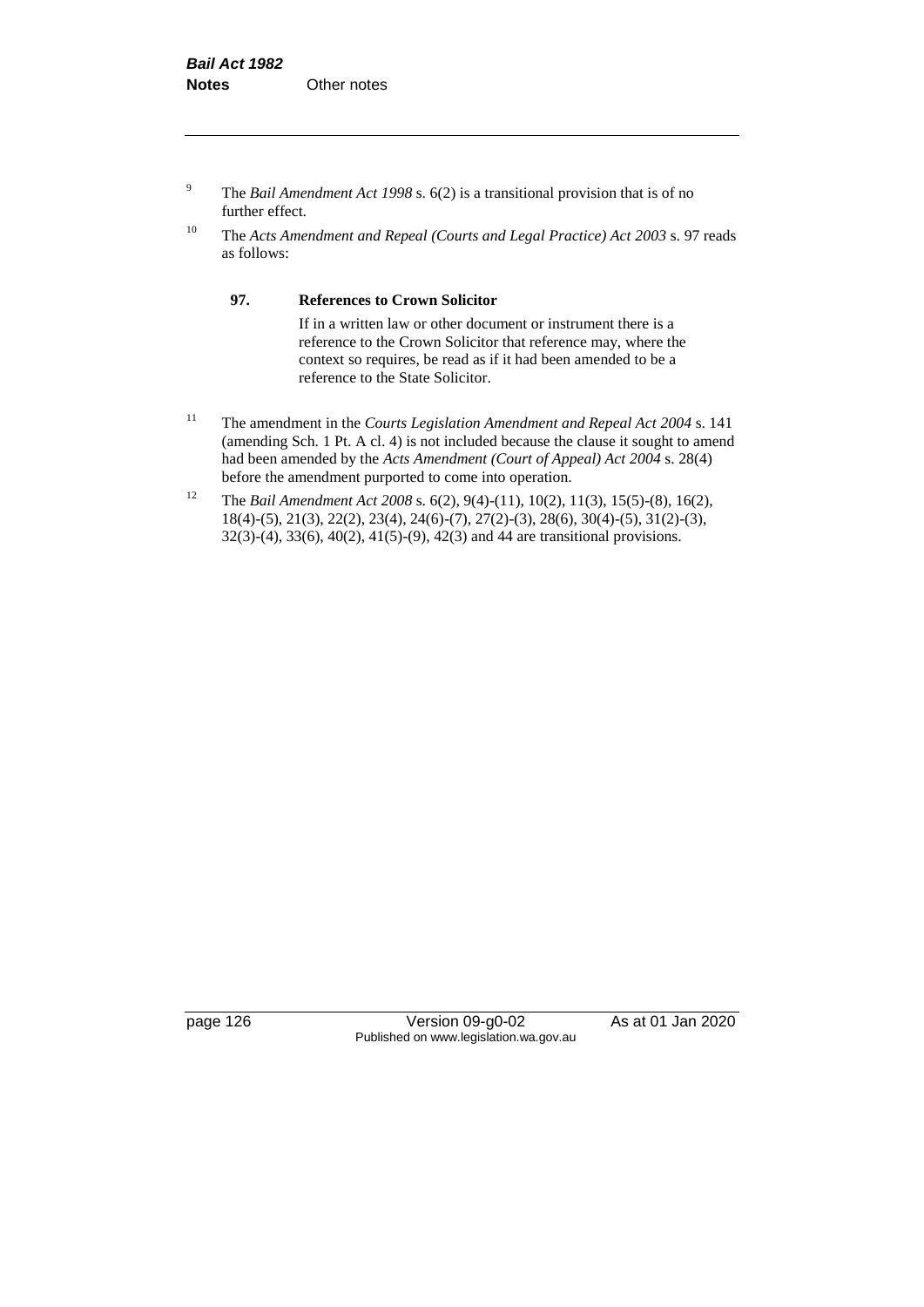[9] The *Bail Amendment Act 1998* s. 6(2) is a transitional provision that is of no further effect.

[10] The *Acts Amendment and Repeal (Courts and Legal Practice) Act 2003* s. 97 reads as follows:

> **97. References to Crown Solicitor**
>
> If in a written law or other document or instrument there is a reference to the Crown Solicitor that reference may, where the context so requires, be read as if it had been amended to be a reference to the State Solicitor.

[11] The amendment in the *Courts Legislation Amendment and Repeal Act 2004* s. 141 (amending Sch. 1 Pt. A cl. 4) is not included because the clause it sought to amend had been amended by the *Acts Amendment (Court of Appeal) Act 2004* s. 28(4) before the amendment purported to come into operation.

[12] The *Bail Amendment Act 2008* s. 6(2), 9(4)-(11), 10(2), 11(3), 15(5)-(8), 16(2), 18(4)-(5), 21(3), 22(2), 23(4), 24(6)-(7), 27(2)-(3), 28(6), 30(4)-(5), 31(2)-(3), 32(3)-(4), 33(6), 40(2), 41(5)-(9), 42(3) and 44 are transitional provisions.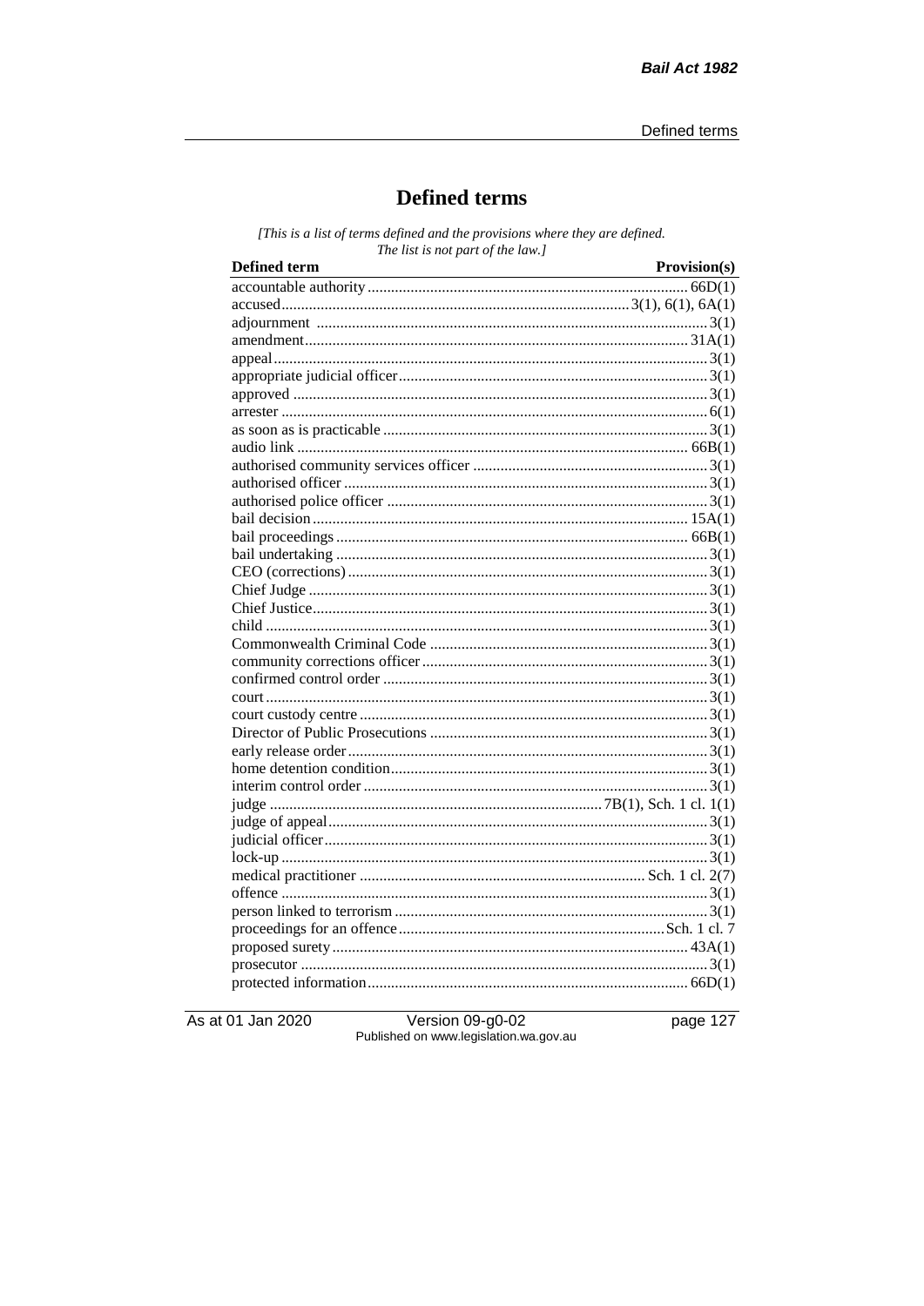# Defined terms

*[This is a list of terms defined and the provisions where they are defined. The list is not part of the law.]*

| Defined term | Provision(s) |
|---|---|
| accountable authority | 66D(1) |
| accused | 3(1), 6(1), 6A(1) |
| adjournment | 3(1) |
| amendment | 31A(1) |
| appeal | 3(1) |
| appropriate judicial officer | 3(1) |
| approved | 3(1) |
| arrester | 6(1) |
| as soon as is practicable | 3(1) |
| audio link | 66B(1) |
| authorised community services officer | 3(1) |
| authorised officer | 3(1) |
| authorised police officer | 3(1) |
| bail decision | 15A(1) |
| bail proceedings | 66B(1) |
| bail undertaking | 3(1) |
| CEO (corrections) | 3(1) |
| Chief Judge | 3(1) |
| Chief Justice | 3(1) |
| child | 3(1) |
| Commonwealth Criminal Code | 3(1) |
| community corrections officer | 3(1) |
| confirmed control order | 3(1) |
| court | 3(1) |
| court custody centre | 3(1) |
| Director of Public Prosecutions | 3(1) |
| early release order | 3(1) |
| home detention condition | 3(1) |
| interim control order | 3(1) |
| judge | 7B(1), Sch. 1 cl. 1(1) |
| judge of appeal | 3(1) |
| judicial officer | 3(1) |
| lock-up | 3(1) |
| medical practitioner | Sch. 1 cl. 2(7) |
| offence | 3(1) |
| person linked to terrorism | 3(1) |
| proceedings for an offence | Sch. 1 cl. 7 |
| proposed surety | 43A(1) |
| prosecutor | 3(1) |
| protected information | 66D(1) |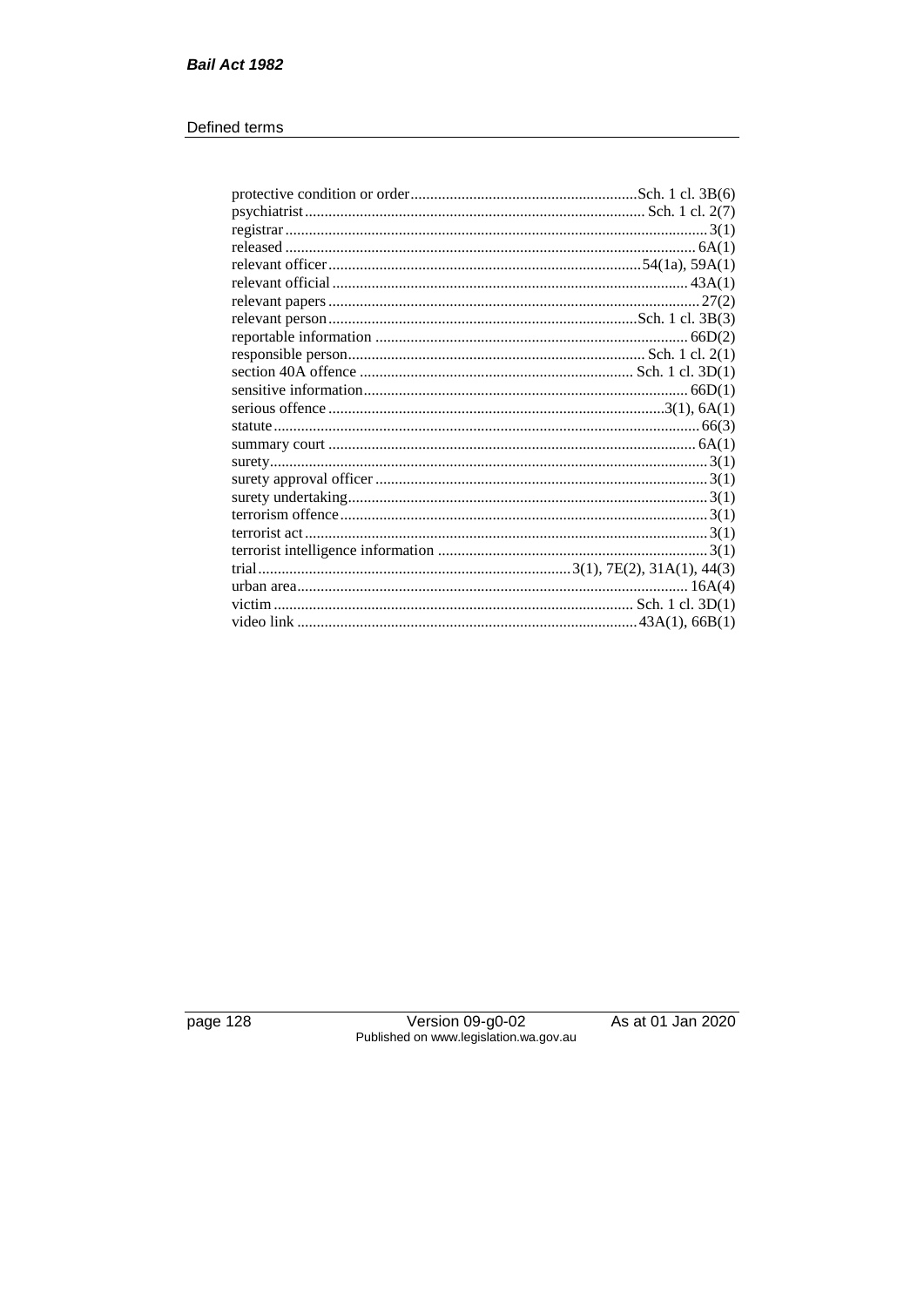| | |
|---|---|
| protective condition or order | Sch. 1 cl. 3B(6) |
| psychiatrist | Sch. 1 cl. 2(7) |
| registrar | 3(1) |
| released | 6A(1) |
| relevant officer | 54(1a), 59A(1) |
| relevant official | 43A(1) |
| relevant papers | 27(2) |
| relevant person | Sch. 1 cl. 3B(3) |
| reportable information | 66D(2) |
| responsible person | Sch. 1 cl. 2(1) |
| section 40A offence | Sch. 1 cl. 3D(1) |
| sensitive information | 66D(1) |
| serious offence | 3(1), 6A(1) |
| statute | 66(3) |
| summary court | 6A(1) |
| surety | 3(1) |
| surety approval officer | 3(1) |
| surety undertaking | 3(1) |
| terrorism offence | 3(1) |
| terrorist act | 3(1) |
| terrorist intelligence information | 3(1) |
| trial | 3(1), 7E(2), 31A(1), 44(3) |
| urban area | 16A(4) |
| victim | Sch. 1 cl. 3D(1) |
| video link | 43A(1), 66B(1) |